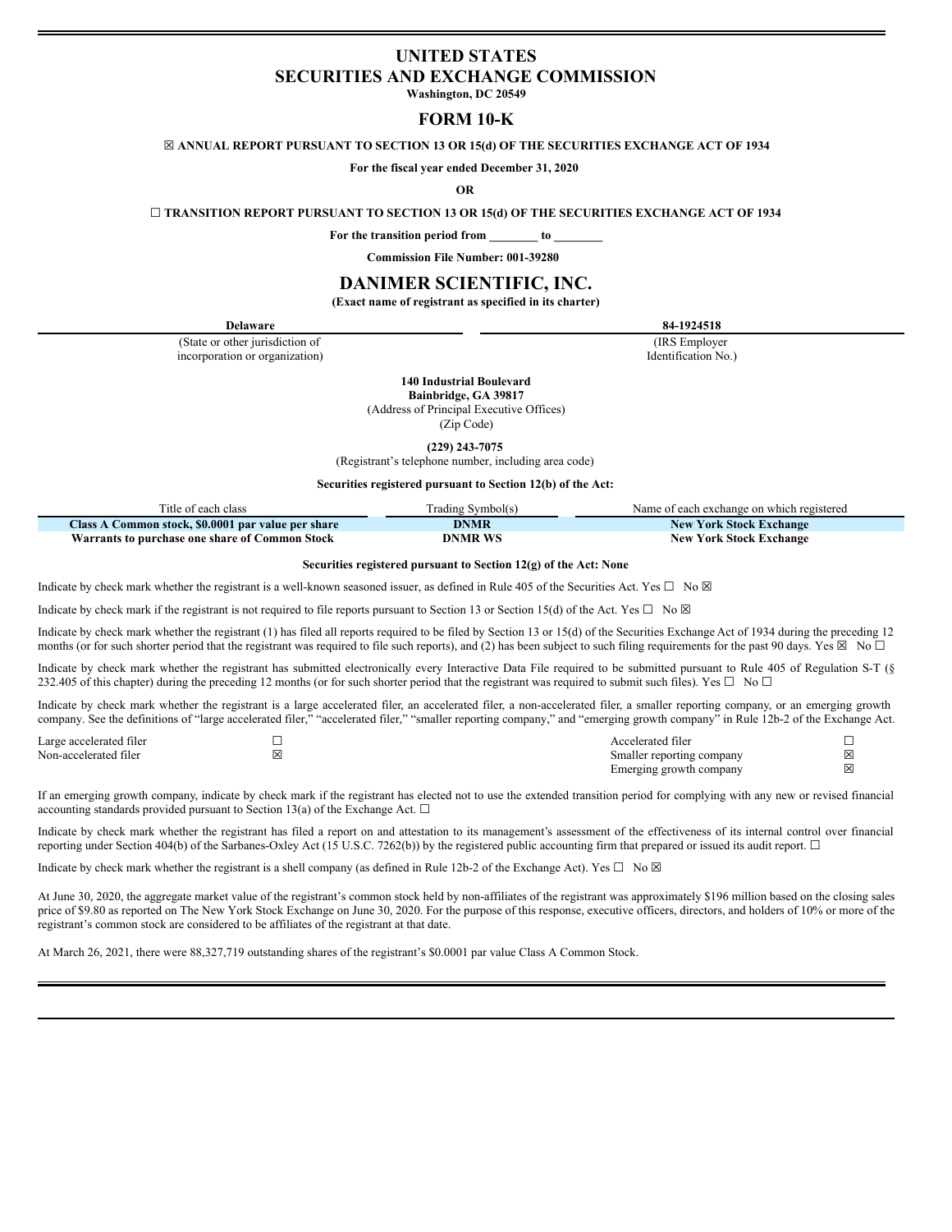# UNITED STATES
# SECURITIES AND EXCHANGE COMMISSION

**Washington, DC 20549**

## FORM 10-K

☒ **ANNUAL REPORT PURSUANT TO SECTION 13 OR 15(d) OF THE SECURITIES EXCHANGE ACT OF 1934**

**For the fiscal year ended December 31, 2020**

**OR**

☐ **TRANSITION REPORT PURSUANT TO SECTION 13 OR 15(d) OF THE SECURITIES EXCHANGE ACT OF 1934**

**For the transition period from ________ to ________**

**Commission File Number: 001-39280**

# DANIMER SCIENTIFIC, INC.

**(Exact name of registrant as specified in its charter)**

| **Delaware** | **84-1924518** |
|---|---|
| (State or other jurisdiction of incorporation or organization) | (IRS Employer Identification No.) |

**140 Industrial Boulevard**
**Bainbridge, GA 39817**
(Address of Principal Executive Offices)
(Zip Code)

**(229) 243-7075**
(Registrant's telephone number, including area code)

**Securities registered pursuant to Section 12(b) of the Act:**

| Title of each class | Trading Symbol(s) | Name of each exchange on which registered |
|---|---|---|
| **Class A Common stock, $0.0001 par value per share** | **DNMR** | **New York Stock Exchange** |
| **Warrants to purchase one share of Common Stock** | **DNMR WS** | **New York Stock Exchange** |

**Securities registered pursuant to Section 12(g) of the Act: None**

Indicate by check mark whether the registrant is a well-known seasoned issuer, as defined in Rule 405 of the Securities Act. Yes ☐ No ☒

Indicate by check mark if the registrant is not required to file reports pursuant to Section 13 or Section 15(d) of the Act. Yes ☐ No ☒

Indicate by check mark whether the registrant (1) has filed all reports required to be filed by Section 13 or 15(d) of the Securities Exchange Act of 1934 during the preceding 12 months (or for such shorter period that the registrant was required to file such reports), and (2) has been subject to such filing requirements for the past 90 days. Yes ☒ No ☐

Indicate by check mark whether the registrant has submitted electronically every Interactive Data File required to be submitted pursuant to Rule 405 of Regulation S-T (§ 232.405 of this chapter) during the preceding 12 months (or for such shorter period that the registrant was required to submit such files). Yes ☐ No ☐

Indicate by check mark whether the registrant is a large accelerated filer, an accelerated filer, a non-accelerated filer, a smaller reporting company, or an emerging growth company. See the definitions of "large accelerated filer," "accelerated filer," "smaller reporting company," and "emerging growth company" in Rule 12b-2 of the Exchange Act.

| | | | |
|---|---|---|---|
| Large accelerated filer | ☐ | Accelerated filer | ☐ |
| Non-accelerated filer | ☒ | Smaller reporting company | ☒ |
| | | Emerging growth company | ☒ |

If an emerging growth company, indicate by check mark if the registrant has elected not to use the extended transition period for complying with any new or revised financial accounting standards provided pursuant to Section 13(a) of the Exchange Act. ☐

Indicate by check mark whether the registrant has filed a report on and attestation to its management's assessment of the effectiveness of its internal control over financial reporting under Section 404(b) of the Sarbanes-Oxley Act (15 U.S.C. 7262(b)) by the registered public accounting firm that prepared or issued its audit report. ☐

Indicate by check mark whether the registrant is a shell company (as defined in Rule 12b-2 of the Exchange Act). Yes ☐ No ☒

At June 30, 2020, the aggregate market value of the registrant's common stock held by non-affiliates of the registrant was approximately $196 million based on the closing sales price of $9.80 as reported on The New York Stock Exchange on June 30, 2020. For the purpose of this response, executive officers, directors, and holders of 10% or more of the registrant's common stock are considered to be affiliates of the registrant at that date.

At March 26, 2021, there were 88,327,719 outstanding shares of the registrant's $0.0001 par value Class A Common Stock.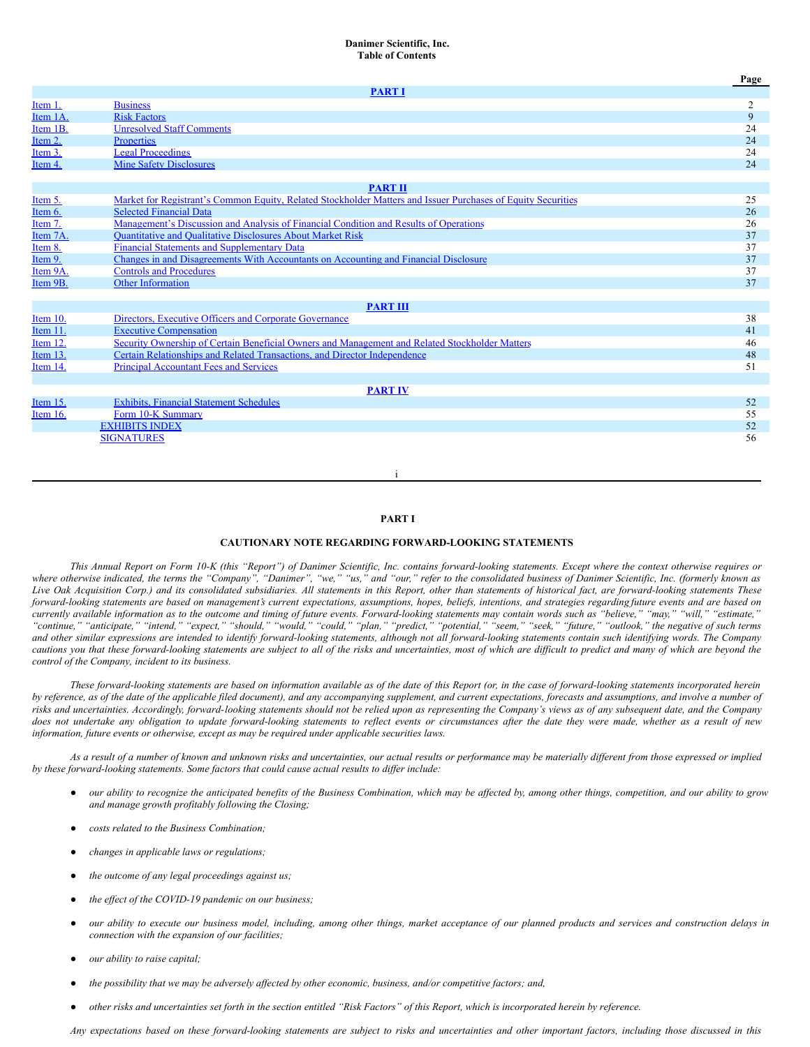# Danimer Scientific, Inc.
## Table of Contents

| | | Page |
|---|---|---|
| | **PART I** | |
| Item 1. | Business | 2 |
| Item 1A. | Risk Factors | 9 |
| Item 1B. | Unresolved Staff Comments | 24 |
| Item 2. | Properties | 24 |
| Item 3. | Legal Proceedings | 24 |
| Item 4. | Mine Safety Disclosures | 24 |
| | **PART II** | |
| Item 5. | Market for Registrant's Common Equity, Related Stockholder Matters and Issuer Purchases of Equity Securities | 25 |
| Item 6. | Selected Financial Data | 26 |
| Item 7. | Management's Discussion and Analysis of Financial Condition and Results of Operations | 26 |
| Item 7A. | Quantitative and Qualitative Disclosures About Market Risk | 37 |
| Item 8. | Financial Statements and Supplementary Data | 37 |
| Item 9. | Changes in and Disagreements With Accountants on Accounting and Financial Disclosure | 37 |
| Item 9A. | Controls and Procedures | 37 |
| Item 9B. | Other Information | 37 |
| | **PART III** | |
| Item 10. | Directors, Executive Officers and Corporate Governance | 38 |
| Item 11. | Executive Compensation | 41 |
| Item 12. | Security Ownership of Certain Beneficial Owners and Management and Related Stockholder Matters | 46 |
| Item 13. | Certain Relationships and Related Transactions, and Director Independence | 48 |
| Item 14. | Principal Accountant Fees and Services | 51 |
| | **PART IV** | |
| Item 15. | Exhibits, Financial Statement Schedules | 52 |
| Item 16. | Form 10-K Summary | 55 |
| | EXHIBITS INDEX | 52 |
| | SIGNATURES | 56 |

# PART I

## CAUTIONARY NOTE REGARDING FORWARD-LOOKING STATEMENTS

*This Annual Report on Form 10-K (this "Report") of Danimer Scientific, Inc. contains forward-looking statements. Except where the context otherwise requires or where otherwise indicated, the terms the "Company", "Danimer", "we," "us," and "our," refer to the consolidated business of Danimer Scientific, Inc. (formerly known as Live Oak Acquisition Corp.) and its consolidated subsidiaries. All statements in this Report, other than statements of historical fact, are forward-looking statements These forward-looking statements are based on management's current expectations, assumptions, hopes, beliefs, intentions, and strategies regarding future events and are based on currently available information as to the outcome and timing of future events. Forward-looking statements may contain words such as "believe," "may," "will," "estimate," "continue," "anticipate," "intend," "expect," "should," "would," "could," "plan," "predict," "potential," "seem," "seek," "future," "outlook," the negative of such terms and other similar expressions are intended to identify forward-looking statements, although not all forward-looking statements contain such identifying words. The Company cautions you that these forward-looking statements are subject to all of the risks and uncertainties, most of which are difficult to predict and many of which are beyond the control of the Company, incident to its business.*

*These forward-looking statements are based on information available as of the date of this Report (or, in the case of forward-looking statements incorporated herein by reference, as of the date of the applicable filed document), and any accompanying supplement, and current expectations, forecasts and assumptions, and involve a number of risks and uncertainties. Accordingly, forward-looking statements should not be relied upon as representing the Company's views as of any subsequent date, and the Company does not undertake any obligation to update forward-looking statements to reflect events or circumstances after the date they were made, whether as a result of new information, future events or otherwise, except as may be required under applicable securities laws.*

*As a result of a number of known and unknown risks and uncertainties, our actual results or performance may be materially different from those expressed or implied by these forward-looking statements. Some factors that could cause actual results to differ include:*

- *our ability to recognize the anticipated benefits of the Business Combination, which may be affected by, among other things, competition, and our ability to grow and manage growth profitably following the Closing;*
- *costs related to the Business Combination;*
- *changes in applicable laws or regulations;*
- *the outcome of any legal proceedings against us;*
- *the effect of the COVID-19 pandemic on our business;*
- *our ability to execute our business model, including, among other things, market acceptance of our planned products and services and construction delays in connection with the expansion of our facilities;*
- *our ability to raise capital;*
- *the possibility that we may be adversely affected by other economic, business, and/or competitive factors; and,*
- *other risks and uncertainties set forth in the section entitled "Risk Factors" of this Report, which is incorporated herein by reference.*

*Any expectations based on these forward-looking statements are subject to risks and uncertainties and other important factors, including those discussed in this*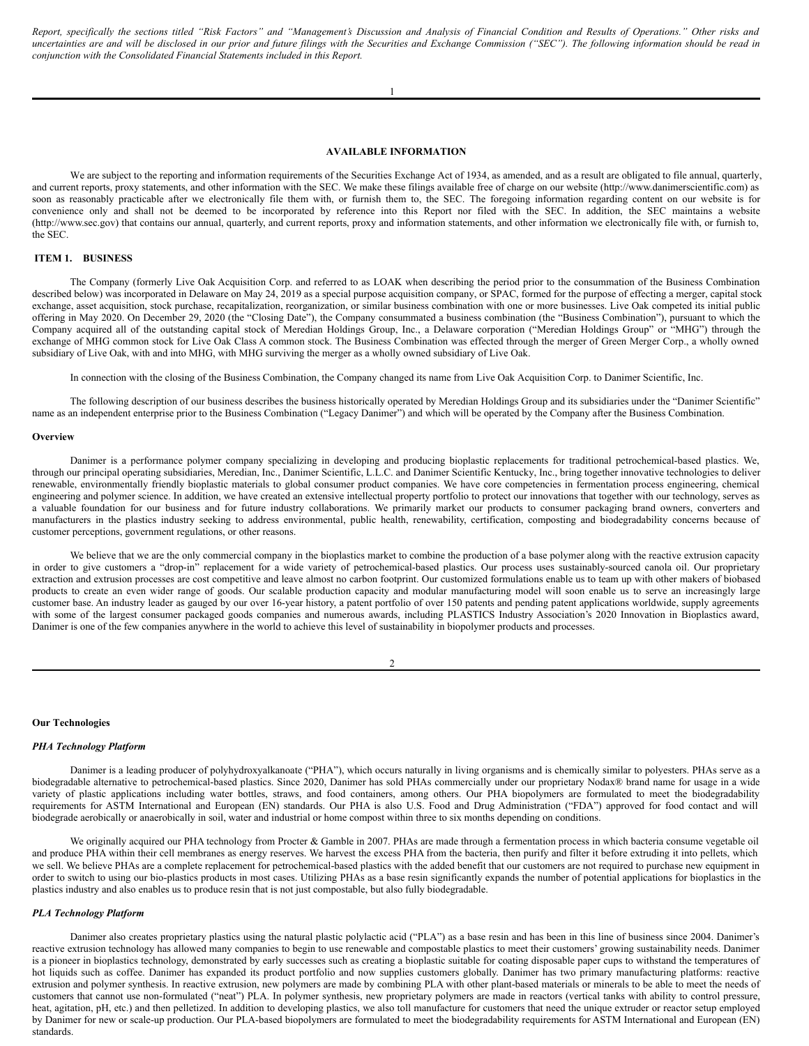*Report, specifically the sections titled "Risk Factors" and "Management's Discussion and Analysis of Financial Condition and Results of Operations." Other risks and uncertainties are and will be disclosed in our prior and future filings with the Securities and Exchange Commission ("SEC"). The following information should be read in conjunction with the Consolidated Financial Statements included in this Report.*

**AVAILABLE INFORMATION**

We are subject to the reporting and information requirements of the Securities Exchange Act of 1934, as amended, and as a result are obligated to file annual, quarterly, and current reports, proxy statements, and other information with the SEC. We make these filings available free of charge on our website (http://www.danimerscientific.com) as soon as reasonably practicable after we electronically file them with, or furnish them to, the SEC. The foregoing information regarding content on our website is for convenience only and shall not be deemed to be incorporated by reference into this Report nor filed with the SEC. In addition, the SEC maintains a website (http://www.sec.gov) that contains our annual, quarterly, and current reports, proxy and information statements, and other information we electronically file with, or furnish to, the SEC.

## ITEM 1. BUSINESS

The Company (formerly Live Oak Acquisition Corp. and referred to as LOAK when describing the period prior to the consummation of the Business Combination described below) was incorporated in Delaware on May 24, 2019 as a special purpose acquisition company, or SPAC, formed for the purpose of effecting a merger, capital stock exchange, asset acquisition, stock purchase, recapitalization, reorganization, or similar business combination with one or more businesses. Live Oak competed its initial public offering in May 2020. On December 29, 2020 (the "Closing Date"), the Company consummated a business combination (the "Business Combination"), pursuant to which the Company acquired all of the outstanding capital stock of Meredian Holdings Group, Inc., a Delaware corporation ("Meredian Holdings Group" or "MHG") through the exchange of MHG common stock for Live Oak Class A common stock. The Business Combination was effected through the merger of Green Merger Corp., a wholly owned subsidiary of Live Oak, with and into MHG, with MHG surviving the merger as a wholly owned subsidiary of Live Oak.

In connection with the closing of the Business Combination, the Company changed its name from Live Oak Acquisition Corp. to Danimer Scientific, Inc.

The following description of our business describes the business historically operated by Meredian Holdings Group and its subsidiaries under the "Danimer Scientific" name as an independent enterprise prior to the Business Combination ("Legacy Danimer") and which will be operated by the Company after the Business Combination.

### Overview

Danimer is a performance polymer company specializing in developing and producing bioplastic replacements for traditional petrochemical-based plastics. We, through our principal operating subsidiaries, Meredian, Inc., Danimer Scientific, L.L.C. and Danimer Scientific Kentucky, Inc., bring together innovative technologies to deliver renewable, environmentally friendly bioplastic materials to global consumer product companies. We have core competencies in fermentation process engineering, chemical engineering and polymer science. In addition, we have created an extensive intellectual property portfolio to protect our innovations that together with our technology, serves as a valuable foundation for our business and for future industry collaborations. We primarily market our products to consumer packaging brand owners, converters and manufacturers in the plastics industry seeking to address environmental, public health, renewability, certification, composting and biodegradability concerns because of customer perceptions, government regulations, or other reasons.

We believe that we are the only commercial company in the bioplastics market to combine the production of a base polymer along with the reactive extrusion capacity in order to give customers a "drop-in" replacement for a wide variety of petrochemical-based plastics. Our process uses sustainably-sourced canola oil. Our proprietary extraction and extrusion processes are cost competitive and leave almost no carbon footprint. Our customized formulations enable us to team up with other makers of biobased products to create an even wider range of goods. Our scalable production capacity and modular manufacturing model will soon enable us to serve an increasingly large customer base. An industry leader as gauged by our over 16-year history, a patent portfolio of over 150 patents and pending patent applications worldwide, supply agreements with some of the largest consumer packaged goods companies and numerous awards, including PLASTICS Industry Association's 2020 Innovation in Bioplastics award, Danimer is one of the few companies anywhere in the world to achieve this level of sustainability in biopolymer products and processes.

### Our Technologies

#### *PHA Technology Platform*

Danimer is a leading producer of polyhydroxyalkanoate ("PHA"), which occurs naturally in living organisms and is chemically similar to polyesters. PHAs serve as a biodegradable alternative to petrochemical-based plastics. Since 2020, Danimer has sold PHAs commercially under our proprietary Nodax® brand name for usage in a wide variety of plastic applications including water bottles, straws, and food containers, among others. Our PHA biopolymers are formulated to meet the biodegradability requirements for ASTM International and European (EN) standards. Our PHA is also U.S. Food and Drug Administration ("FDA") approved for food contact and will biodegrade aerobically or anaerobically in soil, water and industrial or home compost within three to six months depending on conditions.

We originally acquired our PHA technology from Procter & Gamble in 2007. PHAs are made through a fermentation process in which bacteria consume vegetable oil and produce PHA within their cell membranes as energy reserves. We harvest the excess PHA from the bacteria, then purify and filter it before extruding it into pellets, which we sell. We believe PHAs are a complete replacement for petrochemical-based plastics with the added benefit that our customers are not required to purchase new equipment in order to switch to using our bio-plastics products in most cases. Utilizing PHAs as a base resin significantly expands the number of potential applications for bioplastics in the plastics industry and also enables us to produce resin that is not just compostable, but also fully biodegradable.

#### *PLA Technology Platform*

Danimer also creates proprietary plastics using the natural plastic polylactic acid ("PLA") as a base resin and has been in this line of business since 2004. Danimer's reactive extrusion technology has allowed many companies to begin to use renewable and compostable plastics to meet their customers' growing sustainability needs. Danimer is a pioneer in bioplastics technology, demonstrated by early successes such as creating a bioplastic suitable for coating disposable paper cups to withstand the temperatures of hot liquids such as coffee. Danimer has expanded its product portfolio and now supplies customers globally. Danimer has two primary manufacturing platforms: reactive extrusion and polymer synthesis. In reactive extrusion, new polymers are made by combining PLA with other plant-based materials or minerals to be able to meet the needs of customers that cannot use non-formulated ("neat") PLA. In polymer synthesis, new proprietary polymers are made in reactors (vertical tanks with ability to control pressure, heat, agitation, pH, etc.) and then pelletized. In addition to developing plastics, we also toll manufacture for customers that need the unique extruder or reactor setup employed by Danimer for new or scale-up production. Our PLA-based biopolymers are formulated to meet the biodegradability requirements for ASTM International and European (EN) standards.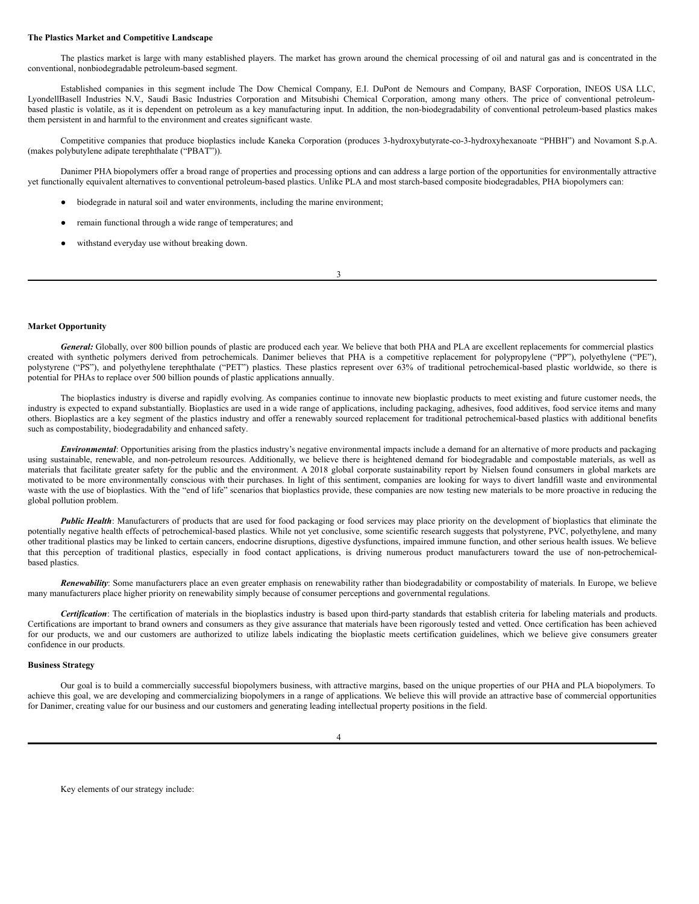**The Plastics Market and Competitive Landscape**

The plastics market is large with many established players. The market has grown around the chemical processing of oil and natural gas and is concentrated in the conventional, nonbiodegradable petroleum-based segment.

Established companies in this segment include The Dow Chemical Company, E.I. DuPont de Nemours and Company, BASF Corporation, INEOS USA LLC, LyondellBasell Industries N.V., Saudi Basic Industries Corporation and Mitsubishi Chemical Corporation, among many others. The price of conventional petroleum-based plastic is volatile, as it is dependent on petroleum as a key manufacturing input. In addition, the non-biodegradability of conventional petroleum-based plastics makes them persistent in and harmful to the environment and creates significant waste.

Competitive companies that produce bioplastics include Kaneka Corporation (produces 3-hydroxybutyrate-co-3-hydroxyhexanoate "PHBH") and Novamont S.p.A. (makes polybutylene adipate terephthalate ("PBAT")).

Danimer PHA biopolymers offer a broad range of properties and processing options and can address a large portion of the opportunities for environmentally attractive yet functionally equivalent alternatives to conventional petroleum-based plastics. Unlike PLA and most starch-based composite biodegradables, PHA biopolymers can:

- biodegrade in natural soil and water environments, including the marine environment;
- remain functional through a wide range of temperatures; and
- withstand everyday use without breaking down.

**Market Opportunity**

***General:*** Globally, over 800 billion pounds of plastic are produced each year. We believe that both PHA and PLA are excellent replacements for commercial plastics created with synthetic polymers derived from petrochemicals. Danimer believes that PHA is a competitive replacement for polypropylene ("PP"), polyethylene ("PE"), polystyrene ("PS"), and polyethylene terephthalate ("PET") plastics. These plastics represent over 63% of traditional petrochemical-based plastic worldwide, so there is potential for PHAs to replace over 500 billion pounds of plastic applications annually.

The bioplastics industry is diverse and rapidly evolving. As companies continue to innovate new bioplastic products to meet existing and future customer needs, the industry is expected to expand substantially. Bioplastics are used in a wide range of applications, including packaging, adhesives, food additives, food service items and many others. Bioplastics are a key segment of the plastics industry and offer a renewably sourced replacement for traditional petrochemical-based plastics with additional benefits such as compostability, biodegradability and enhanced safety.

***Environmental***: Opportunities arising from the plastics industry's negative environmental impacts include a demand for an alternative of more products and packaging using sustainable, renewable, and non-petroleum resources. Additionally, we believe there is heightened demand for biodegradable and compostable materials, as well as materials that facilitate greater safety for the public and the environment. A 2018 global corporate sustainability report by Nielsen found consumers in global markets are motivated to be more environmentally conscious with their purchases. In light of this sentiment, companies are looking for ways to divert landfill waste and environmental waste with the use of bioplastics. With the "end of life" scenarios that bioplastics provide, these companies are now testing new materials to be more proactive in reducing the global pollution problem.

***Public Health***: Manufacturers of products that are used for food packaging or food services may place priority on the development of bioplastics that eliminate the potentially negative health effects of petrochemical-based plastics. While not yet conclusive, some scientific research suggests that polystyrene, PVC, polyethylene, and many other traditional plastics may be linked to certain cancers, endocrine disruptions, digestive dysfunctions, impaired immune function, and other serious health issues. We believe that this perception of traditional plastics, especially in food contact applications, is driving numerous product manufacturers toward the use of non-petrochemical-based plastics.

***Renewability***: Some manufacturers place an even greater emphasis on renewability rather than biodegradability or compostability of materials. In Europe, we believe many manufacturers place higher priority on renewability simply because of consumer perceptions and governmental regulations.

***Certification***: The certification of materials in the bioplastics industry is based upon third-party standards that establish criteria for labeling materials and products. Certifications are important to brand owners and consumers as they give assurance that materials have been rigorously tested and vetted. Once certification has been achieved for our products, we and our customers are authorized to utilize labels indicating the bioplastic meets certification guidelines, which we believe give consumers greater confidence in our products.

**Business Strategy**

Our goal is to build a commercially successful biopolymers business, with attractive margins, based on the unique properties of our PHA and PLA biopolymers. To achieve this goal, we are developing and commercializing biopolymers in a range of applications. We believe this will provide an attractive base of commercial opportunities for Danimer, creating value for our business and our customers and generating leading intellectual property positions in the field.

Key elements of our strategy include: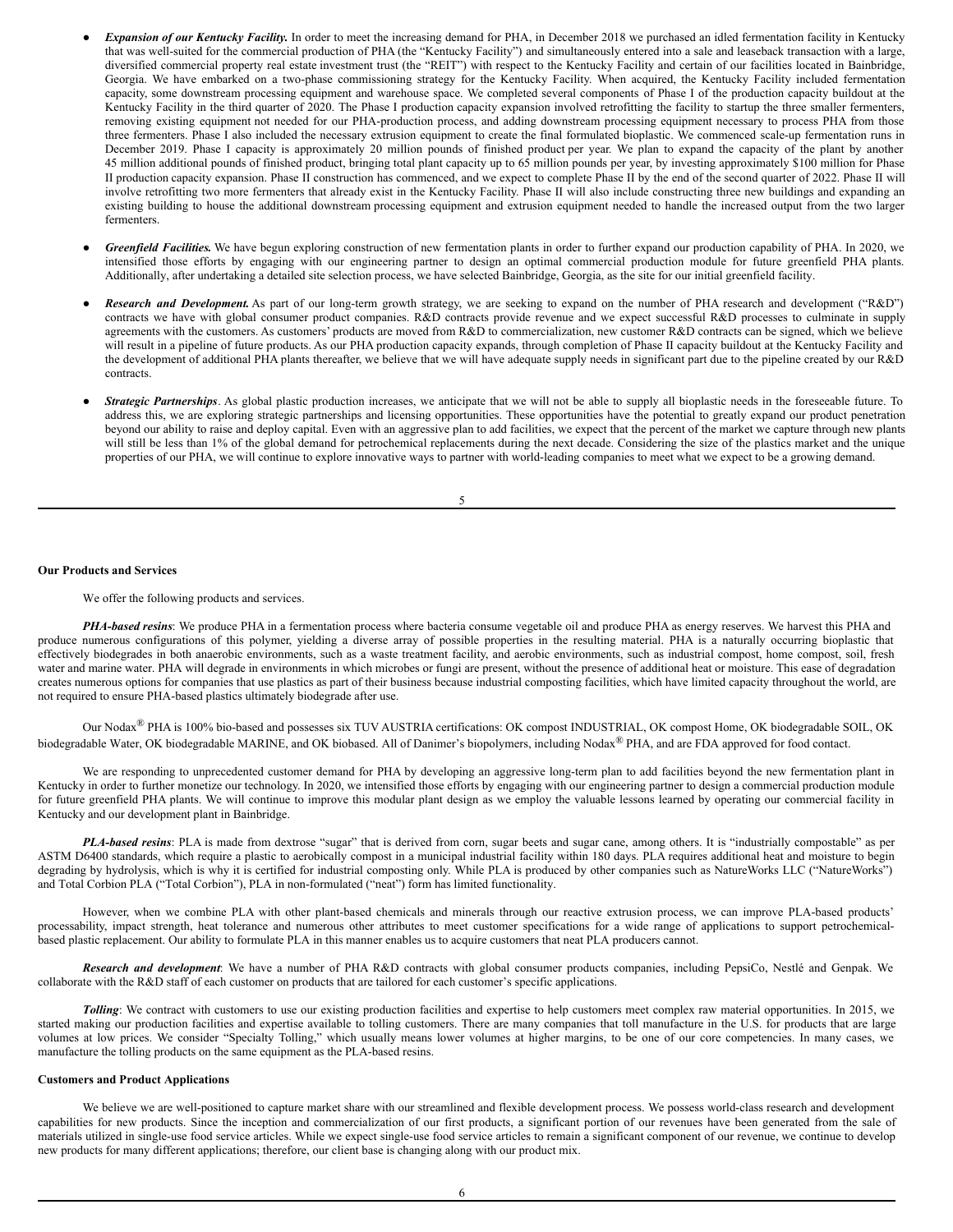- ***Expansion of our Kentucky Facility.*** In order to meet the increasing demand for PHA, in December 2018 we purchased an idled fermentation facility in Kentucky that was well-suited for the commercial production of PHA (the "Kentucky Facility") and simultaneously entered into a sale and leaseback transaction with a large, diversified commercial property real estate investment trust (the "REIT") with respect to the Kentucky Facility and certain of our facilities located in Bainbridge, Georgia. We have embarked on a two-phase commissioning strategy for the Kentucky Facility. When acquired, the Kentucky Facility included fermentation capacity, some downstream processing equipment and warehouse space. We completed several components of Phase I of the production capacity buildout at the Kentucky Facility in the third quarter of 2020. The Phase I production capacity expansion involved retrofitting the facility to startup the three smaller fermenters, removing existing equipment not needed for our PHA-production process, and adding downstream processing equipment necessary to process PHA from those three fermenters. Phase I also included the necessary extrusion equipment to create the final formulated bioplastic. We commenced scale-up fermentation runs in December 2019. Phase I capacity is approximately 20 million pounds of finished product per year. We plan to expand the capacity of the plant by another 45 million additional pounds of finished product, bringing total plant capacity up to 65 million pounds per year, by investing approximately $100 million for Phase II production capacity expansion. Phase II construction has commenced, and we expect to complete Phase II by the end of the second quarter of 2022. Phase II will involve retrofitting two more fermenters that already exist in the Kentucky Facility. Phase II will also include constructing three new buildings and expanding an existing building to house the additional downstream processing equipment and extrusion equipment needed to handle the increased output from the two larger fermenters.

- ***Greenfield Facilities.*** We have begun exploring construction of new fermentation plants in order to further expand our production capability of PHA. In 2020, we intensified those efforts by engaging with our engineering partner to design an optimal commercial production module for future greenfield PHA plants. Additionally, after undertaking a detailed site selection process, we have selected Bainbridge, Georgia, as the site for our initial greenfield facility.

- ***Research and Development.*** As part of our long-term growth strategy, we are seeking to expand on the number of PHA research and development ("R&D") contracts we have with global consumer product companies. R&D contracts provide revenue and we expect successful R&D processes to culminate in supply agreements with the customers. As customers' products are moved from R&D to commercialization, new customer R&D contracts can be signed, which we believe will result in a pipeline of future products. As our PHA production capacity expands, through completion of Phase II capacity buildout at the Kentucky Facility and the development of additional PHA plants thereafter, we believe that we will have adequate supply needs in significant part due to the pipeline created by our R&D contracts.

- ***Strategic Partnerships***. As global plastic production increases, we anticipate that we will not be able to supply all bioplastic needs in the foreseeable future. To address this, we are exploring strategic partnerships and licensing opportunities. These opportunities have the potential to greatly expand our product penetration beyond our ability to raise and deploy capital. Even with an aggressive plan to add facilities, we expect that the percent of the market we capture through new plants will still be less than 1% of the global demand for petrochemical replacements during the next decade. Considering the size of the plastics market and the unique properties of our PHA, we will continue to explore innovative ways to partner with world-leading companies to meet what we expect to be a growing demand.

**Our Products and Services**

We offer the following products and services.

***PHA-based resins***: We produce PHA in a fermentation process where bacteria consume vegetable oil and produce PHA as energy reserves. We harvest this PHA and produce numerous configurations of this polymer, yielding a diverse array of possible properties in the resulting material. PHA is a naturally occurring bioplastic that effectively biodegrades in both anaerobic environments, such as a waste treatment facility, and aerobic environments, such as industrial compost, home compost, soil, fresh water and marine water. PHA will degrade in environments in which microbes or fungi are present, without the presence of additional heat or moisture. This ease of degradation creates numerous options for companies that use plastics as part of their business because industrial composting facilities, which have limited capacity throughout the world, are not required to ensure PHA-based plastics ultimately biodegrade after use.

Our Nodax® PHA is 100% bio-based and possesses six TUV AUSTRIA certifications: OK compost INDUSTRIAL, OK compost Home, OK biodegradable SOIL, OK biodegradable Water, OK biodegradable MARINE, and OK biobased. All of Danimer's biopolymers, including Nodax® PHA, and are FDA approved for food contact.

We are responding to unprecedented customer demand for PHA by developing an aggressive long-term plan to add facilities beyond the new fermentation plant in Kentucky in order to further monetize our technology. In 2020, we intensified those efforts by engaging with our engineering partner to design a commercial production module for future greenfield PHA plants. We will continue to improve this modular plant design as we employ the valuable lessons learned by operating our commercial facility in Kentucky and our development plant in Bainbridge.

***PLA-based resins***: PLA is made from dextrose "sugar" that is derived from corn, sugar beets and sugar cane, among others. It is "industrially compostable" as per ASTM D6400 standards, which require a plastic to aerobically compost in a municipal industrial facility within 180 days. PLA requires additional heat and moisture to begin degrading by hydrolysis, which is why it is certified for industrial composting only. While PLA is produced by other companies such as NatureWorks LLC ("NatureWorks") and Total Corbion PLA ("Total Corbion"), PLA in non-formulated ("neat") form has limited functionality.

However, when we combine PLA with other plant-based chemicals and minerals through our reactive extrusion process, we can improve PLA-based products' processability, impact strength, heat tolerance and numerous other attributes to meet customer specifications for a wide range of applications to support petrochemical-based plastic replacement. Our ability to formulate PLA in this manner enables us to acquire customers that neat PLA producers cannot.

***Research and development***: We have a number of PHA R&D contracts with global consumer products companies, including PepsiCo, Nestlé and Genpak. We collaborate with the R&D staff of each customer on products that are tailored for each customer's specific applications.

***Tolling***: We contract with customers to use our existing production facilities and expertise to help customers meet complex raw material opportunities. In 2015, we started making our production facilities and expertise available to tolling customers. There are many companies that toll manufacture in the U.S. for products that are large volumes at low prices. We consider "Specialty Tolling," which usually means lower volumes at higher margins, to be one of our core competencies. In many cases, we manufacture the tolling products on the same equipment as the PLA-based resins.

**Customers and Product Applications**

We believe we are well-positioned to capture market share with our streamlined and flexible development process. We possess world-class research and development capabilities for new products. Since the inception and commercialization of our first products, a significant portion of our revenues have been generated from the sale of materials utilized in single-use food service articles. While we expect single-use food service articles to remain a significant component of our revenue, we continue to develop new products for many different applications; therefore, our client base is changing along with our product mix.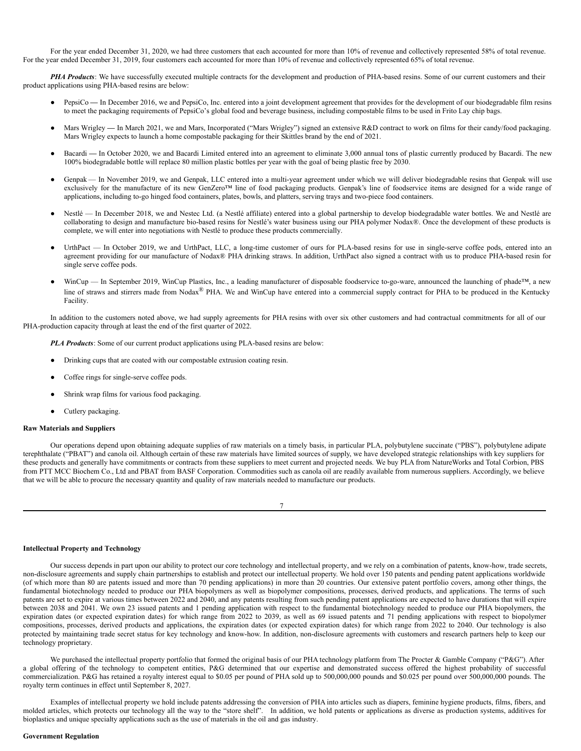For the year ended December 31, 2020, we had three customers that each accounted for more than 10% of revenue and collectively represented 58% of total revenue. For the year ended December 31, 2019, four customers each accounted for more than 10% of revenue and collectively represented 65% of total revenue.

***PHA Products***: We have successfully executed multiple contracts for the development and production of PHA-based resins. Some of our current customers and their product applications using PHA-based resins are below:

- PepsiCo — In December 2016, we and PepsiCo, Inc. entered into a joint development agreement that provides for the development of our biodegradable film resins to meet the packaging requirements of PepsiCo's global food and beverage business, including compostable films to be used in Frito Lay chip bags.
- Mars Wrigley — In March 2021, we and Mars, Incorporated ("Mars Wrigley") signed an extensive R&D contract to work on films for their candy/food packaging. Mars Wrigley expects to launch a home compostable packaging for their Skittles brand by the end of 2021.
- Bacardi — In October 2020, we and Bacardi Limited entered into an agreement to eliminate 3,000 annual tons of plastic currently produced by Bacardi. The new 100% biodegradable bottle will replace 80 million plastic bottles per year with the goal of being plastic free by 2030.
- Genpak — In November 2019, we and Genpak, LLC entered into a multi-year agreement under which we will deliver biodegradable resins that Genpak will use exclusively for the manufacture of its new GenZero™ line of food packaging products. Genpak's line of foodservice items are designed for a wide range of applications, including to-go hinged food containers, plates, bowls, and platters, serving trays and two-piece food containers.
- Nestlé — In December 2018, we and Nestec Ltd. (a Nestlé affiliate) entered into a global partnership to develop biodegradable water bottles. We and Nestlé are collaborating to design and manufacture bio-based resins for Nestlé's water business using our PHA polymer Nodax®. Once the development of these products is complete, we will enter into negotiations with Nestlé to produce these products commercially.
- UrthPact — In October 2019, we and UrthPact, LLC, a long-time customer of ours for PLA-based resins for use in single-serve coffee pods, entered into an agreement providing for our manufacture of Nodax® PHA drinking straws. In addition, UrthPact also signed a contract with us to produce PHA-based resin for single serve coffee pods.
- WinCup — In September 2019, WinCup Plastics, Inc., a leading manufacturer of disposable foodservice to-go-ware, announced the launching of phade™, a new line of straws and stirrers made from Nodax® PHA. We and WinCup have entered into a commercial supply contract for PHA to be produced in the Kentucky Facility.

In addition to the customers noted above, we had supply agreements for PHA resins with over six other customers and had contractual commitments for all of our PHA-production capacity through at least the end of the first quarter of 2022.

***PLA Products***: Some of our current product applications using PLA-based resins are below:

- Drinking cups that are coated with our compostable extrusion coating resin.
- Coffee rings for single-serve coffee pods.
- Shrink wrap films for various food packaging.
- Cutlery packaging.

**Raw Materials and Suppliers**

Our operations depend upon obtaining adequate supplies of raw materials on a timely basis, in particular PLA, polybutylene succinate ("PBS"), polybutylene adipate terephthalate ("PBAT") and canola oil. Although certain of these raw materials have limited sources of supply, we have developed strategic relationships with key suppliers for these products and generally have commitments or contracts from these suppliers to meet current and projected needs. We buy PLA from NatureWorks and Total Corbion, PBS from PTT MCC Biochem Co., Ltd and PBAT from BASF Corporation. Commodities such as canola oil are readily available from numerous suppliers. Accordingly, we believe that we will be able to procure the necessary quantity and quality of raw materials needed to manufacture our products.

**Intellectual Property and Technology**

Our success depends in part upon our ability to protect our core technology and intellectual property, and we rely on a combination of patents, know-how, trade secrets, non-disclosure agreements and supply chain partnerships to establish and protect our intellectual property. We hold over 150 patents and pending patent applications worldwide (of which more than 80 are patents issued and more than 70 pending applications) in more than 20 countries. Our extensive patent portfolio covers, among other things, the fundamental biotechnology needed to produce our PHA biopolymers as well as biopolymer compositions, processes, derived products, and applications. The terms of such patents are set to expire at various times between 2022 and 2040, and any patents resulting from such pending patent applications are expected to have durations that will expire between 2038 and 2041. We own 23 issued patents and 1 pending application with respect to the fundamental biotechnology needed to produce our PHA biopolymers, the expiration dates (or expected expiration dates) for which range from 2022 to 2039, as well as 69 issued patents and 71 pending applications with respect to biopolymer compositions, processes, derived products and applications, the expiration dates (or expected expiration dates) for which range from 2022 to 2040. Our technology is also protected by maintaining trade secret status for key technology and know-how. In addition, non-disclosure agreements with customers and research partners help to keep our technology proprietary.

We purchased the intellectual property portfolio that formed the original basis of our PHA technology platform from The Procter & Gamble Company ("P&G"). After a global offering of the technology to competent entities, P&G determined that our expertise and demonstrated success offered the highest probability of successful commercialization. P&G has retained a royalty interest equal to $0.05 per pound of PHA sold up to 500,000,000 pounds and $0.025 per pound over 500,000,000 pounds. The royalty term continues in effect until September 8, 2027.

Examples of intellectual property we hold include patents addressing the conversion of PHA into articles such as diapers, feminine hygiene products, films, fibers, and molded articles, which protects our technology all the way to the "store shelf". In addition, we hold patents or applications as diverse as production systems, additives for bioplastics and unique specialty applications such as the use of materials in the oil and gas industry.

**Government Regulation**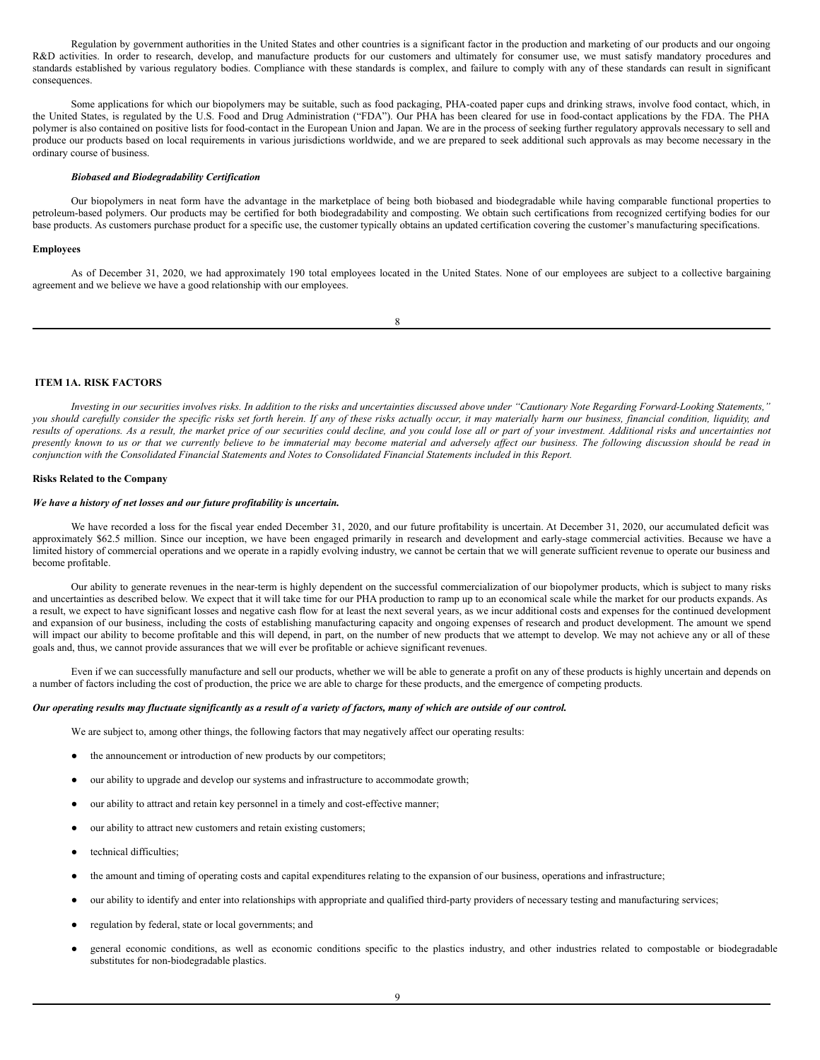Regulation by government authorities in the United States and other countries is a significant factor in the production and marketing of our products and our ongoing R&D activities. In order to research, develop, and manufacture products for our customers and ultimately for consumer use, we must satisfy mandatory procedures and standards established by various regulatory bodies. Compliance with these standards is complex, and failure to comply with any of these standards can result in significant consequences.

Some applications for which our biopolymers may be suitable, such as food packaging, PHA-coated paper cups and drinking straws, involve food contact, which, in the United States, is regulated by the U.S. Food and Drug Administration ("FDA"). Our PHA has been cleared for use in food-contact applications by the FDA. The PHA polymer is also contained on positive lists for food-contact in the European Union and Japan. We are in the process of seeking further regulatory approvals necessary to sell and produce our products based on local requirements in various jurisdictions worldwide, and we are prepared to seek additional such approvals as may become necessary in the ordinary course of business.

***Biobased and Biodegradability Certification***

Our biopolymers in neat form have the advantage in the marketplace of being both biobased and biodegradable while having comparable functional properties to petroleum-based polymers. Our products may be certified for both biodegradability and composting. We obtain such certifications from recognized certifying bodies for our base products. As customers purchase product for a specific use, the customer typically obtains an updated certification covering the customer's manufacturing specifications.

**Employees**

As of December 31, 2020, we had approximately 190 total employees located in the United States. None of our employees are subject to a collective bargaining agreement and we believe we have a good relationship with our employees.

## ITEM 1A. RISK FACTORS

*Investing in our securities involves risks. In addition to the risks and uncertainties discussed above under "Cautionary Note Regarding Forward-Looking Statements," you should carefully consider the specific risks set forth herein. If any of these risks actually occur, it may materially harm our business, financial condition, liquidity, and results of operations. As a result, the market price of our securities could decline, and you could lose all or part of your investment. Additional risks and uncertainties not presently known to us or that we currently believe to be immaterial may become material and adversely affect our business. The following discussion should be read in conjunction with the Consolidated Financial Statements and Notes to Consolidated Financial Statements included in this Report.*

**Risks Related to the Company**

***We have a history of net losses and our future profitability is uncertain.***

We have recorded a loss for the fiscal year ended December 31, 2020, and our future profitability is uncertain. At December 31, 2020, our accumulated deficit was approximately $62.5 million. Since our inception, we have been engaged primarily in research and development and early-stage commercial activities. Because we have a limited history of commercial operations and we operate in a rapidly evolving industry, we cannot be certain that we will generate sufficient revenue to operate our business and become profitable.

Our ability to generate revenues in the near-term is highly dependent on the successful commercialization of our biopolymer products, which is subject to many risks and uncertainties as described below. We expect that it will take time for our PHA production to ramp up to an economical scale while the market for our products expands. As a result, we expect to have significant losses and negative cash flow for at least the next several years, as we incur additional costs and expenses for the continued development and expansion of our business, including the costs of establishing manufacturing capacity and ongoing expenses of research and product development. The amount we spend will impact our ability to become profitable and this will depend, in part, on the number of new products that we attempt to develop. We may not achieve any or all of these goals and, thus, we cannot provide assurances that we will ever be profitable or achieve significant revenues.

Even if we can successfully manufacture and sell our products, whether we will be able to generate a profit on any of these products is highly uncertain and depends on a number of factors including the cost of production, the price we are able to charge for these products, and the emergence of competing products.

***Our operating results may fluctuate significantly as a result of a variety of factors, many of which are outside of our control.***

We are subject to, among other things, the following factors that may negatively affect our operating results:

- the announcement or introduction of new products by our competitors;
- our ability to upgrade and develop our systems and infrastructure to accommodate growth;
- our ability to attract and retain key personnel in a timely and cost-effective manner;
- our ability to attract new customers and retain existing customers;
- technical difficulties;
- the amount and timing of operating costs and capital expenditures relating to the expansion of our business, operations and infrastructure;
- our ability to identify and enter into relationships with appropriate and qualified third-party providers of necessary testing and manufacturing services;
- regulation by federal, state or local governments; and
- general economic conditions, as well as economic conditions specific to the plastics industry, and other industries related to compostable or biodegradable substitutes for non-biodegradable plastics.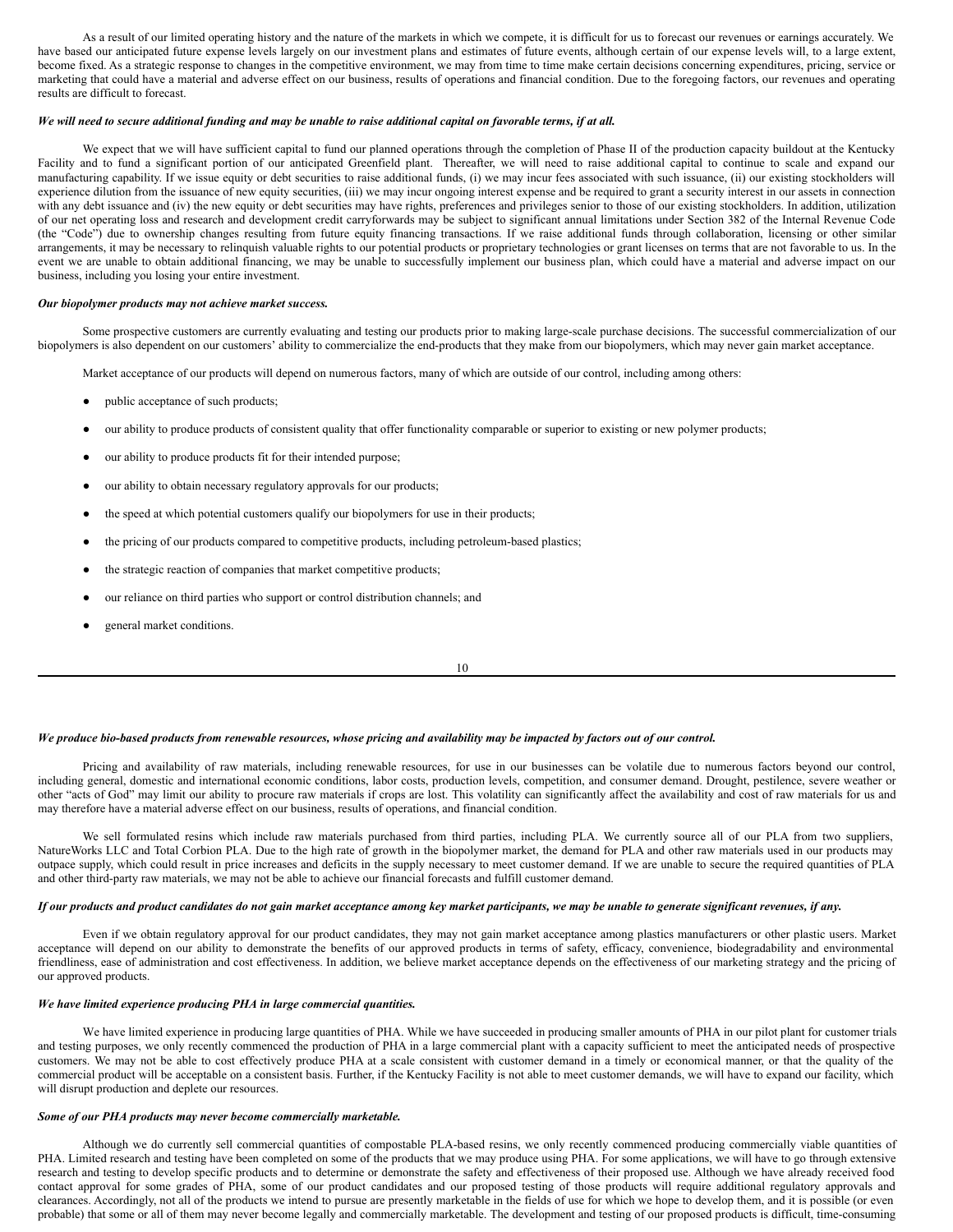As a result of our limited operating history and the nature of the markets in which we compete, it is difficult for us to forecast our revenues or earnings accurately. We have based our anticipated future expense levels largely on our investment plans and estimates of future events, although certain of our expense levels will, to a large extent, become fixed. As a strategic response to changes in the competitive environment, we may from time to time make certain decisions concerning expenditures, pricing, service or marketing that could have a material and adverse effect on our business, results of operations and financial condition. Due to the foregoing factors, our revenues and operating results are difficult to forecast.

***We will need to secure additional funding and may be unable to raise additional capital on favorable terms, if at all.***

We expect that we will have sufficient capital to fund our planned operations through the completion of Phase II of the production capacity buildout at the Kentucky Facility and to fund a significant portion of our anticipated Greenfield plant. Thereafter, we will need to raise additional capital to continue to scale and expand our manufacturing capability. If we issue equity or debt securities to raise additional funds, (i) we may incur fees associated with such issuance, (ii) our existing stockholders will experience dilution from the issuance of new equity securities, (iii) we may incur ongoing interest expense and be required to grant a security interest in our assets in connection with any debt issuance and (iv) the new equity or debt securities may have rights, preferences and privileges senior to those of our existing stockholders. In addition, utilization of our net operating loss and research and development credit carryforwards may be subject to significant annual limitations under Section 382 of the Internal Revenue Code (the "Code") due to ownership changes resulting from future equity financing transactions. If we raise additional funds through collaboration, licensing or other similar arrangements, it may be necessary to relinquish valuable rights to our potential products or proprietary technologies or grant licenses on terms that are not favorable to us. In the event we are unable to obtain additional financing, we may be unable to successfully implement our business plan, which could have a material and adverse impact on our business, including you losing your entire investment.

***Our biopolymer products may not achieve market success.***

Some prospective customers are currently evaluating and testing our products prior to making large-scale purchase decisions. The successful commercialization of our biopolymers is also dependent on our customers' ability to commercialize the end-products that they make from our biopolymers, which may never gain market acceptance.

Market acceptance of our products will depend on numerous factors, many of which are outside of our control, including among others:

- public acceptance of such products;
- our ability to produce products of consistent quality that offer functionality comparable or superior to existing or new polymer products;
- our ability to produce products fit for their intended purpose;
- our ability to obtain necessary regulatory approvals for our products;
- the speed at which potential customers qualify our biopolymers for use in their products;
- the pricing of our products compared to competitive products, including petroleum-based plastics;
- the strategic reaction of companies that market competitive products;
- our reliance on third parties who support or control distribution channels; and
- general market conditions.

***We produce bio-based products from renewable resources, whose pricing and availability may be impacted by factors out of our control.***

Pricing and availability of raw materials, including renewable resources, for use in our businesses can be volatile due to numerous factors beyond our control, including general, domestic and international economic conditions, labor costs, production levels, competition, and consumer demand. Drought, pestilence, severe weather or other "acts of God" may limit our ability to procure raw materials if crops are lost. This volatility can significantly affect the availability and cost of raw materials for us and may therefore have a material adverse effect on our business, results of operations, and financial condition.

We sell formulated resins which include raw materials purchased from third parties, including PLA. We currently source all of our PLA from two suppliers, NatureWorks LLC and Total Corbion PLA. Due to the high rate of growth in the biopolymer market, the demand for PLA and other raw materials used in our products may outpace supply, which could result in price increases and deficits in the supply necessary to meet customer demand. If we are unable to secure the required quantities of PLA and other third-party raw materials, we may not be able to achieve our financial forecasts and fulfill customer demand.

***If our products and product candidates do not gain market acceptance among key market participants, we may be unable to generate significant revenues, if any.***

Even if we obtain regulatory approval for our product candidates, they may not gain market acceptance among plastics manufacturers or other plastic users. Market acceptance will depend on our ability to demonstrate the benefits of our approved products in terms of safety, efficacy, convenience, biodegradability and environmental friendliness, ease of administration and cost effectiveness. In addition, we believe market acceptance depends on the effectiveness of our marketing strategy and the pricing of our approved products.

***We have limited experience producing PHA in large commercial quantities.***

We have limited experience in producing large quantities of PHA. While we have succeeded in producing smaller amounts of PHA in our pilot plant for customer trials and testing purposes, we only recently commenced the production of PHA in a large commercial plant with a capacity sufficient to meet the anticipated needs of prospective customers. We may not be able to cost effectively produce PHA at a scale consistent with customer demand in a timely or economical manner, or that the quality of the commercial product will be acceptable on a consistent basis. Further, if the Kentucky Facility is not able to meet customer demands, we will have to expand our facility, which will disrupt production and deplete our resources.

***Some of our PHA products may never become commercially marketable.***

Although we do currently sell commercial quantities of compostable PLA-based resins, we only recently commenced producing commercially viable quantities of PHA. Limited research and testing have been completed on some of the products that we may produce using PHA. For some applications, we will have to go through extensive research and testing to develop specific products and to determine or demonstrate the safety and effectiveness of their proposed use. Although we have already received food contact approval for some grades of PHA, some of our product candidates and our proposed testing of those products will require additional regulatory approvals and clearances. Accordingly, not all of the products we intend to pursue are presently marketable in the fields of use for which we hope to develop them, and it is possible (or even probable) that some or all of them may never become legally and commercially marketable. The development and testing of our proposed products is difficult, time-consuming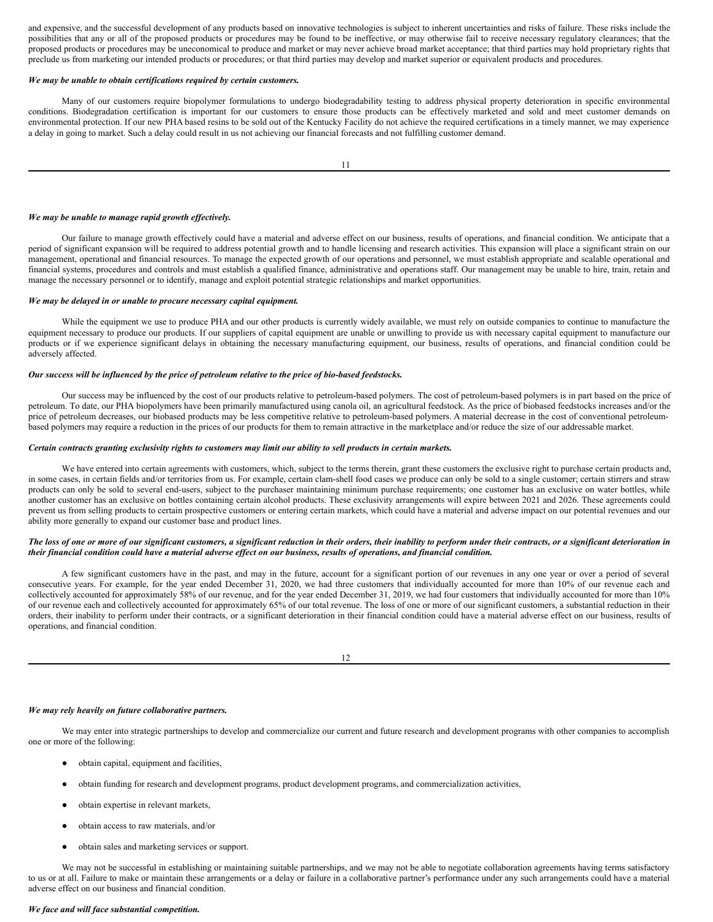and expensive, and the successful development of any products based on innovative technologies is subject to inherent uncertainties and risks of failure. These risks include the possibilities that any or all of the proposed products or procedures may be found to be ineffective, or may otherwise fail to receive necessary regulatory clearances; that the proposed products or procedures may be uneconomical to produce and market or may never achieve broad market acceptance; that third parties may hold proprietary rights that preclude us from marketing our intended products or procedures; or that third parties may develop and market superior or equivalent products and procedures.

***We may be unable to obtain certifications required by certain customers.***

Many of our customers require biopolymer formulations to undergo biodegradability testing to address physical property deterioration in specific environmental conditions. Biodegradation certification is important for our customers to ensure those products can be effectively marketed and sold and meet customer demands on environmental protection. If our new PHA based resins to be sold out of the Kentucky Facility do not achieve the required certifications in a timely manner, we may experience a delay in going to market. Such a delay could result in us not achieving our financial forecasts and not fulfilling customer demand.

***We may be unable to manage rapid growth effectively.***

Our failure to manage growth effectively could have a material and adverse effect on our business, results of operations, and financial condition. We anticipate that a period of significant expansion will be required to address potential growth and to handle licensing and research activities. This expansion will place a significant strain on our management, operational and financial resources. To manage the expected growth of our operations and personnel, we must establish appropriate and scalable operational and financial systems, procedures and controls and must establish a qualified finance, administrative and operations staff. Our management may be unable to hire, train, retain and manage the necessary personnel or to identify, manage and exploit potential strategic relationships and market opportunities.

***We may be delayed in or unable to procure necessary capital equipment.***

While the equipment we use to produce PHA and our other products is currently widely available, we must rely on outside companies to continue to manufacture the equipment necessary to produce our products. If our suppliers of capital equipment are unable or unwilling to provide us with necessary capital equipment to manufacture our products or if we experience significant delays in obtaining the necessary manufacturing equipment, our business, results of operations, and financial condition could be adversely affected.

***Our success will be influenced by the price of petroleum relative to the price of bio-based feedstocks.***

Our success may be influenced by the cost of our products relative to petroleum-based polymers. The cost of petroleum-based polymers is in part based on the price of petroleum. To date, our PHA biopolymers have been primarily manufactured using canola oil, an agricultural feedstock. As the price of biobased feedstocks increases and/or the price of petroleum decreases, our biobased products may be less competitive relative to petroleum-based polymers. A material decrease in the cost of conventional petroleum-based polymers may require a reduction in the prices of our products for them to remain attractive in the marketplace and/or reduce the size of our addressable market.

***Certain contracts granting exclusivity rights to customers may limit our ability to sell products in certain markets.***

We have entered into certain agreements with customers, which, subject to the terms therein, grant these customers the exclusive right to purchase certain products and, in some cases, in certain fields and/or territories from us. For example, certain clam-shell food cases we produce can only be sold to a single customer; certain stirrers and straw products can only be sold to several end-users, subject to the purchaser maintaining minimum purchase requirements; one customer has an exclusive on water bottles, while another customer has an exclusive on bottles containing certain alcohol products. These exclusivity arrangements will expire between 2021 and 2026. These agreements could prevent us from selling products to certain prospective customers or entering certain markets, which could have a material and adverse impact on our potential revenues and our ability more generally to expand our customer base and product lines.

***The loss of one or more of our significant customers, a significant reduction in their orders, their inability to perform under their contracts, or a significant deterioration in their financial condition could have a material adverse effect on our business, results of operations, and financial condition.***

A few significant customers have in the past, and may in the future, account for a significant portion of our revenues in any one year or over a period of several consecutive years. For example, for the year ended December 31, 2020, we had three customers that individually accounted for more than 10% of our revenue each and collectively accounted for approximately 58% of our revenue, and for the year ended December 31, 2019, we had four customers that individually accounted for more than 10% of our revenue each and collectively accounted for approximately 65% of our total revenue. The loss of one or more of our significant customers, a substantial reduction in their orders, their inability to perform under their contracts, or a significant deterioration in their financial condition could have a material adverse effect on our business, results of operations, and financial condition.

***We may rely heavily on future collaborative partners.***

We may enter into strategic partnerships to develop and commercialize our current and future research and development programs with other companies to accomplish one or more of the following:

- obtain capital, equipment and facilities,
- obtain funding for research and development programs, product development programs, and commercialization activities,
- obtain expertise in relevant markets,
- obtain access to raw materials, and/or
- obtain sales and marketing services or support.

We may not be successful in establishing or maintaining suitable partnerships, and we may not be able to negotiate collaboration agreements having terms satisfactory to us or at all. Failure to make or maintain these arrangements or a delay or failure in a collaborative partner's performance under any such arrangements could have a material adverse effect on our business and financial condition.

***We face and will face substantial competition.***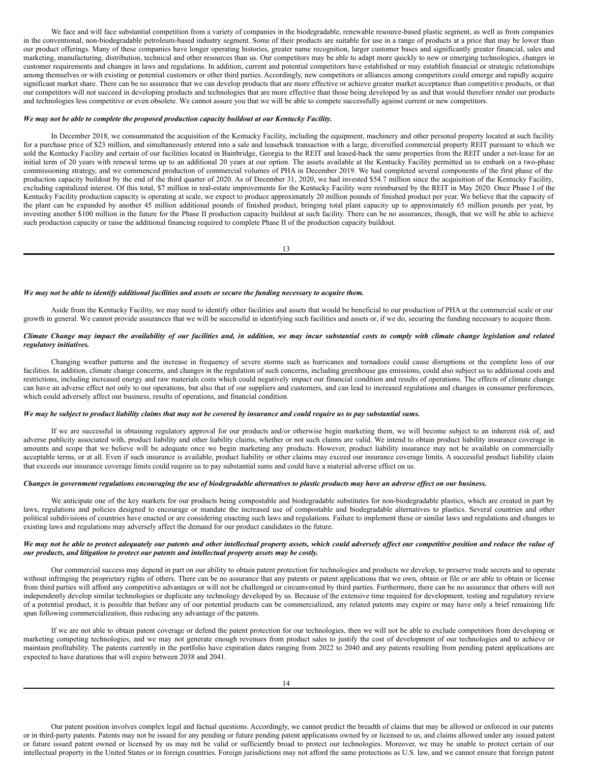We face and will face substantial competition from a variety of companies in the biodegradable, renewable resource-based plastic segment, as well as from companies in the conventional, non-biodegradable petroleum-based industry segment. Some of their products are suitable for use in a range of products at a price that may be lower than our product offerings. Many of these companies have longer operating histories, greater name recognition, larger customer bases and significantly greater financial, sales and marketing, manufacturing, distribution, technical and other resources than us. Our competitors may be able to adapt more quickly to new or emerging technologies, changes in customer requirements and changes in laws and regulations. In addition, current and potential competitors have established or may establish financial or strategic relationships among themselves or with existing or potential customers or other third parties. Accordingly, new competitors or alliances among competitors could emerge and rapidly acquire significant market share. There can be no assurance that we can develop products that are more effective or achieve greater market acceptance than competitive products, or that our competitors will not succeed in developing products and technologies that are more effective than those being developed by us and that would therefore render our products and technologies less competitive or even obsolete. We cannot assure you that we will be able to compete successfully against current or new competitors.

***We may not be able to complete the proposed production capacity buildout at our Kentucky Facility.***

In December 2018, we consummated the acquisition of the Kentucky Facility, including the equipment, machinery and other personal property located at such facility for a purchase price of $23 million, and simultaneously entered into a sale and leaseback transaction with a large, diversified commercial property REIT pursuant to which we sold the Kentucky Facility and certain of our facilities located in Bainbridge, Georgia to the REIT and leased-back the same properties from the REIT under a net-lease for an initial term of 20 years with renewal terms up to an additional 20 years at our option. The assets available at the Kentucky Facility permitted us to embark on a two-phase commissioning strategy, and we commenced production of commercial volumes of PHA in December 2019. We had completed several components of the first phase of the production capacity buildout by the end of the third quarter of 2020. As of December 31, 2020, we had invested $54.7 million since the acquisition of the Kentucky Facility, excluding capitalized interest. Of this total, $7 million in real-estate improvements for the Kentucky Facility were reimbursed by the REIT in May 2020. Once Phase I of the Kentucky Facility production capacity is operating at scale, we expect to produce approximately 20 million pounds of finished product per year. We believe that the capacity of the plant can be expanded by another 45 million additional pounds of finished product, bringing total plant capacity up to approximately 65 million pounds per year, by investing another $100 million in the future for the Phase II production capacity buildout at such facility. There can be no assurances, though, that we will be able to achieve such production capacity or raise the additional financing required to complete Phase II of the production capacity buildout.

***We may not be able to identify additional facilities and assets or secure the funding necessary to acquire them.***

Aside from the Kentucky Facility, we may need to identify other facilities and assets that would be beneficial to our production of PHA at the commercial scale or our growth in general. We cannot provide assurances that we will be successful in identifying such facilities and assets or, if we do, securing the funding necessary to acquire them.

***Climate Change may impact the availability of our facilities and, in addition, we may incur substantial costs to comply with climate change legislation and related regulatory initiatives.***

Changing weather patterns and the increase in frequency of severe storms such as hurricanes and tornadoes could cause disruptions or the complete loss of our facilities. In addition, climate change concerns, and changes in the regulation of such concerns, including greenhouse gas emissions, could also subject us to additional costs and restrictions, including increased energy and raw materials costs which could negatively impact our financial condition and results of operations. The effects of climate change can have an adverse effect not only to our operations, but also that of our suppliers and customers, and can lead to increased regulations and changes in consumer preferences, which could adversely affect our business, results of operations, and financial condition.

***We may be subject to product liability claims that may not be covered by insurance and could require us to pay substantial sums.***

If we are successful in obtaining regulatory approval for our products and/or otherwise begin marketing them, we will become subject to an inherent risk of, and adverse publicity associated with, product liability and other liability claims, whether or not such claims are valid. We intend to obtain product liability insurance coverage in amounts and scope that we believe will be adequate once we begin marketing any products. However, product liability insurance may not be available on commercially acceptable terms, or at all. Even if such insurance is available, product liability or other claims may exceed our insurance coverage limits. A successful product liability claim that exceeds our insurance coverage limits could require us to pay substantial sums and could have a material adverse effect on us.

***Changes in government regulations encouraging the use of biodegradable alternatives to plastic products may have an adverse effect on our business.***

We anticipate one of the key markets for our products being compostable and biodegradable substitutes for non-biodegradable plastics, which are created in part by laws, regulations and policies designed to encourage or mandate the increased use of compostable and biodegradable alternatives to plastics. Several countries and other political subdivisions of countries have enacted or are considering enacting such laws and regulations. Failure to implement these or similar laws and regulations and changes to existing laws and regulations may adversely affect the demand for our product candidates in the future.

***We may not be able to protect adequately our patents and other intellectual property assets, which could adversely affect our competitive position and reduce the value of our products, and litigation to protect our patents and intellectual property assets may be costly.***

Our commercial success may depend in part on our ability to obtain patent protection for technologies and products we develop, to preserve trade secrets and to operate without infringing the proprietary rights of others. There can be no assurance that any patents or patent applications that we own, obtain or file or are able to obtain or license from third parties will afford any competitive advantages or will not be challenged or circumvented by third parties. Furthermore, there can be no assurance that others will not independently develop similar technologies or duplicate any technology developed by us. Because of the extensive time required for development, testing and regulatory review of a potential product, it is possible that before any of our potential products can be commercialized, any related patents may expire or may have only a brief remaining life span following commercialization, thus reducing any advantage of the patents.

If we are not able to obtain patent coverage or defend the patent protection for our technologies, then we will not be able to exclude competitors from developing or marketing competing technologies, and we may not generate enough revenues from product sales to justify the cost of development of our technologies and to achieve or maintain profitability. The patents currently in the portfolio have expiration dates ranging from 2022 to 2040 and any patents resulting from pending patent applications are expected to have durations that will expire between 2038 and 2041.

Our patent position involves complex legal and factual questions. Accordingly, we cannot predict the breadth of claims that may be allowed or enforced in our patents or in third-party patents. Patents may not be issued for any pending or future pending patent applications owned by or licensed to us, and claims allowed under any issued patent or future issued patent owned or licensed by us may not be valid or sufficiently broad to protect our technologies. Moreover, we may be unable to protect certain of our intellectual property in the United States or in foreign countries. Foreign jurisdictions may not afford the same protections as U.S. law, and we cannot ensure that foreign patent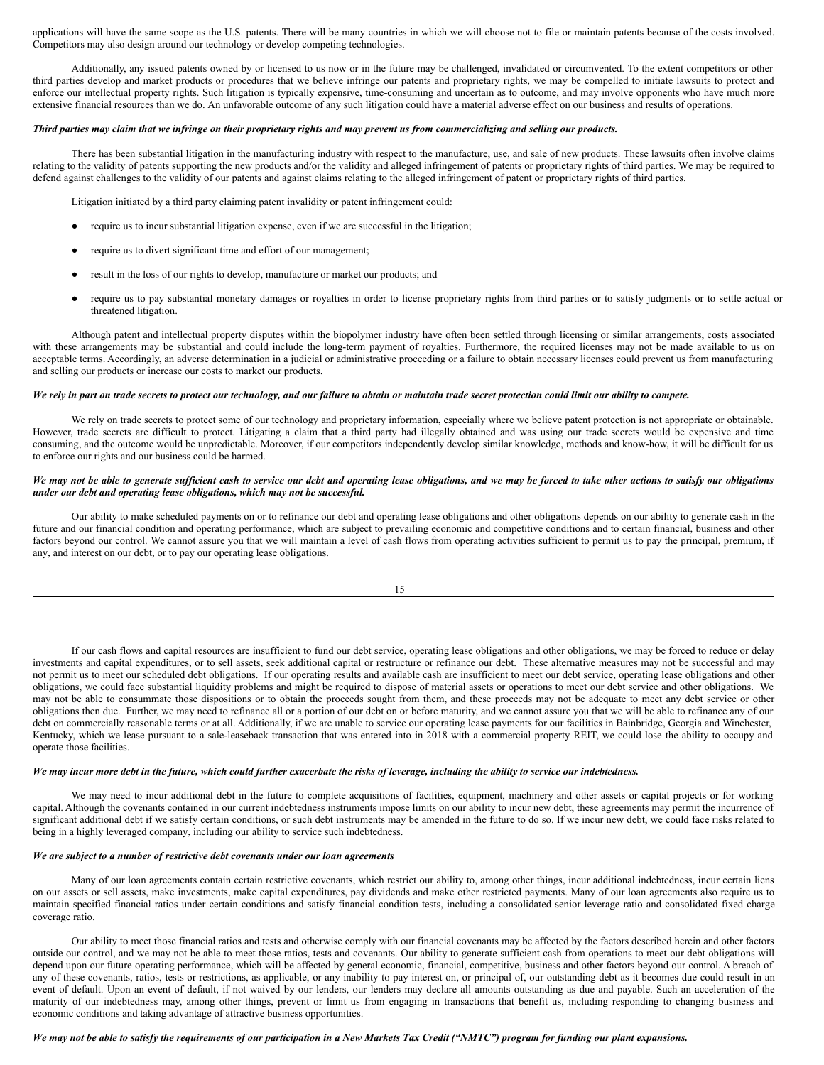applications will have the same scope as the U.S. patents. There will be many countries in which we will choose not to file or maintain patents because of the costs involved. Competitors may also design around our technology or develop competing technologies.

Additionally, any issued patents owned by or licensed to us now or in the future may be challenged, invalidated or circumvented. To the extent competitors or other third parties develop and market products or procedures that we believe infringe our patents and proprietary rights, we may be compelled to initiate lawsuits to protect and enforce our intellectual property rights. Such litigation is typically expensive, time-consuming and uncertain as to outcome, and may involve opponents who have much more extensive financial resources than we do. An unfavorable outcome of any such litigation could have a material adverse effect on our business and results of operations.

***Third parties may claim that we infringe on their proprietary rights and may prevent us from commercializing and selling our products.***

There has been substantial litigation in the manufacturing industry with respect to the manufacture, use, and sale of new products. These lawsuits often involve claims relating to the validity of patents supporting the new products and/or the validity and alleged infringement of patents or proprietary rights of third parties. We may be required to defend against challenges to the validity of our patents and against claims relating to the alleged infringement of patent or proprietary rights of third parties.

Litigation initiated by a third party claiming patent invalidity or patent infringement could:

- require us to incur substantial litigation expense, even if we are successful in the litigation;
- require us to divert significant time and effort of our management;
- result in the loss of our rights to develop, manufacture or market our products; and
- require us to pay substantial monetary damages or royalties in order to license proprietary rights from third parties or to satisfy judgments or to settle actual or threatened litigation.

Although patent and intellectual property disputes within the biopolymer industry have often been settled through licensing or similar arrangements, costs associated with these arrangements may be substantial and could include the long-term payment of royalties. Furthermore, the required licenses may not be made available to us on acceptable terms. Accordingly, an adverse determination in a judicial or administrative proceeding or a failure to obtain necessary licenses could prevent us from manufacturing and selling our products or increase our costs to market our products.

***We rely in part on trade secrets to protect our technology, and our failure to obtain or maintain trade secret protection could limit our ability to compete.***

We rely on trade secrets to protect some of our technology and proprietary information, especially where we believe patent protection is not appropriate or obtainable. However, trade secrets are difficult to protect. Litigating a claim that a third party had illegally obtained and was using our trade secrets would be expensive and time consuming, and the outcome would be unpredictable. Moreover, if our competitors independently develop similar knowledge, methods and know-how, it will be difficult for us to enforce our rights and our business could be harmed.

***We may not be able to generate sufficient cash to service our debt and operating lease obligations, and we may be forced to take other actions to satisfy our obligations under our debt and operating lease obligations, which may not be successful.***

Our ability to make scheduled payments on or to refinance our debt and operating lease obligations and other obligations depends on our ability to generate cash in the future and our financial condition and operating performance, which are subject to prevailing economic and competitive conditions and to certain financial, business and other factors beyond our control. We cannot assure you that we will maintain a level of cash flows from operating activities sufficient to permit us to pay the principal, premium, if any, and interest on our debt, or to pay our operating lease obligations.

If our cash flows and capital resources are insufficient to fund our debt service, operating lease obligations and other obligations, we may be forced to reduce or delay investments and capital expenditures, or to sell assets, seek additional capital or restructure or refinance our debt. These alternative measures may not be successful and may not permit us to meet our scheduled debt obligations. If our operating results and available cash are insufficient to meet our debt service, operating lease obligations and other obligations, we could face substantial liquidity problems and might be required to dispose of material assets or operations to meet our debt service and other obligations. We may not be able to consummate those dispositions or to obtain the proceeds sought from them, and these proceeds may not be adequate to meet any debt service or other obligations then due. Further, we may need to refinance all or a portion of our debt on or before maturity, and we cannot assure you that we will be able to refinance any of our debt on commercially reasonable terms or at all. Additionally, if we are unable to service our operating lease payments for our facilities in Bainbridge, Georgia and Winchester, Kentucky, which we lease pursuant to a sale-leaseback transaction that was entered into in 2018 with a commercial property REIT, we could lose the ability to occupy and operate those facilities.

***We may incur more debt in the future, which could further exacerbate the risks of leverage, including the ability to service our indebtedness.***

We may need to incur additional debt in the future to complete acquisitions of facilities, equipment, machinery and other assets or capital projects or for working capital. Although the covenants contained in our current indebtedness instruments impose limits on our ability to incur new debt, these agreements may permit the incurrence of significant additional debt if we satisfy certain conditions, or such debt instruments may be amended in the future to do so. If we incur new debt, we could face risks related to being in a highly leveraged company, including our ability to service such indebtedness.

***We are subject to a number of restrictive debt covenants under our loan agreements***

Many of our loan agreements contain certain restrictive covenants, which restrict our ability to, among other things, incur additional indebtedness, incur certain liens on our assets or sell assets, make investments, make capital expenditures, pay dividends and make other restricted payments. Many of our loan agreements also require us to maintain specified financial ratios under certain conditions and satisfy financial condition tests, including a consolidated senior leverage ratio and consolidated fixed charge coverage ratio.

Our ability to meet those financial ratios and tests and otherwise comply with our financial covenants may be affected by the factors described herein and other factors outside our control, and we may not be able to meet those ratios, tests and covenants. Our ability to generate sufficient cash from operations to meet our debt obligations will depend upon our future operating performance, which will be affected by general economic, financial, competitive, business and other factors beyond our control. A breach of any of these covenants, ratios, tests or restrictions, as applicable, or any inability to pay interest on, or principal of, our outstanding debt as it becomes due could result in an event of default. Upon an event of default, if not waived by our lenders, our lenders may declare all amounts outstanding as due and payable. Such an acceleration of the maturity of our indebtedness may, among other things, prevent or limit us from engaging in transactions that benefit us, including responding to changing business and economic conditions and taking advantage of attractive business opportunities.

***We may not be able to satisfy the requirements of our participation in a New Markets Tax Credit ("NMTC") program for funding our plant expansions.***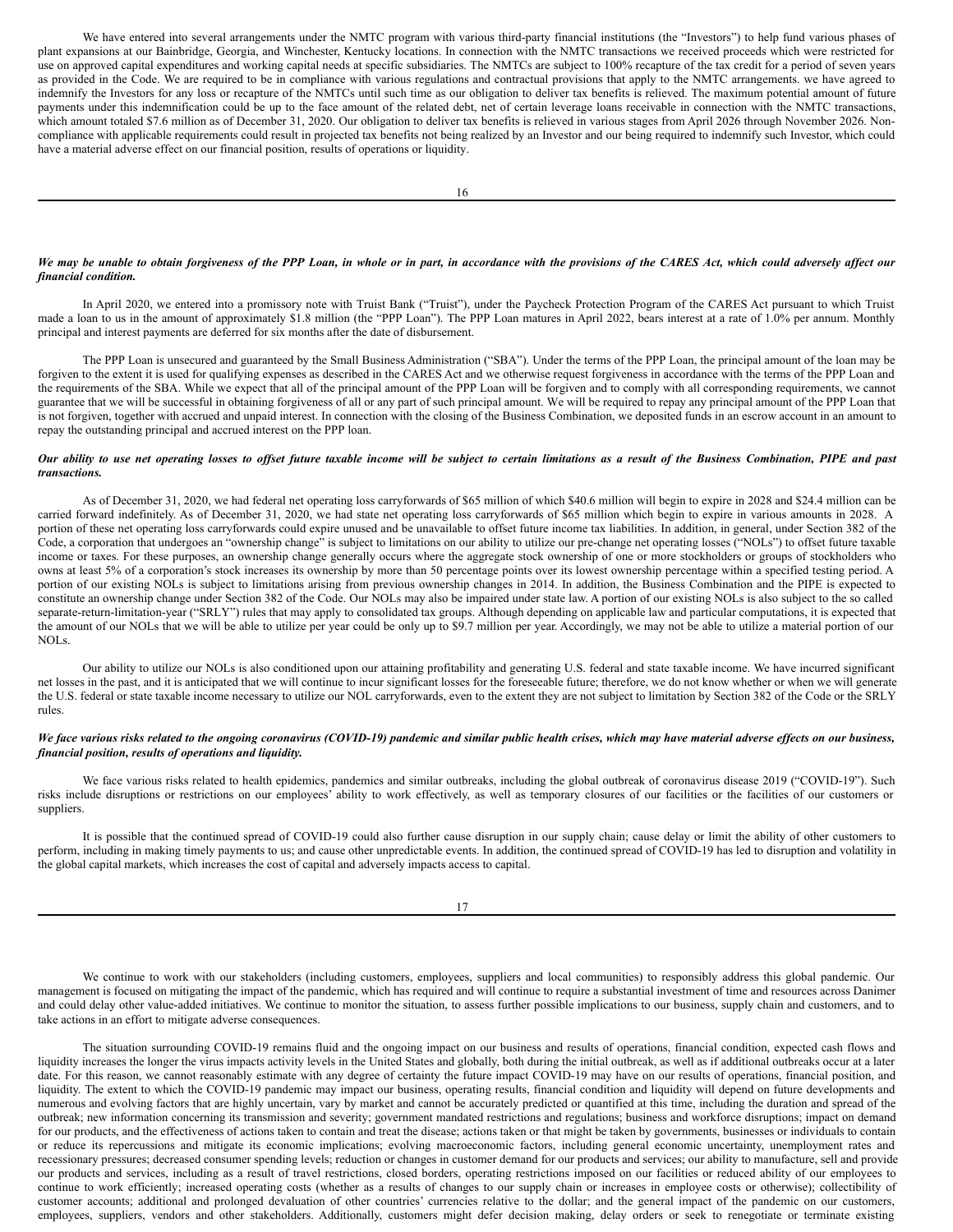We have entered into several arrangements under the NMTC program with various third-party financial institutions (the "Investors") to help fund various phases of plant expansions at our Bainbridge, Georgia, and Winchester, Kentucky locations. In connection with the NMTC transactions we received proceeds which were restricted for use on approved capital expenditures and working capital needs at specific subsidiaries. The NMTCs are subject to 100% recapture of the tax credit for a period of seven years as provided in the Code. We are required to be in compliance with various regulations and contractual provisions that apply to the NMTC arrangements. we have agreed to indemnify the Investors for any loss or recapture of the NMTCs until such time as our obligation to deliver tax benefits is relieved. The maximum potential amount of future payments under this indemnification could be up to the face amount of the related debt, net of certain leverage loans receivable in connection with the NMTC transactions, which amount totaled $7.6 million as of December 31, 2020. Our obligation to deliver tax benefits is relieved in various stages from April 2026 through November 2026. Non-compliance with applicable requirements could result in projected tax benefits not being realized by an Investor and our being required to indemnify such Investor, which could have a material adverse effect on our financial position, results of operations or liquidity.

***We may be unable to obtain forgiveness of the PPP Loan, in whole or in part, in accordance with the provisions of the CARES Act, which could adversely affect our financial condition.***

In April 2020, we entered into a promissory note with Truist Bank ("Truist"), under the Paycheck Protection Program of the CARES Act pursuant to which Truist made a loan to us in the amount of approximately $1.8 million (the "PPP Loan"). The PPP Loan matures in April 2022, bears interest at a rate of 1.0% per annum. Monthly principal and interest payments are deferred for six months after the date of disbursement.

The PPP Loan is unsecured and guaranteed by the Small Business Administration ("SBA"). Under the terms of the PPP Loan, the principal amount of the loan may be forgiven to the extent it is used for qualifying expenses as described in the CARES Act and we otherwise request forgiveness in accordance with the terms of the PPP Loan and the requirements of the SBA. While we expect that all of the principal amount of the PPP Loan will be forgiven and to comply with all corresponding requirements, we cannot guarantee that we will be successful in obtaining forgiveness of all or any part of such principal amount. We will be required to repay any principal amount of the PPP Loan that is not forgiven, together with accrued and unpaid interest. In connection with the closing of the Business Combination, we deposited funds in an escrow account in an amount to repay the outstanding principal and accrued interest on the PPP loan.

***Our ability to use net operating losses to offset future taxable income will be subject to certain limitations as a result of the Business Combination, PIPE and past transactions.***

As of December 31, 2020, we had federal net operating loss carryforwards of $65 million of which $40.6 million will begin to expire in 2028 and $24.4 million can be carried forward indefinitely. As of December 31, 2020, we had state net operating loss carryforwards of $65 million which begin to expire in various amounts in 2028. A portion of these net operating loss carryforwards could expire unused and be unavailable to offset future income tax liabilities. In addition, in general, under Section 382 of the Code, a corporation that undergoes an "ownership change" is subject to limitations on our ability to utilize our pre-change net operating losses ("NOLs") to offset future taxable income or taxes. For these purposes, an ownership change generally occurs where the aggregate stock ownership of one or more stockholders or groups of stockholders who owns at least 5% of a corporation's stock increases its ownership by more than 50 percentage points over its lowest ownership percentage within a specified testing period. A portion of our existing NOLs is subject to limitations arising from previous ownership changes in 2014. In addition, the Business Combination and the PIPE is expected to constitute an ownership change under Section 382 of the Code. Our NOLs may also be impaired under state law. A portion of our existing NOLs is also subject to the so called separate-return-limitation-year ("SRLY") rules that may apply to consolidated tax groups. Although depending on applicable law and particular computations, it is expected that the amount of our NOLs that we will be able to utilize per year could be only up to $9.7 million per year. Accordingly, we may not be able to utilize a material portion of our NOLs.

Our ability to utilize our NOLs is also conditioned upon our attaining profitability and generating U.S. federal and state taxable income. We have incurred significant net losses in the past, and it is anticipated that we will continue to incur significant losses for the foreseeable future; therefore, we do not know whether or when we will generate the U.S. federal or state taxable income necessary to utilize our NOL carryforwards, even to the extent they are not subject to limitation by Section 382 of the Code or the SRLY rules.

***We face various risks related to the ongoing coronavirus (COVID-19) pandemic and similar public health crises, which may have material adverse effects on our business, financial position, results of operations and liquidity.***

We face various risks related to health epidemics, pandemics and similar outbreaks, including the global outbreak of coronavirus disease 2019 ("COVID-19"). Such risks include disruptions or restrictions on our employees' ability to work effectively, as well as temporary closures of our facilities or the facilities of our customers or suppliers.

It is possible that the continued spread of COVID-19 could also further cause disruption in our supply chain; cause delay or limit the ability of other customers to perform, including in making timely payments to us; and cause other unpredictable events. In addition, the continued spread of COVID-19 has led to disruption and volatility in the global capital markets, which increases the cost of capital and adversely impacts access to capital.

We continue to work with our stakeholders (including customers, employees, suppliers and local communities) to responsibly address this global pandemic. Our management is focused on mitigating the impact of the pandemic, which has required and will continue to require a substantial investment of time and resources across Danimer and could delay other value-added initiatives. We continue to monitor the situation, to assess further possible implications to our business, supply chain and customers, and to take actions in an effort to mitigate adverse consequences.

The situation surrounding COVID-19 remains fluid and the ongoing impact on our business and results of operations, financial condition, expected cash flows and liquidity increases the longer the virus impacts activity levels in the United States and globally, both during the initial outbreak, as well as if additional outbreaks occur at a later date. For this reason, we cannot reasonably estimate with any degree of certainty the future impact COVID-19 may have on our results of operations, financial position, and liquidity. The extent to which the COVID-19 pandemic may impact our business, operating results, financial condition and liquidity will depend on future developments and numerous and evolving factors that are highly uncertain, vary by market and cannot be accurately predicted or quantified at this time, including the duration and spread of the outbreak; new information concerning its transmission and severity; government mandated restrictions and regulations; business and workforce disruptions; impact on demand for our products, and the effectiveness of actions taken to contain and treat the disease; actions taken or that might be taken by governments, businesses or individuals to contain or reduce its repercussions and mitigate its economic implications; evolving macroeconomic factors, including general economic uncertainty, unemployment rates and recessionary pressures; decreased consumer spending levels; reduction or changes in customer demand for our products and services; our ability to manufacture, sell and provide our products and services, including as a result of travel restrictions, closed borders, operating restrictions imposed on our facilities or reduced ability of our employees to continue to work efficiently; increased operating costs (whether as a results of changes to our supply chain or increases in employee costs or otherwise); collectibility of customer accounts; additional and prolonged devaluation of other countries' currencies relative to the dollar; and the general impact of the pandemic on our customers, employees, suppliers, vendors and other stakeholders. Additionally, customers might defer decision making, delay orders or seek to renegotiate or terminate existing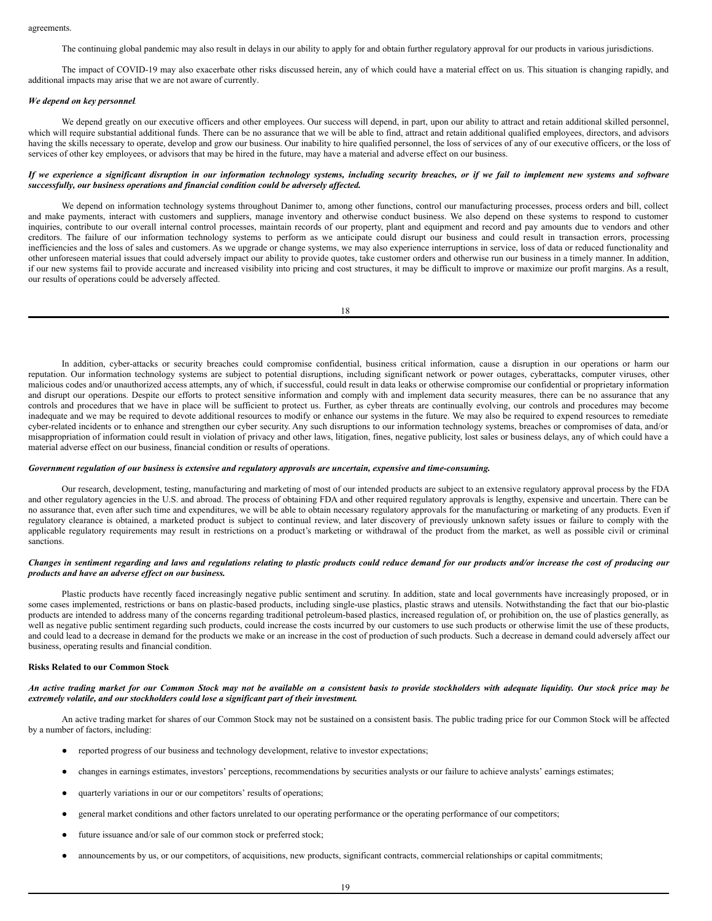agreements.

The continuing global pandemic may also result in delays in our ability to apply for and obtain further regulatory approval for our products in various jurisdictions.

The impact of COVID-19 may also exacerbate other risks discussed herein, any of which could have a material effect on us. This situation is changing rapidly, and additional impacts may arise that we are not aware of currently.

***We depend on key personnel*.**

We depend greatly on our executive officers and other employees. Our success will depend, in part, upon our ability to attract and retain additional skilled personnel, which will require substantial additional funds. There can be no assurance that we will be able to find, attract and retain additional qualified employees, directors, and advisors having the skills necessary to operate, develop and grow our business. Our inability to hire qualified personnel, the loss of services of any of our executive officers, or the loss of services of other key employees, or advisors that may be hired in the future, may have a material and adverse effect on our business.

***If we experience a significant disruption in our information technology systems, including security breaches, or if we fail to implement new systems and software successfully, our business operations and financial condition could be adversely affected.***

We depend on information technology systems throughout Danimer to, among other functions, control our manufacturing processes, process orders and bill, collect and make payments, interact with customers and suppliers, manage inventory and otherwise conduct business. We also depend on these systems to respond to customer inquiries, contribute to our overall internal control processes, maintain records of our property, plant and equipment and record and pay amounts due to vendors and other creditors. The failure of our information technology systems to perform as we anticipate could disrupt our business and could result in transaction errors, processing inefficiencies and the loss of sales and customers. As we upgrade or change systems, we may also experience interruptions in service, loss of data or reduced functionality and other unforeseen material issues that could adversely impact our ability to provide quotes, take customer orders and otherwise run our business in a timely manner. In addition, if our new systems fail to provide accurate and increased visibility into pricing and cost structures, it may be difficult to improve or maximize our profit margins. As a result, our results of operations could be adversely affected.

In addition, cyber-attacks or security breaches could compromise confidential, business critical information, cause a disruption in our operations or harm our reputation. Our information technology systems are subject to potential disruptions, including significant network or power outages, cyberattacks, computer viruses, other malicious codes and/or unauthorized access attempts, any of which, if successful, could result in data leaks or otherwise compromise our confidential or proprietary information and disrupt our operations. Despite our efforts to protect sensitive information and comply with and implement data security measures, there can be no assurance that any controls and procedures that we have in place will be sufficient to protect us. Further, as cyber threats are continually evolving, our controls and procedures may become inadequate and we may be required to devote additional resources to modify or enhance our systems in the future. We may also be required to expend resources to remediate cyber-related incidents or to enhance and strengthen our cyber security. Any such disruptions to our information technology systems, breaches or compromises of data, and/or misappropriation of information could result in violation of privacy and other laws, litigation, fines, negative publicity, lost sales or business delays, any of which could have a material adverse effect on our business, financial condition or results of operations.

***Government regulation of our business is extensive and regulatory approvals are uncertain, expensive and time-consuming.***

Our research, development, testing, manufacturing and marketing of most of our intended products are subject to an extensive regulatory approval process by the FDA and other regulatory agencies in the U.S. and abroad. The process of obtaining FDA and other required regulatory approvals is lengthy, expensive and uncertain. There can be no assurance that, even after such time and expenditures, we will be able to obtain necessary regulatory approvals for the manufacturing or marketing of any products. Even if regulatory clearance is obtained, a marketed product is subject to continual review, and later discovery of previously unknown safety issues or failure to comply with the applicable regulatory requirements may result in restrictions on a product's marketing or withdrawal of the product from the market, as well as possible civil or criminal sanctions.

***Changes in sentiment regarding and laws and regulations relating to plastic products could reduce demand for our products and/or increase the cost of producing our products and have an adverse effect on our business.***

Plastic products have recently faced increasingly negative public sentiment and scrutiny. In addition, state and local governments have increasingly proposed, or in some cases implemented, restrictions or bans on plastic-based products, including single-use plastics, plastic straws and utensils. Notwithstanding the fact that our bio-plastic products are intended to address many of the concerns regarding traditional petroleum-based plastics, increased regulation of, or prohibition on, the use of plastics generally, as well as negative public sentiment regarding such products, could increase the costs incurred by our customers to use such products or otherwise limit the use of these products, and could lead to a decrease in demand for the products we make or an increase in the cost of production of such products. Such a decrease in demand could adversely affect our business, operating results and financial condition.

**Risks Related to our Common Stock**

***An active trading market for our Common Stock may not be available on a consistent basis to provide stockholders with adequate liquidity. Our stock price may be extremely volatile, and our stockholders could lose a significant part of their investment.***

An active trading market for shares of our Common Stock may not be sustained on a consistent basis. The public trading price for our Common Stock will be affected by a number of factors, including:

- reported progress of our business and technology development, relative to investor expectations;
- changes in earnings estimates, investors' perceptions, recommendations by securities analysts or our failure to achieve analysts' earnings estimates;
- quarterly variations in our or our competitors' results of operations;
- general market conditions and other factors unrelated to our operating performance or the operating performance of our competitors;
- future issuance and/or sale of our common stock or preferred stock;
- announcements by us, or our competitors, of acquisitions, new products, significant contracts, commercial relationships or capital commitments;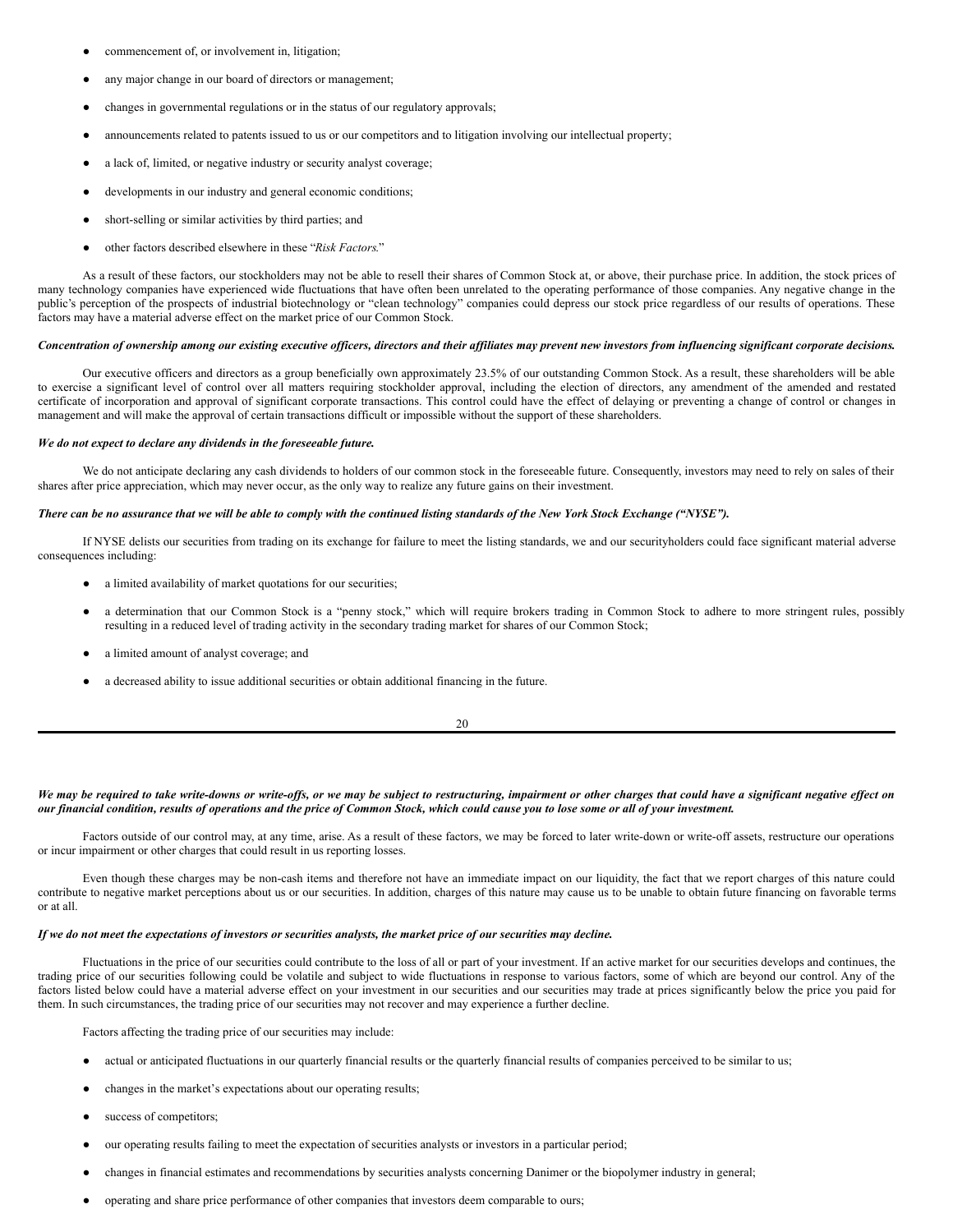- commencement of, or involvement in, litigation;
- any major change in our board of directors or management;
- changes in governmental regulations or in the status of our regulatory approvals;
- announcements related to patents issued to us or our competitors and to litigation involving our intellectual property;
- a lack of, limited, or negative industry or security analyst coverage;
- developments in our industry and general economic conditions;
- short-selling or similar activities by third parties; and
- other factors described elsewhere in these "*Risk Factors.*"

As a result of these factors, our stockholders may not be able to resell their shares of Common Stock at, or above, their purchase price. In addition, the stock prices of many technology companies have experienced wide fluctuations that have often been unrelated to the operating performance of those companies. Any negative change in the public's perception of the prospects of industrial biotechnology or "clean technology" companies could depress our stock price regardless of our results of operations. These factors may have a material adverse effect on the market price of our Common Stock.

***Concentration of ownership among our existing executive officers, directors and their affiliates may prevent new investors from influencing significant corporate decisions.***

Our executive officers and directors as a group beneficially own approximately 23.5% of our outstanding Common Stock. As a result, these shareholders will be able to exercise a significant level of control over all matters requiring stockholder approval, including the election of directors, any amendment of the amended and restated certificate of incorporation and approval of significant corporate transactions. This control could have the effect of delaying or preventing a change of control or changes in management and will make the approval of certain transactions difficult or impossible without the support of these shareholders.

***We do not expect to declare any dividends in the foreseeable future.***

We do not anticipate declaring any cash dividends to holders of our common stock in the foreseeable future. Consequently, investors may need to rely on sales of their shares after price appreciation, which may never occur, as the only way to realize any future gains on their investment.

***There can be no assurance that we will be able to comply with the continued listing standards of the New York Stock Exchange ("NYSE").***

If NYSE delists our securities from trading on its exchange for failure to meet the listing standards, we and our securityholders could face significant material adverse consequences including:

- a limited availability of market quotations for our securities;
- a determination that our Common Stock is a "penny stock," which will require brokers trading in Common Stock to adhere to more stringent rules, possibly resulting in a reduced level of trading activity in the secondary trading market for shares of our Common Stock;
- a limited amount of analyst coverage; and
- a decreased ability to issue additional securities or obtain additional financing in the future.

***We may be required to take write-downs or write-offs, or we may be subject to restructuring, impairment or other charges that could have a significant negative effect on our financial condition, results of operations and the price of Common Stock, which could cause you to lose some or all of your investment.***

Factors outside of our control may, at any time, arise. As a result of these factors, we may be forced to later write-down or write-off assets, restructure our operations or incur impairment or other charges that could result in us reporting losses.

Even though these charges may be non-cash items and therefore not have an immediate impact on our liquidity, the fact that we report charges of this nature could contribute to negative market perceptions about us or our securities. In addition, charges of this nature may cause us to be unable to obtain future financing on favorable terms or at all.

***If we do not meet the expectations of investors or securities analysts, the market price of our securities may decline.***

Fluctuations in the price of our securities could contribute to the loss of all or part of your investment. If an active market for our securities develops and continues, the trading price of our securities following could be volatile and subject to wide fluctuations in response to various factors, some of which are beyond our control. Any of the factors listed below could have a material adverse effect on your investment in our securities and our securities may trade at prices significantly below the price you paid for them. In such circumstances, the trading price of our securities may not recover and may experience a further decline.

Factors affecting the trading price of our securities may include:

- actual or anticipated fluctuations in our quarterly financial results or the quarterly financial results of companies perceived to be similar to us;
- changes in the market's expectations about our operating results;
- success of competitors;
- our operating results failing to meet the expectation of securities analysts or investors in a particular period;
- changes in financial estimates and recommendations by securities analysts concerning Danimer or the biopolymer industry in general;
- operating and share price performance of other companies that investors deem comparable to ours;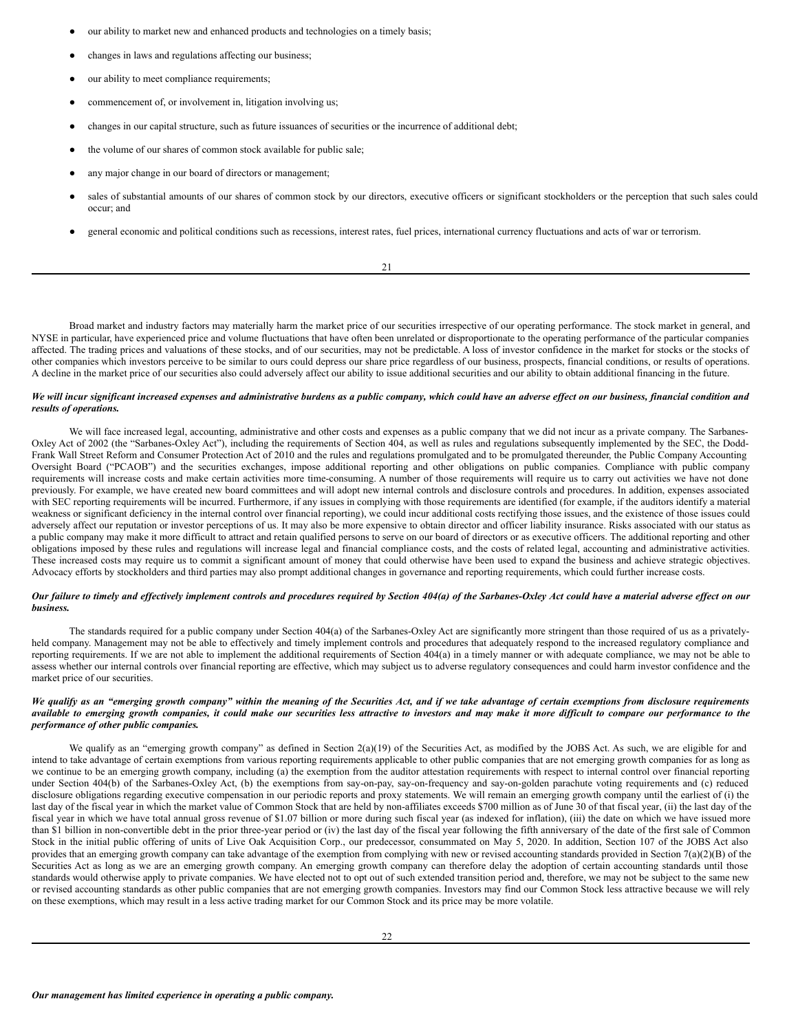- our ability to market new and enhanced products and technologies on a timely basis;
- changes in laws and regulations affecting our business;
- our ability to meet compliance requirements;
- commencement of, or involvement in, litigation involving us;
- changes in our capital structure, such as future issuances of securities or the incurrence of additional debt;
- the volume of our shares of common stock available for public sale;
- any major change in our board of directors or management;
- sales of substantial amounts of our shares of common stock by our directors, executive officers or significant stockholders or the perception that such sales could occur; and
- general economic and political conditions such as recessions, interest rates, fuel prices, international currency fluctuations and acts of war or terrorism.

Broad market and industry factors may materially harm the market price of our securities irrespective of our operating performance. The stock market in general, and NYSE in particular, have experienced price and volume fluctuations that have often been unrelated or disproportionate to the operating performance of the particular companies affected. The trading prices and valuations of these stocks, and of our securities, may not be predictable. A loss of investor confidence in the market for stocks or the stocks of other companies which investors perceive to be similar to ours could depress our share price regardless of our business, prospects, financial conditions, or results of operations. A decline in the market price of our securities also could adversely affect our ability to issue additional securities and our ability to obtain additional financing in the future.

***We will incur significant increased expenses and administrative burdens as a public company, which could have an adverse effect on our business, financial condition and results of operations.***

We will face increased legal, accounting, administrative and other costs and expenses as a public company that we did not incur as a private company. The Sarbanes-Oxley Act of 2002 (the "Sarbanes-Oxley Act"), including the requirements of Section 404, as well as rules and regulations subsequently implemented by the SEC, the Dodd-Frank Wall Street Reform and Consumer Protection Act of 2010 and the rules and regulations promulgated and to be promulgated thereunder, the Public Company Accounting Oversight Board ("PCAOB") and the securities exchanges, impose additional reporting and other obligations on public companies. Compliance with public company requirements will increase costs and make certain activities more time-consuming. A number of those requirements will require us to carry out activities we have not done previously. For example, we have created new board committees and will adopt new internal controls and disclosure controls and procedures. In addition, expenses associated with SEC reporting requirements will be incurred. Furthermore, if any issues in complying with those requirements are identified (for example, if the auditors identify a material weakness or significant deficiency in the internal control over financial reporting), we could incur additional costs rectifying those issues, and the existence of those issues could adversely affect our reputation or investor perceptions of us. It may also be more expensive to obtain director and officer liability insurance. Risks associated with our status as a public company may make it more difficult to attract and retain qualified persons to serve on our board of directors or as executive officers. The additional reporting and other obligations imposed by these rules and regulations will increase legal and financial compliance costs, and the costs of related legal, accounting and administrative activities. These increased costs may require us to commit a significant amount of money that could otherwise have been used to expand the business and achieve strategic objectives. Advocacy efforts by stockholders and third parties may also prompt additional changes in governance and reporting requirements, which could further increase costs.

***Our failure to timely and effectively implement controls and procedures required by Section 404(a) of the Sarbanes-Oxley Act could have a material adverse effect on our business.***

The standards required for a public company under Section 404(a) of the Sarbanes-Oxley Act are significantly more stringent than those required of us as a privately-held company. Management may not be able to effectively and timely implement controls and procedures that adequately respond to the increased regulatory compliance and reporting requirements. If we are not able to implement the additional requirements of Section 404(a) in a timely manner or with adequate compliance, we may not be able to assess whether our internal controls over financial reporting are effective, which may subject us to adverse regulatory consequences and could harm investor confidence and the market price of our securities.

***We qualify as an "emerging growth company" within the meaning of the Securities Act, and if we take advantage of certain exemptions from disclosure requirements available to emerging growth companies, it could make our securities less attractive to investors and may make it more difficult to compare our performance to the performance of other public companies.***

We qualify as an "emerging growth company" as defined in Section 2(a)(19) of the Securities Act, as modified by the JOBS Act. As such, we are eligible for and intend to take advantage of certain exemptions from various reporting requirements applicable to other public companies that are not emerging growth companies for as long as we continue to be an emerging growth company, including (a) the exemption from the auditor attestation requirements with respect to internal control over financial reporting under Section 404(b) of the Sarbanes-Oxley Act, (b) the exemptions from say-on-pay, say-on-frequency and say-on-golden parachute voting requirements and (c) reduced disclosure obligations regarding executive compensation in our periodic reports and proxy statements. We will remain an emerging growth company until the earliest of (i) the last day of the fiscal year in which the market value of Common Stock that are held by non-affiliates exceeds $700 million as of June 30 of that fiscal year, (ii) the last day of the fiscal year in which we have total annual gross revenue of $1.07 billion or more during such fiscal year (as indexed for inflation), (iii) the date on which we have issued more than $1 billion in non-convertible debt in the prior three-year period or (iv) the last day of the fiscal year following the fifth anniversary of the date of the first sale of Common Stock in the initial public offering of units of Live Oak Acquisition Corp., our predecessor, consummated on May 5, 2020. In addition, Section 107 of the JOBS Act also provides that an emerging growth company can take advantage of the exemption from complying with new or revised accounting standards provided in Section 7(a)(2)(B) of the Securities Act as long as we are an emerging growth company. An emerging growth company can therefore delay the adoption of certain accounting standards until those standards would otherwise apply to private companies. We have elected not to opt out of such extended transition period and, therefore, we may not be subject to the same new or revised accounting standards as other public companies that are not emerging growth companies. Investors may find our Common Stock less attractive because we will rely on these exemptions, which may result in a less active trading market for our Common Stock and its price may be more volatile.

***Our management has limited experience in operating a public company.***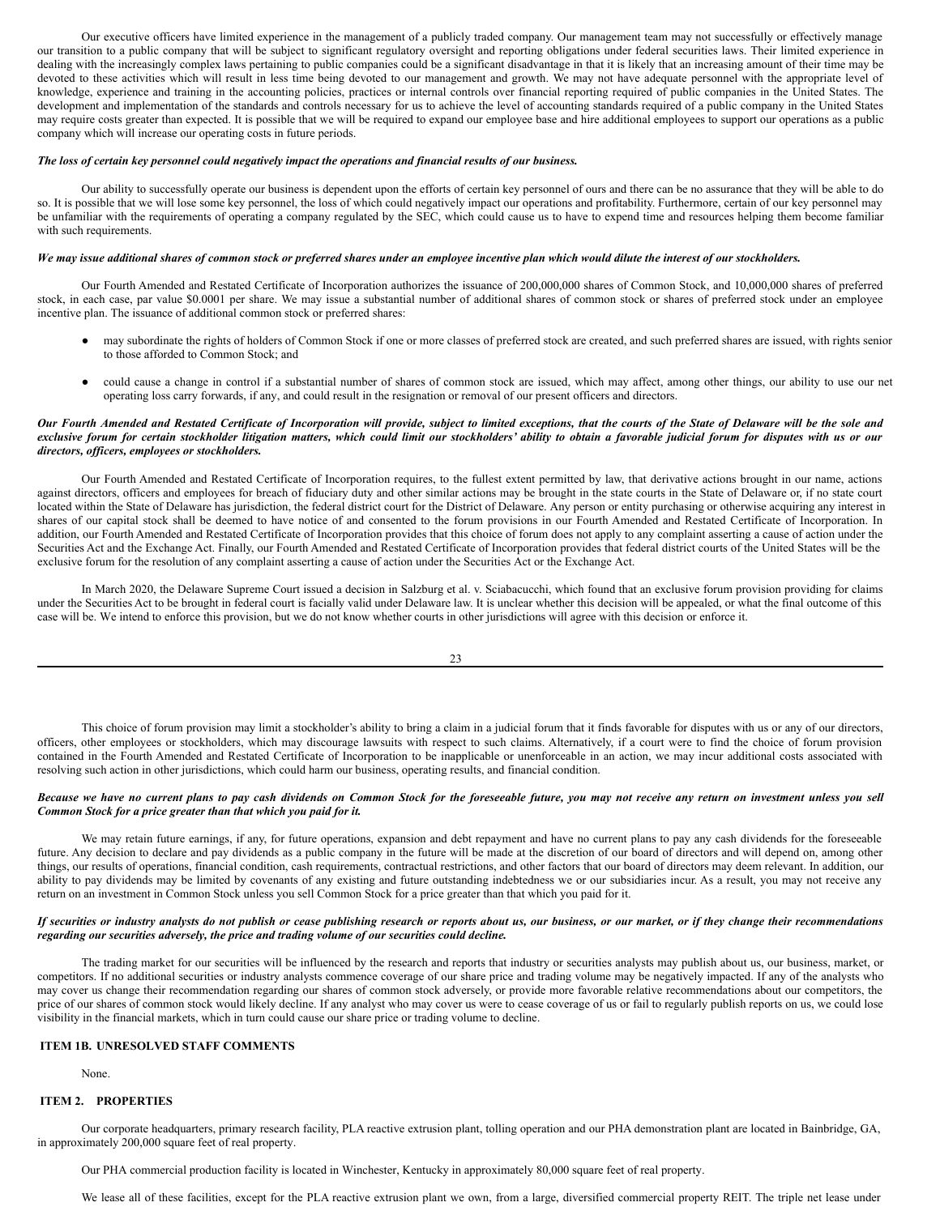Our executive officers have limited experience in the management of a publicly traded company. Our management team may not successfully or effectively manage our transition to a public company that will be subject to significant regulatory oversight and reporting obligations under federal securities laws. Their limited experience in dealing with the increasingly complex laws pertaining to public companies could be a significant disadvantage in that it is likely that an increasing amount of their time may be devoted to these activities which will result in less time being devoted to our management and growth. We may not have adequate personnel with the appropriate level of knowledge, experience and training in the accounting policies, practices or internal controls over financial reporting required of public companies in the United States. The development and implementation of the standards and controls necessary for us to achieve the level of accounting standards required of a public company in the United States may require costs greater than expected. It is possible that we will be required to expand our employee base and hire additional employees to support our operations as a public company which will increase our operating costs in future periods.

***The loss of certain key personnel could negatively impact the operations and financial results of our business.***

Our ability to successfully operate our business is dependent upon the efforts of certain key personnel of ours and there can be no assurance that they will be able to do so. It is possible that we will lose some key personnel, the loss of which could negatively impact our operations and profitability. Furthermore, certain of our key personnel may be unfamiliar with the requirements of operating a company regulated by the SEC, which could cause us to have to expend time and resources helping them become familiar with such requirements.

***We may issue additional shares of common stock or preferred shares under an employee incentive plan which would dilute the interest of our stockholders.***

Our Fourth Amended and Restated Certificate of Incorporation authorizes the issuance of 200,000,000 shares of Common Stock, and 10,000,000 shares of preferred stock, in each case, par value \$0.0001 per share. We may issue a substantial number of additional shares of common stock or shares of preferred stock under an employee incentive plan. The issuance of additional common stock or preferred shares:

- may subordinate the rights of holders of Common Stock if one or more classes of preferred stock are created, and such preferred shares are issued, with rights senior to those afforded to Common Stock; and
- could cause a change in control if a substantial number of shares of common stock are issued, which may affect, among other things, our ability to use our net operating loss carry forwards, if any, and could result in the resignation or removal of our present officers and directors.

***Our Fourth Amended and Restated Certificate of Incorporation will provide, subject to limited exceptions, that the courts of the State of Delaware will be the sole and exclusive forum for certain stockholder litigation matters, which could limit our stockholders' ability to obtain a favorable judicial forum for disputes with us or our directors, officers, employees or stockholders.***

Our Fourth Amended and Restated Certificate of Incorporation requires, to the fullest extent permitted by law, that derivative actions brought in our name, actions against directors, officers and employees for breach of fiduciary duty and other similar actions may be brought in the state courts in the State of Delaware or, if no state court located within the State of Delaware has jurisdiction, the federal district court for the District of Delaware. Any person or entity purchasing or otherwise acquiring any interest in shares of our capital stock shall be deemed to have notice of and consented to the forum provisions in our Fourth Amended and Restated Certificate of Incorporation. In addition, our Fourth Amended and Restated Certificate of Incorporation provides that this choice of forum does not apply to any complaint asserting a cause of action under the Securities Act and the Exchange Act. Finally, our Fourth Amended and Restated Certificate of Incorporation provides that federal district courts of the United States will be the exclusive forum for the resolution of any complaint asserting a cause of action under the Securities Act or the Exchange Act.

In March 2020, the Delaware Supreme Court issued a decision in Salzburg et al. v. Sciabacucchi, which found that an exclusive forum provision providing for claims under the Securities Act to be brought in federal court is facially valid under Delaware law. It is unclear whether this decision will be appealed, or what the final outcome of this case will be. We intend to enforce this provision, but we do not know whether courts in other jurisdictions will agree with this decision or enforce it.

This choice of forum provision may limit a stockholder's ability to bring a claim in a judicial forum that it finds favorable for disputes with us or any of our directors, officers, other employees or stockholders, which may discourage lawsuits with respect to such claims. Alternatively, if a court were to find the choice of forum provision contained in the Fourth Amended and Restated Certificate of Incorporation to be inapplicable or unenforceable in an action, we may incur additional costs associated with resolving such action in other jurisdictions, which could harm our business, operating results, and financial condition.

***Because we have no current plans to pay cash dividends on Common Stock for the foreseeable future, you may not receive any return on investment unless you sell Common Stock for a price greater than that which you paid for it.***

We may retain future earnings, if any, for future operations, expansion and debt repayment and have no current plans to pay any cash dividends for the foreseeable future. Any decision to declare and pay dividends as a public company in the future will be made at the discretion of our board of directors and will depend on, among other things, our results of operations, financial condition, cash requirements, contractual restrictions, and other factors that our board of directors may deem relevant. In addition, our ability to pay dividends may be limited by covenants of any existing and future outstanding indebtedness we or our subsidiaries incur. As a result, you may not receive any return on an investment in Common Stock unless you sell Common Stock for a price greater than that which you paid for it.

***If securities or industry analysts do not publish or cease publishing research or reports about us, our business, or our market, or if they change their recommendations regarding our securities adversely, the price and trading volume of our securities could decline.***

The trading market for our securities will be influenced by the research and reports that industry or securities analysts may publish about us, our business, market, or competitors. If no additional securities or industry analysts commence coverage of our share price and trading volume may be negatively impacted. If any of the analysts who may cover us change their recommendation regarding our shares of common stock adversely, or provide more favorable relative recommendations about our competitors, the price of our shares of common stock would likely decline. If any analyst who may cover us were to cease coverage of us or fail to regularly publish reports on us, we could lose visibility in the financial markets, which in turn could cause our share price or trading volume to decline.

## ITEM 1B. UNRESOLVED STAFF COMMENTS

None.

## ITEM 2. PROPERTIES

Our corporate headquarters, primary research facility, PLA reactive extrusion plant, tolling operation and our PHA demonstration plant are located in Bainbridge, GA, in approximately 200,000 square feet of real property.

Our PHA commercial production facility is located in Winchester, Kentucky in approximately 80,000 square feet of real property.

We lease all of these facilities, except for the PLA reactive extrusion plant we own, from a large, diversified commercial property REIT. The triple net lease under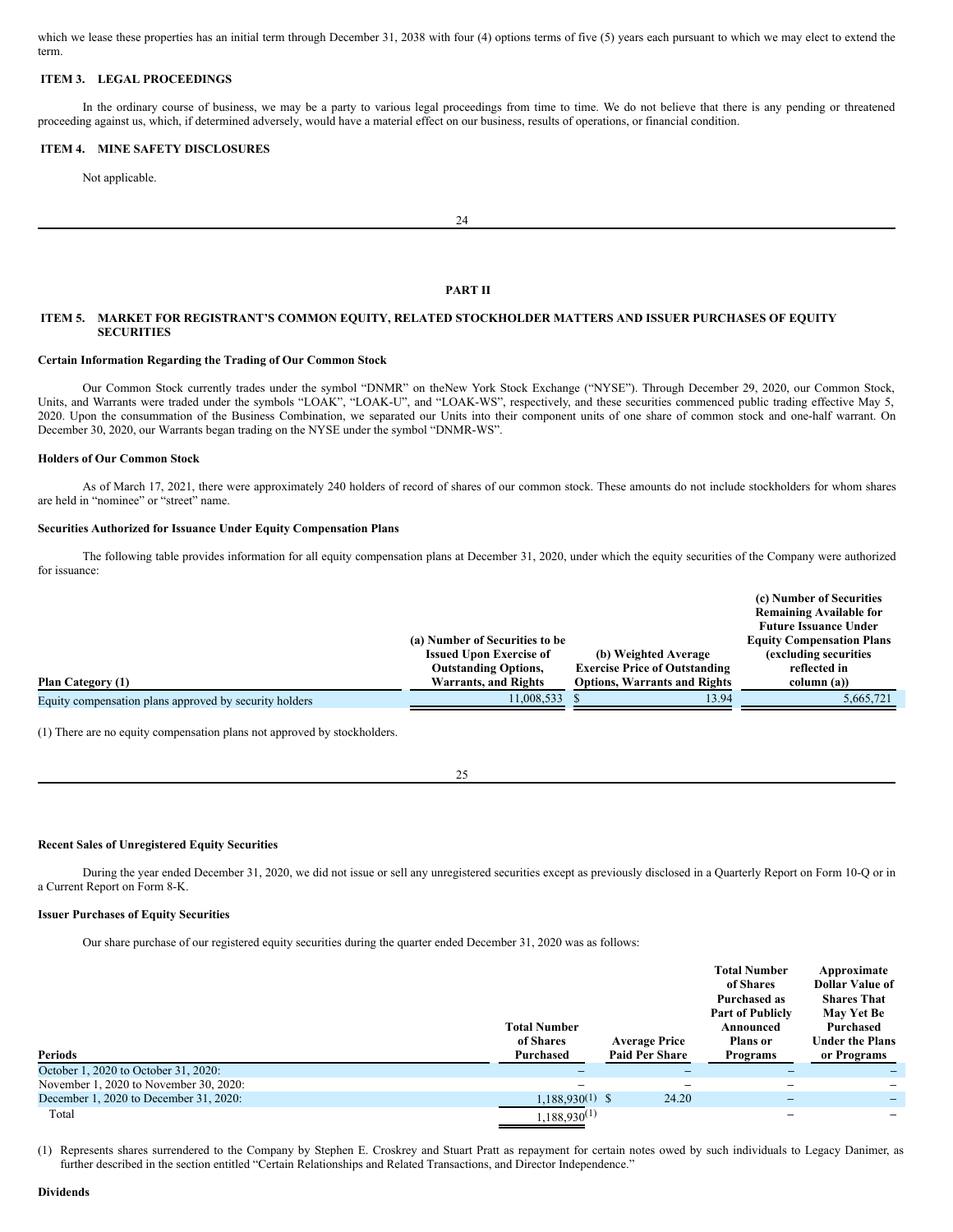which we lease these properties has an initial term through December 31, 2038 with four (4) options terms of five (5) years each pursuant to which we may elect to extend the term.

### ITEM 3. LEGAL PROCEEDINGS

In the ordinary course of business, we may be a party to various legal proceedings from time to time. We do not believe that there is any pending or threatened proceeding against us, which, if determined adversely, would have a material effect on our business, results of operations, or financial condition.

### ITEM 4. MINE SAFETY DISCLOSURES

Not applicable.

## PART II

### ITEM 5. MARKET FOR REGISTRANT'S COMMON EQUITY, RELATED STOCKHOLDER MATTERS AND ISSUER PURCHASES OF EQUITY SECURITIES

**Certain Information Regarding the Trading of Our Common Stock**

Our Common Stock currently trades under the symbol "DNMR" on theNew York Stock Exchange ("NYSE"). Through December 29, 2020, our Common Stock, Units, and Warrants were traded under the symbols "LOAK", "LOAK-U", and "LOAK-WS", respectively, and these securities commenced public trading effective May 5, 2020. Upon the consummation of the Business Combination, we separated our Units into their component units of one share of common stock and one-half warrant. On December 30, 2020, our Warrants began trading on the NYSE under the symbol "DNMR-WS".

**Holders of Our Common Stock**

As of March 17, 2021, there were approximately 240 holders of record of shares of our common stock. These amounts do not include stockholders for whom shares are held in "nominee" or "street" name.

**Securities Authorized for Issuance Under Equity Compensation Plans**

The following table provides information for all equity compensation plans at December 31, 2020, under which the equity securities of the Company were authorized for issuance:

| Plan Category (1) | (a) Number of Securities to be Issued Upon Exercise of Outstanding Options, Warrants, and Rights | (b) Weighted Average Exercise Price of Outstanding Options, Warrants and Rights | (c) Number of Securities Remaining Available for Future Issuance Under Equity Compensation Plans (excluding securities reflected in column (a)) |
|---|---|---|---|
| Equity compensation plans approved by security holders | 11,008,533 | $ 13.94 | 5,665,721 |

(1) There are no equity compensation plans not approved by stockholders.

**Recent Sales of Unregistered Equity Securities**

During the year ended December 31, 2020, we did not issue or sell any unregistered securities except as previously disclosed in a Quarterly Report on Form 10-Q or in a Current Report on Form 8-K.

**Issuer Purchases of Equity Securities**

Our share purchase of our registered equity securities during the quarter ended December 31, 2020 was as follows:

| Periods | Total Number of Shares Purchased | Average Price Paid Per Share | Total Number of Shares Purchased as Part of Publicly Announced Plans or Programs | Approximate Dollar Value of Shares That May Yet Be Purchased Under the Plans or Programs |
|---|---|---|---|---|
| October 1, 2020 to October 31, 2020: | – | – | – | – |
| November 1, 2020 to November 30, 2020: | – | – | – | – |
| December 1, 2020 to December 31, 2020: | 1,188,930(1) | $ 24.20 | – | – |
| Total | 1,188,930(1) | | – | – |

(1) Represents shares surrendered to the Company by Stephen E. Croskrey and Stuart Pratt as repayment for certain notes owed by such individuals to Legacy Danimer, as further described in the section entitled "Certain Relationships and Related Transactions, and Director Independence."

**Dividends**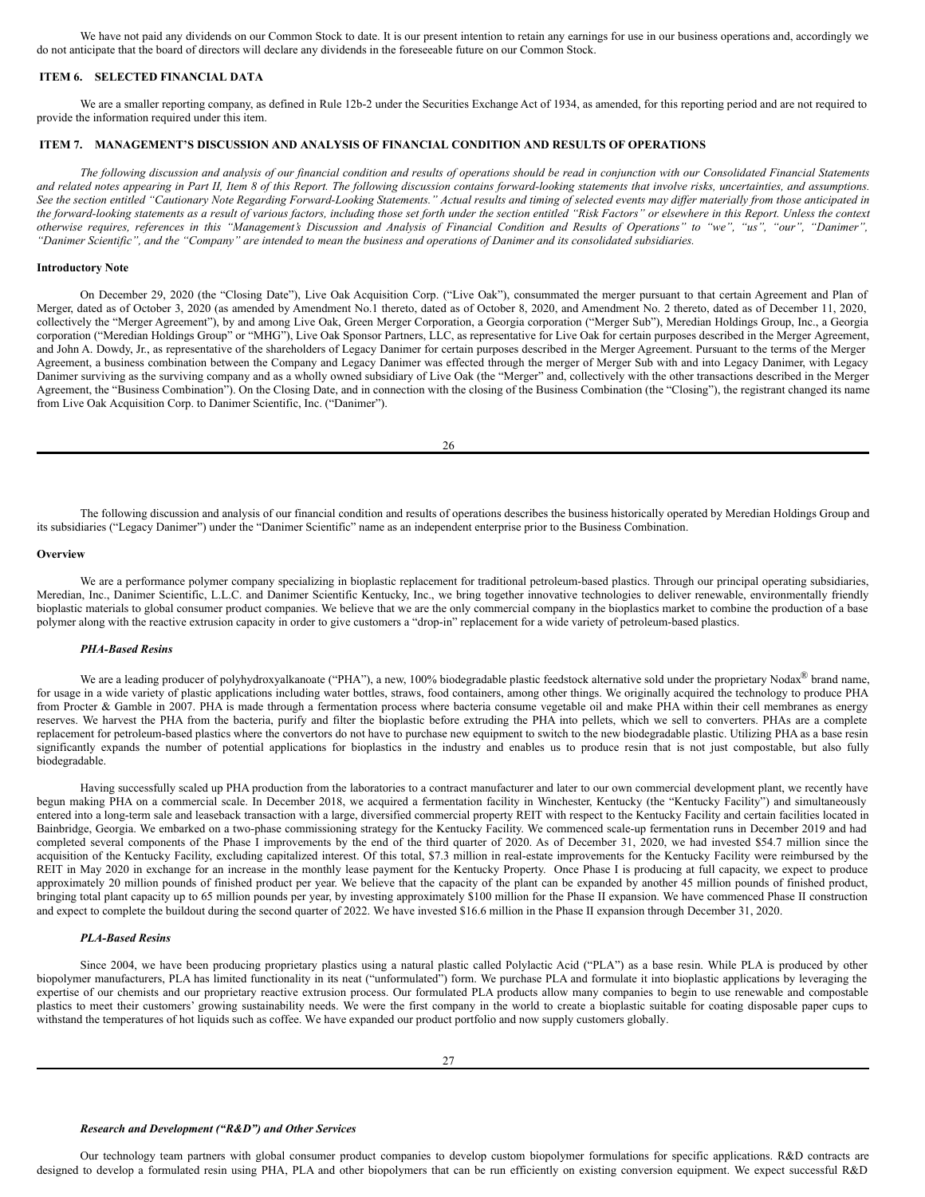We have not paid any dividends on our Common Stock to date. It is our present intention to retain any earnings for use in our business operations and, accordingly we do not anticipate that the board of directors will declare any dividends in the foreseeable future on our Common Stock.

## ITEM 6. SELECTED FINANCIAL DATA

We are a smaller reporting company, as defined in Rule 12b-2 under the Securities Exchange Act of 1934, as amended, for this reporting period and are not required to provide the information required under this item.

## ITEM 7. MANAGEMENT'S DISCUSSION AND ANALYSIS OF FINANCIAL CONDITION AND RESULTS OF OPERATIONS

*The following discussion and analysis of our financial condition and results of operations should be read in conjunction with our Consolidated Financial Statements and related notes appearing in Part II, Item 8 of this Report. The following discussion contains forward-looking statements that involve risks, uncertainties, and assumptions. See the section entitled "Cautionary Note Regarding Forward-Looking Statements." Actual results and timing of selected events may differ materially from those anticipated in the forward-looking statements as a result of various factors, including those set forth under the section entitled "Risk Factors" or elsewhere in this Report. Unless the context otherwise requires, references in this "Management's Discussion and Analysis of Financial Condition and Results of Operations" to "we", "us", "our", "Danimer", "Danimer Scientific", and the "Company" are intended to mean the business and operations of Danimer and its consolidated subsidiaries.*

**Introductory Note**

On December 29, 2020 (the "Closing Date"), Live Oak Acquisition Corp. ("Live Oak"), consummated the merger pursuant to that certain Agreement and Plan of Merger, dated as of October 3, 2020 (as amended by Amendment No.1 thereto, dated as of October 8, 2020, and Amendment No. 2 thereto, dated as of December 11, 2020, collectively the "Merger Agreement"), by and among Live Oak, Green Merger Corporation, a Georgia corporation ("Merger Sub"), Meredian Holdings Group, Inc., a Georgia corporation ("Meredian Holdings Group" or "MHG"), Live Oak Sponsor Partners, LLC, as representative for Live Oak for certain purposes described in the Merger Agreement, and John A. Dowdy, Jr., as representative of the shareholders of Legacy Danimer for certain purposes described in the Merger Agreement. Pursuant to the terms of the Merger Agreement, a business combination between the Company and Legacy Danimer was effected through the merger of Merger Sub with and into Legacy Danimer, with Legacy Danimer surviving as the surviving company and as a wholly owned subsidiary of Live Oak (the "Merger" and, collectively with the other transactions described in the Merger Agreement, the "Business Combination"). On the Closing Date, and in connection with the closing of the Business Combination (the "Closing"), the registrant changed its name from Live Oak Acquisition Corp. to Danimer Scientific, Inc. ("Danimer").

The following discussion and analysis of our financial condition and results of operations describes the business historically operated by Meredian Holdings Group and its subsidiaries ("Legacy Danimer") under the "Danimer Scientific" name as an independent enterprise prior to the Business Combination.

**Overview**

We are a performance polymer company specializing in bioplastic replacement for traditional petroleum-based plastics. Through our principal operating subsidiaries, Meredian, Inc., Danimer Scientific, L.L.C. and Danimer Scientific Kentucky, Inc., we bring together innovative technologies to deliver renewable, environmentally friendly bioplastic materials to global consumer product companies. We believe that we are the only commercial company in the bioplastics market to combine the production of a base polymer along with the reactive extrusion capacity in order to give customers a "drop-in" replacement for a wide variety of petroleum-based plastics.

***PHA-Based Resins***

We are a leading producer of polyhydroxyalkanoate ("PHA"), a new, 100% biodegradable plastic feedstock alternative sold under the proprietary Nodax® brand name, for usage in a wide variety of plastic applications including water bottles, straws, food containers, among other things. We originally acquired the technology to produce PHA from Procter & Gamble in 2007. PHA is made through a fermentation process where bacteria consume vegetable oil and make PHA within their cell membranes as energy reserves. We harvest the PHA from the bacteria, purify and filter the bioplastic before extruding the PHA into pellets, which we sell to converters. PHAs are a complete replacement for petroleum-based plastics where the convertors do not have to purchase new equipment to switch to the new biodegradable plastic. Utilizing PHA as a base resin significantly expands the number of potential applications for bioplastics in the industry and enables us to produce resin that is not just compostable, but also fully biodegradable.

Having successfully scaled up PHA production from the laboratories to a contract manufacturer and later to our own commercial development plant, we recently have begun making PHA on a commercial scale. In December 2018, we acquired a fermentation facility in Winchester, Kentucky (the "Kentucky Facility") and simultaneously entered into a long-term sale and leaseback transaction with a large, diversified commercial property REIT with respect to the Kentucky Facility and certain facilities located in Bainbridge, Georgia. We embarked on a two-phase commissioning strategy for the Kentucky Facility. We commenced scale-up fermentation runs in December 2019 and had completed several components of the Phase I improvements by the end of the third quarter of 2020. As of December 31, 2020, we had invested $54.7 million since the acquisition of the Kentucky Facility, excluding capitalized interest. Of this total, $7.3 million in real-estate improvements for the Kentucky Facility were reimbursed by the REIT in May 2020 in exchange for an increase in the monthly lease payment for the Kentucky Property. Once Phase I is producing at full capacity, we expect to produce approximately 20 million pounds of finished product per year. We believe that the capacity of the plant can be expanded by another 45 million pounds of finished product, bringing total plant capacity up to 65 million pounds per year, by investing approximately $100 million for the Phase II expansion. We have commenced Phase II construction and expect to complete the buildout during the second quarter of 2022. We have invested $16.6 million in the Phase II expansion through December 31, 2020.

***PLA-Based Resins***

Since 2004, we have been producing proprietary plastics using a natural plastic called Polylactic Acid ("PLA") as a base resin. While PLA is produced by other biopolymer manufacturers, PLA has limited functionality in its neat ("unformulated") form. We purchase PLA and formulate it into bioplastic applications by leveraging the expertise of our chemists and our proprietary reactive extrusion process. Our formulated PLA products allow many companies to begin to use renewable and compostable plastics to meet their customers' growing sustainability needs. We were the first company in the world to create a bioplastic suitable for coating disposable paper cups to withstand the temperatures of hot liquids such as coffee. We have expanded our product portfolio and now supply customers globally.

***Research and Development ("R&D") and Other Services***

Our technology team partners with global consumer product companies to develop custom biopolymer formulations for specific applications. R&D contracts are designed to develop a formulated resin using PHA, PLA and other biopolymers that can be run efficiently on existing conversion equipment. We expect successful R&D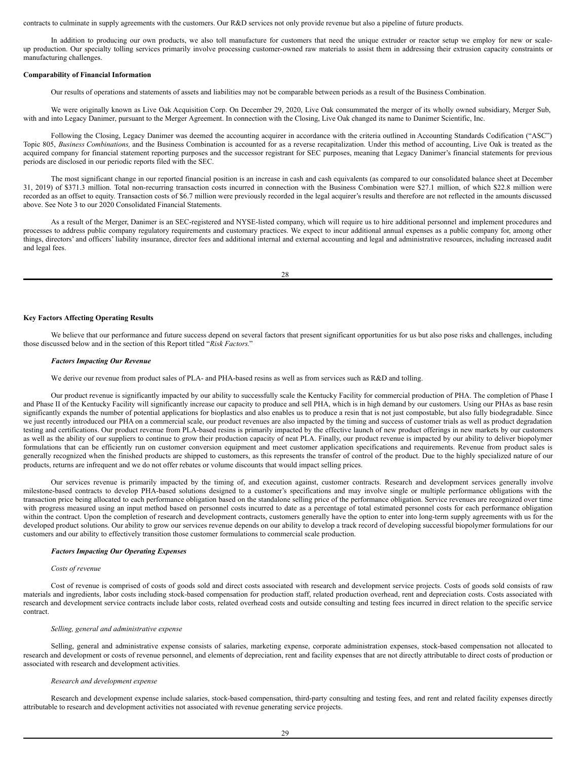contracts to culminate in supply agreements with the customers. Our R&D services not only provide revenue but also a pipeline of future products.

In addition to producing our own products, we also toll manufacture for customers that need the unique extruder or reactor setup we employ for new or scale-up production. Our specialty tolling services primarily involve processing customer-owned raw materials to assist them in addressing their extrusion capacity constraints or manufacturing challenges.

**Comparability of Financial Information**

Our results of operations and statements of assets and liabilities may not be comparable between periods as a result of the Business Combination.

We were originally known as Live Oak Acquisition Corp. On December 29, 2020, Live Oak consummated the merger of its wholly owned subsidiary, Merger Sub, with and into Legacy Danimer, pursuant to the Merger Agreement. In connection with the Closing, Live Oak changed its name to Danimer Scientific, Inc.

Following the Closing, Legacy Danimer was deemed the accounting acquirer in accordance with the criteria outlined in Accounting Standards Codification ("ASC") Topic 805, *Business Combinations,* and the Business Combination is accounted for as a reverse recapitalization. Under this method of accounting, Live Oak is treated as the acquired company for financial statement reporting purposes and the successor registrant for SEC purposes, meaning that Legacy Danimer's financial statements for previous periods are disclosed in our periodic reports filed with the SEC.

The most significant change in our reported financial position is an increase in cash and cash equivalents (as compared to our consolidated balance sheet at December 31, 2019) of $371.3 million. Total non-recurring transaction costs incurred in connection with the Business Combination were $27.1 million, of which $22.8 million were recorded as an offset to equity. Transaction costs of $6.7 million were previously recorded in the legal acquirer's results and therefore are not reflected in the amounts discussed above. See Note 3 to our 2020 Consolidated Financial Statements.

As a result of the Merger, Danimer is an SEC-registered and NYSE-listed company, which will require us to hire additional personnel and implement procedures and processes to address public company regulatory requirements and customary practices. We expect to incur additional annual expenses as a public company for, among other things, directors' and officers' liability insurance, director fees and additional internal and external accounting and legal and administrative resources, including increased audit and legal fees.

**Key Factors Affecting Operating Results**

We believe that our performance and future success depend on several factors that present significant opportunities for us but also pose risks and challenges, including those discussed below and in the section of this Report titled "*Risk Factors.*"

***Factors Impacting Our Revenue***

We derive our revenue from product sales of PLA- and PHA-based resins as well as from services such as R&D and tolling.

Our product revenue is significantly impacted by our ability to successfully scale the Kentucky Facility for commercial production of PHA. The completion of Phase I and Phase II of the Kentucky Facility will significantly increase our capacity to produce and sell PHA, which is in high demand by our customers. Using our PHAs as base resin significantly expands the number of potential applications for bioplastics and also enables us to produce a resin that is not just compostable, but also fully biodegradable. Since we just recently introduced our PHA on a commercial scale, our product revenues are also impacted by the timing and success of customer trials as well as product degradation testing and certifications. Our product revenue from PLA-based resins is primarily impacted by the effective launch of new product offerings in new markets by our customers as well as the ability of our suppliers to continue to grow their production capacity of neat PLA. Finally, our product revenue is impacted by our ability to deliver biopolymer formulations that can be efficiently run on customer conversion equipment and meet customer application specifications and requirements. Revenue from product sales is generally recognized when the finished products are shipped to customers, as this represents the transfer of control of the product. Due to the highly specialized nature of our products, returns are infrequent and we do not offer rebates or volume discounts that would impact selling prices.

Our services revenue is primarily impacted by the timing of, and execution against, customer contracts. Research and development services generally involve milestone-based contracts to develop PHA-based solutions designed to a customer's specifications and may involve single or multiple performance obligations with the transaction price being allocated to each performance obligation based on the standalone selling price of the performance obligation. Service revenues are recognized over time with progress measured using an input method based on personnel costs incurred to date as a percentage of total estimated personnel costs for each performance obligation within the contract. Upon the completion of research and development contracts, customers generally have the option to enter into long-term supply agreements with us for the developed product solutions. Our ability to grow our services revenue depends on our ability to develop a track record of developing successful biopolymer formulations for our customers and our ability to effectively transition those customer formulations to commercial scale production.

***Factors Impacting Our Operating Expenses***

*Costs of revenue*

Cost of revenue is comprised of costs of goods sold and direct costs associated with research and development service projects. Costs of goods sold consists of raw materials and ingredients, labor costs including stock-based compensation for production staff, related production overhead, rent and depreciation costs. Costs associated with research and development service contracts include labor costs, related overhead costs and outside consulting and testing fees incurred in direct relation to the specific service contract.

*Selling, general and administrative expense*

Selling, general and administrative expense consists of salaries, marketing expense, corporate administration expenses, stock-based compensation not allocated to research and development or costs of revenue personnel, and elements of depreciation, rent and facility expenses that are not directly attributable to direct costs of production or associated with research and development activities.

*Research and development expense*

Research and development expense include salaries, stock-based compensation, third-party consulting and testing fees, and rent and related facility expenses directly attributable to research and development activities not associated with revenue generating service projects.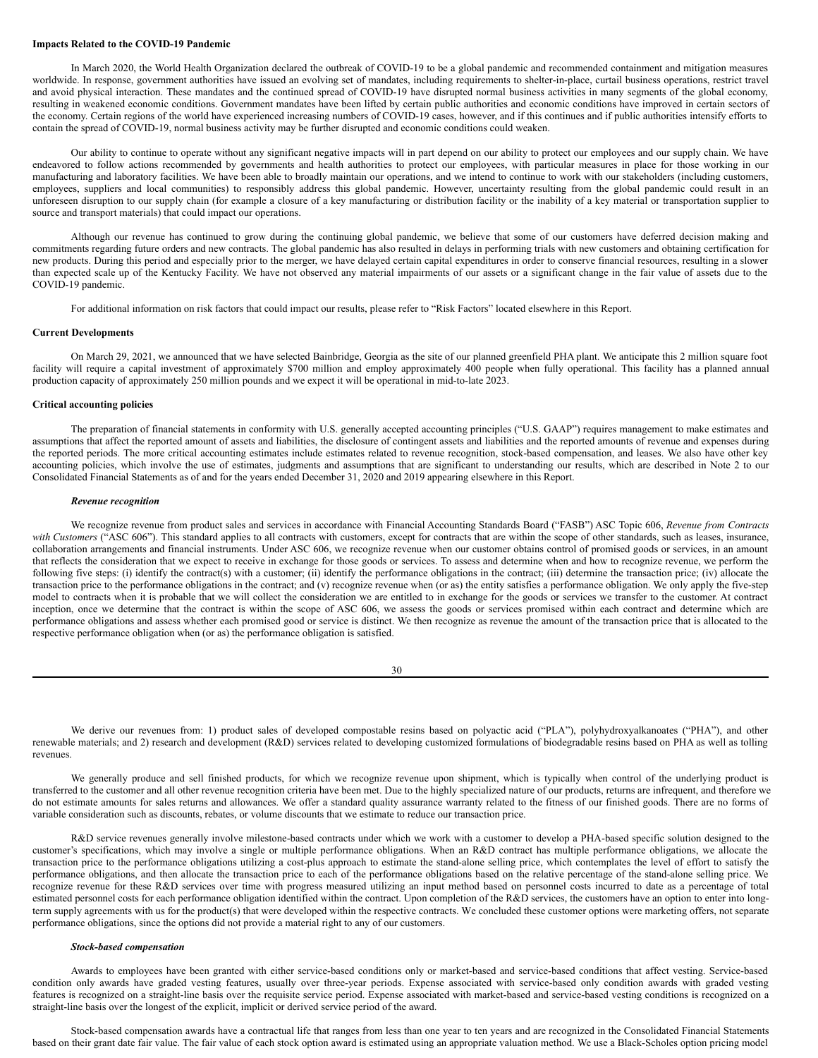**Impacts Related to the COVID-19 Pandemic**

In March 2020, the World Health Organization declared the outbreak of COVID-19 to be a global pandemic and recommended containment and mitigation measures worldwide. In response, government authorities have issued an evolving set of mandates, including requirements to shelter-in-place, curtail business operations, restrict travel and avoid physical interaction. These mandates and the continued spread of COVID-19 have disrupted normal business activities in many segments of the global economy, resulting in weakened economic conditions. Government mandates have been lifted by certain public authorities and economic conditions have improved in certain sectors of the economy. Certain regions of the world have experienced increasing numbers of COVID-19 cases, however, and if this continues and if public authorities intensify efforts to contain the spread of COVID-19, normal business activity may be further disrupted and economic conditions could weaken.

Our ability to continue to operate without any significant negative impacts will in part depend on our ability to protect our employees and our supply chain. We have endeavored to follow actions recommended by governments and health authorities to protect our employees, with particular measures in place for those working in our manufacturing and laboratory facilities. We have been able to broadly maintain our operations, and we intend to continue to work with our stakeholders (including customers, employees, suppliers and local communities) to responsibly address this global pandemic. However, uncertainty resulting from the global pandemic could result in an unforeseen disruption to our supply chain (for example a closure of a key manufacturing or distribution facility or the inability of a key material or transportation supplier to source and transport materials) that could impact our operations.

Although our revenue has continued to grow during the continuing global pandemic, we believe that some of our customers have deferred decision making and commitments regarding future orders and new contracts. The global pandemic has also resulted in delays in performing trials with new customers and obtaining certification for new products. During this period and especially prior to the merger, we have delayed certain capital expenditures in order to conserve financial resources, resulting in a slower than expected scale up of the Kentucky Facility. We have not observed any material impairments of our assets or a significant change in the fair value of assets due to the COVID-19 pandemic.

For additional information on risk factors that could impact our results, please refer to "Risk Factors" located elsewhere in this Report.

**Current Developments**

On March 29, 2021, we announced that we have selected Bainbridge, Georgia as the site of our planned greenfield PHA plant. We anticipate this 2 million square foot facility will require a capital investment of approximately $700 million and employ approximately 400 people when fully operational. This facility has a planned annual production capacity of approximately 250 million pounds and we expect it will be operational in mid-to-late 2023.

**Critical accounting policies**

The preparation of financial statements in conformity with U.S. generally accepted accounting principles ("U.S. GAAP") requires management to make estimates and assumptions that affect the reported amount of assets and liabilities, the disclosure of contingent assets and liabilities and the reported amounts of revenue and expenses during the reported periods. The more critical accounting estimates include estimates related to revenue recognition, stock-based compensation, and leases. We also have other key accounting policies, which involve the use of estimates, judgments and assumptions that are significant to understanding our results, which are described in Note 2 to our Consolidated Financial Statements as of and for the years ended December 31, 2020 and 2019 appearing elsewhere in this Report.

***Revenue recognition***

We recognize revenue from product sales and services in accordance with Financial Accounting Standards Board ("FASB") ASC Topic 606, *Revenue from Contracts with Customers* ("ASC 606"). This standard applies to all contracts with customers, except for contracts that are within the scope of other standards, such as leases, insurance, collaboration arrangements and financial instruments. Under ASC 606, we recognize revenue when our customer obtains control of promised goods or services, in an amount that reflects the consideration that we expect to receive in exchange for those goods or services. To assess and determine when and how to recognize revenue, we perform the following five steps: (i) identify the contract(s) with a customer; (ii) identify the performance obligations in the contract; (iii) determine the transaction price; (iv) allocate the transaction price to the performance obligations in the contract; and (v) recognize revenue when (or as) the entity satisfies a performance obligation. We only apply the five-step model to contracts when it is probable that we will collect the consideration we are entitled to in exchange for the goods or services we transfer to the customer. At contract inception, once we determine that the contract is within the scope of ASC 606, we assess the goods or services promised within each contract and determine which are performance obligations and assess whether each promised good or service is distinct. We then recognize as revenue the amount of the transaction price that is allocated to the respective performance obligation when (or as) the performance obligation is satisfied.

We derive our revenues from: 1) product sales of developed compostable resins based on polyactic acid ("PLA"), polyhydroxyalkanoates ("PHA"), and other renewable materials; and 2) research and development (R&D) services related to developing customized formulations of biodegradable resins based on PHA as well as tolling revenues.

We generally produce and sell finished products, for which we recognize revenue upon shipment, which is typically when control of the underlying product is transferred to the customer and all other revenue recognition criteria have been met. Due to the highly specialized nature of our products, returns are infrequent, and therefore we do not estimate amounts for sales returns and allowances. We offer a standard quality assurance warranty related to the fitness of our finished goods. There are no forms of variable consideration such as discounts, rebates, or volume discounts that we estimate to reduce our transaction price.

R&D service revenues generally involve milestone-based contracts under which we work with a customer to develop a PHA-based specific solution designed to the customer's specifications, which may involve a single or multiple performance obligations. When an R&D contract has multiple performance obligations, we allocate the transaction price to the performance obligations utilizing a cost-plus approach to estimate the stand-alone selling price, which contemplates the level of effort to satisfy the performance obligations, and then allocate the transaction price to each of the performance obligations based on the relative percentage of the stand-alone selling price. We recognize revenue for these R&D services over time with progress measured utilizing an input method based on personnel costs incurred to date as a percentage of total estimated personnel costs for each performance obligation identified within the contract. Upon completion of the R&D services, the customers have an option to enter into long-term supply agreements with us for the product(s) that were developed within the respective contracts. We concluded these customer options were marketing offers, not separate performance obligations, since the options did not provide a material right to any of our customers.

***Stock-based compensation***

Awards to employees have been granted with either service-based conditions only or market-based and service-based conditions that affect vesting. Service-based condition only awards have graded vesting features, usually over three-year periods. Expense associated with service-based only condition awards with graded vesting features is recognized on a straight-line basis over the requisite service period. Expense associated with market-based and service-based vesting conditions is recognized on a straight-line basis over the longest of the explicit, implicit or derived service period of the award.

Stock-based compensation awards have a contractual life that ranges from less than one year to ten years and are recognized in the Consolidated Financial Statements based on their grant date fair value. The fair value of each stock option award is estimated using an appropriate valuation method. We use a Black-Scholes option pricing model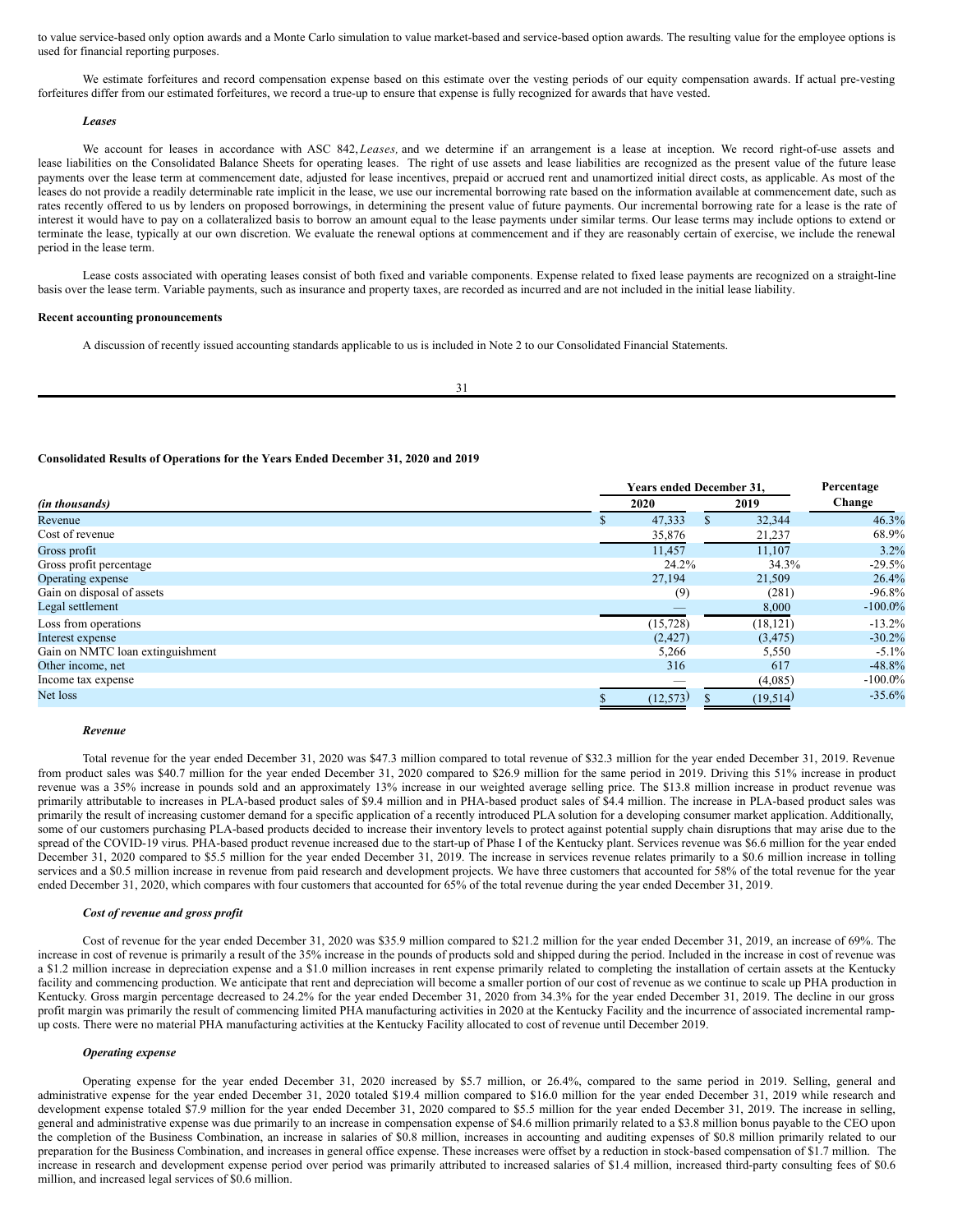to value service-based only option awards and a Monte Carlo simulation to value market-based and service-based option awards. The resulting value for the employee options is used for financial reporting purposes.

We estimate forfeitures and record compensation expense based on this estimate over the vesting periods of our equity compensation awards. If actual pre-vesting forfeitures differ from our estimated forfeitures, we record a true-up to ensure that expense is fully recognized for awards that have vested.

***Leases***

We account for leases in accordance with ASC 842, *Leases,* and we determine if an arrangement is a lease at inception. We record right-of-use assets and lease liabilities on the Consolidated Balance Sheets for operating leases. The right of use assets and lease liabilities are recognized as the present value of the future lease payments over the lease term at commencement date, adjusted for lease incentives, prepaid or accrued rent and unamortized initial direct costs, as applicable. As most of the leases do not provide a readily determinable rate implicit in the lease, we use our incremental borrowing rate based on the information available at commencement date, such as rates recently offered to us by lenders on proposed borrowings, in determining the present value of future payments. Our incremental borrowing rate for a lease is the rate of interest it would have to pay on a collateralized basis to borrow an amount equal to the lease payments under similar terms. Our lease terms may include options to extend or terminate the lease, typically at our own discretion. We evaluate the renewal options at commencement and if they are reasonably certain of exercise, we include the renewal period in the lease term.

Lease costs associated with operating leases consist of both fixed and variable components. Expense related to fixed lease payments are recognized on a straight-line basis over the lease term. Variable payments, such as insurance and property taxes, are recorded as incurred and are not included in the initial lease liability.

**Recent accounting pronouncements**

A discussion of recently issued accounting standards applicable to us is included in Note 2 to our Consolidated Financial Statements.

**Consolidated Results of Operations for the Years Ended December 31, 2020 and 2019**

| *(in thousands)* | Years ended December 31, 2020 | 2019 | Percentage Change |
|---|---|---|---|
| Revenue | $ 47,333 | $ 32,344 | 46.3% |
| Cost of revenue | 35,876 | 21,237 | 68.9% |
| Gross profit | 11,457 | 11,107 | 3.2% |
| Gross profit percentage | 24.2% | 34.3% | -29.5% |
| Operating expense | 27,194 | 21,509 | 26.4% |
| Gain on disposal of assets | (9) | (281) | -96.8% |
| Legal settlement | — | 8,000 | -100.0% |
| Loss from operations | (15,728) | (18,121) | -13.2% |
| Interest expense | (2,427) | (3,475) | -30.2% |
| Gain on NMTC loan extinguishment | 5,266 | 5,550 | -5.1% |
| Other income, net | 316 | 617 | -48.8% |
| Income tax expense | — | (4,085) | -100.0% |
| Net loss | $ (12,573) | $ (19,514) | -35.6% |

***Revenue***

Total revenue for the year ended December 31, 2020 was $47.3 million compared to total revenue of $32.3 million for the year ended December 31, 2019. Revenue from product sales was $40.7 million for the year ended December 31, 2020 compared to $26.9 million for the same period in 2019. Driving this 51% increase in product revenue was a 35% increase in pounds sold and an approximately 13% increase in our weighted average selling price. The $13.8 million increase in product revenue was primarily attributable to increases in PLA-based product sales of $9.4 million and in PHA-based product sales of $4.4 million. The increase in PLA-based product sales was primarily the result of increasing customer demand for a specific application of a recently introduced PLA solution for a developing consumer market application. Additionally, some of our customers purchasing PLA-based products decided to increase their inventory levels to protect against potential supply chain disruptions that may arise due to the spread of the COVID-19 virus. PHA-based product revenue increased due to the start-up of Phase I of the Kentucky plant. Services revenue was $6.6 million for the year ended December 31, 2020 compared to $5.5 million for the year ended December 31, 2019. The increase in services revenue relates primarily to a $0.6 million increase in tolling services and a $0.5 million increase in revenue from paid research and development projects. We have three customers that accounted for 58% of the total revenue for the year ended December 31, 2020, which compares with four customers that accounted for 65% of the total revenue during the year ended December 31, 2019.

***Cost of revenue and gross profit***

Cost of revenue for the year ended December 31, 2020 was $35.9 million compared to $21.2 million for the year ended December 31, 2019, an increase of 69%. The increase in cost of revenue is primarily a result of the 35% increase in the pounds of products sold and shipped during the period. Included in the increase in cost of revenue was a $1.2 million increase in depreciation expense and a $1.0 million increases in rent expense primarily related to completing the installation of certain assets at the Kentucky facility and commencing production. We anticipate that rent and depreciation will become a smaller portion of our cost of revenue as we continue to scale up PHA production in Kentucky. Gross margin percentage decreased to 24.2% for the year ended December 31, 2020 from 34.3% for the year ended December 31, 2019. The decline in our gross profit margin was primarily the result of commencing limited PHA manufacturing activities in 2020 at the Kentucky Facility and the incurrence of associated incremental ramp-up costs. There were no material PHA manufacturing activities at the Kentucky Facility allocated to cost of revenue until December 2019.

***Operating expense***

Operating expense for the year ended December 31, 2020 increased by $5.7 million, or 26.4%, compared to the same period in 2019. Selling, general and administrative expense for the year ended December 31, 2020 totaled $19.4 million compared to $16.0 million for the year ended December 31, 2019 while research and development expense totaled $7.9 million for the year ended December 31, 2020 compared to $5.5 million for the year ended December 31, 2019. The increase in selling, general and administrative expense was due primarily to an increase in compensation expense of $4.6 million primarily related to a $3.8 million bonus payable to the CEO upon the completion of the Business Combination, an increase in salaries of $0.8 million, increases in accounting and auditing expenses of $0.8 million primarily related to our preparation for the Business Combination, and increases in general office expense. These increases were offset by a reduction in stock-based compensation of $1.7 million. The increase in research and development expense period over period was primarily attributed to increased salaries of $1.4 million, increased third-party consulting fees of $0.6 million, and increased legal services of $0.6 million.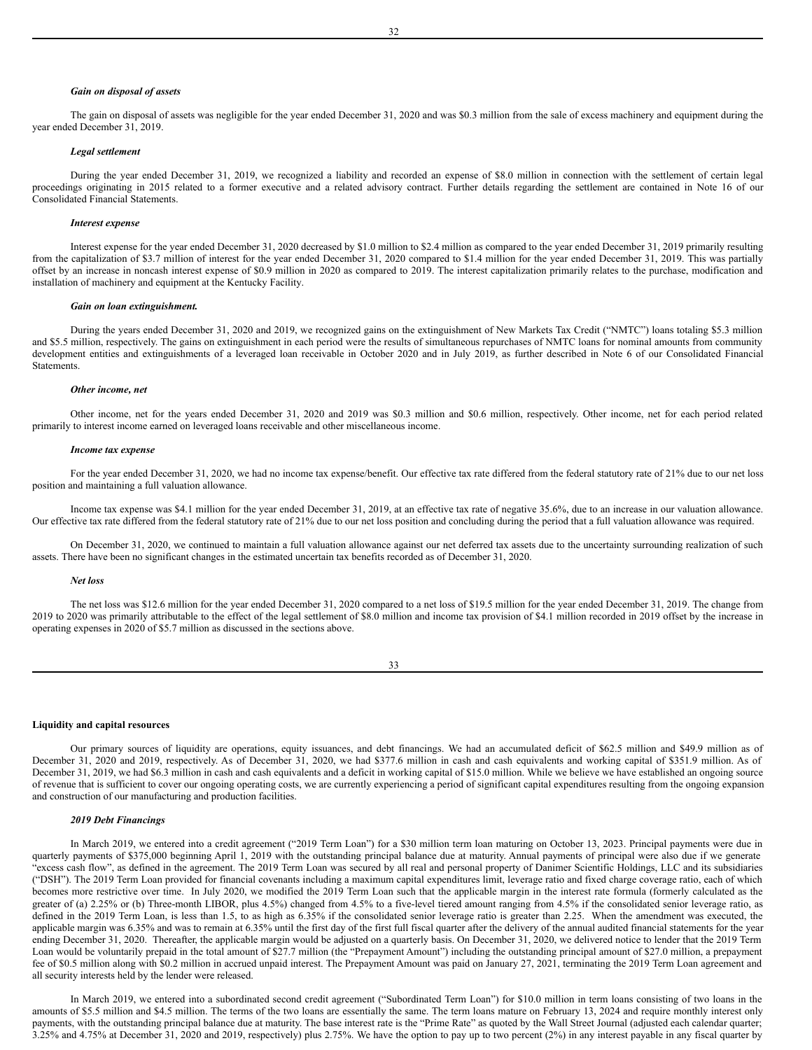***Gain on disposal of assets***

The gain on disposal of assets was negligible for the year ended December 31, 2020 and was $0.3 million from the sale of excess machinery and equipment during the year ended December 31, 2019.

***Legal settlement***

During the year ended December 31, 2019, we recognized a liability and recorded an expense of $8.0 million in connection with the settlement of certain legal proceedings originating in 2015 related to a former executive and a related advisory contract. Further details regarding the settlement are contained in Note 16 of our Consolidated Financial Statements.

***Interest expense***

Interest expense for the year ended December 31, 2020 decreased by $1.0 million to $2.4 million as compared to the year ended December 31, 2019 primarily resulting from the capitalization of $3.7 million of interest for the year ended December 31, 2020 compared to $1.4 million for the year ended December 31, 2019. This was partially offset by an increase in noncash interest expense of $0.9 million in 2020 as compared to 2019. The interest capitalization primarily relates to the purchase, modification and installation of machinery and equipment at the Kentucky Facility.

***Gain on loan extinguishment.***

During the years ended December 31, 2020 and 2019, we recognized gains on the extinguishment of New Markets Tax Credit ("NMTC") loans totaling $5.3 million and $5.5 million, respectively. The gains on extinguishment in each period were the results of simultaneous repurchases of NMTC loans for nominal amounts from community development entities and extinguishments of a leveraged loan receivable in October 2020 and in July 2019, as further described in Note 6 of our Consolidated Financial Statements.

***Other income, net***

Other income, net for the years ended December 31, 2020 and 2019 was $0.3 million and $0.6 million, respectively. Other income, net for each period related primarily to interest income earned on leveraged loans receivable and other miscellaneous income.

***Income tax expense***

For the year ended December 31, 2020, we had no income tax expense/benefit. Our effective tax rate differed from the federal statutory rate of 21% due to our net loss position and maintaining a full valuation allowance.

Income tax expense was $4.1 million for the year ended December 31, 2019, at an effective tax rate of negative 35.6%, due to an increase in our valuation allowance. Our effective tax rate differed from the federal statutory rate of 21% due to our net loss position and concluding during the period that a full valuation allowance was required.

On December 31, 2020, we continued to maintain a full valuation allowance against our net deferred tax assets due to the uncertainty surrounding realization of such assets. There have been no significant changes in the estimated uncertain tax benefits recorded as of December 31, 2020.

***Net loss***

The net loss was $12.6 million for the year ended December 31, 2020 compared to a net loss of $19.5 million for the year ended December 31, 2019. The change from 2019 to 2020 was primarily attributable to the effect of the legal settlement of $8.0 million and income tax provision of $4.1 million recorded in 2019 offset by the increase in operating expenses in 2020 of $5.7 million as discussed in the sections above.

**Liquidity and capital resources**

Our primary sources of liquidity are operations, equity issuances, and debt financings. We had an accumulated deficit of $62.5 million and $49.9 million as of December 31, 2020 and 2019, respectively. As of December 31, 2020, we had $377.6 million in cash and cash equivalents and working capital of $351.9 million. As of December 31, 2019, we had $6.3 million in cash and cash equivalents and a deficit in working capital of $15.0 million. While we believe we have established an ongoing source of revenue that is sufficient to cover our ongoing operating costs, we are currently experiencing a period of significant capital expenditures resulting from the ongoing expansion and construction of our manufacturing and production facilities.

***2019 Debt Financings***

In March 2019, we entered into a credit agreement ("2019 Term Loan") for a $30 million term loan maturing on October 13, 2023. Principal payments were due in quarterly payments of $375,000 beginning April 1, 2019 with the outstanding principal balance due at maturity. Annual payments of principal were also due if we generate "excess cash flow", as defined in the agreement. The 2019 Term Loan was secured by all real and personal property of Danimer Scientific Holdings, LLC and its subsidiaries ("DSH"). The 2019 Term Loan provided for financial covenants including a maximum capital expenditures limit, leverage ratio and fixed charge coverage ratio, each of which becomes more restrictive over time. In July 2020, we modified the 2019 Term Loan such that the applicable margin in the interest rate formula (formerly calculated as the greater of (a) 2.25% or (b) Three-month LIBOR, plus 4.5%) changed from 4.5% to a five-level tiered amount ranging from 4.5% if the consolidated senior leverage ratio, as defined in the 2019 Term Loan, is less than 1.5, to as high as 6.35% if the consolidated senior leverage ratio is greater than 2.25. When the amendment was executed, the applicable margin was 6.35% and was to remain at 6.35% until the first day of the first full fiscal quarter after the delivery of the annual audited financial statements for the year ending December 31, 2020. Thereafter, the applicable margin would be adjusted on a quarterly basis. On December 31, 2020, we delivered notice to lender that the 2019 Term Loan would be voluntarily prepaid in the total amount of $27.7 million (the "Prepayment Amount") including the outstanding principal amount of $27.0 million, a prepayment fee of $0.5 million along with $0.2 million in accrued unpaid interest. The Prepayment Amount was paid on January 27, 2021, terminating the 2019 Term Loan agreement and all security interests held by the lender were released.

In March 2019, we entered into a subordinated second credit agreement ("Subordinated Term Loan") for $10.0 million in term loans consisting of two loans in the amounts of $5.5 million and $4.5 million. The terms of the two loans are essentially the same. The term loans mature on February 13, 2024 and require monthly interest only payments, with the outstanding principal balance due at maturity. The base interest rate is the "Prime Rate" as quoted by the Wall Street Journal (adjusted each calendar quarter; 3.25% and 4.75% at December 31, 2020 and 2019, respectively) plus 2.75%. We have the option to pay up to two percent (2%) in any interest payable in any fiscal quarter by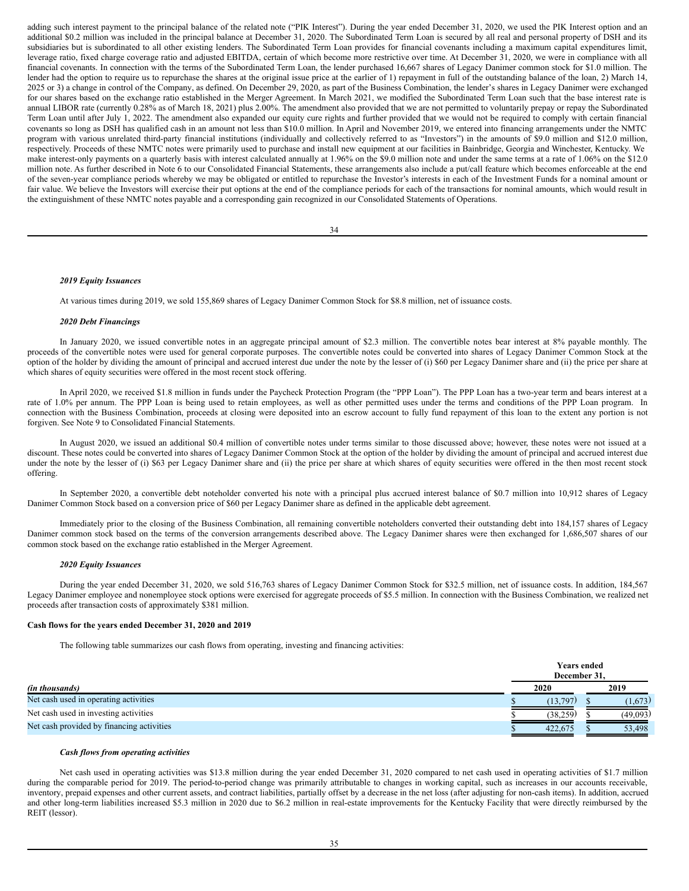adding such interest payment to the principal balance of the related note ("PIK Interest"). During the year ended December 31, 2020, we used the PIK Interest option and an additional $0.2 million was included in the principal balance at December 31, 2020. The Subordinated Term Loan is secured by all real and personal property of DSH and its subsidiaries but is subordinated to all other existing lenders. The Subordinated Term Loan provides for financial covenants including a maximum capital expenditures limit, leverage ratio, fixed charge coverage ratio and adjusted EBITDA, certain of which become more restrictive over time. At December 31, 2020, we were in compliance with all financial covenants. In connection with the terms of the Subordinated Term Loan, the lender purchased 16,667 shares of Legacy Danimer common stock for $1.0 million. The lender had the option to require us to repurchase the shares at the original issue price at the earlier of 1) repayment in full of the outstanding balance of the loan, 2) March 14, 2025 or 3) a change in control of the Company, as defined. On December 29, 2020, as part of the Business Combination, the lender's shares in Legacy Danimer were exchanged for our shares based on the exchange ratio established in the Merger Agreement. In March 2021, we modified the Subordinated Term Loan such that the base interest rate is annual LIBOR rate (currently 0.28% as of March 18, 2021) plus 2.00%. The amendment also provided that we are not permitted to voluntarily prepay or repay the Subordinated Term Loan until after July 1, 2022. The amendment also expanded our equity cure rights and further provided that we would not be required to comply with certain financial covenants so long as DSH has qualified cash in an amount not less than $10.0 million. In April and November 2019, we entered into financing arrangements under the NMTC program with various unrelated third-party financial institutions (individually and collectively referred to as "Investors") in the amounts of $9.0 million and $12.0 million, respectively. Proceeds of these NMTC notes were primarily used to purchase and install new equipment at our facilities in Bainbridge, Georgia and Winchester, Kentucky. We make interest-only payments on a quarterly basis with interest calculated annually at 1.96% on the $9.0 million note and under the same terms at a rate of 1.06% on the $12.0 million note. As further described in Note 6 to our Consolidated Financial Statements, these arrangements also include a put/call feature which becomes enforceable at the end of the seven-year compliance periods whereby we may be obligated or entitled to repurchase the Investor's interests in each of the Investment Funds for a nominal amount or fair value. We believe the Investors will exercise their put options at the end of the compliance periods for each of the transactions for nominal amounts, which would result in the extinguishment of these NMTC notes payable and a corresponding gain recognized in our Consolidated Statements of Operations.

***2019 Equity Issuances***

At various times during 2019, we sold 155,869 shares of Legacy Danimer Common Stock for $8.8 million, net of issuance costs.

***2020 Debt Financings***

In January 2020, we issued convertible notes in an aggregate principal amount of $2.3 million. The convertible notes bear interest at 8% payable monthly. The proceeds of the convertible notes were used for general corporate purposes. The convertible notes could be converted into shares of Legacy Danimer Common Stock at the option of the holder by dividing the amount of principal and accrued interest due under the note by the lesser of (i) $60 per Legacy Danimer share and (ii) the price per share at which shares of equity securities were offered in the most recent stock offering.

In April 2020, we received $1.8 million in funds under the Paycheck Protection Program (the "PPP Loan"). The PPP Loan has a two-year term and bears interest at a rate of 1.0% per annum. The PPP Loan is being used to retain employees, as well as other permitted uses under the terms and conditions of the PPP Loan program. In connection with the Business Combination, proceeds at closing were deposited into an escrow account to fully fund repayment of this loan to the extent any portion is not forgiven. See Note 9 to Consolidated Financial Statements.

In August 2020, we issued an additional $0.4 million of convertible notes under terms similar to those discussed above; however, these notes were not issued at a discount. These notes could be converted into shares of Legacy Danimer Common Stock at the option of the holder by dividing the amount of principal and accrued interest due under the note by the lesser of (i) $63 per Legacy Danimer share and (ii) the price per share at which shares of equity securities were offered in the then most recent stock offering.

In September 2020, a convertible debt noteholder converted his note with a principal plus accrued interest balance of $0.7 million into 10,912 shares of Legacy Danimer Common Stock based on a conversion price of $60 per Legacy Danimer share as defined in the applicable debt agreement.

Immediately prior to the closing of the Business Combination, all remaining convertible noteholders converted their outstanding debt into 184,157 shares of Legacy Danimer common stock based on the terms of the conversion arrangements described above. The Legacy Danimer shares were then exchanged for 1,686,507 shares of our common stock based on the exchange ratio established in the Merger Agreement.

***2020 Equity Issuances***

During the year ended December 31, 2020, we sold 516,763 shares of Legacy Danimer Common Stock for $32.5 million, net of issuance costs. In addition, 184,567 Legacy Danimer employee and nonemployee stock options were exercised for aggregate proceeds of $5.5 million. In connection with the Business Combination, we realized net proceeds after transaction costs of approximately $381 million.

**Cash flows for the years ended December 31, 2020 and 2019**

The following table summarizes our cash flows from operating, investing and financing activities:

| | Years ended December 31, | |
|---|---|---|
| *(in thousands)* | 2020 | 2019 |
| Net cash used in operating activities | $ (13,797) | $ (1,673) |
| Net cash used in investing activities | $ (38,259) | $ (49,093) |
| Net cash provided by financing activities | $ 422,675 | $ 53,498 |

***Cash flows from operating activities***

Net cash used in operating activities was $13.8 million during the year ended December 31, 2020 compared to net cash used in operating activities of $1.7 million during the comparable period for 2019. The period-to-period change was primarily attributable to changes in working capital, such as increases in our accounts receivable, inventory, prepaid expenses and other current assets, and contract liabilities, partially offset by a decrease in the net loss (after adjusting for non-cash items). In addition, accrued and other long-term liabilities increased $5.3 million in 2020 due to $6.2 million in real-estate improvements for the Kentucky Facility that were directly reimbursed by the REIT (lessor).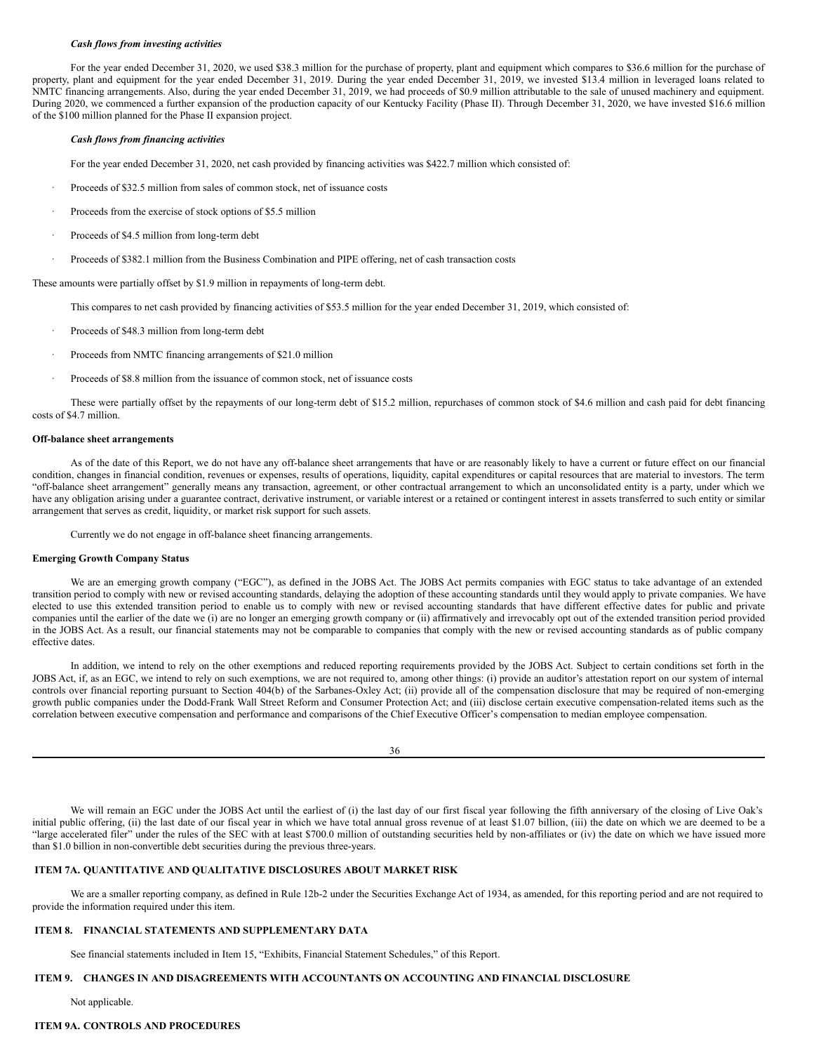*Cash flows from investing activities*

For the year ended December 31, 2020, we used $38.3 million for the purchase of property, plant and equipment which compares to $36.6 million for the purchase of property, plant and equipment for the year ended December 31, 2019. During the year ended December 31, 2019, we invested $13.4 million in leveraged loans related to NMTC financing arrangements. Also, during the year ended December 31, 2019, we had proceeds of $0.9 million attributable to the sale of unused machinery and equipment. During 2020, we commenced a further expansion of the production capacity of our Kentucky Facility (Phase II). Through December 31, 2020, we have invested $16.6 million of the $100 million planned for the Phase II expansion project.

*Cash flows from financing activities*

For the year ended December 31, 2020, net cash provided by financing activities was $422.7 million which consisted of:

- Proceeds of $32.5 million from sales of common stock, net of issuance costs
- Proceeds from the exercise of stock options of $5.5 million
- Proceeds of $4.5 million from long-term debt
- Proceeds of $382.1 million from the Business Combination and PIPE offering, net of cash transaction costs

These amounts were partially offset by $1.9 million in repayments of long-term debt.

This compares to net cash provided by financing activities of $53.5 million for the year ended December 31, 2019, which consisted of:

- Proceeds of $48.3 million from long-term debt
- Proceeds from NMTC financing arrangements of $21.0 million
- Proceeds of $8.8 million from the issuance of common stock, net of issuance costs

These were partially offset by the repayments of our long-term debt of $15.2 million, repurchases of common stock of $4.6 million and cash paid for debt financing costs of $4.7 million.

**Off-balance sheet arrangements**

As of the date of this Report, we do not have any off-balance sheet arrangements that have or are reasonably likely to have a current or future effect on our financial condition, changes in financial condition, revenues or expenses, results of operations, liquidity, capital expenditures or capital resources that are material to investors. The term "off-balance sheet arrangement" generally means any transaction, agreement, or other contractual arrangement to which an unconsolidated entity is a party, under which we have any obligation arising under a guarantee contract, derivative instrument, or variable interest or a retained or contingent interest in assets transferred to such entity or similar arrangement that serves as credit, liquidity, or market risk support for such assets.

Currently we do not engage in off-balance sheet financing arrangements.

**Emerging Growth Company Status**

We are an emerging growth company ("EGC"), as defined in the JOBS Act. The JOBS Act permits companies with EGC status to take advantage of an extended transition period to comply with new or revised accounting standards, delaying the adoption of these accounting standards until they would apply to private companies. We have elected to use this extended transition period to enable us to comply with new or revised accounting standards that have different effective dates for public and private companies until the earlier of the date we (i) are no longer an emerging growth company or (ii) affirmatively and irrevocably opt out of the extended transition period provided in the JOBS Act. As a result, our financial statements may not be comparable to companies that comply with the new or revised accounting standards as of public company effective dates.

In addition, we intend to rely on the other exemptions and reduced reporting requirements provided by the JOBS Act. Subject to certain conditions set forth in the JOBS Act, if, as an EGC, we intend to rely on such exemptions, we are not required to, among other things: (i) provide an auditor's attestation report on our system of internal controls over financial reporting pursuant to Section 404(b) of the Sarbanes-Oxley Act; (ii) provide all of the compensation disclosure that may be required of non-emerging growth public companies under the Dodd-Frank Wall Street Reform and Consumer Protection Act; and (iii) disclose certain executive compensation-related items such as the correlation between executive compensation and performance and comparisons of the Chief Executive Officer's compensation to median employee compensation.

We will remain an EGC under the JOBS Act until the earliest of (i) the last day of our first fiscal year following the fifth anniversary of the closing of Live Oak's initial public offering, (ii) the last date of our fiscal year in which we have total annual gross revenue of at least $1.07 billion, (iii) the date on which we are deemed to be a "large accelerated filer" under the rules of the SEC with at least $700.0 million of outstanding securities held by non-affiliates or (iv) the date on which we have issued more than $1.0 billion in non-convertible debt securities during the previous three-years.

## ITEM 7A. QUANTITATIVE AND QUALITATIVE DISCLOSURES ABOUT MARKET RISK

We are a smaller reporting company, as defined in Rule 12b-2 under the Securities Exchange Act of 1934, as amended, for this reporting period and are not required to provide the information required under this item.

## ITEM 8. FINANCIAL STATEMENTS AND SUPPLEMENTARY DATA

See financial statements included in Item 15, "Exhibits, Financial Statement Schedules," of this Report.

## ITEM 9. CHANGES IN AND DISAGREEMENTS WITH ACCOUNTANTS ON ACCOUNTING AND FINANCIAL DISCLOSURE

Not applicable.

## ITEM 9A. CONTROLS AND PROCEDURES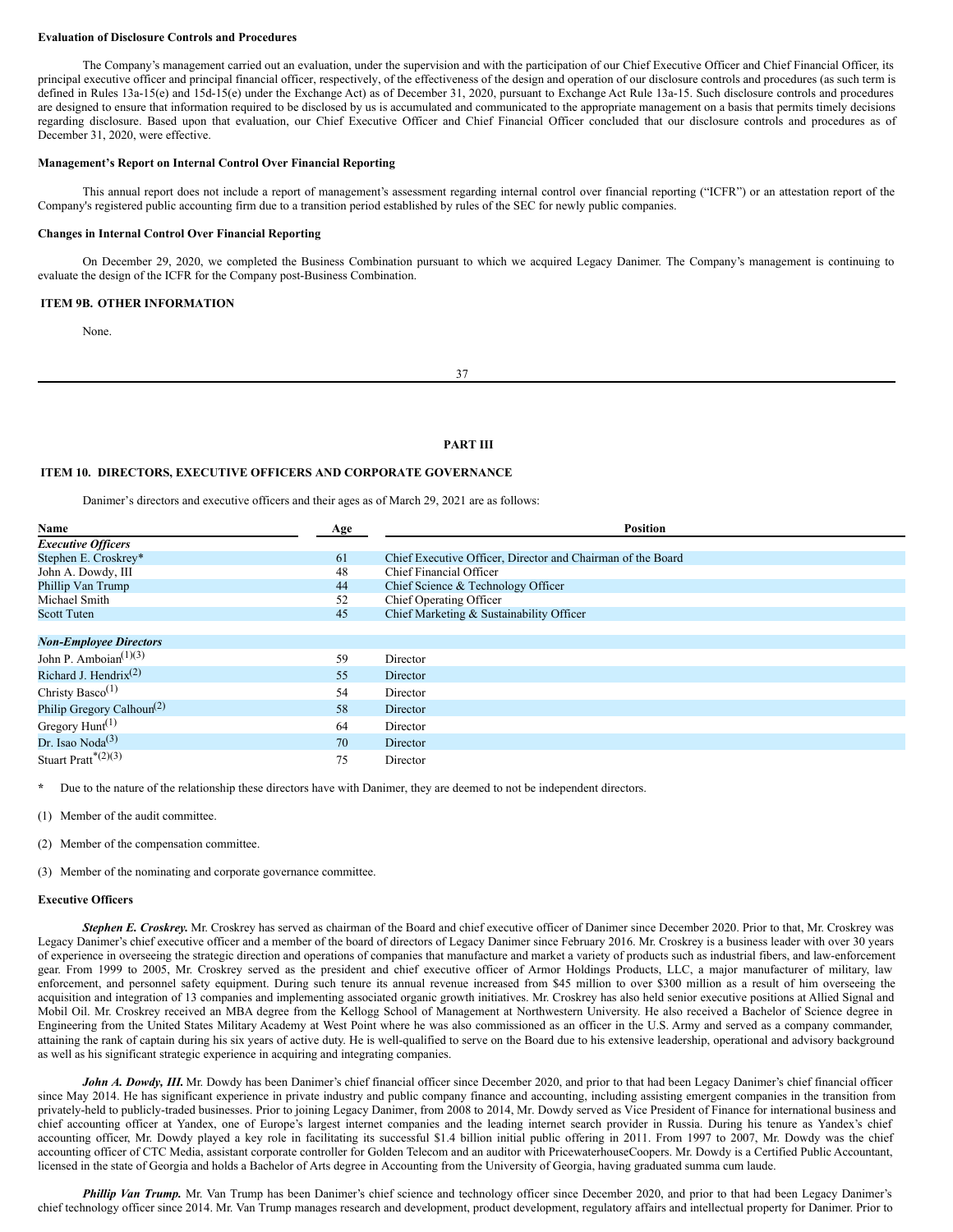**Evaluation of Disclosure Controls and Procedures**

The Company's management carried out an evaluation, under the supervision and with the participation of our Chief Executive Officer and Chief Financial Officer, its principal executive officer and principal financial officer, respectively, of the effectiveness of the design and operation of our disclosure controls and procedures (as such term is defined in Rules 13a-15(e) and 15d-15(e) under the Exchange Act) as of December 31, 2020, pursuant to Exchange Act Rule 13a-15. Such disclosure controls and procedures are designed to ensure that information required to be disclosed by us is accumulated and communicated to the appropriate management on a basis that permits timely decisions regarding disclosure. Based upon that evaluation, our Chief Executive Officer and Chief Financial Officer concluded that our disclosure controls and procedures as of December 31, 2020, were effective.

**Management's Report on Internal Control Over Financial Reporting**

This annual report does not include a report of management's assessment regarding internal control over financial reporting ("ICFR") or an attestation report of the Company's registered public accounting firm due to a transition period established by rules of the SEC for newly public companies.

**Changes in Internal Control Over Financial Reporting**

On December 29, 2020, we completed the Business Combination pursuant to which we acquired Legacy Danimer. The Company's management is continuing to evaluate the design of the ICFR for the Company post-Business Combination.

## ITEM 9B. OTHER INFORMATION

None.

# PART III

## ITEM 10. DIRECTORS, EXECUTIVE OFFICERS AND CORPORATE GOVERNANCE

Danimer's directors and executive officers and their ages as of March 29, 2021 are as follows:

| Name | Age | Position |
|---|---|---|
| ***Executive Officers*** | | |
| Stephen E. Croskrey* | 61 | Chief Executive Officer, Director and Chairman of the Board |
| John A. Dowdy, III | 48 | Chief Financial Officer |
| Phillip Van Trump | 44 | Chief Science & Technology Officer |
| Michael Smith | 52 | Chief Operating Officer |
| Scott Tuten | 45 | Chief Marketing & Sustainability Officer |
| | | |
| ***Non-Employee Directors*** | | |
| John P. Amboian(1)(3) | 59 | Director |
| Richard J. Hendrix(2) | 55 | Director |
| Christy Basco(1) | 54 | Director |
| Philip Gregory Calhoun(2) | 58 | Director |
| Gregory Hunt(1) | 64 | Director |
| Dr. Isao Noda(3) | 70 | Director |
| Stuart Pratt*(2)(3) | 75 | Director |

\* Due to the nature of the relationship these directors have with Danimer, they are deemed to not be independent directors.

(1) Member of the audit committee.

(2) Member of the compensation committee.

(3) Member of the nominating and corporate governance committee.

**Executive Officers**

***Stephen E. Croskrey.*** Mr. Croskrey has served as chairman of the Board and chief executive officer of Danimer since December 2020. Prior to that, Mr. Croskrey was Legacy Danimer's chief executive officer and a member of the board of directors of Legacy Danimer since February 2016. Mr. Croskrey is a business leader with over 30 years of experience in overseeing the strategic direction and operations of companies that manufacture and market a variety of products such as industrial fibers, and law-enforcement gear. From 1999 to 2005, Mr. Croskrey served as the president and chief executive officer of Armor Holdings Products, LLC, a major manufacturer of military, law enforcement, and personnel safety equipment. During such tenure its annual revenue increased from $45 million to over $300 million as a result of him overseeing the acquisition and integration of 13 companies and implementing associated organic growth initiatives. Mr. Croskrey has also held senior executive positions at Allied Signal and Mobil Oil. Mr. Croskrey received an MBA degree from the Kellogg School of Management at Northwestern University. He also received a Bachelor of Science degree in Engineering from the United States Military Academy at West Point where he was also commissioned as an officer in the U.S. Army and served as a company commander, attaining the rank of captain during his six years of active duty. He is well-qualified to serve on the Board due to his extensive leadership, operational and advisory background as well as his significant strategic experience in acquiring and integrating companies.

***John A. Dowdy, III.*** Mr. Dowdy has been Danimer's chief financial officer since December 2020, and prior to that had been Legacy Danimer's chief financial officer since May 2014. He has significant experience in private industry and public company finance and accounting, including assisting emergent companies in the transition from privately-held to publicly-traded businesses. Prior to joining Legacy Danimer, from 2008 to 2014, Mr. Dowdy served as Vice President of Finance for international business and chief accounting officer at Yandex, one of Europe's largest internet companies and the leading internet search provider in Russia. During his tenure as Yandex's chief accounting officer, Mr. Dowdy played a key role in facilitating its successful $1.4 billion initial public offering in 2011. From 1997 to 2007, Mr. Dowdy was the chief accounting officer of CTC Media, assistant corporate controller for Golden Telecom and an auditor with PricewaterhouseCoopers. Mr. Dowdy is a Certified Public Accountant, licensed in the state of Georgia and holds a Bachelor of Arts degree in Accounting from the University of Georgia, having graduated summa cum laude.

***Phillip Van Trump.*** Mr. Van Trump has been Danimer's chief science and technology officer since December 2020, and prior to that had been Legacy Danimer's chief technology officer since 2014. Mr. Van Trump manages research and development, product development, regulatory affairs and intellectual property for Danimer. Prior to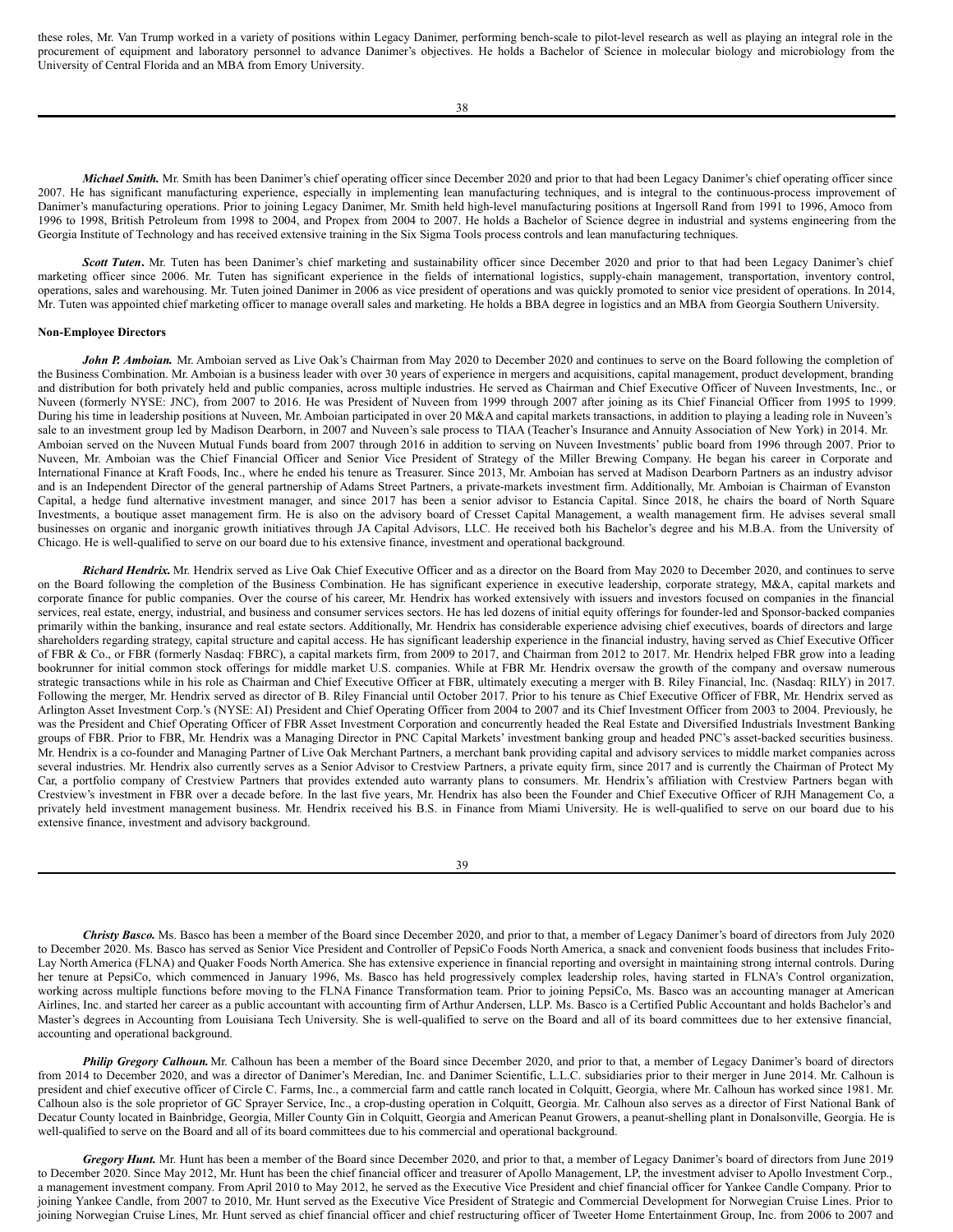these roles, Mr. Van Trump worked in a variety of positions within Legacy Danimer, performing bench-scale to pilot-level research as well as playing an integral role in the procurement of equipment and laboratory personnel to advance Danimer's objectives. He holds a Bachelor of Science in molecular biology and microbiology from the University of Central Florida and an MBA from Emory University.

***Michael Smith.*** Mr. Smith has been Danimer's chief operating officer since December 2020 and prior to that had been Legacy Danimer's chief operating officer since 2007. He has significant manufacturing experience, especially in implementing lean manufacturing techniques, and is integral to the continuous-process improvement of Danimer's manufacturing operations. Prior to joining Legacy Danimer, Mr. Smith held high-level manufacturing positions at Ingersoll Rand from 1991 to 1996, Amoco from 1996 to 1998, British Petroleum from 1998 to 2004, and Propex from 2004 to 2007. He holds a Bachelor of Science degree in industrial and systems engineering from the Georgia Institute of Technology and has received extensive training in the Six Sigma Tools process controls and lean manufacturing techniques.

***Scott Tuten*.** Mr. Tuten has been Danimer's chief marketing and sustainability officer since December 2020 and prior to that had been Legacy Danimer's chief marketing officer since 2006. Mr. Tuten has significant experience in the fields of international logistics, supply-chain management, transportation, inventory control, operations, sales and warehousing. Mr. Tuten joined Danimer in 2006 as vice president of operations and was quickly promoted to senior vice president of operations. In 2014, Mr. Tuten was appointed chief marketing officer to manage overall sales and marketing. He holds a BBA degree in logistics and an MBA from Georgia Southern University.

**Non-Employee Directors**

***John P. Amboian.*** Mr. Amboian served as Live Oak's Chairman from May 2020 to December 2020 and continues to serve on the Board following the completion of the Business Combination. Mr. Amboian is a business leader with over 30 years of experience in mergers and acquisitions, capital management, product development, branding and distribution for both privately held and public companies, across multiple industries. He served as Chairman and Chief Executive Officer of Nuveen Investments, Inc., or Nuveen (formerly NYSE: JNC), from 2007 to 2016. He was President of Nuveen from 1999 through 2007 after joining as its Chief Financial Officer from 1995 to 1999. During his time in leadership positions at Nuveen, Mr. Amboian participated in over 20 M&A and capital markets transactions, in addition to playing a leading role in Nuveen's sale to an investment group led by Madison Dearborn, in 2007 and Nuveen's sale process to TIAA (Teacher's Insurance and Annuity Association of New York) in 2014. Mr. Amboian served on the Nuveen Mutual Funds board from 2007 through 2016 in addition to serving on Nuveen Investments' public board from 1996 through 2007. Prior to Nuveen, Mr. Amboian was the Chief Financial Officer and Senior Vice President of Strategy of the Miller Brewing Company. He began his career in Corporate and International Finance at Kraft Foods, Inc., where he ended his tenure as Treasurer. Since 2013, Mr. Amboian has served at Madison Dearborn Partners as an industry advisor and is an Independent Director of the general partnership of Adams Street Partners, a private-markets investment firm. Additionally, Mr. Amboian is Chairman of Evanston Capital, a hedge fund alternative investment manager, and since 2017 has been a senior advisor to Estancia Capital. Since 2018, he chairs the board of North Square Investments, a boutique asset management firm. He is also on the advisory board of Cresset Capital Management, a wealth management firm. He advises several small businesses on organic and inorganic growth initiatives through JA Capital Advisors, LLC. He received both his Bachelor's degree and his M.B.A. from the University of Chicago. He is well-qualified to serve on our board due to his extensive finance, investment and operational background.

***Richard Hendrix.*** Mr. Hendrix served as Live Oak Chief Executive Officer and as a director on the Board from May 2020 to December 2020, and continues to serve on the Board following the completion of the Business Combination. He has significant experience in executive leadership, corporate strategy, M&A, capital markets and corporate finance for public companies. Over the course of his career, Mr. Hendrix has worked extensively with issuers and investors focused on companies in the financial services, real estate, energy, industrial, and business and consumer services sectors. He has led dozens of initial equity offerings for founder-led and Sponsor-backed companies primarily within the banking, insurance and real estate sectors. Additionally, Mr. Hendrix has considerable experience advising chief executives, boards of directors and large shareholders regarding strategy, capital structure and capital access. He has significant leadership experience in the financial industry, having served as Chief Executive Officer of FBR & Co., or FBR (formerly Nasdaq: FBRC), a capital markets firm, from 2009 to 2017, and Chairman from 2012 to 2017. Mr. Hendrix helped FBR grow into a leading bookrunner for initial common stock offerings for middle market U.S. companies. While at FBR Mr. Hendrix oversaw the growth of the company and oversaw numerous strategic transactions while in his role as Chairman and Chief Executive Officer at FBR, ultimately executing a merger with B. Riley Financial, Inc. (Nasdaq: RILY) in 2017. Following the merger, Mr. Hendrix served as director of B. Riley Financial until October 2017. Prior to his tenure as Chief Executive Officer of FBR, Mr. Hendrix served as Arlington Asset Investment Corp.'s (NYSE: AI) President and Chief Operating Officer from 2004 to 2007 and its Chief Investment Officer from 2003 to 2004. Previously, he was the President and Chief Operating Officer of FBR Asset Investment Corporation and concurrently headed the Real Estate and Diversified Industrials Investment Banking groups of FBR. Prior to FBR, Mr. Hendrix was a Managing Director in PNC Capital Markets' investment banking group and headed PNC's asset-backed securities business. Mr. Hendrix is a co-founder and Managing Partner of Live Oak Merchant Partners, a merchant bank providing capital and advisory services to middle market companies across several industries. Mr. Hendrix also currently serves as a Senior Advisor to Crestview Partners, a private equity firm, since 2017 and is currently the Chairman of Protect My Car, a portfolio company of Crestview Partners that provides extended auto warranty plans to consumers. Mr. Hendrix's affiliation with Crestview Partners began with Crestview's investment in FBR over a decade before. In the last five years, Mr. Hendrix has also been the Founder and Chief Executive Officer of RJH Management Co, a privately held investment management business. Mr. Hendrix received his B.S. in Finance from Miami University. He is well-qualified to serve on our board due to his extensive finance, investment and advisory background.

***Christy Basco.*** Ms. Basco has been a member of the Board since December 2020, and prior to that, a member of Legacy Danimer's board of directors from July 2020 to December 2020. Ms. Basco has served as Senior Vice President and Controller of PepsiCo Foods North America, a snack and convenient foods business that includes Frito-Lay North America (FLNA) and Quaker Foods North America. She has extensive experience in financial reporting and oversight in maintaining strong internal controls. During her tenure at PepsiCo, which commenced in January 1996, Ms. Basco has held progressively complex leadership roles, having started in FLNA's Control organization, working across multiple functions before moving to the FLNA Finance Transformation team. Prior to joining PepsiCo, Ms. Basco was an accounting manager at American Airlines, Inc. and started her career as a public accountant with accounting firm of Arthur Andersen, LLP. Ms. Basco is a Certified Public Accountant and holds Bachelor's and Master's degrees in Accounting from Louisiana Tech University. She is well-qualified to serve on the Board and all of its board committees due to her extensive financial, accounting and operational background.

***Philip Gregory Calhoun.*** Mr. Calhoun has been a member of the Board since December 2020, and prior to that, a member of Legacy Danimer's board of directors from 2014 to December 2020, and was a director of Danimer's Meredian, Inc. and Danimer Scientific, L.L.C. subsidiaries prior to their merger in June 2014. Mr. Calhoun is president and chief executive officer of Circle C. Farms, Inc., a commercial farm and cattle ranch located in Colquitt, Georgia, where Mr. Calhoun has worked since 1981. Mr. Calhoun also is the sole proprietor of GC Sprayer Service, Inc., a crop-dusting operation in Colquitt, Georgia. Mr. Calhoun also serves as a director of First National Bank of Decatur County located in Bainbridge, Georgia, Miller County Gin in Colquitt, Georgia and American Peanut Growers, a peanut-shelling plant in Donalsonville, Georgia. He is well-qualified to serve on the Board and all of its board committees due to his commercial and operational background.

***Gregory Hunt.*** Mr. Hunt has been a member of the Board since December 2020, and prior to that, a member of Legacy Danimer's board of directors from June 2019 to December 2020. Since May 2012, Mr. Hunt has been the chief financial officer and treasurer of Apollo Management, LP, the investment adviser to Apollo Investment Corp., a management investment company. From April 2010 to May 2012, he served as the Executive Vice President and chief financial officer for Yankee Candle Company. Prior to joining Yankee Candle, from 2007 to 2010, Mr. Hunt served as the Executive Vice President of Strategic and Commercial Development for Norwegian Cruise Lines. Prior to joining Norwegian Cruise Lines, Mr. Hunt served as chief financial officer and chief restructuring officer of Tweeter Home Entertainment Group, Inc. from 2006 to 2007 and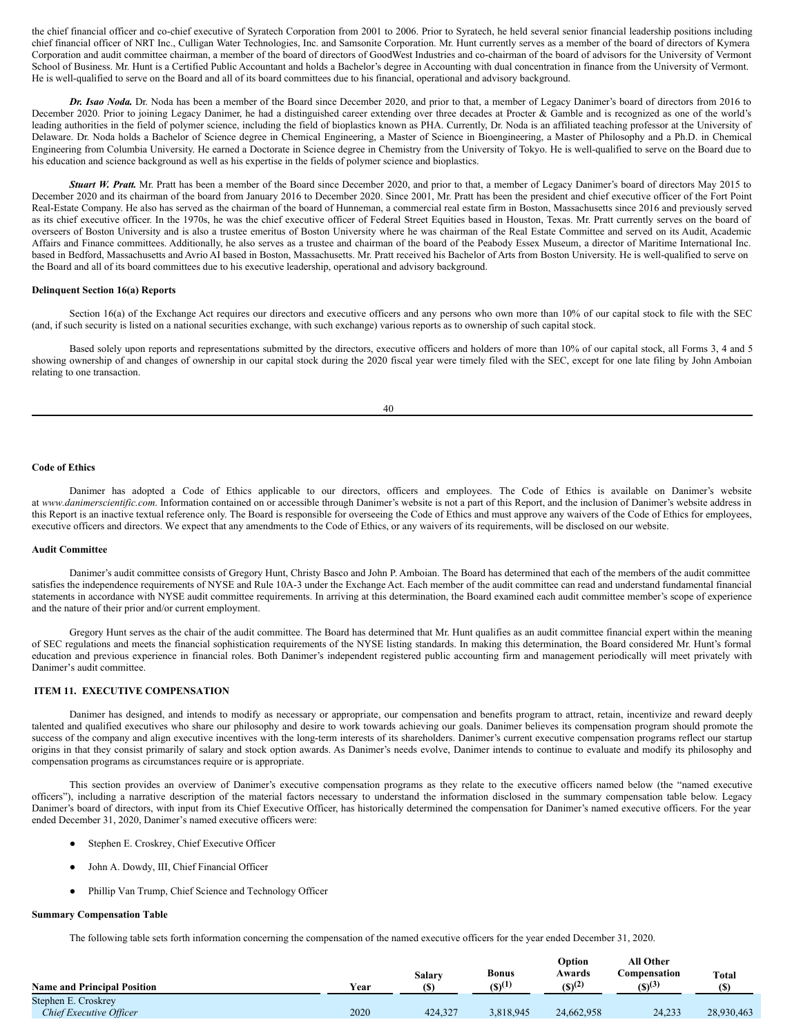the chief financial officer and co-chief executive of Syratech Corporation from 2001 to 2006. Prior to Syratech, he held several senior financial leadership positions including chief financial officer of NRT Inc., Culligan Water Technologies, Inc. and Samsonite Corporation. Mr. Hunt currently serves as a member of the board of directors of Kymera Corporation and audit committee chairman, a member of the board of directors of GoodWest Industries and co-chairman of the board of advisors for the University of Vermont School of Business. Mr. Hunt is a Certified Public Accountant and holds a Bachelor's degree in Accounting with dual concentration in finance from the University of Vermont. He is well-qualified to serve on the Board and all of its board committees due to his financial, operational and advisory background.

***Dr. Isao Noda.*** Dr. Noda has been a member of the Board since December 2020, and prior to that, a member of Legacy Danimer's board of directors from 2016 to December 2020. Prior to joining Legacy Danimer, he had a distinguished career extending over three decades at Procter & Gamble and is recognized as one of the world's leading authorities in the field of polymer science, including the field of bioplastics known as PHA. Currently, Dr. Noda is an affiliated teaching professor at the University of Delaware. Dr. Noda holds a Bachelor of Science degree in Chemical Engineering, a Master of Science in Bioengineering, a Master of Philosophy and a Ph.D. in Chemical Engineering from Columbia University. He earned a Doctorate in Science degree in Chemistry from the University of Tokyo. He is well-qualified to serve on the Board due to his education and science background as well as his expertise in the fields of polymer science and bioplastics.

***Stuart W. Pratt.*** Mr. Pratt has been a member of the Board since December 2020, and prior to that, a member of Legacy Danimer's board of directors May 2015 to December 2020 and its chairman of the board from January 2016 to December 2020. Since 2001, Mr. Pratt has been the president and chief executive officer of the Fort Point Real-Estate Company. He also has served as the chairman of the board of Hunneman, a commercial real estate firm in Boston, Massachusetts since 2016 and previously served as its chief executive officer. In the 1970s, he was the chief executive officer of Federal Street Equities based in Houston, Texas. Mr. Pratt currently serves on the board of overseers of Boston University and is also a trustee emeritus of Boston University where he was chairman of the Real Estate Committee and served on its Audit, Academic Affairs and Finance committees. Additionally, he also serves as a trustee and chairman of the board of the Peabody Essex Museum, a director of Maritime International Inc. based in Bedford, Massachusetts and Avrio AI based in Boston, Massachusetts. Mr. Pratt received his Bachelor of Arts from Boston University. He is well-qualified to serve on the Board and all of its board committees due to his executive leadership, operational and advisory background.

**Delinquent Section 16(a) Reports**

Section 16(a) of the Exchange Act requires our directors and executive officers and any persons who own more than 10% of our capital stock to file with the SEC (and, if such security is listed on a national securities exchange, with such exchange) various reports as to ownership of such capital stock.

Based solely upon reports and representations submitted by the directors, executive officers and holders of more than 10% of our capital stock, all Forms 3, 4 and 5 showing ownership of and changes of ownership in our capital stock during the 2020 fiscal year were timely filed with the SEC, except for one late filing by John Amboian relating to one transaction.

**Code of Ethics**

Danimer has adopted a Code of Ethics applicable to our directors, officers and employees. The Code of Ethics is available on Danimer's website at *www.danimerscientific.com*. Information contained on or accessible through Danimer's website is not a part of this Report, and the inclusion of Danimer's website address in this Report is an inactive textual reference only. The Board is responsible for overseeing the Code of Ethics and must approve any waivers of the Code of Ethics for employees, executive officers and directors. We expect that any amendments to the Code of Ethics, or any waivers of its requirements, will be disclosed on our website.

**Audit Committee**

Danimer's audit committee consists of Gregory Hunt, Christy Basco and John P. Amboian. The Board has determined that each of the members of the audit committee satisfies the independence requirements of NYSE and Rule 10A-3 under the Exchange Act. Each member of the audit committee can read and understand fundamental financial statements in accordance with NYSE audit committee requirements. In arriving at this determination, the Board examined each audit committee member's scope of experience and the nature of their prior and/or current employment.

Gregory Hunt serves as the chair of the audit committee. The Board has determined that Mr. Hunt qualifies as an audit committee financial expert within the meaning of SEC regulations and meets the financial sophistication requirements of the NYSE listing standards. In making this determination, the Board considered Mr. Hunt's formal education and previous experience in financial roles. Both Danimer's independent registered public accounting firm and management periodically will meet privately with Danimer's audit committee.

## ITEM 11. EXECUTIVE COMPENSATION

Danimer has designed, and intends to modify as necessary or appropriate, our compensation and benefits program to attract, retain, incentivize and reward deeply talented and qualified executives who share our philosophy and desire to work towards achieving our goals. Danimer believes its compensation program should promote the success of the company and align executive incentives with the long-term interests of its shareholders. Danimer's current executive compensation programs reflect our startup origins in that they consist primarily of salary and stock option awards. As Danimer's needs evolve, Danimer intends to continue to evaluate and modify its philosophy and compensation programs as circumstances require or is appropriate.

This section provides an overview of Danimer's executive compensation programs as they relate to the executive officers named below (the "named executive officers"), including a narrative description of the material factors necessary to understand the information disclosed in the summary compensation table below. Legacy Danimer's board of directors, with input from its Chief Executive Officer, has historically determined the compensation for Danimer's named executive officers. For the year ended December 31, 2020, Danimer's named executive officers were:

- Stephen E. Croskrey, Chief Executive Officer
- John A. Dowdy, III, Chief Financial Officer
- Phillip Van Trump, Chief Science and Technology Officer

**Summary Compensation Table**

The following table sets forth information concerning the compensation of the named executive officers for the year ended December 31, 2020.

| Name and Principal Position | Year | Salary ($) | Bonus ($)(1) | Option Awards ($)(2) | All Other Compensation ($)(3) | Total ($) |
|---|---|---|---|---|---|---|
| Stephen E. Croskrey<br>*Chief Executive Officer* | 2020 | 424,327 | 3,818,945 | 24,662,958 | 24,233 | 28,930,463 |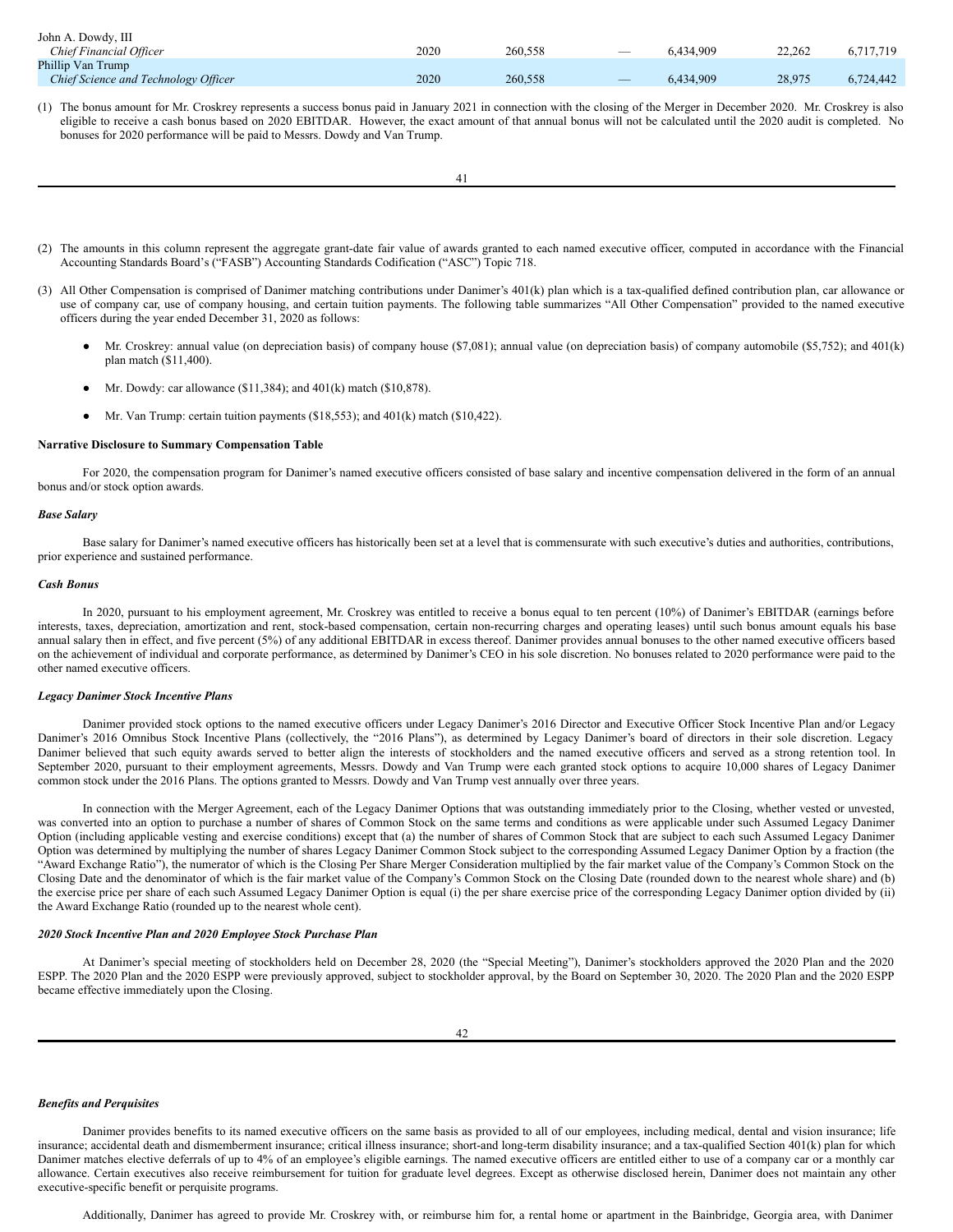| | | | | | | |
|---|---|---|---|---|---|---|
| John A. Dowdy, III | | | | | | |
| *Chief Financial Officer* | 2020 | 260,558 | — | 6,434,909 | 22,262 | 6,717,719 |
| Phillip Van Trump | | | | | | |
| *Chief Science and Technology Officer* | 2020 | 260,558 | — | 6,434,909 | 28,975 | 6,724,442 |

(1) The bonus amount for Mr. Croskrey represents a success bonus paid in January 2021 in connection with the closing of the Merger in December 2020. Mr. Croskrey is also eligible to receive a cash bonus based on 2020 EBITDAR. However, the exact amount of that annual bonus will not be calculated until the 2020 audit is completed. No bonuses for 2020 performance will be paid to Messrs. Dowdy and Van Trump.

(2) The amounts in this column represent the aggregate grant-date fair value of awards granted to each named executive officer, computed in accordance with the Financial Accounting Standards Board's ("FASB") Accounting Standards Codification ("ASC") Topic 718.

(3) All Other Compensation is comprised of Danimer matching contributions under Danimer's 401(k) plan which is a tax-qualified defined contribution plan, car allowance or use of company car, use of company housing, and rent, stock-based compensation, certain non-recurring charges and operating leases) until such bonus amount equals his base annual salary then in effect, and five percent (5%) of any additional EBITDAR in excess thereof. Danimer provides annual bonuses to the other named executive officers based on the achievement of individual and corporate performance, as determined by Danimer's CEO in his sole discretion. No bonuses related to 2020 performance were paid to the other named executive officers.

| | | | | | | |
|---|---|---|---|---|---|---|
| John A. Dowdy, III | | | | | | |
| *Chief Financial Officer* | 2020 | 260,558 | — | 6,434,909 | 22,262 | 6,717,719 |
| Phillip Van Trump | | | | | | |
| *Chief Science and Technology Officer* | 2020 | 260,558 | — | 6,434,909 | 28,975 | 6,724,442 |

(1) The bonus amount for Mr. Croskrey represents a success bonus paid in January 2021 in connection with the closing of the Merger in December 2020. Mr. Croskrey is also eligible to receive a cash bonus based on 2020 EBITDAR. However, the exact amount of that annual bonus will not be calculated until the 2020 audit is completed. No bonuses for 2020 performance will be paid to Messrs. Dowdy and Van Trump.

(2) The amounts in this column represent the aggregate grant-date fair value of awards granted to each named executive officer, computed in accordance with the Financial Accounting Standards Board's ("FASB") Accounting Standards Codification ("ASC") Topic 718.

(3) All Other Compensation is comprised of Danimer matching contributions under Danimer's 401(k) plan which is a tax-qualified defined contribution plan, car allowance or use of company car, use of company housing, and rent, and certain tuition payments. The following table summarizes "All Other Compensation" provided to the named executive officers during the year ended December 31, 2020 as follows:

- Mr. Croskrey: annual value (on depreciation basis) of company house ($7,081); annual value (on depreciation basis) of company automobile ($5,752); and 401(k) plan match ($11,400).
- Mr. Dowdy: car allowance ($11,384); and 401(k) match ($10,878).
- Mr. Van Trump: certain tuition payments ($18,553); and 401(k) match ($10,422).

**Narrative Disclosure to Summary Compensation Table**

For 2020, the compensation program for Danimer's named executive officers consisted of base salary and incentive compensation delivered in the form of an annual bonus and/or stock option awards.

***Base Salary***

Base salary for Danimer's named executive officers has historically been set at a level that is commensurate with such executive's duties and authorities, contributions, prior experience and sustained performance.

***Cash Bonus***

In 2020, pursuant to his employment agreement, Mr. Croskrey was entitled to receive a bonus equal to ten percent (10%) of Danimer's EBITDAR (earnings before interests, taxes, depreciation, amortization and rent, stock-based compensation, certain non-recurring charges and operating leases) until such bonus amount equals his base annual salary then in effect, and five percent (5%) of any additional EBITDAR in excess thereof. Danimer provides annual bonuses to the other named executive officers based on the achievement of individual and corporate performance, as determined by Danimer's CEO in his sole discretion. No bonuses related to 2020 performance were paid to the other named executive officers.

***Legacy Danimer Stock Incentive Plans***

Danimer provided stock options to the named executive officers under Legacy Danimer's 2016 Director and Executive Officer Stock Incentive Plan and/or Legacy Danimer's 2016 Omnibus Stock Incentive Plans (collectively, the "2016 Plans"), as determined by Legacy Danimer's board of directors in their sole discretion. Legacy Danimer believed that such equity awards served to better align the interests of stockholders and the named executive officers and served as a strong retention tool. In September 2020, pursuant to their employment agreements, Messrs. Dowdy and Van Trump were each granted stock options to acquire 10,000 shares of Legacy Danimer common stock under the 2016 Plans. The options granted to Messrs. Dowdy and Van Trump vest annually over three years.

In connection with the Merger Agreement, each of the Legacy Danimer Options that was outstanding immediately prior to the Closing, whether vested or unvested, was converted into an option to purchase a number of shares of Common Stock on the same terms and conditions as were applicable under such Assumed Legacy Danimer Option (including applicable vesting and exercise conditions) except that (a) the number of shares of Common Stock that are subject to each such Assumed Legacy Danimer Option was determined by multiplying the number of shares Legacy Danimer Common Stock subject to the corresponding Assumed Legacy Danimer Option by a fraction (the "Award Exchange Ratio"), the numerator of which is the Closing Per Share Merger Consideration multiplied by the fair market value of the Company's Common Stock on the Closing Date and the denominator of which is the fair market value of the Company's Common Stock on the Closing Date (rounded down to the nearest whole share) and (b) the exercise price per share of each such Assumed Legacy Danimer Option is equal (i) the per share exercise price of the corresponding Legacy Danimer option divided by (ii) the Award Exchange Ratio (rounded up to the nearest whole cent).

***2020 Stock Incentive Plan and 2020 Employee Stock Purchase Plan***

At Danimer's special meeting of stockholders held on December 28, 2020 (the "Special Meeting"), Danimer's stockholders approved the 2020 Plan and the 2020 ESPP. The 2020 Plan and the 2020 ESPP were previously approved, subject to stockholder approval, by the Board on September 30, 2020. The 2020 Plan and the 2020 ESPP became effective immediately upon the Closing.

***Benefits and Perquisites***

Danimer provides benefits to its named executive officers on the same basis as provided to all of our employees, including medical, dental and vision insurance; life insurance; accidental death and dismemberment insurance; critical illness insurance; short-and long-term disability insurance; and a tax-qualified Section 401(k) plan for which Danimer matches elective deferrals of up to 4% of an employee's eligible earnings. The named executive officers are entitled either to use of a company car or a monthly car allowance. Certain executives also receive reimbursement for tuition for graduate level degrees. Except as otherwise disclosed herein, Danimer does not maintain any other executive-specific benefit or perquisite programs.

Additionally, Danimer has agreed to provide Mr. Croskrey with, or reimburse him for, a rental home or apartment in the Bainbridge, Georgia area, with Danimer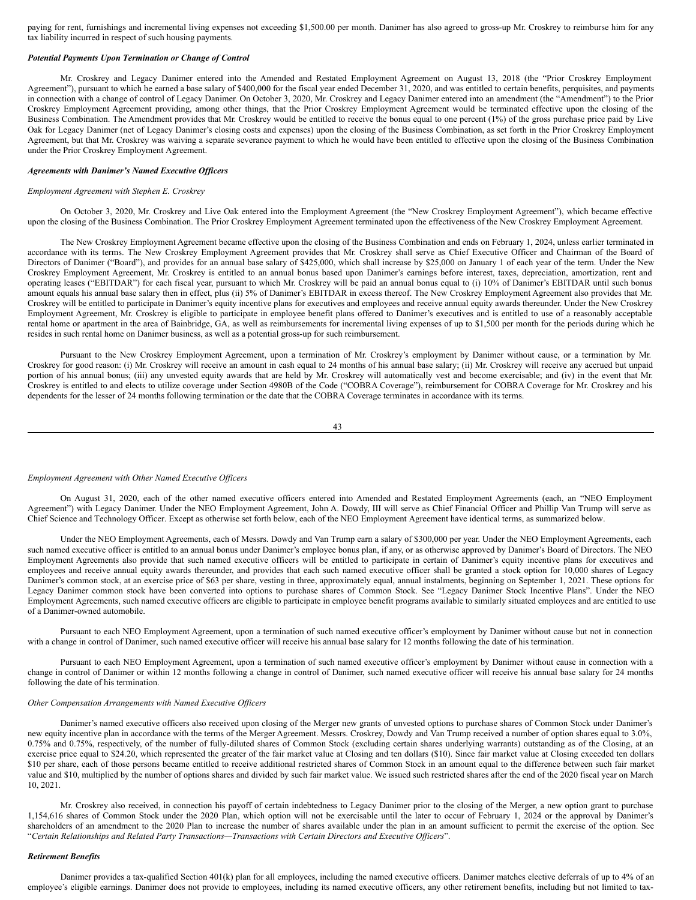paying for rent, furnishings and incremental living expenses not exceeding $1,500.00 per month. Danimer has also agreed to gross-up Mr. Croskrey to reimburse him for any tax liability incurred in respect of such housing payments.

***Potential Payments Upon Termination or Change of Control***

Mr. Croskrey and Legacy Danimer entered into the Amended and Restated Employment Agreement on August 13, 2018 (the "Prior Croskrey Employment Agreement"), pursuant to which he earned a base salary of $400,000 for the fiscal year ended December 31, 2020, and was entitled to certain benefits, perquisites, and payments in connection with a change of control of Legacy Danimer. On October 3, 2020, Mr. Croskrey and Legacy Danimer entered into an amendment (the "Amendment") to the Prior Croskrey Employment Agreement providing, among other things, that the Prior Croskrey Employment Agreement would be terminated effective upon the closing of the Business Combination. The Amendment provides that Mr. Croskrey would be entitled to receive the bonus equal to one percent (1%) of the gross purchase price paid by Live Oak for Legacy Danimer (net of Legacy Danimer's closing costs and expenses) upon the closing of the Business Combination, as set forth in the Prior Croskrey Employment Agreement, but that Mr. Croskrey was waiving a separate severance payment to which he would have been entitled to effective upon the closing of the Business Combination under the Prior Croskrey Employment Agreement.

***Agreements with Danimer's Named Executive Officers***

*Employment Agreement with Stephen E. Croskrey*

On October 3, 2020, Mr. Croskrey and Live Oak entered into the Employment Agreement (the "New Croskrey Employment Agreement"), which became effective upon the closing of the Business Combination. The Prior Croskrey Employment Agreement terminated upon the effectiveness of the New Croskrey Employment Agreement.

The New Croskrey Employment Agreement became effective upon the closing of the Business Combination and ends on February 1, 2024, unless earlier terminated in accordance with its terms. The New Croskrey Employment Agreement provides that Mr. Croskrey shall serve as Chief Executive Officer and Chairman of the Board of Directors of Danimer ("Board"), and provides for an annual base salary of $425,000, which shall increase by $25,000 on January 1 of each year of the term. Under the New Croskrey Employment Agreement, Mr. Croskrey is entitled to an annual bonus based upon Danimer's earnings before interest, taxes, depreciation, amortization, rent and operating leases ("EBITDAR") for each fiscal year, pursuant to which Mr. Croskrey will be paid an annual bonus equal to (i) 10% of Danimer's EBITDAR until such bonus amount equals his annual base salary then in effect, plus (ii) 5% of Danimer's EBITDAR in excess thereof. The New Croskrey Employment Agreement also provides that Mr. Croskrey will be entitled to participate in Danimer's equity incentive plans for executives and employees and receive annual equity awards thereunder. Under the New Croskrey Employment Agreement, Mr. Croskrey is eligible to participate in employee benefit plans offered to Danimer's executives and is entitled to use of a reasonably acceptable rental home or apartment in the area of Bainbridge, GA, as well as reimbursements for incremental living expenses of up to $1,500 per month for the periods during which he resides in such rental home on Danimer business, as well as a potential gross-up for such reimbursement.

Pursuant to the New Croskrey Employment Agreement, upon a termination of Mr. Croskrey's employment by Danimer without cause, or a termination by Mr. Croskrey for good reason: (i) Mr. Croskrey will receive an amount in cash equal to 24 months of his annual base salary; (ii) Mr. Croskrey will receive any accrued but unpaid portion of his annual bonus; (iii) any unvested equity awards that are held by Mr. Croskrey will automatically vest and become exercisable; and (iv) in the event that Mr. Croskrey is entitled to and elects to utilize coverage under Section 4980B of the Code ("COBRA Coverage"), reimbursement for COBRA Coverage for Mr. Croskrey and his dependents for the lesser of 24 months following termination or the date that the COBRA Coverage terminates in accordance with its terms.

*Employment Agreement with Other Named Executive Officers*

On August 31, 2020, each of the other named executive officers entered into Amended and Restated Employment Agreements (each, an "NEO Employment Agreement") with Legacy Danimer. Under the NEO Employment Agreement, John A. Dowdy, III will serve as Chief Financial Officer and Phillip Van Trump will serve as Chief Science and Technology Officer. Except as otherwise set forth below, each of the NEO Employment Agreement have identical terms, as summarized below.

Under the NEO Employment Agreements, each of Messrs. Dowdy and Van Trump earn a salary of $300,000 per year. Under the NEO Employment Agreements, each such named executive officer is entitled to an annual bonus under Danimer's employee bonus plan, if any, or as otherwise approved by Danimer's Board of Directors. The NEO Employment Agreements also provide that such named executive officers will be entitled to participate in certain of Danimer's equity incentive plans for executives and employees and receive annual equity awards thereunder, and provides that each such named executive officer shall be granted a stock option for 10,000 shares of Legacy Danimer's common stock, at an exercise price of $63 per share, vesting in three, approximately equal, annual instalments, beginning on September 1, 2021. These options for Legacy Danimer common stock have been converted into options to purchase shares of Common Stock. See "Legacy Danimer Stock Incentive Plans". Under the NEO Employment Agreements, such named executive officers are eligible to participate in employee benefit programs available to similarly situated employees and are entitled to use of a Danimer-owned automobile.

Pursuant to each NEO Employment Agreement, upon a termination of such named executive officer's employment by Danimer without cause but not in connection with a change in control of Danimer, such named executive officer will receive his annual base salary for 12 months following the date of his termination.

Pursuant to each NEO Employment Agreement, upon a termination of such named executive officer's employment by Danimer without cause in connection with a change in control of Danimer or within 12 months following a change in control of Danimer, such named executive officer will receive his annual base salary for 24 months following the date of his termination.

*Other Compensation Arrangements with Named Executive Officers*

Danimer's named executive officers also received upon closing of the Merger new grants of unvested options to purchase shares of Common Stock under Danimer's new equity incentive plan in accordance with the terms of the Merger Agreement. Messrs. Croskrey, Dowdy and Van Trump received a number of option shares equal to 3.0%, 0.75% and 0.75%, respectively, of the number of fully-diluted shares of Common Stock (excluding certain shares underlying warrants) outstanding as of the Closing, at an exercise price equal to $24.20, which represented the greater of the fair market value at Closing and ten dollars ($10). Since fair market value at Closing exceeded ten dollars $10 per share, each of those persons became entitled to receive additional restricted shares of Common Stock in an amount equal to the difference between such fair market value and $10, multiplied by the number of options shares and divided by such fair market value. We issued such restricted shares after the end of the 2020 fiscal year on March 10, 2021.

Mr. Croskrey also received, in connection his payoff of certain indebtedness to Legacy Danimer prior to the closing of the Merger, a new option grant to purchase 1,154,616 shares of Common Stock under the 2020 Plan, which option will not be exercisable until the later to occur of February 1, 2024 or the approval by Danimer's shareholders of an amendment to the 2020 Plan to increase the number of shares available under the plan in an amount sufficient to permit the exercise of the option. See "*Certain Relationships and Related Party Transactions—Transactions with Certain Directors and Executive Officers*".

***Retirement Benefits***

Danimer provides a tax-qualified Section 401(k) plan for all employees, including the named executive officers. Danimer matches elective deferrals of up to 4% of an employee's eligible earnings. Danimer does not provide to employees, including its named executive officers, any other retirement benefits, including but not limited to tax-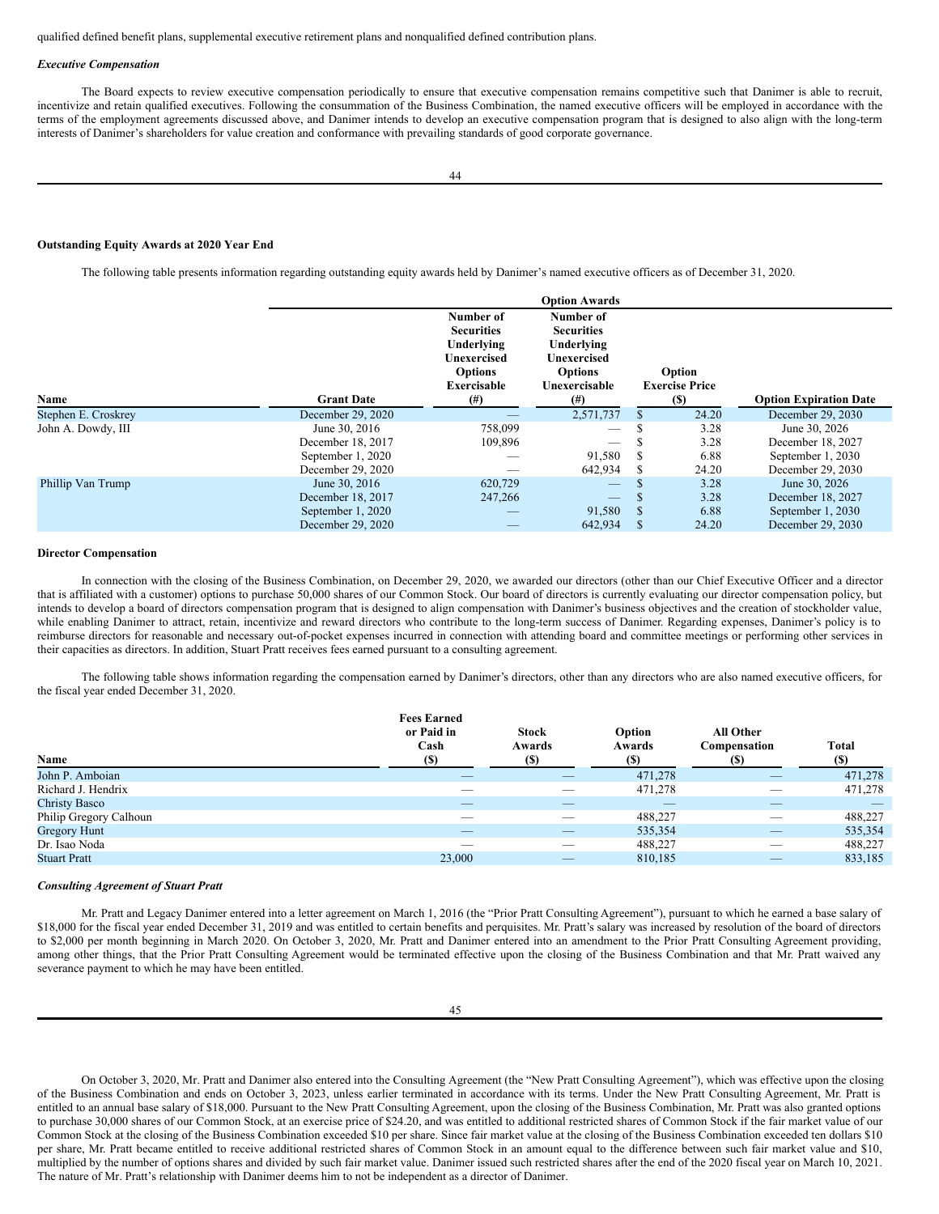qualified defined benefit plans, supplemental executive retirement plans and nonqualified defined contribution plans.

***Executive Compensation***

The Board expects to review executive compensation periodically to ensure that executive compensation remains competitive such that Danimer is able to recruit, incentivize and retain qualified executives. Following the consummation of the Business Combination, the named executive officers will be employed in accordance with the terms of the employment agreements discussed above, and Danimer intends to develop an executive compensation program that is designed to also align with the long-term interests of Danimer's shareholders for value creation and conformance with prevailing standards of good corporate governance.

**Outstanding Equity Awards at 2020 Year End**

The following table presents information regarding outstanding equity awards held by Danimer's named executive officers as of December 31, 2020.

| | Option Awards | | | | |
|---|---|---|---|---|---|
| Name | Grant Date | Number of Securities Underlying Unexercised Options Exercisable (#) | Number of Securities Underlying Unexercised Options Unexercisable (#) | Option Exercise Price ($) | Option Expiration Date |
| Stephen E. Croskrey | December 29, 2020 | — | 2,571,737 | $ 24.20 | December 29, 2030 |
| John A. Dowdy, III | June 30, 2016 | 758,099 | — | $ 3.28 | June 30, 2026 |
| | December 18, 2017 | 109,896 | — | $ 3.28 | December 18, 2027 |
| | September 1, 2020 | — | 91,580 | $ 6.88 | September 1, 2030 |
| | December 29, 2020 | — | 642,934 | $ 24.20 | December 29, 2030 |
| Phillip Van Trump | June 30, 2016 | 620,729 | — | $ 3.28 | June 30, 2026 |
| | December 18, 2017 | 247,266 | — | $ 3.28 | December 18, 2027 |
| | September 1, 2020 | — | 91,580 | $ 6.88 | September 1, 2030 |
| | December 29, 2020 | — | 642,934 | $ 24.20 | December 29, 2030 |

**Director Compensation**

In connection with the closing of the Business Combination, on December 29, 2020, we awarded our directors (other than our Chief Executive Officer and a director that is affiliated with a customer) options to purchase 50,000 shares of our Common Stock. Our board of directors is currently evaluating our director compensation policy, but intends to develop a board of directors compensation program that is designed to align compensation with Danimer's business objectives and the creation of stockholder value, while enabling Danimer to attract, retain, incentivize and reward directors who contribute to the long-term success of Danimer. Regarding expenses, Danimer's policy is to reimburse directors for reasonable and necessary out-of-pocket expenses incurred in connection with attending board and committee meetings or performing other services in their capacities as directors. In addition, Stuart Pratt receives fees earned pursuant to a consulting agreement.

The following table shows information regarding the compensation earned by Danimer's directors, other than any directors who are also named executive officers, for the fiscal year ended December 31, 2020.

| Name | Fees Earned or Paid in Cash ($) | Stock Awards ($) | Option Awards ($) | All Other Compensation ($) | Total ($) |
|---|---|---|---|---|---|
| John P. Amboian | — | — | 471,278 | — | 471,278 |
| Richard J. Hendrix | — | — | 471,278 | — | 471,278 |
| Christy Basco | — | — | — | — | — |
| Philip Gregory Calhoun | — | — | 488,227 | — | 488,227 |
| Gregory Hunt | — | — | 535,354 | — | 535,354 |
| Dr. Isao Noda | — | — | 488,227 | — | 488,227 |
| Stuart Pratt | 23,000 | — | 810,185 | — | 833,185 |

***Consulting Agreement of Stuart Pratt***

Mr. Pratt and Legacy Danimer entered into a letter agreement on March 1, 2016 (the "Prior Pratt Consulting Agreement"), pursuant to which he earned a base salary of $18,000 for the fiscal year ended December 31, 2019 and was entitled to certain benefits and perquisites. Mr. Pratt's salary was increased by resolution of the board of directors to $2,000 per month beginning in March 2020. On October 3, 2020, Mr. Pratt and Danimer entered into an amendment to the Prior Pratt Consulting Agreement providing, among other things, that the Prior Pratt Consulting Agreement would be terminated effective upon the closing of the Business Combination and that Mr. Pratt waived any severance payment to which he may have been entitled.

On October 3, 2020, Mr. Pratt and Danimer also entered into the Consulting Agreement (the "New Pratt Consulting Agreement"), which was effective upon the closing of the Business Combination and ends on October 3, 2023, unless earlier terminated in accordance with its terms. Under the New Pratt Consulting Agreement, Mr. Pratt is entitled to an annual base salary of $18,000. Pursuant to the New Pratt Consulting Agreement, upon the closing of the Business Combination, Mr. Pratt was also granted options to purchase 30,000 shares of our Common Stock, at an exercise price of $24.20, and was entitled to additional restricted shares of Common Stock if the fair market value of our Common Stock at the closing of the Business Combination exceeded $10 per share. Since fair market value at the closing of the Business Combination exceeded ten dollars $10 per share, Mr. Pratt became entitled to receive additional restricted shares of Common Stock in an amount equal to the difference between such fair market value and $10, multiplied by the number of options shares and divided by such fair market value. Danimer issued such restricted shares after the end of the 2020 fiscal year on March 10, 2021. The nature of Mr. Pratt's relationship with Danimer deems him to not be independent as a director of Danimer.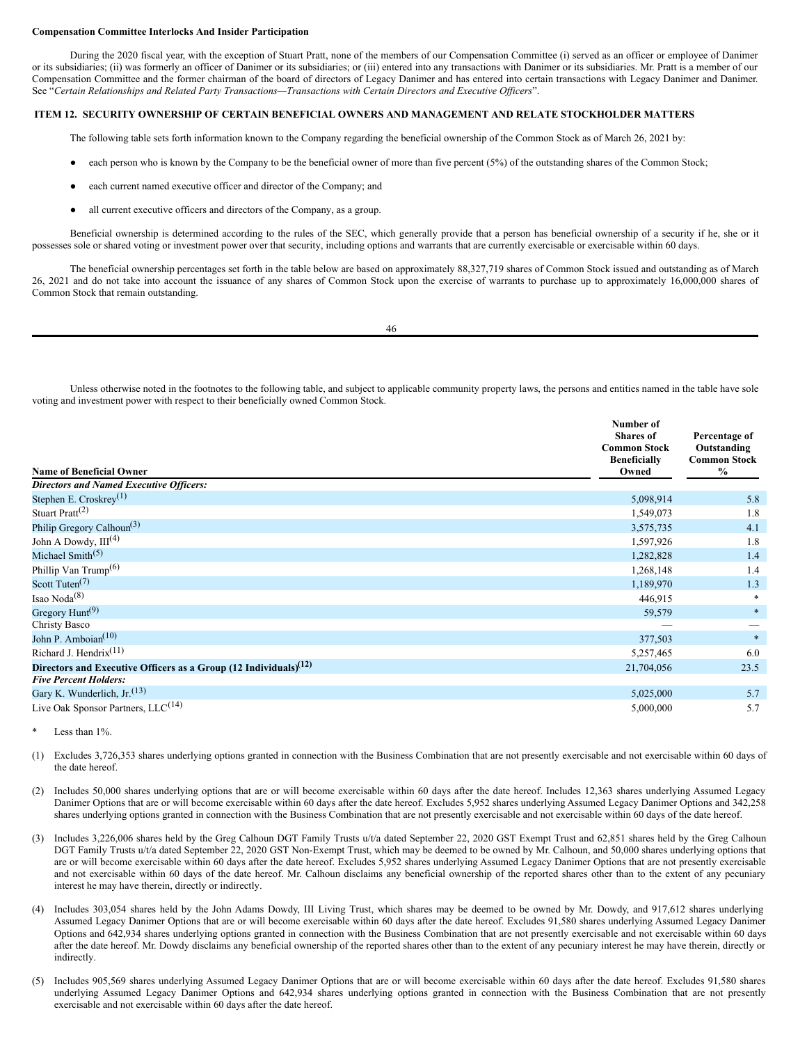**Compensation Committee Interlocks And Insider Participation**

During the 2020 fiscal year, with the exception of Stuart Pratt, none of the members of our Compensation Committee (i) served as an officer or employee of Danimer or its subsidiaries; (ii) was formerly an officer of Danimer or its subsidiaries; or (iii) entered into any transactions with Danimer or its subsidiaries. Mr. Pratt is a member of our Compensation Committee and the former chairman of the board of directors of Legacy Danimer and has entered into certain transactions with Legacy Danimer and Danimer. See "*Certain Relationships and Related Party Transactions—Transactions with Certain Directors and Executive Officers*".

## ITEM 12. SECURITY OWNERSHIP OF CERTAIN BENEFICIAL OWNERS AND MANAGEMENT AND RELATE STOCKHOLDER MATTERS

The following table sets forth information known to the Company regarding the beneficial ownership of the Common Stock as of March 26, 2021 by:

- each person who is known by the Company to be the beneficial owner of more than five percent (5%) of the outstanding shares of the Common Stock;
- each current named executive officer and director of the Company; and
- all current executive officers and directors of the Company, as a group.

Beneficial ownership is determined according to the rules of the SEC, which generally provide that a person has beneficial ownership of a security if he, she or it possesses sole or shared voting or investment power over that security, including options and warrants that are currently exercisable or exercisable within 60 days.

The beneficial ownership percentages set forth in the table below are based on approximately 88,327,719 shares of Common Stock issued and outstanding as of March 26, 2021 and do not take into account the issuance of any shares of Common Stock upon the exercise of warrants to purchase up to approximately 16,000,000 shares of Common Stock that remain outstanding.

Unless otherwise noted in the footnotes to the following table, and subject to applicable community property laws, the persons and entities named in the table have sole voting and investment power with respect to their beneficially owned Common Stock.

| Name of Beneficial Owner | Number of Shares of Common Stock Beneficially Owned | Percentage of Outstanding Common Stock % |
|---|---|---|
| ***Directors and Named Executive Officers:*** | | |
| Stephen E. Croskrey[(1)] | 5,098,914 | 5.8 |
| Stuart Pratt[(2)] | 1,549,073 | 1.8 |
| Philip Gregory Calhoun[(3)] | 3,575,735 | 4.1 |
| John A Dowdy, III[(4)] | 1,597,926 | 1.8 |
| Michael Smith[(5)] | 1,282,828 | 1.4 |
| Phillip Van Trump[(6)] | 1,268,148 | 1.4 |
| Scott Tuten[(7)] | 1,189,970 | 1.3 |
| Isao Noda[(8)] | 446,915 | * |
| Gregory Hunt[(9)] | 59,579 | * |
| Christy Basco | — | — |
| John P. Amboian[(10)] | 377,503 | * |
| Richard J. Hendrix[(11)] | 5,257,465 | 6.0 |
| **Directors and Executive Officers as a Group (12 Individuals)[(12)]** | 21,704,056 | 23.5 |
| ***Five Percent Holders:*** | | |
| Gary K. Wunderlich, Jr.[(13)] | 5,025,000 | 5.7 |
| Live Oak Sponsor Partners, LLC[(14)] | 5,000,000 | 5.7 |

\* Less than 1%.

(1) Excludes 3,726,353 shares underlying options granted in connection with the Business Combination that are not presently exercisable and not exercisable within 60 days of the date hereof.

(2) Includes 50,000 shares underlying options that are or will become exercisable within 60 days after the date hereof. Includes 12,363 shares underlying Assumed Legacy Danimer Options that are or will become exercisable within 60 days after the date hereof. Excludes 5,952 shares underlying Assumed Legacy Danimer Options and 342,258 shares underlying options granted in connection with the Business Combination that are not presently exercisable and not exercisable within 60 days of the date hereof.

(3) Includes 3,226,006 shares held by the Greg Calhoun DGT Family Trusts u/t/a dated September 22, 2020 GST Exempt Trust and 62,851 shares held by the Greg Calhoun DGT Family Trusts u/t/a dated September 22, 2020 GST Non-Exempt Trust, which may be deemed to be owned by Mr. Calhoun, and 50,000 shares underlying options that are or will become exercisable within 60 days after the date hereof. Excludes 5,952 shares underlying Assumed Legacy Danimer Options that are not presently exercisable and not exercisable within 60 days of the date hereof. Mr. Calhoun disclaims any beneficial ownership of the reported shares other than to the extent of any pecuniary interest he may have therein, directly or indirectly.

(4) Includes 303,054 shares held by the John Adams Dowdy, III Living Trust, which shares may be deemed to be owned by Mr. Dowdy, and 917,612 shares underlying Assumed Legacy Danimer Options that are or will become exercisable within 60 days after the date hereof. Excludes 91,580 shares underlying Assumed Legacy Danimer Options and 642,934 shares underlying options granted in connection with the Business Combination that are not presently exercisable and not exercisable within 60 days after the date hereof. Mr. Dowdy disclaims any beneficial ownership of the reported shares other than to the extent of any pecuniary interest he may have therein, directly or indirectly.

(5) Includes 905,569 shares underlying Assumed Legacy Danimer Options that are or will become exercisable within 60 days after the date hereof. Excludes 91,580 shares underlying Assumed Legacy Danimer Options and 642,934 shares underlying options granted in connection with the Business Combination that are not presently exercisable and not exercisable within 60 days after the date hereof.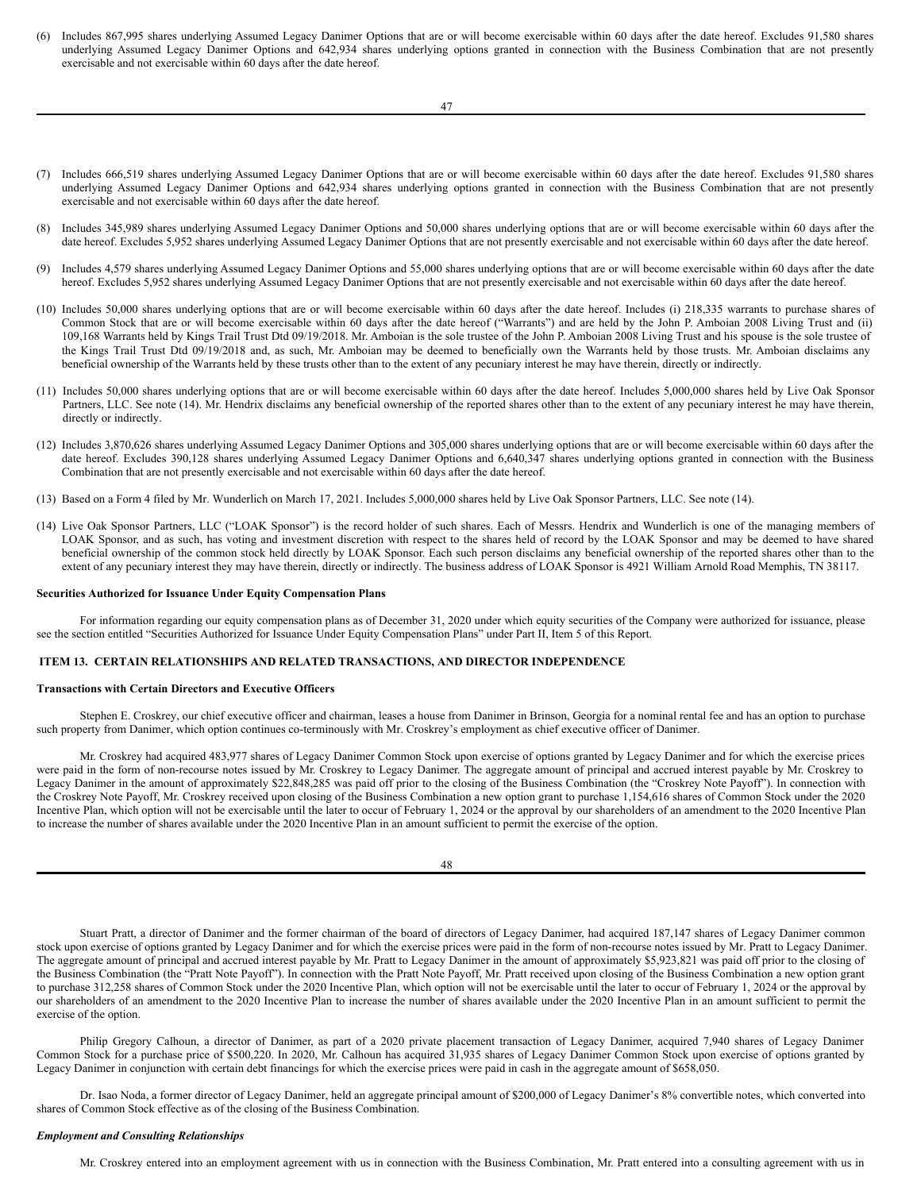(6) Includes 867,995 shares underlying Assumed Legacy Danimer Options that are or will become exercisable within 60 days after the date hereof. Excludes 91,580 shares underlying Assumed Legacy Danimer Options and 642,934 shares underlying options granted in connection with the Business Combination that are not presently exercisable and not exercisable within 60 days after the date hereof.

(7) Includes 666,519 shares underlying Assumed Legacy Danimer Options that are or will become exercisable within 60 days after the date hereof. Excludes 91,580 shares underlying Assumed Legacy Danimer Options and 642,934 shares underlying options granted in connection with the Business Combination that are not presently exercisable and not exercisable within 60 days after the date hereof.

(8) Includes 345,989 shares underlying Assumed Legacy Danimer Options and 50,000 shares underlying options that are or will become exercisable within 60 days after the date hereof. Excludes 5,952 shares underlying Assumed Legacy Danimer Options that are not presently exercisable and not exercisable within 60 days after the date hereof.

(9) Includes 4,579 shares underlying Assumed Legacy Danimer Options and 55,000 shares underlying options that are or will become exercisable within 60 days after the date hereof. Excludes 5,952 shares underlying Assumed Legacy Danimer Options that are not presently exercisable and not exercisable within 60 days after the date hereof.

(10) Includes 50,000 shares underlying options that are or will become exercisable within 60 days after the date hereof. Includes (i) 218,335 warrants to purchase shares of Common Stock that are or will become exercisable within 60 days after the date hereof ("Warrants") and are held by the John P. Amboian 2008 Living Trust and (ii) 109,168 Warrants held by Kings Trail Trust Dtd 09/19/2018. Mr. Amboian is the sole trustee of the John P. Amboian 2008 Living Trust and his spouse is the sole trustee of the Kings Trail Trust Dtd 09/19/2018 and, as such, Mr. Amboian may be deemed to beneficially own the Warrants held by those trusts. Mr. Amboian disclaims any beneficial ownership of the Warrants held by these trusts other than to the extent of any pecuniary interest he may have therein, directly or indirectly.

(11) Includes 50,000 shares underlying options that are or will become exercisable within 60 days after the date hereof. Includes 5,000,000 shares held by Live Oak Sponsor Partners, LLC. See note (14). Mr. Hendrix disclaims any beneficial ownership of the reported shares other than to the extent of any pecuniary interest he may have therein, directly or indirectly.

(12) Includes 3,870,626 shares underlying Assumed Legacy Danimer Options and 305,000 shares underlying options that are or will become exercisable within 60 days after the date hereof. Excludes 390,128 shares underlying Assumed Legacy Danimer Options and 6,640,347 shares underlying options granted in connection with the Business Combination that are not presently exercisable and not exercisable within 60 days after the date hereof.

(13) Based on a Form 4 filed by Mr. Wunderlich on March 17, 2021. Includes 5,000,000 shares held by Live Oak Sponsor Partners, LLC. See note (14).

(14) Live Oak Sponsor Partners, LLC ("LOAK Sponsor") is the record holder of such shares. Each of Messrs. Hendrix and Wunderlich is one of the managing members of LOAK Sponsor, and as such, has voting and investment discretion with respect to the shares held of record by the LOAK Sponsor and may be deemed to have shared beneficial ownership of the common stock held directly by LOAK Sponsor. Each such person disclaims any beneficial ownership of the reported shares other than to the extent of any pecuniary interest they may have therein, directly or indirectly. The business address of LOAK Sponsor is 4921 William Arnold Road Memphis, TN 38117.

**Securities Authorized for Issuance Under Equity Compensation Plans**

For information regarding our equity compensation plans as of December 31, 2020 under which equity securities of the Company were authorized for issuance, please see the section entitled "Securities Authorized for Issuance Under Equity Compensation Plans" under Part II, Item 5 of this Report.

## ITEM 13. CERTAIN RELATIONSHIPS AND RELATED TRANSACTIONS, AND DIRECTOR INDEPENDENCE

**Transactions with Certain Directors and Executive Officers**

Stephen E. Croskrey, our chief executive officer and chairman, leases a house from Danimer in Brinson, Georgia for a nominal rental fee and has an option to purchase such property from Danimer, which option continues co-terminously with Mr. Croskrey's employment as chief executive officer of Danimer.

Mr. Croskrey had acquired 483,977 shares of Legacy Danimer Common Stock upon exercise of options granted by Legacy Danimer and for which the exercise prices were paid in the form of non-recourse notes issued by Mr. Croskrey to Legacy Danimer. The aggregate amount of principal and accrued interest payable by Mr. Croskrey to Legacy Danimer in the amount of approximately $22,848,285 was paid off prior to the closing of the Business Combination (the "Croskrey Note Payoff"). In connection with the Croskrey Note Payoff, Mr. Croskrey received upon closing of the Business Combination a new option grant to purchase 1,154,616 shares of Common Stock under the 2020 Incentive Plan, which option will not be exercisable until the later to occur of February 1, 2024 or the approval by our shareholders of an amendment to the 2020 Incentive Plan to increase the number of shares available under the 2020 Incentive Plan in an amount sufficient to permit the exercise of the option.

Stuart Pratt, a director of Danimer and the former chairman of the board of directors of Legacy Danimer, had acquired 187,147 shares of Legacy Danimer common stock upon exercise of options granted by Legacy Danimer and for which the exercise prices were paid in the form of non-recourse notes issued by Mr. Pratt to Legacy Danimer. The aggregate amount of principal and accrued interest payable by Mr. Pratt to Legacy Danimer in the amount of approximately $5,923,821 was paid off prior to the closing of the Business Combination (the "Pratt Note Payoff"). In connection with the Pratt Note Payoff, Mr. Pratt received upon closing of the Business Combination a new option grant to purchase 312,258 shares of Common Stock under the 2020 Incentive Plan, which option will not be exercisable until the later to occur of February 1, 2024 or the approval by our shareholders of an amendment to the 2020 Incentive Plan to increase the number of shares available under the 2020 Incentive Plan in an amount sufficient to permit the exercise of the option.

Philip Gregory Calhoun, a director of Danimer, as part of a 2020 private placement transaction of Legacy Danimer, acquired 7,940 shares of Legacy Danimer Common Stock for a purchase price of $500,220. In 2020, Mr. Calhoun has acquired 31,935 shares of Legacy Danimer Common Stock upon exercise of options granted by Legacy Danimer in conjunction with certain debt financings for which the exercise prices were paid in cash in the aggregate amount of $658,050.

Dr. Isao Noda, a former director of Legacy Danimer, held an aggregate principal amount of $200,000 of Legacy Danimer's 8% convertible notes, which converted into shares of Common Stock effective as of the closing of the Business Combination.

***Employment and Consulting Relationships***

Mr. Croskrey entered into an employment agreement with us in connection with the Business Combination, Mr. Pratt entered into a consulting agreement with us in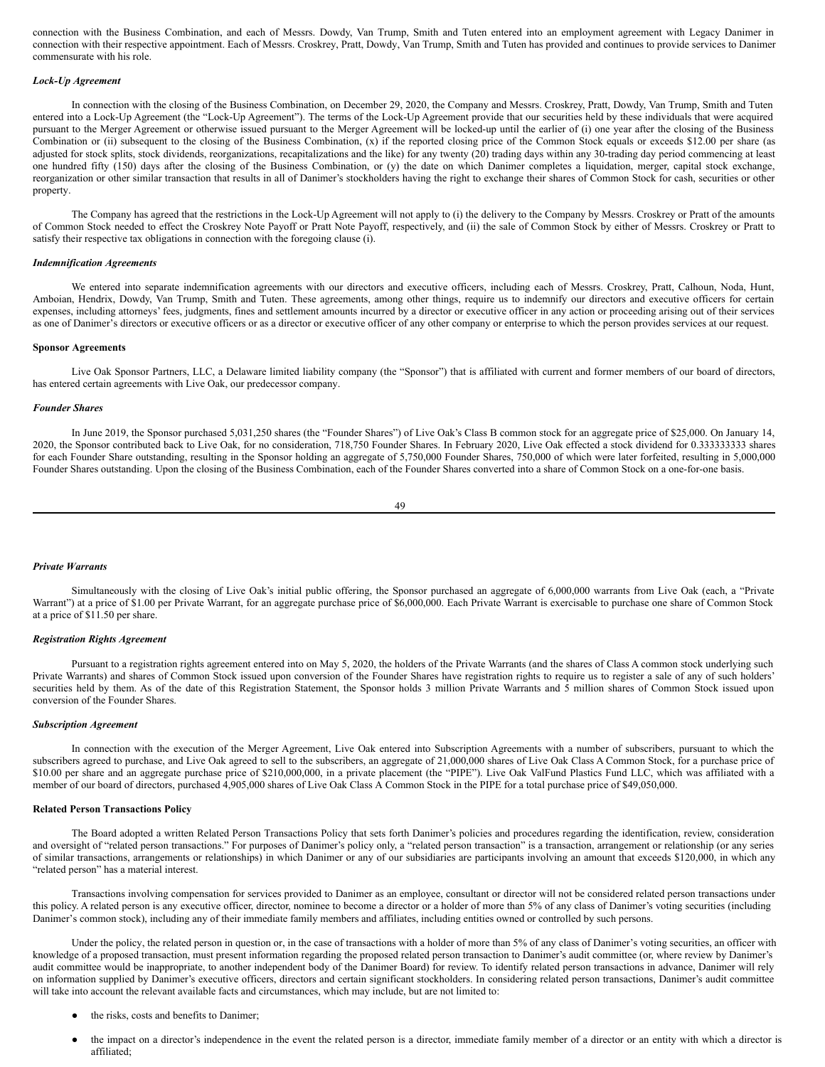connection with the Business Combination, and each of Messrs. Dowdy, Van Trump, Smith and Tuten entered into an employment agreement with Legacy Danimer in connection with their respective appointment. Each of Messrs. Croskrey, Pratt, Dowdy, Van Trump, Smith and Tuten has provided and continues to provide services to Danimer commensurate with his role.

***Lock-Up Agreement***

In connection with the closing of the Business Combination, on December 29, 2020, the Company and Messrs. Croskrey, Pratt, Dowdy, Van Trump, Smith and Tuten entered into a Lock-Up Agreement (the "Lock-Up Agreement"). The terms of the Lock-Up Agreement provide that our securities held by these individuals that were acquired pursuant to the Merger Agreement or otherwise issued pursuant to the Merger Agreement will be locked-up until the earlier of (i) one year after the closing of the Business Combination or (ii) subsequent to the closing of the Business Combination, (x) if the reported closing price of the Common Stock equals or exceeds $12.00 per share (as adjusted for stock splits, stock dividends, reorganizations, recapitalizations and the like) for any twenty (20) trading days within any 30-trading day period commencing at least one hundred fifty (150) days after the closing of the Business Combination, or (y) the date on which Danimer completes a liquidation, merger, capital stock exchange, reorganization or other similar transaction that results in all of Danimer's stockholders having the right to exchange their shares of Common Stock for cash, securities or other property.

The Company has agreed that the restrictions in the Lock-Up Agreement will not apply to (i) the delivery to the Company by Messrs. Croskrey or Pratt of the amounts of Common Stock needed to effect the Croskrey Note Payoff or Pratt Note Payoff, respectively, and (ii) the sale of Common Stock by either of Messrs. Croskrey or Pratt to satisfy their respective tax obligations in connection with the foregoing clause (i).

***Indemnification Agreements***

We entered into separate indemnification agreements with our directors and executive officers, including each of Messrs. Croskrey, Pratt, Calhoun, Noda, Hunt, Amboian, Hendrix, Dowdy, Van Trump, Smith and Tuten. These agreements, among other things, require us to indemnify our directors and executive officers for certain expenses, including attorneys' fees, judgments, fines and settlement amounts incurred by a director or executive officer in any action or proceeding arising out of their services as one of Danimer's directors or executive officers or as a director or executive officer of any other company or enterprise to which the person provides services at our request.

**Sponsor Agreements**

Live Oak Sponsor Partners, LLC, a Delaware limited liability company (the "Sponsor") that is affiliated with current and former members of our board of directors, has entered certain agreements with Live Oak, our predecessor company.

***Founder Shares***

In June 2019, the Sponsor purchased 5,031,250 shares (the "Founder Shares") of Live Oak's Class B common stock for an aggregate price of $25,000. On January 14, 2020, the Sponsor contributed back to Live Oak, for no consideration, 718,750 Founder Shares. In February 2020, Live Oak effected a stock dividend for 0.333333333 shares for each Founder Share outstanding, resulting in the Sponsor holding an aggregate of 5,750,000 Founder Shares, 750,000 of which were later forfeited, resulting in 5,000,000 Founder Shares outstanding. Upon the closing of the Business Combination, each of the Founder Shares converted into a share of Common Stock on a one-for-one basis.

***Private Warrants***

Simultaneously with the closing of Live Oak's initial public offering, the Sponsor purchased an aggregate of 6,000,000 warrants from Live Oak (each, a "Private Warrant") at a price of $1.00 per Private Warrant, for an aggregate purchase price of $6,000,000. Each Private Warrant is exercisable to purchase one share of Common Stock at a price of $11.50 per share.

***Registration Rights Agreement***

Pursuant to a registration rights agreement entered into on May 5, 2020, the holders of the Private Warrants (and the shares of Class A common stock underlying such Private Warrants) and shares of Common Stock issued upon conversion of the Founder Shares have registration rights to require us to register a sale of any of such holders' securities held by them. As of the date of this Registration Statement, the Sponsor holds 3 million Private Warrants and 5 million shares of Common Stock issued upon conversion of the Founder Shares.

***Subscription Agreement***

In connection with the execution of the Merger Agreement, Live Oak entered into Subscription Agreements with a number of subscribers, pursuant to which the subscribers agreed to purchase, and Live Oak agreed to sell to the subscribers, an aggregate of 21,000,000 shares of Live Oak Class A Common Stock, for a purchase price of $10.00 per share and an aggregate purchase price of $210,000,000, in a private placement (the "PIPE"). Live Oak ValFund Plastics Fund LLC, which was affiliated with a member of our board of directors, purchased 4,905,000 shares of Live Oak Class A Common Stock in the PIPE for a total purchase price of $49,050,000.

**Related Person Transactions Policy**

The Board adopted a written Related Person Transactions Policy that sets forth Danimer's policies and procedures regarding the identification, review, consideration and oversight of "related person transactions." For purposes of Danimer's policy only, a "related person transaction" is a transaction, arrangement or relationship (or any series of similar transactions, arrangements or relationships) in which Danimer or any of our subsidiaries are participants involving an amount that exceeds $120,000, in which any "related person" has a material interest.

Transactions involving compensation for services provided to Danimer as an employee, consultant or director will not be considered related person transactions under this policy. A related person is any executive officer, director, nominee to become a director or a holder of more than 5% of any class of Danimer's voting securities (including Danimer's common stock), including any of their immediate family members and affiliates, including entities owned or controlled by such persons.

Under the policy, the related person in question or, in the case of transactions with a holder of more than 5% of any class of Danimer's voting securities, an officer with knowledge of a proposed transaction, must present information regarding the proposed related person transaction to Danimer's audit committee (or, where review by Danimer's audit committee would be inappropriate, to another independent body of the Danimer Board) for review. To identify related person transactions in advance, Danimer will rely on information supplied by Danimer's executive officers, directors and certain significant stockholders. In considering related person transactions, Danimer's audit committee will take into account the relevant available facts and circumstances, which may include, but are not limited to:

- the risks, costs and benefits to Danimer;
- the impact on a director's independence in the event the related person is a director, immediate family member of a director or an entity with which a director is affiliated;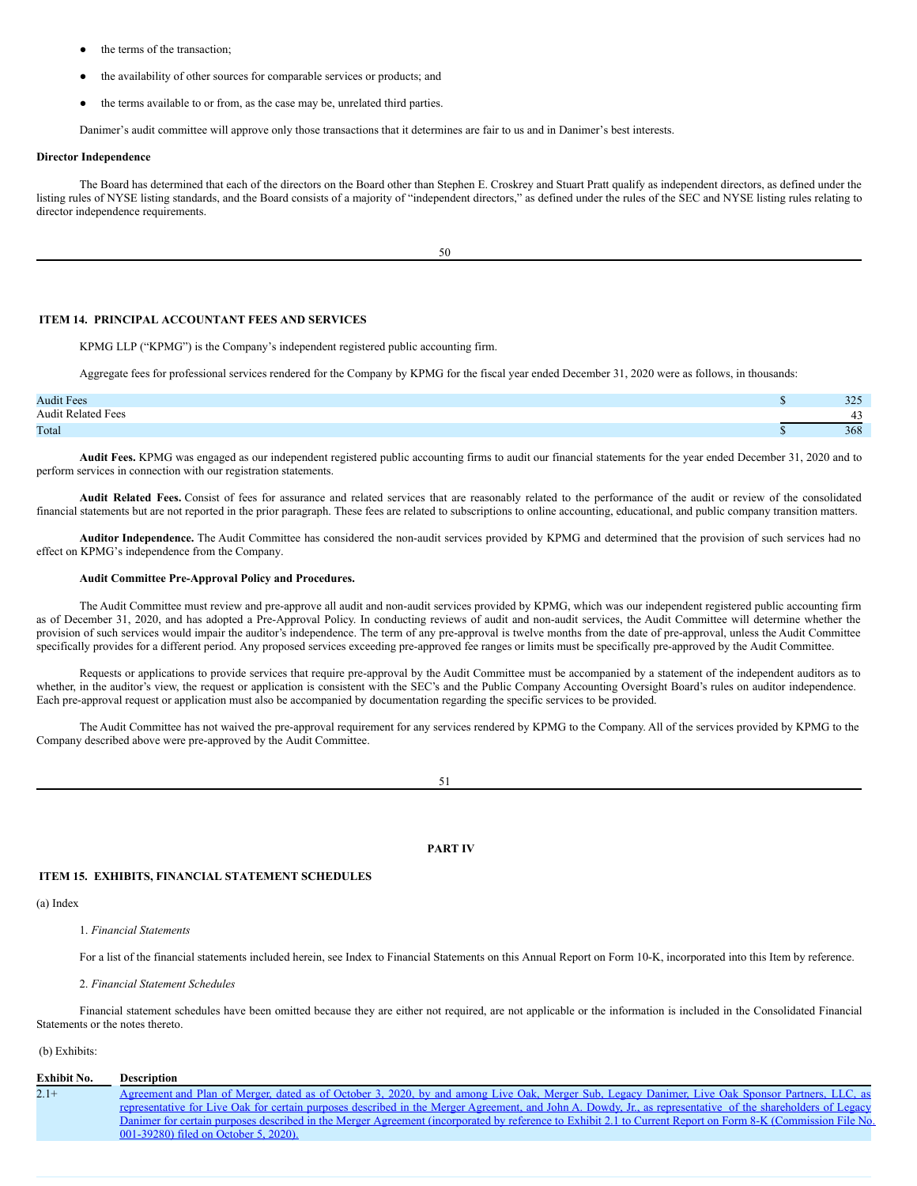- the terms of the transaction;
- the availability of other sources for comparable services or products; and
- the terms available to or from, as the case may be, unrelated third parties.

Danimer's audit committee will approve only those transactions that it determines are fair to us and in Danimer's best interests.

**Director Independence**

The Board has determined that each of the directors on the Board other than Stephen E. Croskrey and Stuart Pratt qualify as independent directors, as defined under the listing rules of NYSE listing standards, and the Board consists of a majority of "independent directors," as defined under the rules of the SEC and NYSE listing rules relating to director independence requirements.

## ITEM 14. PRINCIPAL ACCOUNTANT FEES AND SERVICES

KPMG LLP ("KPMG") is the Company's independent registered public accounting firm.

Aggregate fees for professional services rendered for the Company by KPMG for the fiscal year ended December 31, 2020 were as follows, in thousands:

| | | |
|---|---|---|
| Audit Fees | $ | 325 |
| Audit Related Fees | | 43 |
| Total | $ | 368 |

**Audit Fees.** KPMG was engaged as our independent registered public accounting firms to audit our financial statements for the year ended December 31, 2020 and to perform services in connection with our registration statements.

**Audit Related Fees.** Consist of fees for assurance and related services that are reasonably related to the performance of the audit or review of the consolidated financial statements but are not reported in the prior paragraph. These fees are related to subscriptions to online accounting, educational, and public company transition matters.

**Auditor Independence.** The Audit Committee has considered the non-audit services provided by KPMG and determined that the provision of such services had no effect on KPMG's independence from the Company.

**Audit Committee Pre-Approval Policy and Procedures.**

The Audit Committee must review and pre-approve all audit and non-audit services provided by KPMG, which was our independent registered public accounting firm as of December 31, 2020, and has adopted a Pre-Approval Policy. In conducting reviews of audit and non-audit services, the Audit Committee will determine whether the provision of such services would impair the auditor's independence. The term of any pre-approval is twelve months from the date of pre-approval, unless the Audit Committee specifically provides for a different period. Any proposed services exceeding pre-approved fee ranges or limits must be specifically pre-approved by the Audit Committee.

Requests or applications to provide services that require pre-approval by the Audit Committee must be accompanied by a statement of the independent auditors as to whether, in the auditor's view, the request or application is consistent with the SEC's and the Public Company Accounting Oversight Board's rules on auditor independence. Each pre-approval request or application must also be accompanied by documentation regarding the specific services to be provided.

The Audit Committee has not waived the pre-approval requirement for any services rendered by KPMG to the Company. All of the services provided by KPMG to the Company described above were pre-approved by the Audit Committee.

# PART IV

## ITEM 15. EXHIBITS, FINANCIAL STATEMENT SCHEDULES

(a) Index

1. *Financial Statements*

For a list of the financial statements included herein, see Index to Financial Statements on this Annual Report on Form 10-K, incorporated into this Item by reference.

2. *Financial Statement Schedules*

Financial statement schedules have been omitted because they are either not required, are not applicable or the information is included in the Consolidated Financial Statements or the notes thereto.

(b) Exhibits:

| Exhibit No. | Description |
|---|---|
| 2.1+ | Agreement and Plan of Merger, dated as of October 3, 2020, by and among Live Oak, Merger Sub, Legacy Danimer, Live Oak Sponsor Partners, LLC, as representative for Live Oak for certain purposes described in the Merger Agreement, and John A. Dowdy, Jr., as representative of the shareholders of Legacy Danimer for certain purposes described in the Merger Agreement (incorporated by reference to Exhibit 2.1 to Current Report on Form 8-K (Commission File No. 001-39280) filed on October 5, 2020). |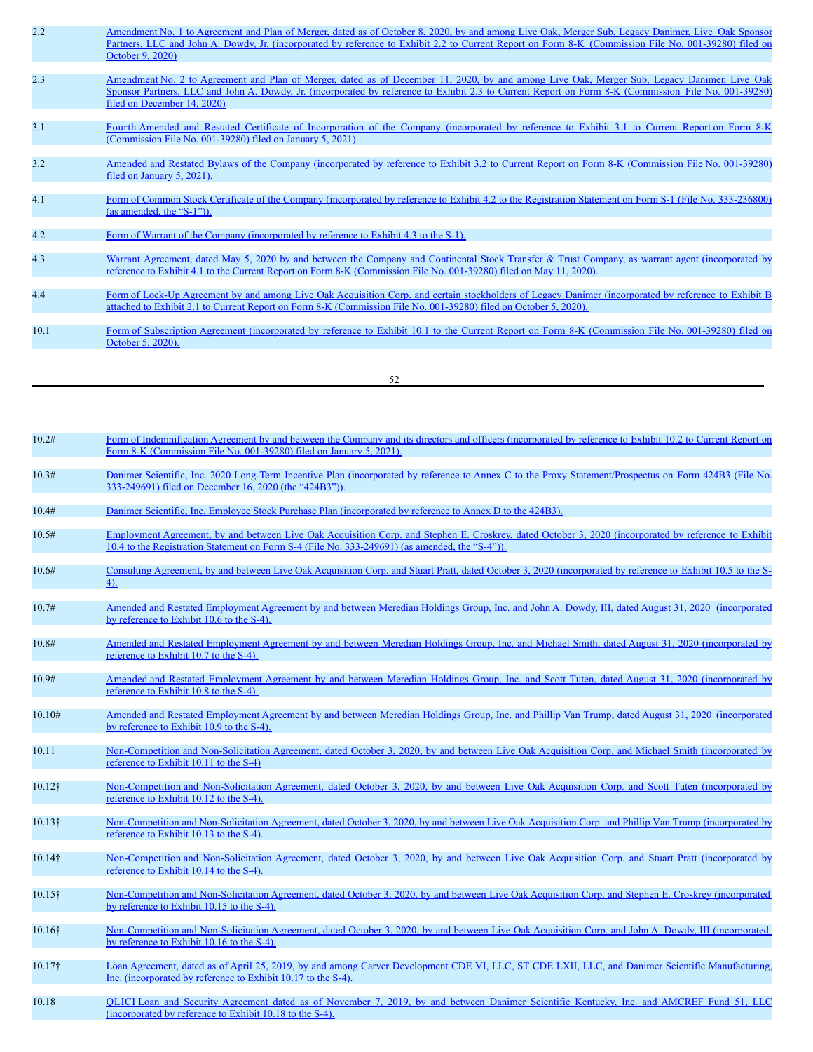| | |
|---|---|
| 2.2 | Amendment No. 1 to Agreement and Plan of Merger, dated as of October 8, 2020, by and among Live Oak, Merger Sub, Legacy Danimer, Live Oak Sponsor Partners, LLC and John A. Dowdy, Jr. (incorporated by reference to Exhibit 2.2 to Current Report on Form 8-K (Commission File No. 001-39280) filed on October 9, 2020) |
| 2.3 | Amendment No. 2 to Agreement and Plan of Merger, dated as of December 11, 2020, by and among Live Oak, Merger Sub, Legacy Danimer, Live Oak Sponsor Partners, LLC and John A. Dowdy, Jr. (incorporated by reference to Exhibit 2.3 to Current Report on Form 8-K (Commission File No. 001-39280) filed on December 14, 2020) |
| 3.1 | Fourth Amended and Restated Certificate of Incorporation of the Company (incorporated by reference to Exhibit 3.1 to Current Report on Form 8-K (Commission File No. 001-39280) filed on January 5, 2021). |
| 3.2 | Amended and Restated Bylaws of the Company (incorporated by reference to Exhibit 3.2 to Current Report on Form 8-K (Commission File No. 001-39280) filed on January 5, 2021). |
| 4.1 | Form of Common Stock Certificate of the Company (incorporated by reference to Exhibit 4.2 to the Registration Statement on Form S-1 (File No. 333-236800) (as amended, the "S-1")). |
| 4.2 | Form of Warrant of the Company (incorporated by reference to Exhibit 4.3 to the S-1). |
| 4.3 | Warrant Agreement, dated May 5, 2020 by and between the Company and Continental Stock Transfer & Trust Company, as warrant agent (incorporated by reference to Exhibit 4.1 to the Current Report on Form 8-K (Commission File No. 001-39280) filed on May 11, 2020). |
| 4.4 | Form of Lock-Up Agreement by and among Live Oak Acquisition Corp. and certain stockholders of Legacy Danimer (incorporated by reference to Exhibit B attached to Exhibit 2.1 to Current Report on Form 8-K (Commission File No. 001-39280) filed on October 5, 2020). |
| 10.1 | Form of Subscription Agreement (incorporated by reference to Exhibit 10.1 to the Current Report on Form 8-K (Commission File No. 001-39280) filed on October 5, 2020). |
| 10.2# | Form of Indemnification Agreement by and between the Company and its directors and officers (incorporated by reference to Exhibit 10.2 to Current Report on Form 8-K (Commission File No. 001-39280) filed on January 5, 2021). |
| 10.3# | Danimer Scientific, Inc. 2020 Long-Term Incentive Plan (incorporated by reference to Annex C to the Proxy Statement/Prospectus on Form 424B3 (File No. 333-249691) filed on December 16, 2020 (the "424B3")). |
| 10.4# | Danimer Scientific, Inc. Employee Stock Purchase Plan (incorporated by reference to Annex D to the 424B3). |
| 10.5# | Employment Agreement, by and between Live Oak Acquisition Corp. and Stephen E. Croskrey, dated October 3, 2020 (incorporated by reference to Exhibit 10.4 to the Registration Statement on Form S-4 (File No. 333-249691) (as amended, the "S-4")). |
| 10.6# | Consulting Agreement, by and between Live Oak Acquisition Corp. and Stuart Pratt, dated October 3, 2020 (incorporated by reference to Exhibit 10.5 to the S-4). |
| 10.7# | Amended and Restated Employment Agreement by and between Meredian Holdings Group, Inc. and John A. Dowdy, III, dated August 31, 2020 (incorporated by reference to Exhibit 10.6 to the S-4). |
| 10.8# | Amended and Restated Employment Agreement by and between Meredian Holdings Group, Inc. and Michael Smith, dated August 31, 2020 (incorporated by reference to Exhibit 10.7 to the S-4). |
| 10.9# | Amended and Restated Employment Agreement by and between Meredian Holdings Group, Inc. and Scott Tuten, dated August 31, 2020 (incorporated by reference to Exhibit 10.8 to the S-4). |
| 10.10# | Amended and Restated Employment Agreement by and between Meredian Holdings Group, Inc. and Phillip Van Trump, dated August 31, 2020 (incorporated by reference to Exhibit 10.9 to the S-4). |
| 10.11 | Non-Competition and Non-Solicitation Agreement, dated October 3, 2020, by and between Live Oak Acquisition Corp. and Michael Smith (incorporated by reference to Exhibit 10.11 to the S-4) |
| 10.12† | Non-Competition and Non-Solicitation Agreement, dated October 3, 2020, by and between Live Oak Acquisition Corp. and Scott Tuten (incorporated by reference to Exhibit 10.12 to the S-4). |
| 10.13† | Non-Competition and Non-Solicitation Agreement, dated October 3, 2020, by and between Live Oak Acquisition Corp. and Phillip Van Trump (incorporated by reference to Exhibit 10.13 to the S-4). |
| 10.14† | Non-Competition and Non-Solicitation Agreement, dated October 3, 2020, by and between Live Oak Acquisition Corp. and Stuart Pratt (incorporated by reference to Exhibit 10.14 to the S-4). |
| 10.15† | Non-Competition and Non-Solicitation Agreement, dated October 3, 2020, by and between Live Oak Acquisition Corp. and Stephen E. Croskrey (incorporated by reference to Exhibit 10.15 to the S-4). |
| 10.16† | Non-Competition and Non-Solicitation Agreement, dated October 3, 2020, by and between Live Oak Acquisition Corp. and John A. Dowdy, III (incorporated by reference to Exhibit 10.16 to the S-4). |
| 10.17† | Loan Agreement, dated as of April 25, 2019, by and among Carver Development CDE VI, LLC, ST CDE LXII, LLC, and Danimer Scientific Manufacturing, Inc. (incorporated by reference to Exhibit 10.17 to the S-4). |
| 10.18 | QLICI Loan and Security Agreement dated as of November 7, 2019, by and between Danimer Scientific Kentucky, Inc. and AMCREF Fund 51, LLC (incorporated by reference to Exhibit 10.18 to the S-4). |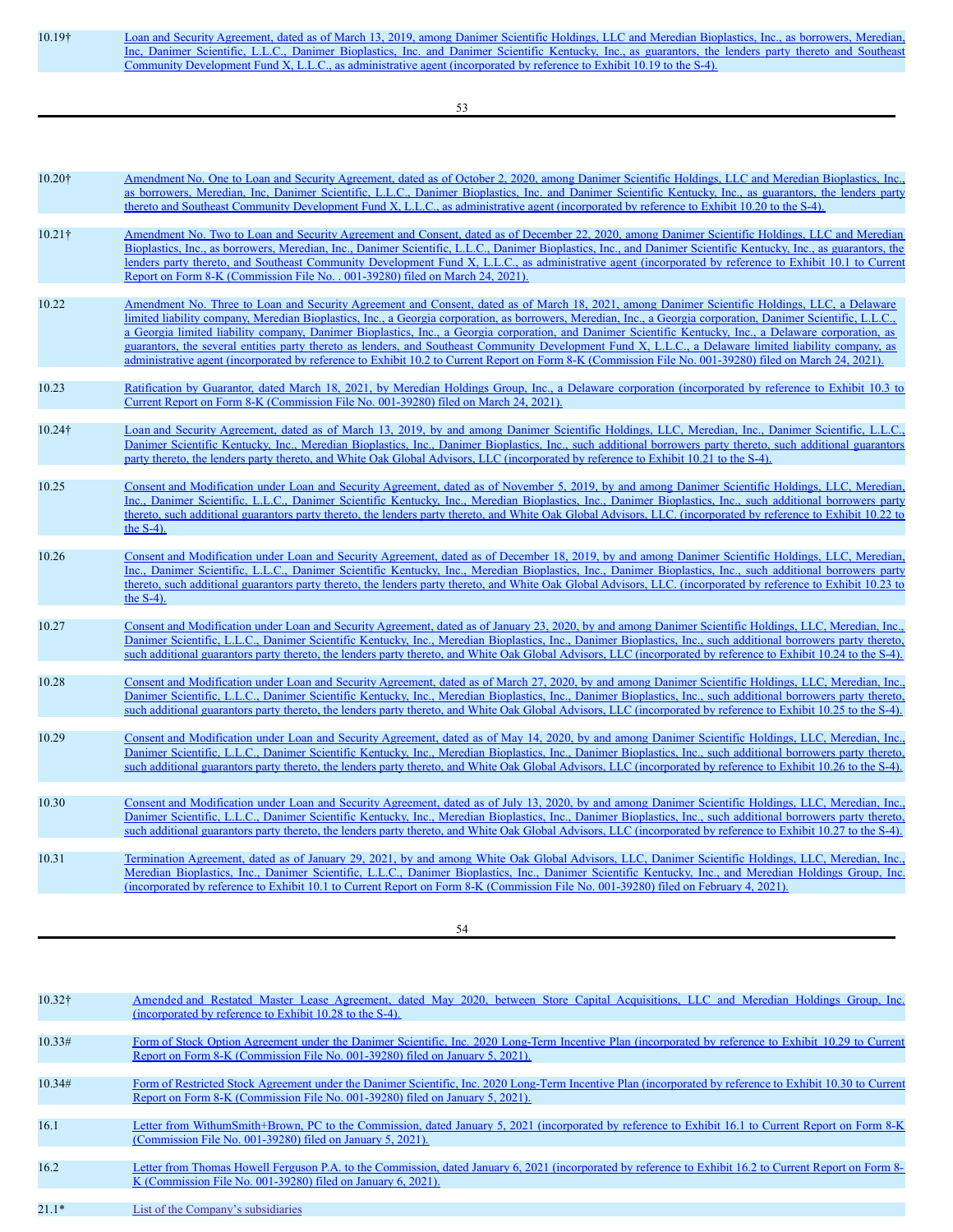| | |
|---|---|
| 10.19† | Loan and Security Agreement, dated as of March 13, 2019, among Danimer Scientific Holdings, LLC and Meredian Bioplastics, Inc., as borrowers, Meredian, Inc, Danimer Scientific, L.L.C., Danimer Bioplastics, Inc. and Danimer Scientific Kentucky, Inc., as guarantors, the lenders party thereto and Southeast Community Development Fund X, L.L.C., as administrative agent (incorporated by reference to Exhibit 10.19 to the S-4). |
| 10.20† | Amendment No. One to Loan and Security Agreement, dated as of October 2, 2020, among Danimer Scientific Holdings, LLC and Meredian Bioplastics, Inc., as borrowers, Meredian, Inc, Danimer Scientific, L.L.C., Danimer Bioplastics, Inc. and Danimer Scientific Kentucky, Inc., as guarantors, the lenders party thereto and Southeast Community Development Fund X, L.L.C., as administrative agent (incorporated by reference to Exhibit 10.20 to the S-4). |
| 10.21† | Amendment No. Two to Loan and Security Agreement and Consent, dated as of December 22, 2020, among Danimer Scientific Holdings, LLC and Meredian Bioplastics, Inc., as borrowers, Meredian, Inc., Danimer Scientific, L.L.C., Danimer Bioplastics, Inc., and Danimer Scientific Kentucky, Inc., as guarantors, the lenders party thereto, and Southeast Community Development Fund X, L.L.C., as administrative agent (incorporated by reference to Exhibit 10.1 to Current Report on Form 8-K (Commission File No. . 001-39280) filed on March 24, 2021). |
| 10.22 | Amendment No. Three to Loan and Security Agreement and Consent, dated as of March 18, 2021, among Danimer Scientific Holdings, LLC, a Delaware limited liability company, Meredian Bioplastics, Inc., a Georgia corporation, as borrowers, Meredian, Inc., a Georgia corporation, Danimer Scientific, L.L.C., a Georgia limited liability company, Danimer Bioplastics, Inc., a Georgia corporation, and Danimer Scientific Kentucky, Inc., a Delaware corporation, as guarantors, the several entities party thereto as lenders, and Southeast Community Development Fund X, L.L.C., a Delaware limited liability company, as administrative agent (incorporated by reference to Exhibit 10.2 to Current Report on Form 8-K (Commission File No. 001-39280) filed on March 24, 2021). |
| 10.23 | Ratification by Guarantor, dated March 18, 2021, by Meredian Holdings Group, Inc., a Delaware corporation (incorporated by reference to Exhibit 10.3 to Current Report on Form 8-K (Commission File No. 001-39280) filed on March 24, 2021). |
| 10.24† | Loan and Security Agreement, dated as of March 13, 2019, by and among Danimer Scientific Holdings, LLC, Meredian, Inc., Danimer Scientific, L.L.C., Danimer Scientific Kentucky, Inc., Meredian Bioplastics, Inc., Danimer Bioplastics, Inc., such additional borrowers party thereto, such additional guarantors party thereto, the lenders party thereto, and White Oak Global Advisors, LLC (incorporated by reference to Exhibit 10.21 to the S-4). |
| 10.25 | Consent and Modification under Loan and Security Agreement, dated as of November 5, 2019, by and among Danimer Scientific Holdings, LLC, Meredian, Inc., Danimer Scientific, L.L.C., Danimer Scientific Kentucky, Inc., Meredian Bioplastics, Inc., Danimer Bioplastics, Inc., such additional borrowers party thereto, such additional guarantors party thereto, the lenders party thereto, and White Oak Global Advisors, LLC. (incorporated by reference to Exhibit 10.22 to the S-4). |
| 10.26 | Consent and Modification under Loan and Security Agreement, dated as of December 18, 2019, by and among Danimer Scientific Holdings, LLC, Meredian, Inc., Danimer Scientific, L.L.C., Danimer Scientific Kentucky, Inc., Meredian Bioplastics, Inc., Danimer Bioplastics, Inc., such additional borrowers party thereto, such additional guarantors party thereto, the lenders party thereto, and White Oak Global Advisors, LLC. (incorporated by reference to Exhibit 10.23 to the S-4). |
| 10.27 | Consent and Modification under Loan and Security Agreement, dated as of January 23, 2020, by and among Danimer Scientific Holdings, LLC, Meredian, Inc., Danimer Scientific, L.L.C., Danimer Scientific Kentucky, Inc., Meredian Bioplastics, Inc., Danimer Bioplastics, Inc., such additional borrowers party thereto, such additional guarantors party thereto, the lenders party thereto, and White Oak Global Advisors, LLC (incorporated by reference to Exhibit 10.24 to the S-4). |
| 10.28 | Consent and Modification under Loan and Security Agreement, dated as of March 27, 2020, by and among Danimer Scientific Holdings, LLC, Meredian, Inc., Danimer Scientific, L.L.C., Danimer Scientific Kentucky, Inc., Meredian Bioplastics, Inc., Danimer Bioplastics, Inc., such additional borrowers party thereto, such additional guarantors party thereto, the lenders party thereto, and White Oak Global Advisors, LLC (incorporated by reference to Exhibit 10.25 to the S-4). |
| 10.29 | Consent and Modification under Loan and Security Agreement, dated as of May 14, 2020, by and among Danimer Scientific Holdings, LLC, Meredian, Inc., Danimer Scientific, L.L.C., Danimer Scientific Kentucky, Inc., Meredian Bioplastics, Inc., Danimer Bioplastics, Inc., such additional borrowers party thereto, such additional guarantors party thereto, the lenders party thereto, and White Oak Global Advisors, LLC (incorporated by reference to Exhibit 10.26 to the S-4). |
| 10.30 | Consent and Modification under Loan and Security Agreement, dated as of July 13, 2020, by and among Danimer Scientific Holdings, LLC, Meredian, Inc., Danimer Scientific, L.L.C., Danimer Scientific Kentucky, Inc., Meredian Bioplastics, Inc., Danimer Bioplastics, Inc., such additional borrowers party thereto, such additional guarantors party thereto, the lenders party thereto, and White Oak Global Advisors, LLC (incorporated by reference to Exhibit 10.27 to the S-4). |
| 10.31 | Termination Agreement, dated as of January 29, 2021, by and among White Oak Global Advisors, LLC, Danimer Scientific Holdings, LLC, Meredian, Inc., Meredian Bioplastics, Inc., Danimer Scientific, L.L.C., Danimer Bioplastics, Inc., Danimer Scientific Kentucky, Inc., and Meredian Holdings Group, Inc. (incorporated by reference to Exhibit 10.1 to Current Report on Form 8-K (Commission File No. 001-39280) filed on February 4, 2021). |
| 10.32† | Amended and Restated Master Lease Agreement, dated May 2020, between Store Capital Acquisitions, LLC and Meredian Holdings Group, Inc. (incorporated by reference to Exhibit 10.28 to the S-4). |
| 10.33# | Form of Stock Option Agreement under the Danimer Scientific, Inc. 2020 Long-Term Incentive Plan (incorporated by reference to Exhibit 10.29 to Current Report on Form 8-K (Commission File No. 001-39280) filed on January 5, 2021). |
| 10.34# | Form of Restricted Stock Agreement under the Danimer Scientific, Inc. 2020 Long-Term Incentive Plan (incorporated by reference to Exhibit 10.30 to Current Report on Form 8-K (Commission File No. 001-39280) filed on January 5, 2021). |
| 16.1 | Letter from WithumSmith+Brown, PC to the Commission, dated January 5, 2021 (incorporated by reference to Exhibit 16.1 to Current Report on Form 8-K (Commission File No. 001-39280) filed on January 5, 2021). |
| 16.2 | Letter from Thomas Howell Ferguson P.A. to the Commission, dated January 6, 2021 (incorporated by reference to Exhibit 16.2 to Current Report on Form 8-K (Commission File No. 001-39280) filed on January 6, 2021). |
| 21.1* | List of the Company's subsidiaries |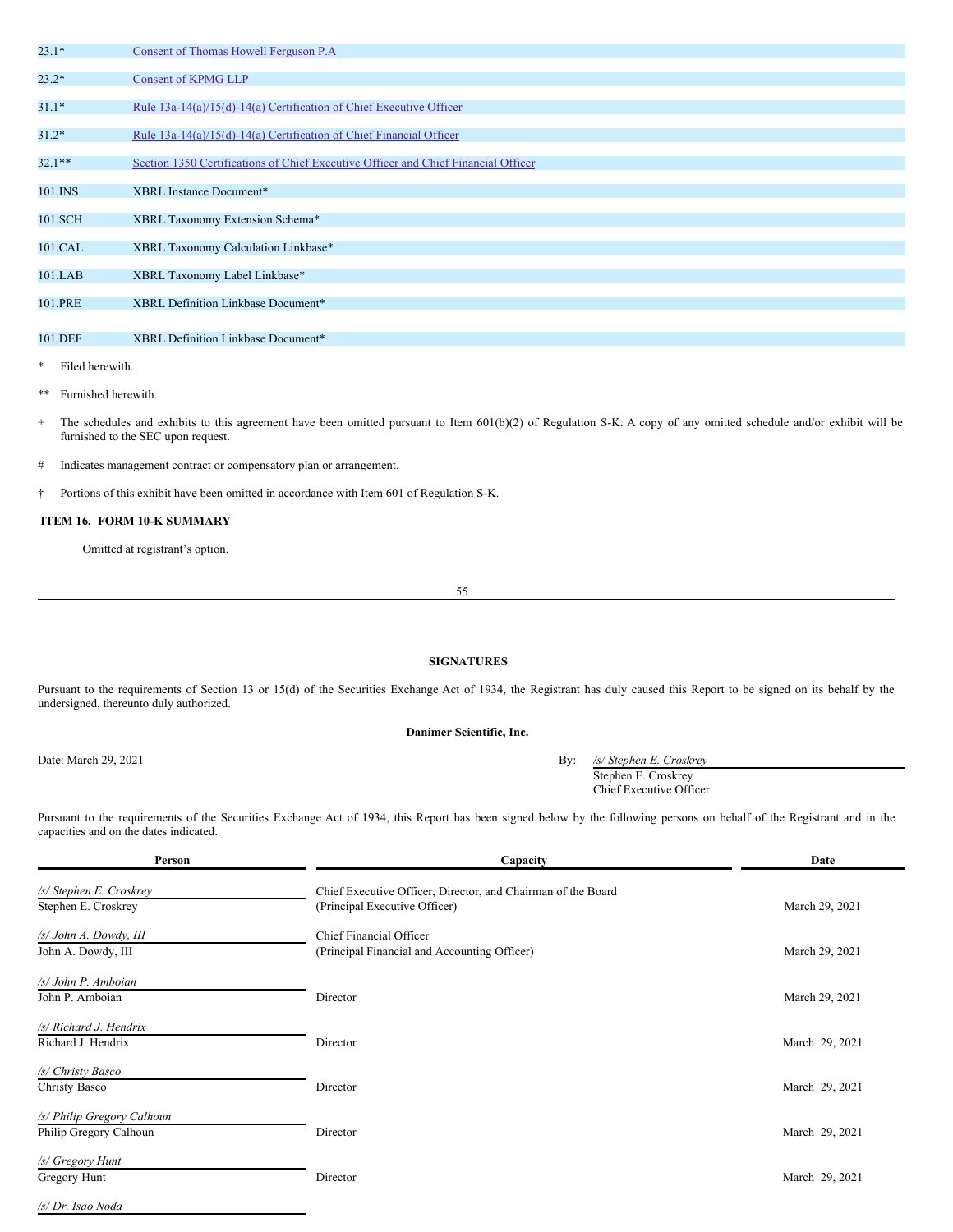| | |
|---|---|
| 23.1* | Consent of Thomas Howell Ferguson P.A |
| 23.2* | Consent of KPMG LLP |
| 31.1* | Rule 13a-14(a)/15(d)-14(a) Certification of Chief Executive Officer |
| 31.2* | Rule 13a-14(a)/15(d)-14(a) Certification of Chief Financial Officer |
| 32.1** | Section 1350 Certifications of Chief Executive Officer and Chief Financial Officer |
| 101.INS | XBRL Instance Document* |
| 101.SCH | XBRL Taxonomy Extension Schema* |
| 101.CAL | XBRL Taxonomy Calculation Linkbase* |
| 101.LAB | XBRL Taxonomy Label Linkbase* |
| 101.PRE | XBRL Definition Linkbase Document* |
| 101.DEF | XBRL Definition Linkbase Document* |

\* Filed herewith.

** Furnished herewith.

+ The schedules and exhibits to this agreement have been omitted pursuant to Item 601(b)(2) of Regulation S-K. A copy of any omitted schedule and/or exhibit will be furnished to the SEC upon request.

# Indicates management contract or compensatory plan or arrangement.

† Portions of this exhibit have been omitted in accordance with Item 601 of Regulation S-K.

**ITEM 16. FORM 10-K SUMMARY**

Omitted at registrant's option.

## SIGNATURES

Pursuant to the requirements of Section 13 or 15(d) of the Securities Exchange Act of 1934, the Registrant has duly caused this Report to be signed on its behalf by the undersigned, thereunto duly authorized.

**Danimer Scientific, Inc.**

Date: March 29, 2021

By: */s/ Stephen E. Croskrey*
Stephen E. Croskrey
Chief Executive Officer

Pursuant to the requirements of the Securities Exchange Act of 1934, this Report has been signed below by the following persons on behalf of the Registrant and in the capacities and on the dates indicated.

| Person | Capacity | Date |
|---|---|---|
| */s/ Stephen E. Croskrey*<br>Stephen E. Croskrey | Chief Executive Officer, Director, and Chairman of the Board<br>(Principal Executive Officer) | March 29, 2021 |
| */s/ John A. Dowdy, III*<br>John A. Dowdy, III | Chief Financial Officer<br>(Principal Financial and Accounting Officer) | March 29, 2021 |
| */s/ John P. Amboian*<br>John P. Amboian | Director | March 29, 2021 |
| */s/ Richard J. Hendrix*<br>Richard J. Hendrix | Director | March 29, 2021 |
| */s/ Christy Basco*<br>Christy Basco | Director | March 29, 2021 |
| */s/ Philip Gregory Calhoun*<br>Philip Gregory Calhoun | Director | March 29, 2021 |
| */s/ Gregory Hunt*<br>Gregory Hunt | Director | March 29, 2021 |
| */s/ Dr. Isao Noda* | | |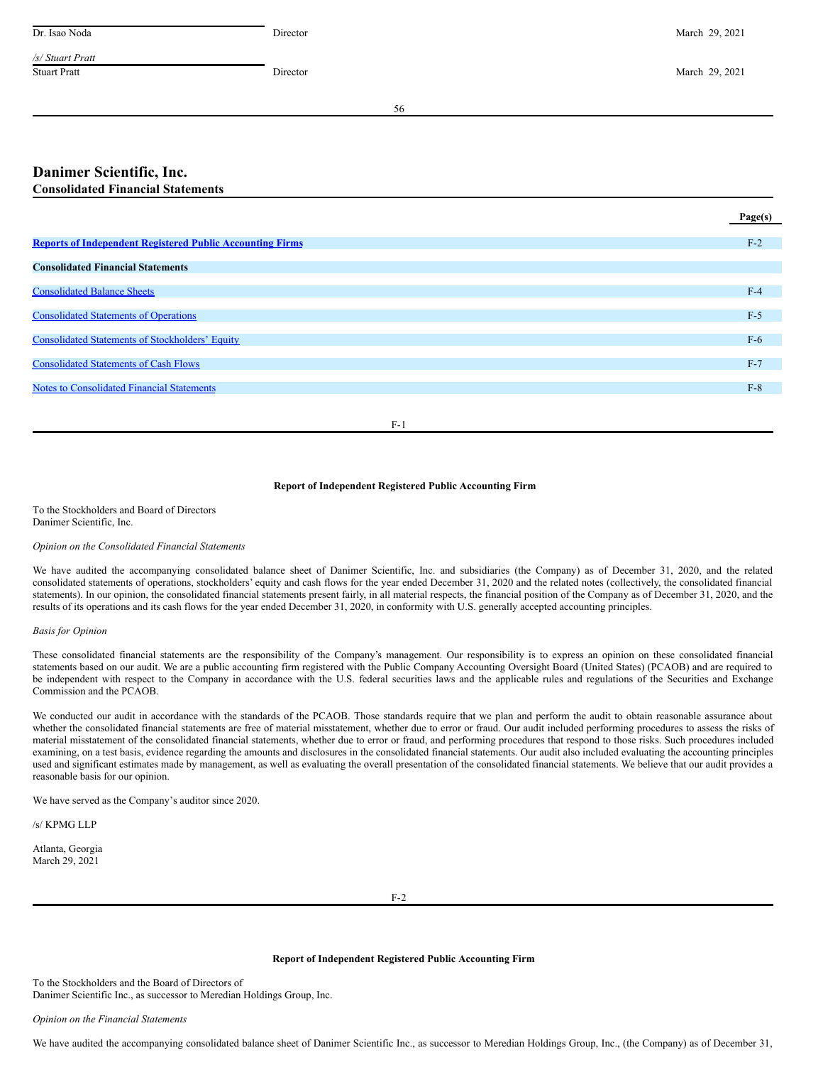| | | |
|---|---|---|
| Dr. Isao Noda | Director | March 29, 2021 |
| /s/ Stuart Pratt | | |
| Stuart Pratt | Director | March 29, 2021 |

# Danimer Scientific, Inc.
## Consolidated Financial Statements

| | Page(s) |
|---|---|
| Reports of Independent Registered Public Accounting Firms | F-2 |
| **Consolidated Financial Statements** | |
| Consolidated Balance Sheets | F-4 |
| Consolidated Statements of Operations | F-5 |
| Consolidated Statements of Stockholders' Equity | F-6 |
| Consolidated Statements of Cash Flows | F-7 |
| Notes to Consolidated Financial Statements | F-8 |

**Report of Independent Registered Public Accounting Firm**

To the Stockholders and Board of Directors
Danimer Scientific, Inc.

*Opinion on the Consolidated Financial Statements*

We have audited the accompanying consolidated balance sheet of Danimer Scientific, Inc. and subsidiaries (the Company) as of December 31, 2020, and the related consolidated statements of operations, stockholders' equity and cash flows for the year ended December 31, 2020 and the related notes (collectively, the consolidated financial statements). In our opinion, the consolidated financial statements present fairly, in all material respects, the financial position of the Company as of December 31, 2020, and the results of its operations and its cash flows for the year ended December 31, 2020, in conformity with U.S. generally accepted accounting principles.

*Basis for Opinion*

These consolidated financial statements are the responsibility of the Company's management. Our responsibility is to express an opinion on these consolidated financial statements based on our audit. We are a public accounting firm registered with the Public Company Accounting Oversight Board (United States) (PCAOB) and are required to be independent with respect to the Company in accordance with the U.S. federal securities laws and the applicable rules and regulations of the Securities and Exchange Commission and the PCAOB.

We conducted our audit in accordance with the standards of the PCAOB. Those standards require that we plan and perform the audit to obtain reasonable assurance about whether the consolidated financial statements are free of material misstatement, whether due to error or fraud. Our audit included performing procedures to assess the risks of material misstatement of the consolidated financial statements, whether due to error or fraud, and performing procedures that respond to those risks. Such procedures included examining, on a test basis, evidence regarding the amounts and disclosures in the consolidated financial statements. Our audit also included evaluating the accounting principles used and significant estimates made by management, as well as evaluating the overall presentation of the consolidated financial statements. We believe that our audit provides a reasonable basis for our opinion.

We have served as the Company's auditor since 2020.

/s/ KPMG LLP

Atlanta, Georgia
March 29, 2021

**Report of Independent Registered Public Accounting Firm**

To the Stockholders and the Board of Directors of
Danimer Scientific Inc., as successor to Meredian Holdings Group, Inc.

*Opinion on the Financial Statements*

We have audited the accompanying consolidated balance sheet of Danimer Scientific Inc., as successor to Meredian Holdings Group, Inc., (the Company) as of December 31,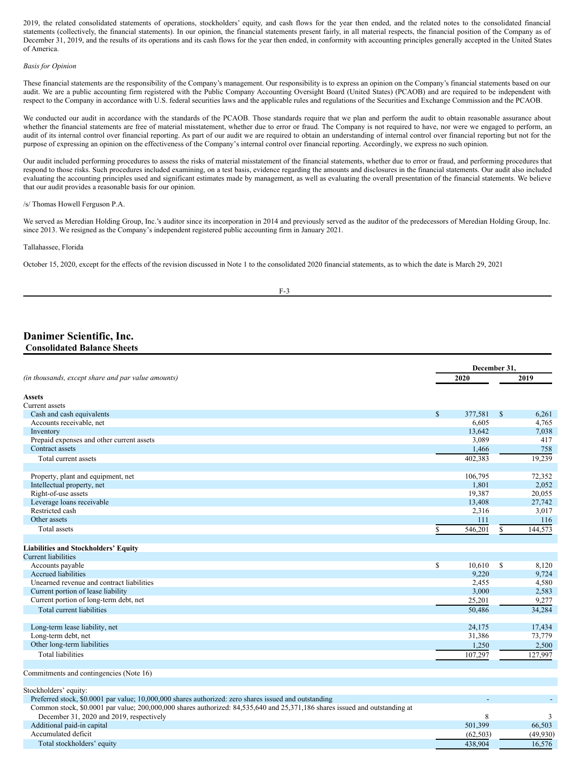2019, the related consolidated statements of operations, stockholders' equity, and cash flows for the year then ended, and the related notes to the consolidated financial statements (collectively, the financial statements). In our opinion, the financial statements present fairly, in all material respects, the financial position of the Company as of December 31, 2019, and the results of its operations and its cash flows for the year then ended, in conformity with accounting principles generally accepted in the United States of America.

*Basis for Opinion*

These financial statements are the responsibility of the Company's management. Our responsibility is to express an opinion on the Company's financial statements based on our audit. We are a public accounting firm registered with the Public Company Accounting Oversight Board (United States) (PCAOB) and are required to be independent with respect to the Company in accordance with U.S. federal securities laws and the applicable rules and regulations of the Securities and Exchange Commission and the PCAOB.

We conducted our audit in accordance with the standards of the PCAOB. Those standards require that we plan and perform the audit to obtain reasonable assurance about whether the financial statements are free of material misstatement, whether due to error or fraud. The Company is not required to have, nor were we engaged to perform, an audit of its internal control over financial reporting. As part of our audit we are required to obtain an understanding of internal control over financial reporting but not for the purpose of expressing an opinion on the effectiveness of the Company's internal control over financial reporting. Accordingly, we express no such opinion.

Our audit included performing procedures to assess the risks of material misstatement of the financial statements, whether due to error or fraud, and performing procedures that respond to those risks. Such procedures included examining, on a test basis, evidence regarding the amounts and disclosures in the financial statements. Our audit also included evaluating the accounting principles used and significant estimates made by management, as well as evaluating the overall presentation of the financial statements. We believe that our audit provides a reasonable basis for our opinion.

/s/ Thomas Howell Ferguson P.A.

We served as Meredian Holding Group, Inc.'s auditor since its incorporation in 2014 and previously served as the auditor of the predecessors of Meredian Holding Group, Inc. since 2013. We resigned as the Company's independent registered public accounting firm in January 2021.

Tallahassee, Florida

October 15, 2020, except for the effects of the revision discussed in Note 1 to the consolidated 2020 financial statements, as to which the date is March 29, 2021

# Danimer Scientific, Inc.

## Consolidated Balance Sheets

| *(in thousands, except share and par value amounts)* | December 31, 2020 | December 31, 2019 |
|---|---|---|
| **Assets** | | |
| Current assets | | |
| Cash and cash equivalents | $ 377,581 | $ 6,261 |
| Accounts receivable, net | 6,605 | 4,765 |
| Inventory | 13,642 | 7,038 |
| Prepaid expenses and other current assets | 3,089 | 417 |
| Contract assets | 1,466 | 758 |
| Total current assets | 402,383 | 19,239 |
| | | |
| Property, plant and equipment, net | 106,795 | 72,352 |
| Intellectual property, net | 1,801 | 2,052 |
| Right-of-use assets | 19,387 | 20,055 |
| Leverage loans receivable | 13,408 | 27,742 |
| Restricted cash | 2,316 | 3,017 |
| Other assets | 111 | 116 |
| Total assets | $ 546,201 | $ 144,573 |
| | | |
| **Liabilities and Stockholders' Equity** | | |
| Current liabilities | | |
| Accounts payable | $ 10,610 | $ 8,120 |
| Accrued liabilities | 9,220 | 9,724 |
| Unearned revenue and contract liabilities | 2,455 | 4,580 |
| Current portion of lease liability | 3,000 | 2,583 |
| Current portion of long-term debt, net | 25,201 | 9,277 |
| Total current liabilities | 50,486 | 34,284 |
| | | |
| Long-term lease liability, net | 24,175 | 17,434 |
| Long-term debt, net | 31,386 | 73,779 |
| Other long-term liabilities | 1,250 | 2,500 |
| Total liabilities | 107,297 | 127,997 |
| | | |
| Commitments and contingencies (Note 16) | | |
| | | |
| Stockholders' equity: | | |
| Preferred stock, $0.0001 par value; 10,000,000 shares authorized: zero shares issued and outstanding | - | - |
| Common stock, $0.0001 par value; 200,000,000 shares authorized: 84,535,640 and 25,371,186 shares issued and outstanding at December 31, 2020 and 2019, respectively | 8 | 3 |
| Additional paid-in capital | 501,399 | 66,503 |
| Accumulated deficit | (62,503) | (49,930) |
| Total stockholders' equity | 438,904 | 16,576 |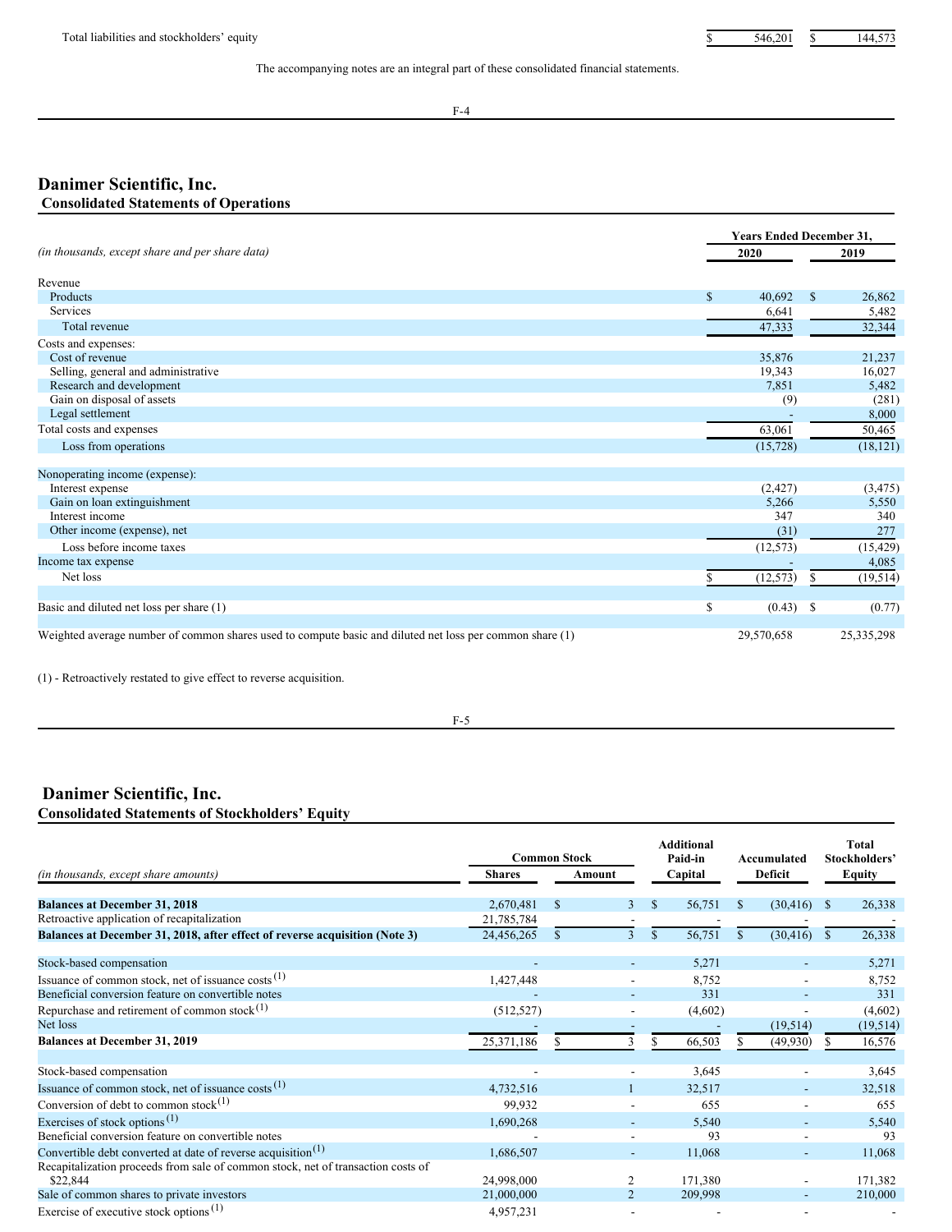| | | |
|---|---|---|
| Total liabilities and stockholders' equity | $ 546,201 | $ 144,573 |

The accompanying notes are an integral part of these consolidated financial statements.

# Danimer Scientific, Inc.

## Consolidated Statements of Operations

| *(in thousands, except share and per share data)* | Years Ended December 31, 2020 | 2019 |
|---|---|---|
| Revenue | | |
| Products | $ 40,692 | $ 26,862 |
| Services | 6,641 | 5,482 |
| Total revenue | 47,333 | 32,344 |
| Costs and expenses: | | |
| Cost of revenue | 35,876 | 21,237 |
| Selling, general and administrative | 19,343 | 16,027 |
| Research and development | 7,851 | 5,482 |
| Gain on disposal of assets | (9) | (281) |
| Legal settlement | - | 8,000 |
| Total costs and expenses | 63,061 | 50,465 |
| Loss from operations | (15,728) | (18,121) |
| Nonoperating income (expense): | | |
| Interest expense | (2,427) | (3,475) |
| Gain on loan extinguishment | 5,266 | 5,550 |
| Interest income | 347 | 340 |
| Other income (expense), net | (31) | 277 |
| Loss before income taxes | (12,573) | (15,429) |
| Income tax expense | - | 4,085 |
| Net loss | $ (12,573) | $ (19,514) |
| Basic and diluted net loss per share (1) | $ (0.43) | $ (0.77) |
| Weighted average number of common shares used to compute basic and diluted net loss per common share (1) | 29,570,658 | 25,335,298 |

(1) - Retroactively restated to give effect to reverse acquisition.

# Danimer Scientific, Inc.

## Consolidated Statements of Stockholders' Equity

| *(in thousands, except share amounts)* | Common Stock Shares | Common Stock Amount | Additional Paid-in Capital | Accumulated Deficit | Total Stockholders' Equity |
|---|---|---|---|---|---|
| **Balances at December 31, 2018** | 2,670,481 | $ 3 | $ 56,751 | $ (30,416) | $ 26,338 |
| Retroactive application of recapitalization | 21,785,784 | - | - | - | - |
| **Balances at December 31, 2018, after effect of reverse acquisition (Note 3)** | 24,456,265 | $ 3 | $ 56,751 | $ (30,416) | $ 26,338 |
| Stock-based compensation | - | - | 5,271 | - | 5,271 |
| Issuance of common stock, net of issuance costs (1) | 1,427,448 | - | 8,752 | - | 8,752 |
| Beneficial conversion feature on convertible notes | - | - | 331 | - | 331 |
| Repurchase and retirement of common stock (1) | (512,527) | - | (4,602) | - | (4,602) |
| Net loss | - | - | - | (19,514) | (19,514) |
| **Balances at December 31, 2019** | 25,371,186 | $ 3 | $ 66,503 | $ (49,930) | $ 16,576 |
| Stock-based compensation | - | - | 3,645 | - | 3,645 |
| Issuance of common stock, net of issuance costs (1) | 4,732,516 | 1 | 32,517 | - | 32,518 |
| Conversion of debt to common stock (1) | 99,932 | - | 655 | - | 655 |
| Exercises of stock options (1) | 1,690,268 | - | 5,540 | - | 5,540 |
| Beneficial conversion feature on convertible notes | - | - | 93 | - | 93 |
| Convertible debt converted at date of reverse acquisition (1) | 1,686,507 | - | 11,068 | - | 11,068 |
| Recapitalization proceeds from sale of common stock, net of transaction costs of $22,844 | 24,998,000 | 2 | 171,380 | - | 171,382 |
| Sale of common shares to private investors | 21,000,000 | 2 | 209,998 | - | 210,000 |
| Exercise of executive stock options (1) | 4,957,231 | - | - | - | - |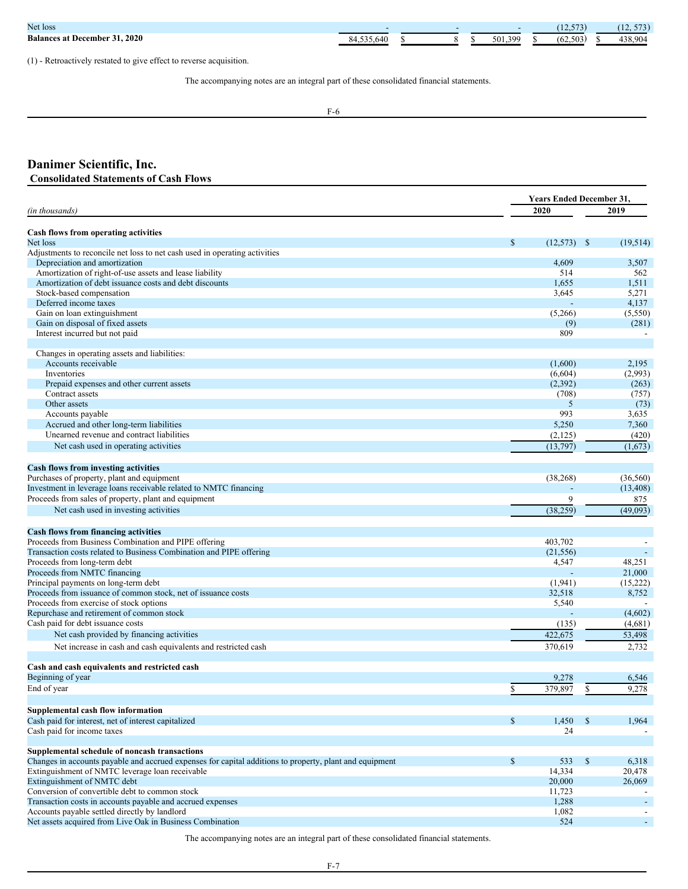| Net loss | - | | - | | - | | (12,573) | | (12, 573) |
|---|---|---|---|---|---|---|---|---|---|
| **Balances at December 31, 2020** | 84,535,640 | $ | 8 | $ | 501,399 | $ | (62,503) | $ | 438,904 |

(1) - Retroactively restated to give effect to reverse acquisition.

The accompanying notes are an integral part of these consolidated financial statements.

# Danimer Scientific, Inc.

## Consolidated Statements of Cash Flows

| *(in thousands)* | Years Ended December 31, 2020 | 2019 |
|---|---|---|
| **Cash flows from operating activities** | | |
| Net loss | $ (12,573) | $ (19,514) |
| Adjustments to reconcile net loss to net cash used in operating activities | | |
| Depreciation and amortization | 4,609 | 3,507 |
| Amortization of right-of-use assets and lease liability | 514 | 562 |
| Amortization of debt issuance costs and debt discounts | 1,655 | 1,511 |
| Stock-based compensation | 3,645 | 5,271 |
| Deferred income taxes | - | 4,137 |
| Gain on loan extinguishment | (5,266) | (5,550) |
| Gain on disposal of fixed assets | (9) | (281) |
| Interest incurred but not paid | 809 | - |
| Changes in operating assets and liabilities: | | |
| Accounts receivable | (1,600) | 2,195 |
| Inventories | (6,604) | (2,993) |
| Prepaid expenses and other current assets | (2,392) | (263) |
| Contract assets | (708) | (757) |
| Other assets | 5 | (73) |
| Accounts payable | 993 | 3,635 |
| Accrued and other long-term liabilities | 5,250 | 7,360 |
| Unearned revenue and contract liabilities | (2,125) | (420) |
| Net cash used in operating activities | (13,797) | (1,673) |
| **Cash flows from investing activities** | | |
| Purchases of property, plant and equipment | (38,268) | (36,560) |
| Investment in leverage loans receivable related to NMTC financing | - | (13,408) |
| Proceeds from sales of property, plant and equipment | 9 | 875 |
| Net cash used in investing activities | (38,259) | (49,093) |
| **Cash flows from financing activities** | | |
| Proceeds from Business Combination and PIPE offering | 403,702 | - |
| Transaction costs related to Business Combination and PIPE offering | (21,556) | - |
| Proceeds from long-term debt | 4,547 | 48,251 |
| Proceeds from NMTC financing | - | 21,000 |
| Principal payments on long-term debt | (1,941) | (15,222) |
| Proceeds from issuance of common stock, net of issuance costs | 32,518 | 8,752 |
| Proceeds from exercise of stock options | 5,540 | - |
| Repurchase and retirement of common stock | - | (4,602) |
| Cash paid for debt issuance costs | (135) | (4,681) |
| Net cash provided by financing activities | 422,675 | 53,498 |
| Net increase in cash and cash equivalents and restricted cash | 370,619 | 2,732 |
| **Cash and cash equivalents and restricted cash** | | |
| Beginning of year | 9,278 | 6,546 |
| End of year | $ 379,897 | $ 9,278 |
| **Supplemental cash flow information** | | |
| Cash paid for interest, net of interest capitalized | $ 1,450 | $ 1,964 |
| Cash paid for income taxes | 24 | - |
| **Supplemental schedule of noncash transactions** | | |
| Changes in accounts payable and accrued expenses for capital additions to property, plant and equipment | $ 533 | $ 6,318 |
| Extinguishment of NMTC leverage loan receivable | 14,334 | 20,478 |
| Extinguishment of NMTC debt | 20,000 | 26,069 |
| Conversion of convertible debt to common stock | 11,723 | - |
| Transaction costs in accounts payable and accrued expenses | 1,288 | - |
| Accounts payable settled directly by landlord | 1,082 | - |
| Net assets acquired from Live Oak in Business Combination | 524 | - |

The accompanying notes are an integral part of these consolidated financial statements.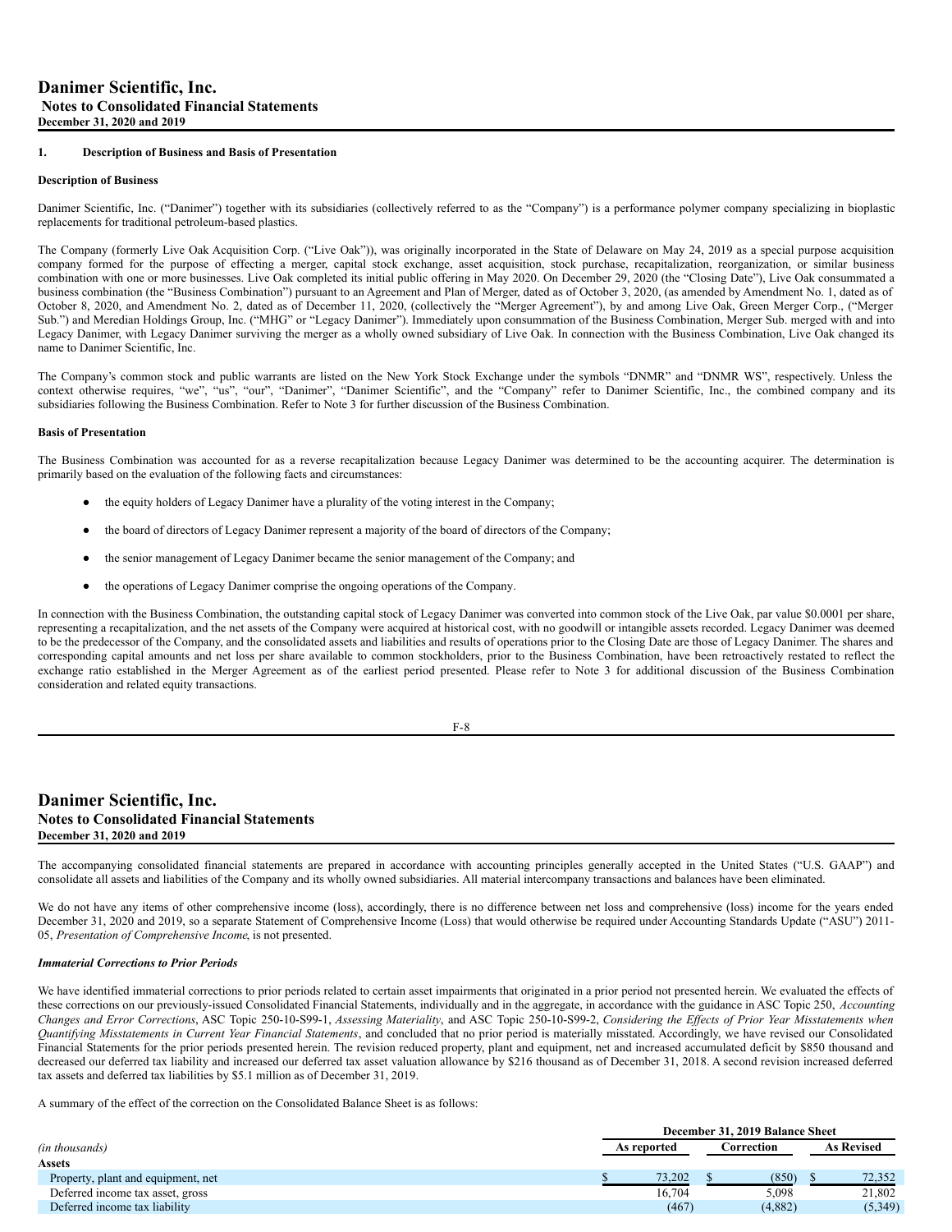## 1. Description of Business and Basis of Presentation

### Description of Business

Danimer Scientific, Inc. ("Danimer") together with its subsidiaries (collectively referred to as the "Company") is a performance polymer company specializing in bioplastic replacements for traditional petroleum-based plastics.

The Company (formerly Live Oak Acquisition Corp. ("Live Oak")), was originally incorporated in the State of Delaware on May 24, 2019 as a special purpose acquisition company formed for the purpose of effecting a merger, capital stock exchange, asset acquisition, stock purchase, recapitalization, reorganization, or similar business combination with one or more businesses. Live Oak completed its initial public offering in May 2020. On December 29, 2020 (the "Closing Date"), Live Oak consummated a business combination (the "Business Combination") pursuant to an Agreement and Plan of Merger, dated as of October 3, 2020, (as amended by Amendment No. 1, dated as of October 8, 2020, and Amendment No. 2, dated as of December 11, 2020, (collectively the "Merger Agreement"), by and among Live Oak, Green Merger Corp., ("Merger Sub.") and Meredian Holdings Group, Inc. ("MHG" or "Legacy Danimer"). Immediately upon consummation of the Business Combination, Merger Sub. merged with and into Legacy Danimer, with Legacy Danimer surviving the merger as a wholly owned subsidiary of Live Oak. In connection with the Business Combination, Live Oak changed its name to Danimer Scientific, Inc.

The Company's common stock and public warrants are listed on the New York Stock Exchange under the symbols "DNMR" and "DNMR WS", respectively. Unless the context otherwise requires, "we", "us", "our", "Danimer", "Danimer Scientific", and the "Company" refer to Danimer Scientific, Inc., the combined company and its subsidiaries following the Business Combination. Refer to Note 3 for further discussion of the Business Combination.

### Basis of Presentation

The Business Combination was accounted for as a reverse recapitalization because Legacy Danimer was determined to be the accounting acquirer. The determination is primarily based on the evaluation of the following facts and circumstances:

- the equity holders of Legacy Danimer have a plurality of the voting interest in the Company;
- the board of directors of Legacy Danimer represent a majority of the board of directors of the Company;
- the senior management of Legacy Danimer became the senior management of the Company; and
- the operations of Legacy Danimer comprise the ongoing operations of the Company.

In connection with the Business Combination, the outstanding capital stock of Legacy Danimer was converted into common stock of the Live Oak, par value $0.0001 per share, representing a recapitalization, and the net assets of the Company were acquired at historical cost, with no goodwill or intangible assets recorded. Legacy Danimer was deemed to be the predecessor of the Company, and the consolidated assets and liabilities and results of operations prior to the Closing Date are those of Legacy Danimer. The shares and corresponding capital amounts and net loss per share available to common stockholders, prior to the Business Combination, have been retroactively restated to reflect the exchange ratio established in the Merger Agreement as of the earliest period presented. Please refer to Note 3 for additional discussion of the Business Combination consideration and related equity transactions.

The accompanying consolidated financial statements are prepared in accordance with accounting principles generally accepted in the United States ("U.S. GAAP") and consolidate all assets and liabilities of the Company and its wholly owned subsidiaries. All material intercompany transactions and balances have been eliminated.

We do not have any items of other comprehensive income (loss), accordingly, there is no difference between net loss and comprehensive (loss) income for the years ended December 31, 2020 and 2019, so a separate Statement of Comprehensive Income (Loss) that would otherwise be required under Accounting Standards Update ("ASU") 2011-05, *Presentation of Comprehensive Income*, is not presented.

***Immaterial Corrections to Prior Periods***

We have identified immaterial corrections to prior periods related to certain asset impairments that originated in a prior period not presented herein. We evaluated the effects of these corrections on our previously-issued Consolidated Financial Statements, individually and in the aggregate, in accordance with the guidance in ASC Topic 250, *Accounting Changes and Error Corrections*, ASC Topic 250-10-S99-1, *Assessing Materiality*, and ASC Topic 250-10-S99-2, *Considering the Effects of Prior Year Misstatements when Quantifying Misstatements in Current Year Financial Statements*, and concluded that no prior period is materially misstated. Accordingly, we have revised our Consolidated Financial Statements for the prior periods presented herein. The revision reduced property, plant and equipment, net and increased accumulated deficit by $850 thousand and decreased our deferred tax liability and increased our deferred tax asset valuation allowance by $216 thousand as of December 31, 2018. A second revision increased deferred tax assets and deferred tax liabilities by $5.1 million as of December 31, 2019.

A summary of the effect of the correction on the Consolidated Balance Sheet is as follows:

| | December 31, 2019 Balance Sheet | | |
|---|---|---|---|
| *(in thousands)* | As reported | Correction | As Revised |
| **Assets** | | | |
| Property, plant and equipment, net | $ 73,202 | $ (850) | $ 72,352 |
| Deferred income tax asset, gross | 16,704 | 5,098 | 21,802 |
| Deferred income tax liability | (467) | (4,882) | (5,349) |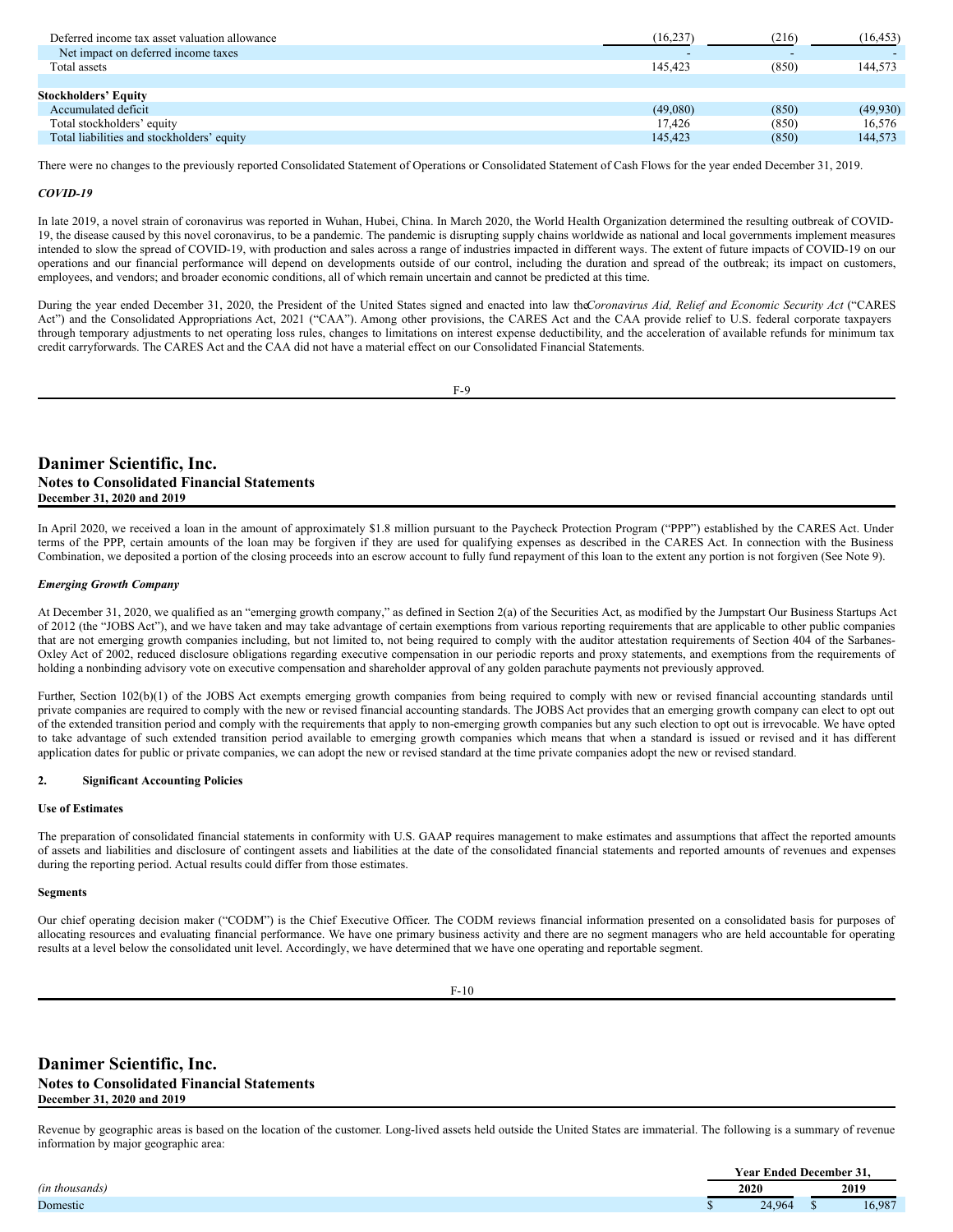| | | | |
|---|---|---|---|
| Deferred income tax asset valuation allowance | (16,237) | (216) | (16,453) |
| Net impact on deferred income taxes | - | - | - |
| Total assets | 145,423 | (850) | 144,573 |
| | | | |
| **Stockholders' Equity** | | | |
| Accumulated deficit | (49,080) | (850) | (49,930) |
| Total stockholders' equity | 17,426 | (850) | 16,576 |
| Total liabilities and stockholders' equity | 145,423 | (850) | 144,573 |

There were no changes to the previously reported Consolidated Statement of Operations or Consolidated Statement of Cash Flows for the year ended December 31, 2019.

***COVID-19***

In late 2019, a novel strain of coronavirus was reported in Wuhan, Hubei, China. In March 2020, the World Health Organization determined the resulting outbreak of COVID-19, the disease caused by this novel coronavirus, to be a pandemic. The pandemic is disrupting supply chains worldwide as national and local governments implement measures intended to slow the spread of COVID-19, with production and sales across a range of industries impacted in different ways. The extent of future impacts of COVID-19 on our operations and our financial performance will depend on developments outside of our control, including the duration and spread of the outbreak; its impact on customers, employees, and vendors; and broader economic conditions, all of which remain uncertain and cannot be predicted at this time.

During the year ended December 31, 2020, the President of the United States signed and enacted into law the *Coronavirus Aid, Relief and Economic Security Act* ("CARES Act") and the Consolidated Appropriations Act, 2021 ("CAA"). Among other provisions, the CARES Act and the CAA provide relief to U.S. federal corporate taxpayers through temporary adjustments to net operating loss rules, changes to limitations on interest expense deductibility, and the acceleration of available refunds for minimum tax credit carryforwards. The CARES Act and the CAA did not have a material effect on our Consolidated Financial Statements.

In April 2020, we received a loan in the amount of approximately $1.8 million pursuant to the Paycheck Protection Program ("PPP") established by the CARES Act. Under terms of the PPP, certain amounts of the loan may be forgiven if they are used for qualifying expenses as described in the CARES Act. In connection with the Business Combination, we deposited a portion of the closing proceeds into an escrow account to fully fund repayment of this loan to the extent any portion is not forgiven (See Note 9).

***Emerging Growth Company***

At December 31, 2020, we qualified as an "emerging growth company," as defined in Section 2(a) of the Securities Act, as modified by the Jumpstart Our Business Startups Act of 2012 (the "JOBS Act"), and we have taken and may take advantage of certain exemptions from various reporting requirements that are applicable to other public companies that are not emerging growth companies including, but not limited to, not being required to comply with the auditor attestation requirements of Section 404 of the Sarbanes-Oxley Act of 2002, reduced disclosure obligations regarding executive compensation in our periodic reports and proxy statements, and exemptions from the requirements of holding a nonbinding advisory vote on executive compensation and shareholder approval of any golden parachute payments not previously approved.

Further, Section 102(b)(1) of the JOBS Act exempts emerging growth companies from being required to comply with new or revised financial accounting standards until private companies are required to comply with the new or revised financial accounting standards. The JOBS Act provides that an emerging growth company can elect to opt out of the extended transition period and comply with the requirements that apply to non-emerging growth companies but any such election to opt out is irrevocable. We have opted to take advantage of such extended transition period available to emerging growth companies which means that when a standard is issued or revised and it has different application dates for public or private companies, we can adopt the new or revised standard at the time private companies adopt the new or revised standard.

## 2. Significant Accounting Policies

**Use of Estimates**

The preparation of consolidated financial statements in conformity with U.S. GAAP requires management to make estimates and assumptions that affect the reported amounts of assets and liabilities and disclosure of contingent assets and liabilities at the date of the consolidated financial statements and reported amounts of revenues and expenses during the reporting period. Actual results could differ from those estimates.

**Segments**

Our chief operating decision maker ("CODM") is the Chief Executive Officer. The CODM reviews financial information presented on a consolidated basis for purposes of allocating resources and evaluating financial performance. We have one primary business activity and there are no segment managers who are held accountable for operating results at a level below the consolidated unit level. Accordingly, we have determined that we have one operating and reportable segment.

Revenue by geographic areas is based on the location of the customer. Long-lived assets held outside the United States are immaterial. The following is a summary of revenue information by major geographic area:

| | Year Ended December 31, | |
|---|---|---|
| *(in thousands)* | 2020 | 2019 |
| Domestic | $ 24,964 | $ 16,987 |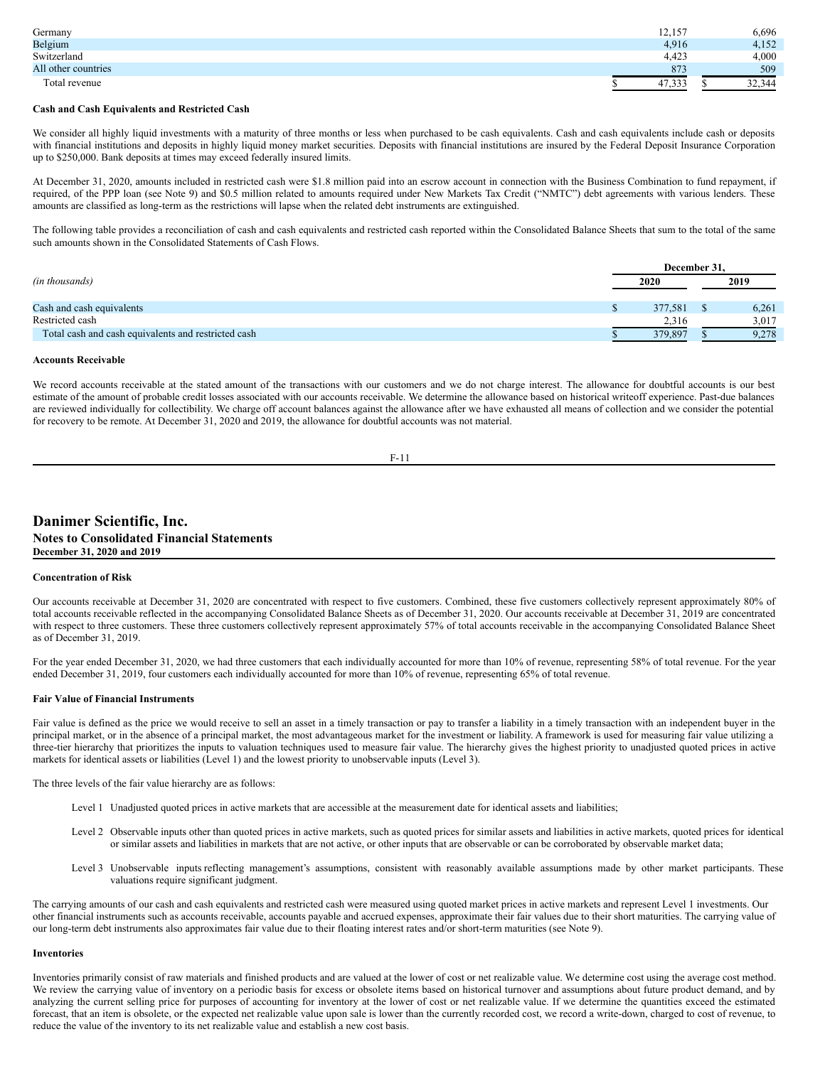| | | |
|---|---|---|
| Germany | 12,157 | 6,696 |
| Belgium | 4,916 | 4,152 |
| Switzerland | 4,423 | 4,000 |
| All other countries | 873 | 509 |
| Total revenue | $ 47,333 | $ 32,344 |

**Cash and Cash Equivalents and Restricted Cash**

We consider all highly liquid investments with a maturity of three months or less when purchased to be cash equivalents. Cash and cash equivalents include cash or deposits with financial institutions and deposits in highly liquid money market securities. Deposits with financial institutions are insured by the Federal Deposit Insurance Corporation up to $250,000. Bank deposits at times may exceed federally insured limits.

At December 31, 2020, amounts included in restricted cash were $1.8 million paid into an escrow account in connection with the Business Combination to fund repayment, if required, of the PPP loan (see Note 9) and $0.5 million related to amounts required under New Markets Tax Credit ("NMTC") debt agreements with various lenders. These amounts are classified as long-term as the restrictions will lapse when the related debt instruments are extinguished.

The following table provides a reconciliation of cash and cash equivalents and restricted cash reported within the Consolidated Balance Sheets that sum to the total of the same such amounts shown in the Consolidated Statements of Cash Flows.

| *(in thousands)* | December 31, 2020 | December 31, 2019 |
|---|---|---|
| Cash and cash equivalents | $ 377,581 | $ 6,261 |
| Restricted cash | 2,316 | 3,017 |
| Total cash and cash equivalents and restricted cash | $ 379,897 | $ 9,278 |

**Accounts Receivable**

We record accounts receivable at the stated amount of the transactions with our customers and we do not charge interest. The allowance for doubtful accounts is our best estimate of the amount of probable credit losses associated with our accounts receivable. We determine the allowance based on historical writeoff experience. Past-due balances are reviewed individually for collectibility. We charge off account balances against the allowance after we have exhausted all means of collection and we consider the potential for recovery to be remote. At December 31, 2020 and 2019, the allowance for doubtful accounts was not material.

**Concentration of Risk**

Our accounts receivable at December 31, 2020 are concentrated with respect to five customers. Combined, these five customers collectively represent approximately 80% of total accounts receivable reflected in the accompanying Consolidated Balance Sheets as of December 31, 2020. Our accounts receivable at December 31, 2019 are concentrated with respect to three customers. These three customers collectively represent approximately 57% of total accounts receivable in the accompanying Consolidated Balance Sheet as of December 31, 2019.

For the year ended December 31, 2020, we had three customers that each individually accounted for more than 10% of revenue, representing 58% of total revenue. For the year ended December 31, 2019, four customers each individually accounted for more than 10% of revenue, representing 65% of total revenue.

**Fair Value of Financial Instruments**

Fair value is defined as the price we would receive to sell an asset in a timely transaction or pay to transfer a liability in a timely transaction with an independent buyer in the principal market, or in the absence of a principal market, the most advantageous market for the investment or liability. A framework is used for measuring fair value utilizing a three-tier hierarchy that prioritizes the inputs to valuation techniques used to measure fair value. The hierarchy gives the highest priority to unadjusted quoted prices in active markets for identical assets or liabilities (Level 1) and the lowest priority to unobservable inputs (Level 3).

The three levels of the fair value hierarchy are as follows:

- Level 1 Unadjusted quoted prices in active markets that are accessible at the measurement date for identical assets and liabilities;
- Level 2 Observable inputs other than quoted prices in active markets, such as quoted prices for similar assets and liabilities in active markets, quoted prices for identical or similar assets and liabilities in markets that are not active, or other inputs that are observable or can be corroborated by observable market data;
- Level 3 Unobservable inputs reflecting management's assumptions, consistent with reasonably available assumptions made by other market participants. These valuations require significant judgment.

The carrying amounts of our cash and cash equivalents and restricted cash were measured using quoted market prices in active markets and represent Level 1 investments. Our other financial instruments such as accounts receivable, accounts payable and accrued expenses, approximate their fair values due to their short maturities. The carrying value of our long-term debt instruments also approximates fair value due to their floating interest rates and/or short-term maturities (see Note 9).

**Inventories**

Inventories primarily consist of raw materials and finished products and are valued at the lower of cost or net realizable value. We determine cost using the average cost method. We review the carrying value of inventory on a periodic basis for excess or obsolete items based on historical turnover and assumptions about future product demand, and by analyzing the current selling price for purposes of accounting for inventory at the lower of cost or net realizable value. If we determine the quantities exceed the estimated forecast, that an item is obsolete, or the expected net realizable value upon sale is lower than the currently recorded cost, we record a write-down, charged to cost of revenue, to reduce the value of the inventory to its net realizable value and establish a new cost basis.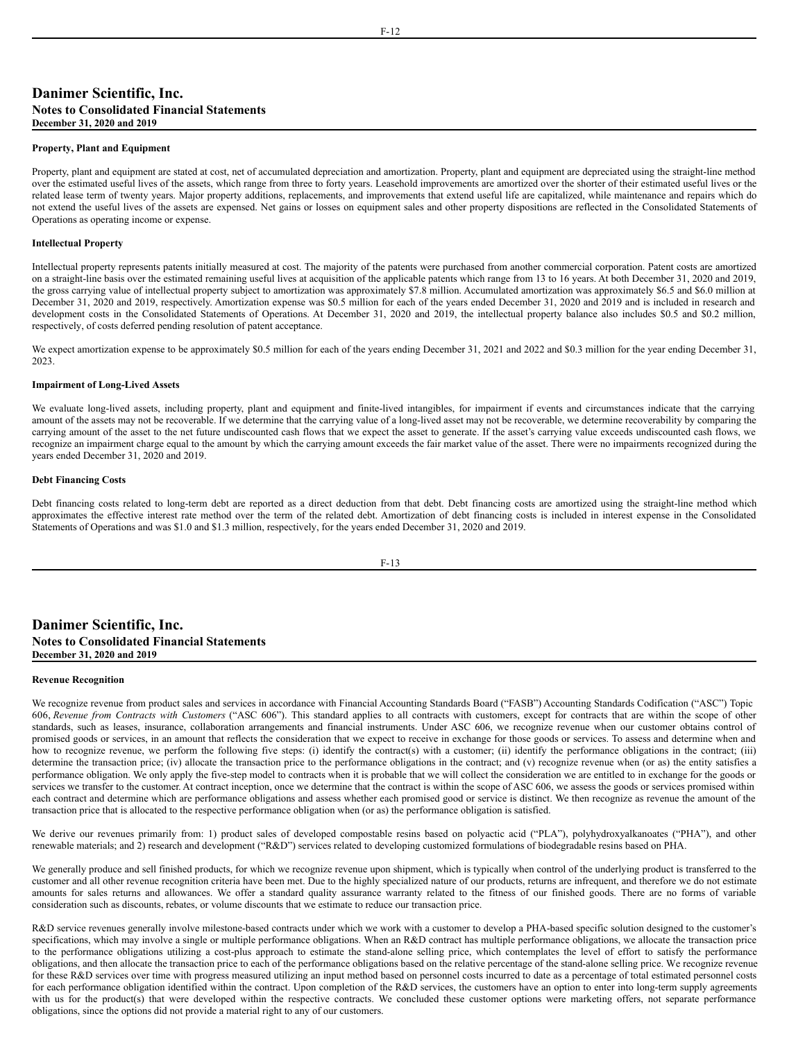### Property, Plant and Equipment

Property, plant and equipment are stated at cost, net of accumulated depreciation and amortization. Property, plant and equipment are depreciated using the straight-line method over the estimated useful lives of the assets, which range from three to forty years. Leasehold improvements are amortized over the shorter of their estimated useful lives or the related lease term of twenty years. Major property additions, replacements, and improvements that extend useful life are capitalized, while maintenance and repairs which do not extend the useful lives of the assets are expensed. Net gains or losses on equipment sales and other property dispositions are reflected in the Consolidated Statements of Operations as operating income or expense.

### Intellectual Property

Intellectual property represents patents initially measured at cost. The majority of the patents were purchased from another commercial corporation. Patent costs are amortized on a straight-line basis over the estimated remaining useful lives at acquisition of the applicable patents which range from 13 to 16 years. At both December 31, 2020 and 2019, the gross carrying value of intellectual property subject to amortization was approximately $7.8 million. Accumulated amortization was approximately $6.5 and $6.0 million at December 31, 2020 and 2019, respectively. Amortization expense was $0.5 million for each of the years ended December 31, 2020 and 2019 and is included in research and development costs in the Consolidated Statements of Operations. At December 31, 2020 and 2019, the intellectual property balance also includes $0.5 and $0.2 million, respectively, of costs deferred pending resolution of patent acceptance.

We expect amortization expense to be approximately $0.5 million for each of the years ending December 31, 2021 and 2022 and $0.3 million for the year ending December 31, 2023.

### Impairment of Long-Lived Assets

We evaluate long-lived assets, including property, plant and equipment and finite-lived intangibles, for impairment if events and circumstances indicate that the carrying amount of the assets may not be recoverable. If we determine that the carrying value of a long-lived asset may not be recoverable, we determine recoverability by comparing the carrying amount of the asset to the net future undiscounted cash flows that we expect the asset to generate. If the asset's carrying value exceeds undiscounted cash flows, we recognize an impairment charge equal to the amount by which the carrying amount exceeds the fair market value of the asset. There were no impairments recognized during the years ended December 31, 2020 and 2019.

### Debt Financing Costs

Debt financing costs related to long-term debt are reported as a direct deduction from that debt. Debt financing costs are amortized using the straight-line method which approximates the effective interest rate method over the term of the related debt. Amortization of debt financing costs is included in interest expense in the Consolidated Statements of Operations and was $1.0 and $1.3 million, respectively, for the years ended December 31, 2020 and 2019.

### Revenue Recognition

We recognize revenue from product sales and services in accordance with Financial Accounting Standards Board ("FASB") Accounting Standards Codification ("ASC") Topic 606, *Revenue from Contracts with Customers* ("ASC 606"). This standard applies to all contracts with customers, except for contracts that are within the scope of other standards, such as leases, insurance, collaboration arrangements and financial instruments. Under ASC 606, we recognize revenue when our customer obtains control of promised goods or services, in an amount that reflects the consideration that we expect to receive in exchange for those goods or services. To assess and determine when and how to recognize revenue, we perform the following five steps: (i) identify the contract(s) with a customer; (ii) identify the performance obligations in the contract; (iii) determine the transaction price; (iv) allocate the transaction price to the performance obligations in the contract; and (v) recognize revenue when (or as) the entity satisfies a performance obligation. We only apply the five-step model to contracts when it is probable that we will collect the consideration we are entitled to in exchange for the goods or services we transfer to the customer. At contract inception, once we determine that the contract is within the scope of ASC 606, we assess the goods or services promised within each contract and determine which are performance obligations and assess whether each promised good or service is distinct. We then recognize as revenue the amount of the transaction price that is allocated to the respective performance obligation when (or as) the performance obligation is satisfied.

We derive our revenues primarily from: 1) product sales of developed compostable resins based on polyactic acid ("PLA"), polyhydroxyalkanoates ("PHA"), and other renewable materials; and 2) research and development ("R&D") services related to developing customized formulations of biodegradable resins based on PHA.

We generally produce and sell finished products, for which we recognize revenue upon shipment, which is typically when control of the underlying product is transferred to the customer and all other revenue recognition criteria have been met. Due to the highly specialized nature of our products, returns are infrequent, and therefore we do not estimate amounts for sales returns and allowances. We offer a standard quality assurance warranty related to the fitness of our finished goods. There are no forms of variable consideration such as discounts, rebates, or volume discounts that we estimate to reduce our transaction price.

R&D service revenues generally involve milestone-based contracts under which we work with a customer to develop a PHA-based specific solution designed to the customer's specifications, which may involve a single or multiple performance obligations. When an R&D contract has multiple performance obligations, we allocate the transaction price to the performance obligations utilizing a cost-plus approach to estimate the stand-alone selling price, which contemplates the level of effort to satisfy the performance obligations, and then allocate the transaction price to each of the performance obligations based on the relative percentage of the stand-alone selling price. We recognize revenue for these R&D services over time with progress measured utilizing an input method based on personnel costs incurred to date as a percentage of total estimated personnel costs for each performance obligation identified within the contract. Upon completion of the R&D services, the customers have an option to enter into long-term supply agreements with us for the product(s) that were developed within the respective contracts. We concluded these customer options were marketing offers, not separate performance obligations, since the options did not provide a material right to any of our customers.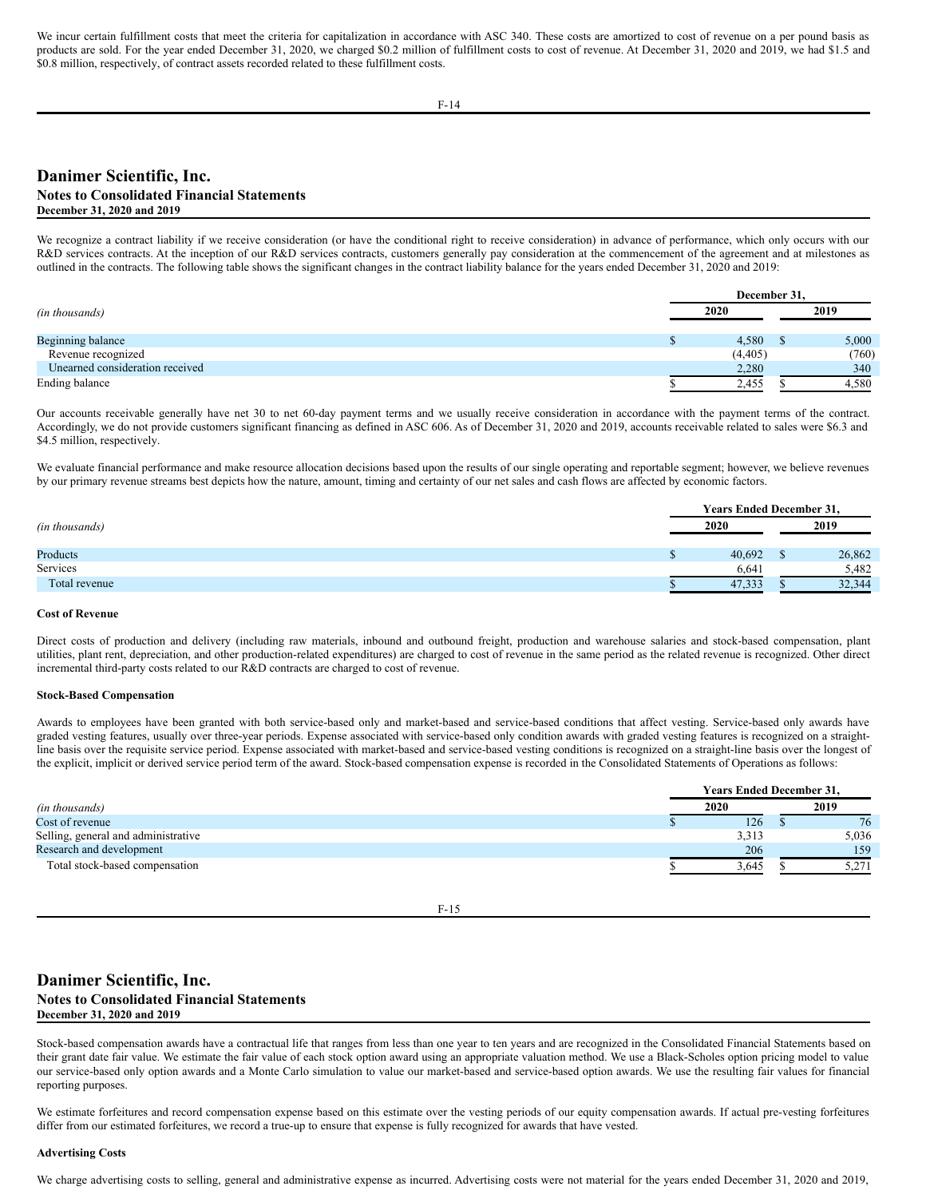We incur certain fulfillment costs that meet the criteria for capitalization in accordance with ASC 340. These costs are amortized to cost of revenue on a per pound basis as products are sold. For the year ended December 31, 2020, we charged $0.2 million of fulfillment costs to cost of revenue. At December 31, 2020 and 2019, we had $1.5 and $0.8 million, respectively, of contract assets recorded related to these fulfillment costs.

# Danimer Scientific, Inc.
## Notes to Consolidated Financial Statements
### December 31, 2020 and 2019

We recognize a contract liability if we receive consideration (or have the conditional right to receive consideration) in advance of performance, which only occurs with our R&D services contracts. At the inception of our R&D services contracts, customers generally pay consideration at the commencement of the agreement and at milestones as outlined in the contracts. The following table shows the significant changes in the contract liability balance for the years ended December 31, 2020 and 2019:

| *(in thousands)* | December 31, 2020 | December 31, 2019 |
|---|---|---|
| Beginning balance | $ 4,580 | $ 5,000 |
| Revenue recognized | (4,405) | (760) |
| Unearned consideration received | 2,280 | 340 |
| Ending balance | $ 2,455 | $ 4,580 |

Our accounts receivable generally have net 30 to net 60-day payment terms and we usually receive consideration in accordance with the payment terms of the contract. Accordingly, we do not provide customers significant financing as defined in ASC 606. As of December 31, 2020 and 2019, accounts receivable related to sales were $6.3 and $4.5 million, respectively.

We evaluate financial performance and make resource allocation decisions based upon the results of our single operating and reportable segment; however, we believe revenues by our primary revenue streams best depicts how the nature, amount, timing and certainty of our net sales and cash flows are affected by economic factors.

| *(in thousands)* | Years Ended December 31, 2020 | Years Ended December 31, 2019 |
|---|---|---|
| Products | $ 40,692 | $ 26,862 |
| Services | 6,641 | 5,482 |
| Total revenue | $ 47,333 | $ 32,344 |

**Cost of Revenue**

Direct costs of production and delivery (including raw materials, inbound and outbound freight, production and warehouse salaries and stock-based compensation, plant utilities, plant rent, depreciation, and other production-related expenditures) are charged to cost of revenue in the same period as the related revenue is recognized. Other direct incremental third-party costs related to our R&D contracts are charged to cost of revenue.

**Stock-Based Compensation**

Awards to employees have been granted with both service-based only and market-based and service-based conditions that affect vesting. Service-based only awards have graded vesting features, usually over three-year periods. Expense associated with service-based only condition awards with graded vesting features is recognized on a straight-line basis over the requisite service period. Expense associated with market-based and service-based vesting conditions is recognized on a straight-line basis over the longest of the explicit, implicit or derived service period term of the award. Stock-based compensation expense is recorded in the Consolidated Statements of Operations as follows:

| *(in thousands)* | Years Ended December 31, 2020 | Years Ended December 31, 2019 |
|---|---|---|
| Cost of revenue | $ 126 | $ 76 |
| Selling, general and administrative | 3,313 | 5,036 |
| Research and development | 206 | 159 |
| Total stock-based compensation | $ 3,645 | $ 5,271 |

# Danimer Scientific, Inc.
## Notes to Consolidated Financial Statements
### December 31, 2020 and 2019

Stock-based compensation awards have a contractual life that ranges from less than one year to ten years and are recognized in the Consolidated Financial Statements based on their grant date fair value. We estimate the fair value of each stock option award using an appropriate valuation method. We use a Black-Scholes option pricing model to value our service-based only option awards and a Monte Carlo simulation to value our market-based and service-based option awards. We use the resulting fair values for financial reporting purposes.

We estimate forfeitures and record compensation expense based on this estimate over the vesting periods of our equity compensation awards. If actual pre-vesting forfeitures differ from our estimated forfeitures, we record a true-up to ensure that expense is fully recognized for awards that have vested.

**Advertising Costs**

We charge advertising costs to selling, general and administrative expense as incurred. Advertising costs were not material for the years ended December 31, 2020 and 2019,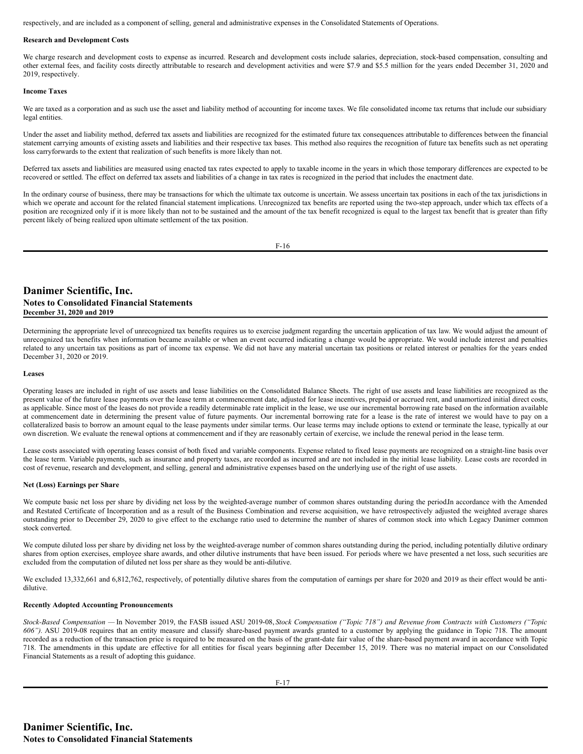respectively, and are included as a component of selling, general and administrative expenses in the Consolidated Statements of Operations.

**Research and Development Costs**

We charge research and development costs to expense as incurred. Research and development costs include salaries, depreciation, stock-based compensation, consulting and other external fees, and facility costs directly attributable to research and development activities and were $7.9 and $5.5 million for the years ended December 31, 2020 and 2019, respectively.

**Income Taxes**

We are taxed as a corporation and as such use the asset and liability method of accounting for income taxes. We file consolidated income tax returns that include our subsidiary legal entities.

Under the asset and liability method, deferred tax assets and liabilities are recognized for the estimated future tax consequences attributable to differences between the financial statement carrying amounts of existing assets and liabilities and their respective tax bases. This method also requires the recognition of future tax benefits such as net operating loss carryforwards to the extent that realization of such benefits is more likely than not.

Deferred tax assets and liabilities are measured using enacted tax rates expected to apply to taxable income in the years in which those temporary differences are expected to be recovered or settled. The effect on deferred tax assets and liabilities of a change in tax rates is recognized in the period that includes the enactment date.

In the ordinary course of business, there may be transactions for which the ultimate tax outcome is uncertain. We assess uncertain tax positions in each of the tax jurisdictions in which we operate and account for the related financial statement implications. Unrecognized tax benefits are reported using the two-step approach, under which tax effects of a position are recognized only if it is more likely than not to be sustained and the amount of the tax benefit recognized is equal to the largest tax benefit that is greater than fifty percent likely of being realized upon ultimate settlement of the tax position.

Determining the appropriate level of unrecognized tax benefits requires us to exercise judgment regarding the uncertain application of tax law. We would adjust the amount of unrecognized tax benefits when information became available or when an event occurred indicating a change would be appropriate. We would include interest and penalties related to any uncertain tax positions as part of income tax expense. We did not have any material uncertain tax positions or related interest or penalties for the years ended December 31, 2020 or 2019.

**Leases**

Operating leases are included in right of use assets and lease liabilities on the Consolidated Balance Sheets. The right of use assets and lease liabilities are recognized as the present value of the future lease payments over the lease term at commencement date, adjusted for lease incentives, prepaid or accrued rent, and unamortized initial direct costs, as applicable. Since most of the leases do not provide a readily determinable rate implicit in the lease, we use our incremental borrowing rate based on the information available at commencement date in determining the present value of future payments. Our incremental borrowing rate for a lease is the rate of interest we would have to pay on a collateralized basis to borrow an amount equal to the lease payments under similar terms. Our lease terms may include options to extend or terminate the lease, typically at our own discretion. We evaluate the renewal options at commencement and if they are reasonably certain of exercise, we include the renewal period in the lease term.

Lease costs associated with operating leases consist of both fixed and variable components. Expense related to fixed lease payments are recognized on a straight-line basis over the lease term. Variable payments, such as insurance and property taxes, are recorded as incurred and are not included in the initial lease liability. Lease costs are recorded in cost of revenue, research and development, and selling, general and administrative expenses based on the underlying use of the right of use assets.

**Net (Loss) Earnings per Share**

We compute basic net loss per share by dividing net loss by the weighted-average number of common shares outstanding during the period.In accordance with the Amended and Restated Certificate of Incorporation and as a result of the Business Combination and reverse acquisition, we have retrospectively adjusted the weighted average shares outstanding prior to December 29, 2020 to give effect to the exchange ratio used to determine the number of shares of common stock into which Legacy Danimer common stock converted.

We compute diluted loss per share by dividing net loss by the weighted-average number of common shares outstanding during the period, including potentially dilutive ordinary shares from option exercises, employee share awards, and other dilutive instruments that have been issued. For periods where we have presented a net loss, such securities are excluded from the computation of diluted net loss per share as they would be anti-dilutive.

We excluded 13,332,661 and 6,812,762, respectively, of potentially dilutive shares from the computation of earnings per share for 2020 and 2019 as their effect would be anti-dilutive.

**Recently Adopted Accounting Pronouncements**

*Stock-Based Compensation* — In November 2019, the FASB issued ASU 2019-08, *Stock Compensation ("Topic 718") and Revenue from Contracts with Customers ("Topic 606")*. ASU 2019-08 requires that an entity measure and classify share-based payment awards granted to a customer by applying the guidance in Topic 718. The amount recorded as a reduction of the transaction price is required to be measured on the basis of the grant-date fair value of the share-based payment award in accordance with Topic 718. The amendments in this update are effective for all entities for fiscal years beginning after December 15, 2019. There was no material impact on our Consolidated Financial Statements as a result of adopting this guidance.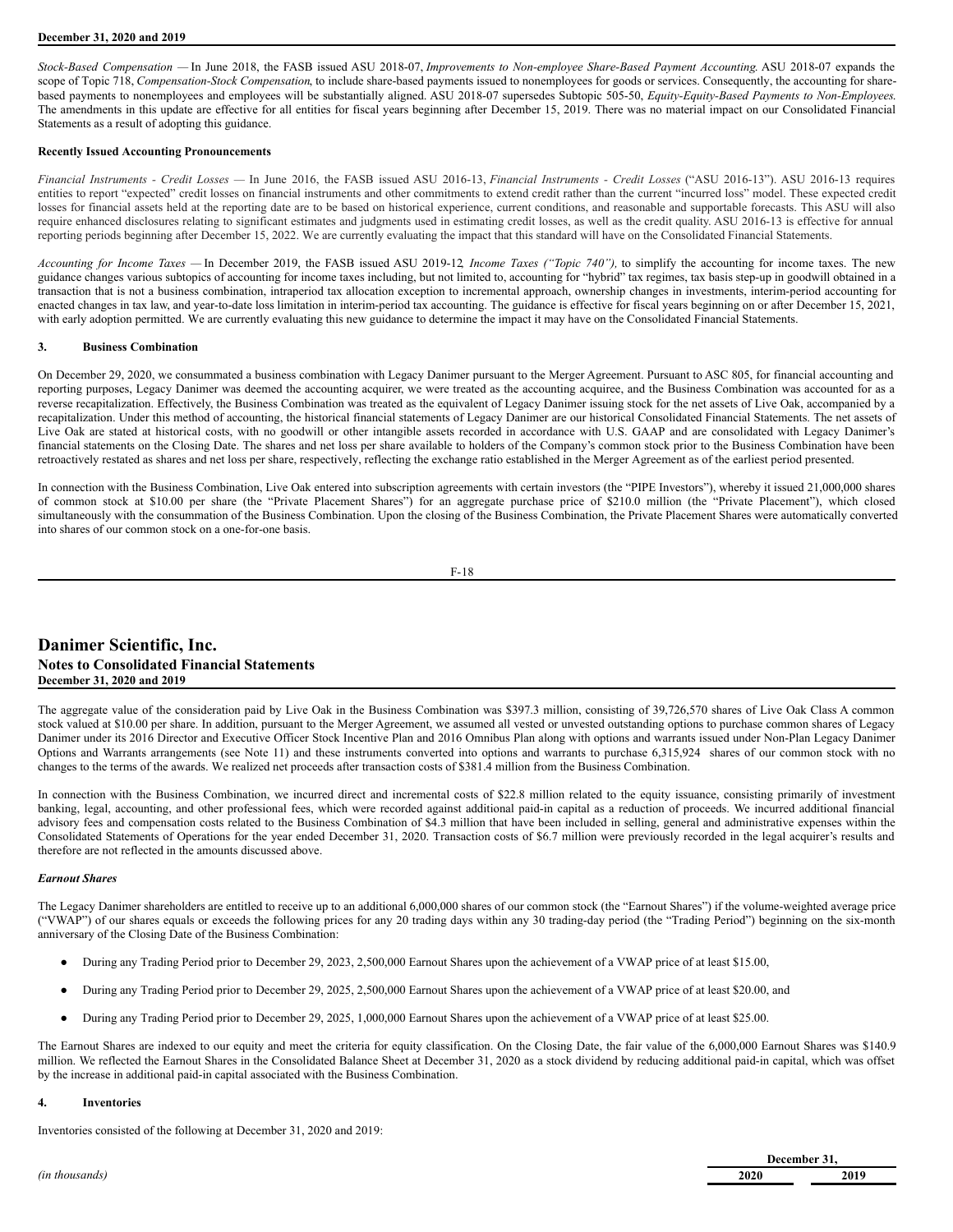*Stock-Based Compensation* — In June 2018, the FASB issued ASU 2018-07, *Improvements to Non-employee Share-Based Payment Accounting.* ASU 2018-07 expands the scope of Topic 718, *Compensation-Stock Compensation*, to include share-based payments issued to nonemployees for goods or services. Consequently, the accounting for share-based payments to nonemployees and employees will be substantially aligned. ASU 2018-07 supersedes Subtopic 505-50, *Equity-Equity-Based Payments to Non-Employees.* The amendments in this update are effective for all entities for fiscal years beginning after December 15, 2019. There was no material impact on our Consolidated Financial Statements as a result of adopting this guidance.

**Recently Issued Accounting Pronouncements**

*Financial Instruments - Credit Losses* — In June 2016, the FASB issued ASU 2016-13, *Financial Instruments - Credit Losses* ("ASU 2016-13"). ASU 2016-13 requires entities to report "expected" credit losses on financial instruments and other commitments to extend credit rather than the current "incurred loss" model. These expected credit losses for financial assets held at the reporting date are to be based on historical experience, current conditions, and reasonable and supportable forecasts. This ASU will also require enhanced disclosures relating to significant estimates and judgments used in estimating credit losses, as well as the credit quality. ASU 2016-13 is effective for annual reporting periods beginning after December 15, 2022. We are currently evaluating the impact that this standard will have on the Consolidated Financial Statements.

*Accounting for Income Taxes* — In December 2019, the FASB issued ASU 2019-12, *Income Taxes ("Topic 740"),* to simplify the accounting for income taxes. The new guidance changes various subtopics of accounting for income taxes including, but not limited to, accounting for "hybrid" tax regimes, tax basis step-up in goodwill obtained in a transaction that is not a business combination, intraperiod tax allocation exception to incremental approach, ownership changes in investments, interim-period accounting for enacted changes in tax law, and year-to-date loss limitation in interim-period tax accounting. The guidance is effective for fiscal years beginning on or after December 15, 2021, with early adoption permitted. We are currently evaluating this new guidance to determine the impact it may have on the Consolidated Financial Statements.

## 3. Business Combination

On December 29, 2020, we consummated a business combination with Legacy Danimer pursuant to the Merger Agreement. Pursuant to ASC 805, for financial accounting and reporting purposes, Legacy Danimer was deemed the accounting acquirer, we were treated as the accounting acquiree, and the Business Combination was accounted for as a reverse recapitalization. Effectively, the Business Combination was treated as the equivalent of Legacy Danimer issuing stock for the net assets of Live Oak, accompanied by a recapitalization. Under this method of accounting, the historical financial statements of Legacy Danimer are our historical Consolidated Financial Statements. The net assets of Live Oak are stated at historical costs, with no goodwill or other intangible assets recorded in accordance with U.S. GAAP and are consolidated with Legacy Danimer's financial statements on the Closing Date. The shares and net loss per share available to holders of the Company's common stock prior to the Business Combination have been retroactively restated as shares and net loss per share, respectively, reflecting the exchange ratio established in the Merger Agreement as of the earliest period presented.

In connection with the Business Combination, Live Oak entered into subscription agreements with certain investors (the "PIPE Investors"), whereby it issued 21,000,000 shares of common stock at $10.00 per share (the "Private Placement Shares") for an aggregate purchase price of $210.0 million (the "Private Placement"), which closed simultaneously with the consummation of the Business Combination. Upon the closing of the Business Combination, the Private Placement Shares were automatically converted into shares of our common stock on a one-for-one basis.

The aggregate value of the consideration paid by Live Oak in the Business Combination was $397.3 million, consisting of 39,726,570 shares of Live Oak Class A common stock valued at $10.00 per share. In addition, pursuant to the Merger Agreement, we assumed all vested or unvested outstanding options to purchase common shares of Legacy Danimer under its 2016 Director and Executive Officer Stock Incentive Plan and 2016 Omnibus Plan along with options and warrants issued under Non-Plan Legacy Danimer Options and Warrants arrangements (see Note 11) and these instruments converted into options and warrants to purchase 6,315,924 shares of our common stock with no changes to the terms of the awards. We realized net proceeds after transaction costs of $381.4 million from the Business Combination.

In connection with the Business Combination, we incurred direct and incremental costs of $22.8 million related to the equity issuance, consisting primarily of investment banking, legal, accounting, and other professional fees, which were recorded against additional paid-in capital as a reduction of proceeds. We incurred additional financial advisory fees and compensation costs related to the Business Combination of $4.3 million that have been included in selling, general and administrative expenses within the Consolidated Statements of Operations for the year ended December 31, 2020. Transaction costs of $6.7 million were previously recorded in the legal acquirer's results and therefore are not reflected in the amounts discussed above.

***Earnout Shares***

The Legacy Danimer shareholders are entitled to receive up to an additional 6,000,000 shares of our common stock (the "Earnout Shares") if the volume-weighted average price ("VWAP") of our shares equals or exceeds the following prices for any 20 trading days within any 30 trading-day period (the "Trading Period") beginning on the six-month anniversary of the Closing Date of the Business Combination:

- During any Trading Period prior to December 29, 2023, 2,500,000 Earnout Shares upon the achievement of a VWAP price of at least $15.00,
- During any Trading Period prior to December 29, 2025, 2,500,000 Earnout Shares upon the achievement of a VWAP price of at least $20.00, and
- During any Trading Period prior to December 29, 2025, 1,000,000 Earnout Shares upon the achievement of a VWAP price of at least $25.00.

The Earnout Shares are indexed to our equity and meet the criteria for equity classification. On the Closing Date, the fair value of the 6,000,000 Earnout Shares was $140.9 million. We reflected the Earnout Shares in the Consolidated Balance Sheet at December 31, 2020 as a stock dividend by reducing additional paid-in capital, which was offset by the increase in additional paid-in capital associated with the Business Combination.

## 4. Inventories

Inventories consisted of the following at December 31, 2020 and 2019:

| | December 31, | |
|---|---|---|
| *(in thousands)* | 2020 | 2019 |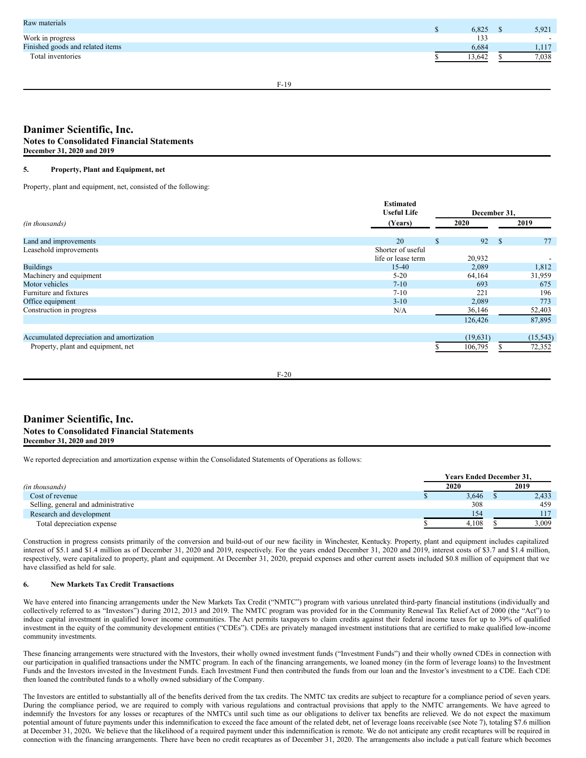| | | |
|---|---|---|
| Raw materials | $ 6,825 | $ 5,921 |
| Work in progress | 133 | - |
| Finished goods and related items | 6,684 | 1,117 |
| Total inventories | $ 13,642 | $ 7,038 |

## Danimer Scientific, Inc.
### Notes to Consolidated Financial Statements
**December 31, 2020 and 2019**

#### 5. Property, Plant and Equipment, net

Property, plant and equipment, net, consisted of the following:

| *(in thousands)* | Estimated Useful Life (Years) | December 31, 2020 | December 31, 2019 |
|---|---|---|---|
| Land and improvements | 20 | $ 92 | $ 77 |
| Leasehold improvements | Shorter of useful life or lease term | 20,932 | - |
| Buildings | 15-40 | 2,089 | 1,812 |
| Machinery and equipment | 5-20 | 64,164 | 31,959 |
| Motor vehicles | 7-10 | 693 | 675 |
| Furniture and fixtures | 7-10 | 221 | 196 |
| Office equipment | 3-10 | 2,089 | 773 |
| Construction in progress | N/A | 36,146 | 52,403 |
| | | 126,426 | 87,895 |
| Accumulated depreciation and amortization | | (19,631) | (15,543) |
| Property, plant and equipment, net | | $ 106,795 | $ 72,352 |

We reported depreciation and amortization expense within the Consolidated Statements of Operations as follows:

| *(in thousands)* | Years Ended December 31, 2020 | Years Ended December 31, 2019 |
|---|---|---|
| Cost of revenue | $ 3,646 | $ 2,433 |
| Selling, general and administrative | 308 | 459 |
| Research and development | 154 | 117 |
| Total depreciation expense | $ 4,108 | $ 3,009 |

Construction in progress consists primarily of the conversion and build-out of our new facility in Winchester, Kentucky. Property, plant and equipment includes capitalized interest of $5.1 and $1.4 million as of December 31, 2020 and 2019, respectively. For the years ended December 31, 2020 and 2019, interest costs of $3.7 and $1.4 million, respectively, were capitalized to property, plant and equipment. At December 31, 2020, prepaid expenses and other current assets included $0.8 million of equipment that we have classified as held for sale.

#### 6. New Markets Tax Credit Transactions

We have entered into financing arrangements under the New Markets Tax Credit ("NMTC") program with various unrelated third-party financial institutions (individually and collectively referred to as "Investors") during 2012, 2013 and 2019. The NMTC program was provided for in the Community Renewal Tax Relief Act of 2000 (the "Act") to induce capital investment in qualified lower income communities. The Act permits taxpayers to claim credits against their federal income taxes for up to 39% of qualified investment in the equity of the community development entities ("CDEs"). CDEs are privately managed investment institutions that are certified to make qualified low-income community investments.

These financing arrangements were structured with the Investors, their wholly owned investment funds ("Investment Funds") and their wholly owned CDEs in connection with our participation in qualified transactions under the NMTC program. In each of the financing arrangements, we loaned money (in the form of leverage loans) to the Investment Funds and the Investors invested in the Investment Funds. Each Investment Fund then contributed the funds from our loan and the Investor's investment to a CDE. Each CDE then loaned the contributed funds to a wholly owned subsidiary of the Company.

The Investors are entitled to substantially all of the benefits derived from the tax credits. The NMTC tax credits are subject to recapture for a compliance period of seven years. During the compliance period, we are required to comply with various regulations and contractual provisions that apply to the NMTC arrangements. We have agreed to indemnify the Investors for any losses or recaptures of the NMTCs until such time as our obligations to deliver tax benefits are relieved. We do not expect the maximum potential amount of future payments under this indemnification to exceed the face amount of the related debt, net of leverage loans receivable (see Note 7), totaling $7.6 million at December 31, 2020**.** We believe that the likelihood of a required payment under this indemnification is remote. We do not anticipate any credit recaptures will be required in connection with the financing arrangements. There have been no credit recaptures as of December 31, 2020. The arrangements also include a put/call feature which becomes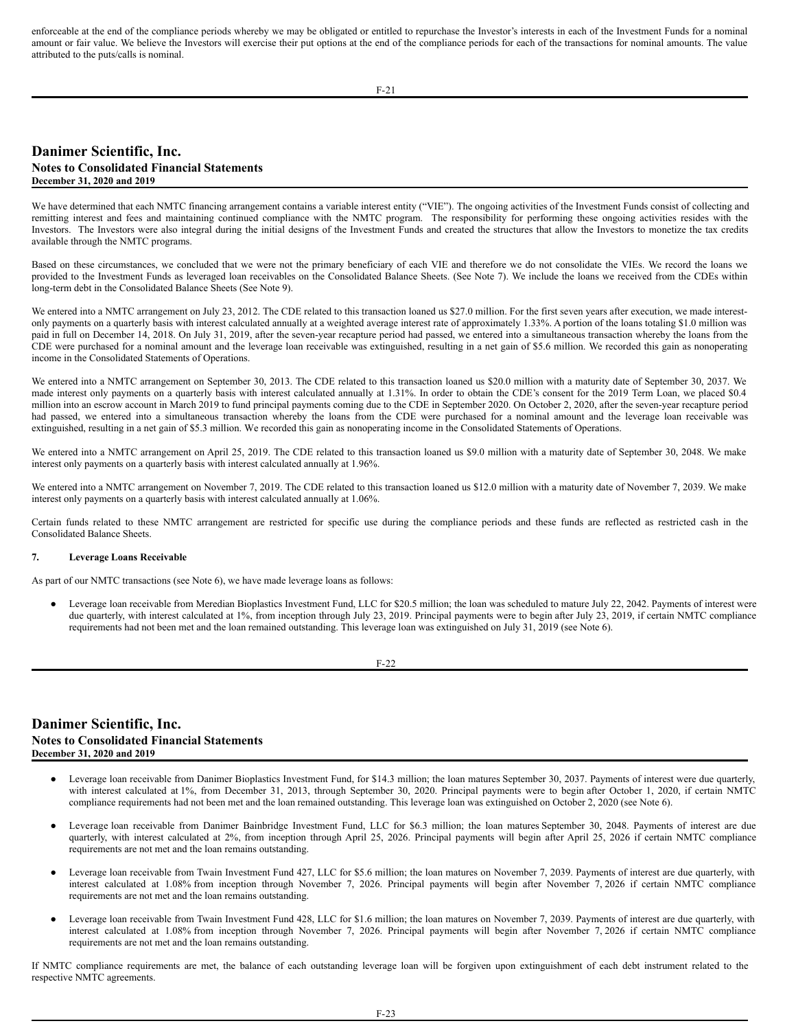enforceable at the end of the compliance periods whereby we may be obligated or entitled to repurchase the Investor's interests in each of the Investment Funds for a nominal amount or fair value. We believe the Investors will exercise their put options at the end of the compliance periods for each of the transactions for nominal amounts. The value attributed to the puts/calls is nominal.

We have determined that each NMTC financing arrangement contains a variable interest entity ("VIE"). The ongoing activities of the Investment Funds consist of collecting and remitting interest and fees and maintaining continued compliance with the NMTC program. The responsibility for performing these ongoing activities resides with the Investors. The Investors were also integral during the initial designs of the Investment Funds and created the structures that allow the Investors to monetize the tax credits available through the NMTC programs.

Based on these circumstances, we concluded that we were not the primary beneficiary of each VIE and therefore we do not consolidate the VIEs. We record the loans we provided to the Investment Funds as leveraged loan receivables on the Consolidated Balance Sheets. (See Note 7). We include the loans we received from the CDEs within long-term debt in the Consolidated Balance Sheets (See Note 9).

We entered into a NMTC arrangement on July 23, 2012. The CDE related to this transaction loaned us $27.0 million. For the first seven years after execution, we made interest-only payments on a quarterly basis with interest calculated annually at a weighted average interest rate of approximately 1.33%. A portion of the loans totaling $1.0 million was paid in full on December 14, 2018. On July 31, 2019, after the seven-year recapture period had passed, we entered into a simultaneous transaction whereby the loans from the CDE were purchased for a nominal amount and the leverage loan receivable was extinguished, resulting in a net gain of $5.6 million. We recorded this gain as nonoperating income in the Consolidated Statements of Operations.

We entered into a NMTC arrangement on September 30, 2013. The CDE related to this transaction loaned us $20.0 million with a maturity date of September 30, 2037. We made interest only payments on a quarterly basis with interest calculated annually at 1.31%. In order to obtain the CDE's consent for the 2019 Term Loan, we placed $0.4 million into an escrow account in March 2019 to fund principal payments coming due to the CDE in September 2020. On October 2, 2020, after the seven-year recapture period had passed, we entered into a simultaneous transaction whereby the loans from the CDE were purchased for a nominal amount and the leverage loan receivable was extinguished, resulting in a net gain of $5.3 million. We recorded this gain as nonoperating income in the Consolidated Statements of Operations.

We entered into a NMTC arrangement on April 25, 2019. The CDE related to this transaction loaned us $9.0 million with a maturity date of September 30, 2048. We make interest only payments on a quarterly basis with interest calculated annually at 1.96%.

We entered into a NMTC arrangement on November 7, 2019. The CDE related to this transaction loaned us $12.0 million with a maturity date of November 7, 2039. We make interest only payments on a quarterly basis with interest calculated annually at 1.06%.

Certain funds related to these NMTC arrangement are restricted for specific use during the compliance periods and these funds are reflected as restricted cash in the Consolidated Balance Sheets.

**7. Leverage Loans Receivable**

As part of our NMTC transactions (see Note 6), we have made leverage loans as follows:

- Leverage loan receivable from Meredian Bioplastics Investment Fund, LLC for $20.5 million; the loan was scheduled to mature July 22, 2042. Payments of interest were due quarterly, with interest calculated at 1%, from inception through July 23, 2019. Principal payments were to begin after July 23, 2019, if certain NMTC compliance requirements had not been met and the loan remained outstanding. This leverage loan was extinguished on July 31, 2019 (see Note 6).

- Leverage loan receivable from Danimer Bioplastics Investment Fund, for $14.3 million; the loan matures September 30, 2037. Payments of interest were due quarterly, with interest calculated at 1%, from December 31, 2013, through September 30, 2020. Principal payments were to begin after October 1, 2020, if certain NMTC compliance requirements had not been met and the loan remained outstanding. This leverage loan was extinguished on October 2, 2020 (see Note 6).

- Leverage loan receivable from Danimer Bainbridge Investment Fund, LLC for $6.3 million; the loan matures September 30, 2048. Payments of interest are due quarterly, with interest calculated at 2%, from inception through April 25, 2026. Principal payments will begin after April 25, 2026 if certain NMTC compliance requirements are not met and the loan remains outstanding.

- Leverage loan receivable from Twain Investment Fund 427, LLC for $5.6 million; the loan matures on November 7, 2039. Payments of interest are due quarterly, with interest calculated at 1.08% from inception through November 7, 2026. Principal payments will begin after November 7, 2026 if certain NMTC compliance requirements are not met and the loan remains outstanding.

- Leverage loan receivable from Twain Investment Fund 428, LLC for $1.6 million; the loan matures on November 7, 2039. Payments of interest are due quarterly, with interest calculated at 1.08% from inception through November 7, 2026. Principal payments will begin after November 7, 2026 if certain NMTC compliance requirements are not met and the loan remains outstanding.

If NMTC compliance requirements are met, the balance of each outstanding leverage loan will be forgiven upon extinguishment of each debt instrument related to the respective NMTC agreements.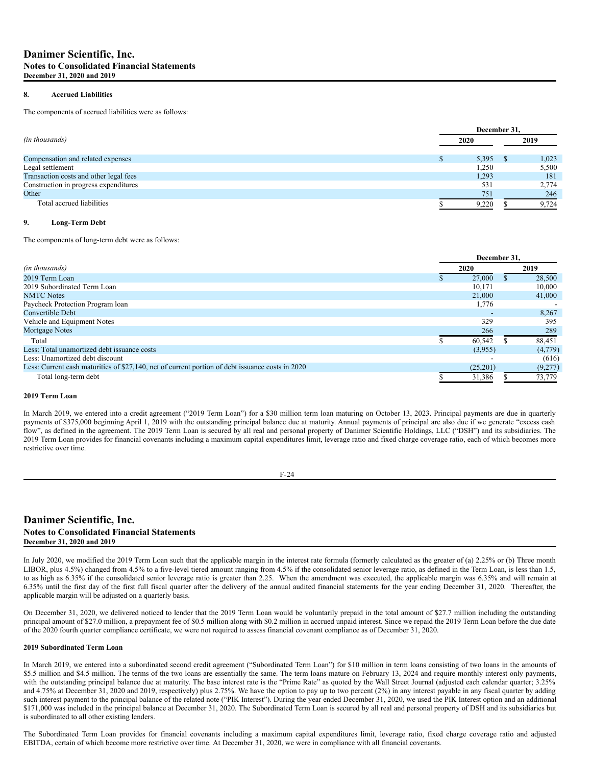## 8. Accrued Liabilities

The components of accrued liabilities were as follows:

| *(in thousands)* | December 31, 2020 | December 31, 2019 |
|---|---|---|
| Compensation and related expenses | $ 5,395 | $ 1,023 |
| Legal settlement | 1,250 | 5,500 |
| Transaction costs and other legal fees | 1,293 | 181 |
| Construction in progress expenditures | 531 | 2,774 |
| Other | 751 | 246 |
| Total accrued liabilities | $ 9,220 | $ 9,724 |

## 9. Long-Term Debt

The components of long-term debt were as follows:

| *(in thousands)* | December 31, 2020 | December 31, 2019 |
|---|---|---|
| 2019 Term Loan | $ 27,000 | $ 28,500 |
| 2019 Subordinated Term Loan | 10,171 | 10,000 |
| NMTC Notes | 21,000 | 41,000 |
| Paycheck Protection Program loan | 1,776 | - |
| Convertible Debt | - | 8,267 |
| Vehicle and Equipment Notes | 329 | 395 |
| Mortgage Notes | 266 | 289 |
| Total | $ 60,542 | $ 88,451 |
| Less: Total unamortized debt issuance costs | (3,955) | (4,779) |
| Less: Unamortized debt discount | - | (616) |
| Less: Current cash maturities of $27,140, net of current portion of debt issuance costs in 2020 | (25,201) | (9,277) |
| Total long-term debt | $ 31,386 | $ 73,779 |

### 2019 Term Loan

In March 2019, we entered into a credit agreement ("2019 Term Loan") for a $30 million term loan maturing on October 13, 2023. Principal payments are due in quarterly payments of $375,000 beginning April 1, 2019 with the outstanding principal balance due at maturity. Annual payments of principal are also due if we generate "excess cash flow", as defined in the agreement. The 2019 Term Loan is secured by all real and personal property of Danimer Scientific Holdings, LLC ("DSH") and its subsidiaries. The 2019 Term Loan provides for financial covenants including a maximum capital expenditures limit, leverage ratio and fixed charge coverage ratio, each of which becomes more restrictive over time.

In July 2020, we modified the 2019 Term Loan such that the applicable margin in the interest rate formula (formerly calculated as the greater of (a) 2.25% or (b) Three month LIBOR, plus 4.5%) changed from 4.5% to a five-level tiered amount ranging from 4.5% if the consolidated senior leverage ratio, as defined in the Term Loan, is less than 1.5, to as high as 6.35% if the consolidated senior leverage ratio is greater than 2.25. When the amendment was executed, the applicable margin was 6.35% and will remain at 6.35% until the first day of the first full fiscal quarter after the delivery of the annual audited financial statements for the year ending December 31, 2020. Thereafter, the applicable margin will be adjusted on a quarterly basis.

On December 31, 2020, we delivered noticed to lender that the 2019 Term Loan would be voluntarily prepaid in the total amount of $27.7 million including the outstanding principal amount of $27.0 million, a prepayment fee of $0.5 million along with $0.2 million in accrued unpaid interest. Since we repaid the 2019 Term Loan before the due date of the 2020 fourth quarter compliance certificate, we were not required to assess financial covenant compliance as of December 31, 2020.

### 2019 Subordinated Term Loan

In March 2019, we entered into a subordinated second credit agreement ("Subordinated Term Loan") for $10 million in term loans consisting of two loans in the amounts of $5.5 million and $4.5 million. The terms of the two loans are essentially the same. The term loans mature on February 13, 2024 and require monthly interest only payments, with the outstanding principal balance due at maturity. The base interest rate is the "Prime Rate" as quoted by the Wall Street Journal (adjusted each calendar quarter; 3.25% and 4.75% at December 31, 2020 and 2019, respectively) plus 2.75%. We have the option to pay up to two percent (2%) in any interest payable in any fiscal quarter by adding such interest payment to the principal balance of the related note ("PIK Interest"). During the year ended December 31, 2020, we used the PIK Interest option and an additional $171,000 was included in the principal balance at December 31, 2020. The Subordinated Term Loan is secured by all real and personal property of DSH and its subsidiaries but is subordinated to all other existing lenders.

The Subordinated Term Loan provides for financial covenants including a maximum capital expenditures limit, leverage ratio, fixed charge coverage ratio and adjusted EBITDA, certain of which become more restrictive over time. At December 31, 2020, we were in compliance with all financial covenants.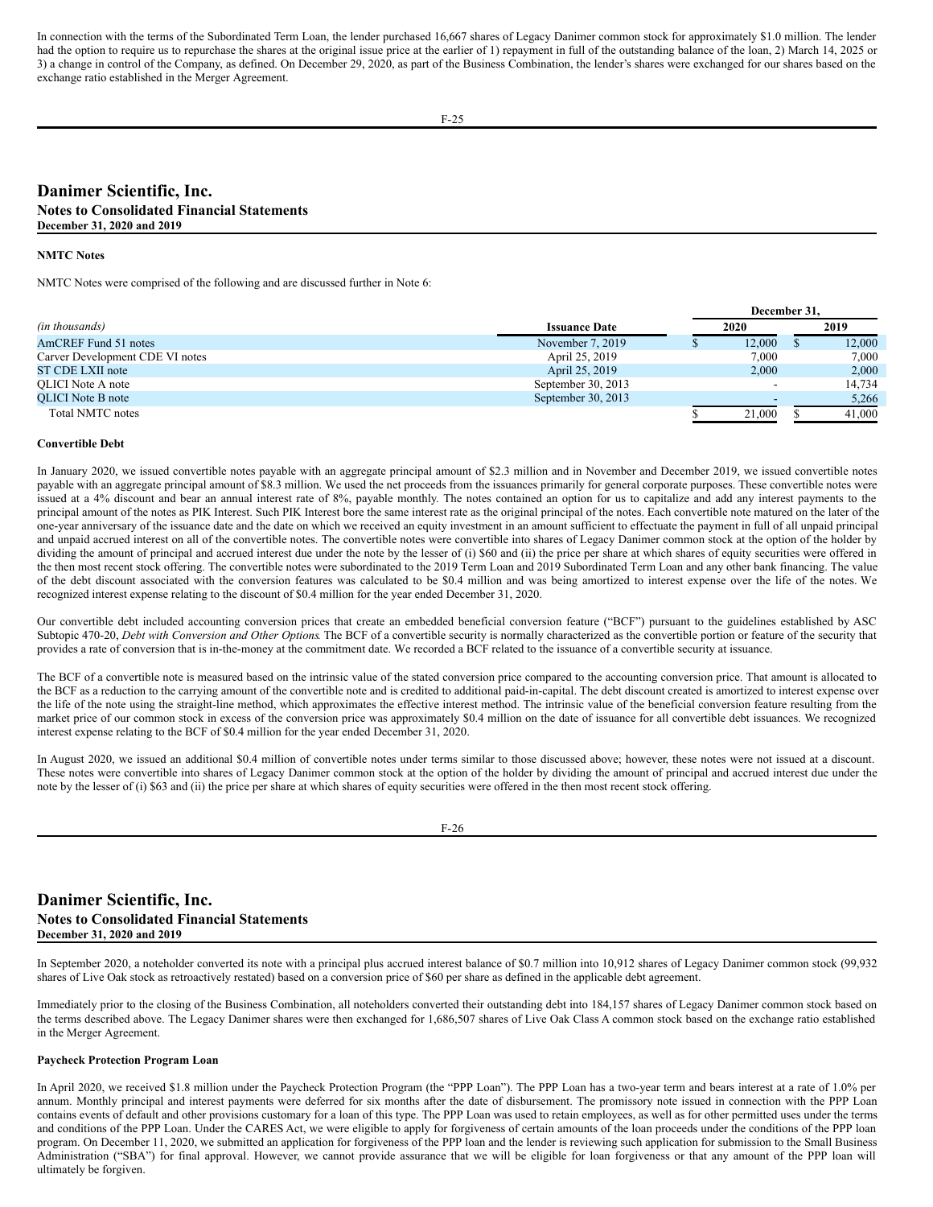In connection with the terms of the Subordinated Term Loan, the lender purchased 16,667 shares of Legacy Danimer common stock for approximately $1.0 million. The lender had the option to require us to repurchase the shares at the original issue price at the earlier of 1) repayment in full of the outstanding balance of the loan, 2) March 14, 2025 or 3) a change in control of the Company, as defined. On December 29, 2020, as part of the Business Combination, the lender's shares were exchanged for our shares based on the exchange ratio established in the Merger Agreement.

**NMTC Notes**

NMTC Notes were comprised of the following and are discussed further in Note 6:

| | | December 31, | |
|---|---|---|---|
| *(in thousands)* | **Issuance Date** | **2020** | **2019** |
| AmCREF Fund 51 notes | November 7, 2019 | $ 12,000 | $ 12,000 |
| Carver Development CDE VI notes | April 25, 2019 | 7,000 | 7,000 |
| ST CDE LXII note | April 25, 2019 | 2,000 | 2,000 |
| QLICI Note A note | September 30, 2013 | - | 14,734 |
| QLICI Note B note | September 30, 2013 | - | 5,266 |
| Total NMTC notes | | $ 21,000 | $ 41,000 |

**Convertible Debt**

In January 2020, we issued convertible notes payable with an aggregate principal amount of $2.3 million and in November and December 2019, we issued convertible notes payable with an aggregate principal amount of $8.3 million. We used the net proceeds from the issuances primarily for general corporate purposes. These convertible notes were issued at a 4% discount and bear an annual interest rate of 8%, payable monthly. The notes contained an option for us to capitalize and add any interest payments to the principal amount of the notes as PIK Interest. Such PIK Interest bore the same interest rate as the original principal of the notes. Each convertible note matured on the later of the one-year anniversary of the issuance date and the date on which we received an equity investment in an amount sufficient to effectuate the payment in full of all unpaid principal and unpaid accrued interest on all of the convertible notes. The convertible notes were convertible into shares of Legacy Danimer common stock at the option of the holder by dividing the amount of principal and accrued interest due under the note by the lesser of (i) $60 and (ii) the price per share at which shares of equity securities were offered in the then most recent stock offering. The convertible notes were subordinated to the 2019 Term Loan and 2019 Subordinated Term Loan and any other bank financing. The value of the debt discount associated with the conversion features was calculated to be $0.4 million and was being amortized to interest expense over the life of the notes. We recognized interest expense relating to the discount of $0.4 million for the year ended December 31, 2020.

Our convertible debt included accounting conversion prices that create an embedded beneficial conversion feature ("BCF") pursuant to the guidelines established by ASC Subtopic 470-20, *Debt with Conversion and Other Options*. The BCF of a convertible security is normally characterized as the convertible portion or feature of the security that provides a rate of conversion that is in-the-money at the commitment date. We recorded a BCF related to the issuance of a convertible security at issuance.

The BCF of a convertible note is measured based on the intrinsic value of the stated conversion price compared to the accounting conversion price. That amount is allocated to the BCF as a reduction to the carrying amount of the convertible note and is credited to additional paid-in-capital. The debt discount created is amortized to interest expense over the life of the note using the straight-line method, which approximates the effective interest method. The intrinsic value of the beneficial conversion feature resulting from the market price of our common stock in excess of the conversion price was approximately $0.4 million on the date of issuance for all convertible debt issuances. We recognized interest expense relating to the BCF of $0.4 million for the year ended December 31, 2020.

In August 2020, we issued an additional $0.4 million of convertible notes under terms similar to those discussed above; however, these notes were not issued at a discount. These notes were convertible into shares of Legacy Danimer common stock at the option of the holder by dividing the amount of principal and accrued interest due under the note by the lesser of (i) $63 and (ii) the price per share at which shares of equity securities were offered in the then most recent stock offering.

In September 2020, a noteholder converted its note with a principal plus accrued interest balance of $0.7 million into 10,912 shares of Legacy Danimer common stock (99,932 shares of Live Oak stock as retroactively restated) based on a conversion price of $60 per share as defined in the applicable debt agreement.

Immediately prior to the closing of the Business Combination, all noteholders converted their outstanding debt into 184,157 shares of Legacy Danimer common stock based on the terms described above. The Legacy Danimer shares were then exchanged for 1,686,507 shares of Live Oak Class A common stock based on the exchange ratio established in the Merger Agreement.

**Paycheck Protection Program Loan**

In April 2020, we received $1.8 million under the Paycheck Protection Program (the "PPP Loan"). The PPP Loan has a two-year term and bears interest at a rate of 1.0% per annum. Monthly principal and interest payments were deferred for six months after the date of disbursement. The promissory note issued in connection with the PPP Loan contains events of default and other provisions customary for a loan of this type. The PPP Loan was used to retain employees, as well as for other permitted uses under the terms and conditions of the PPP Loan. Under the CARES Act, we were eligible to apply for forgiveness of certain amounts of the loan proceeds under the conditions of the PPP loan program. On December 11, 2020, we submitted an application for forgiveness of the PPP loan and the lender is reviewing such application for submission to the Small Business Administration ("SBA") for final approval. However, we cannot provide assurance that we will be eligible for loan forgiveness or that any amount of the PPP loan will ultimately be forgiven.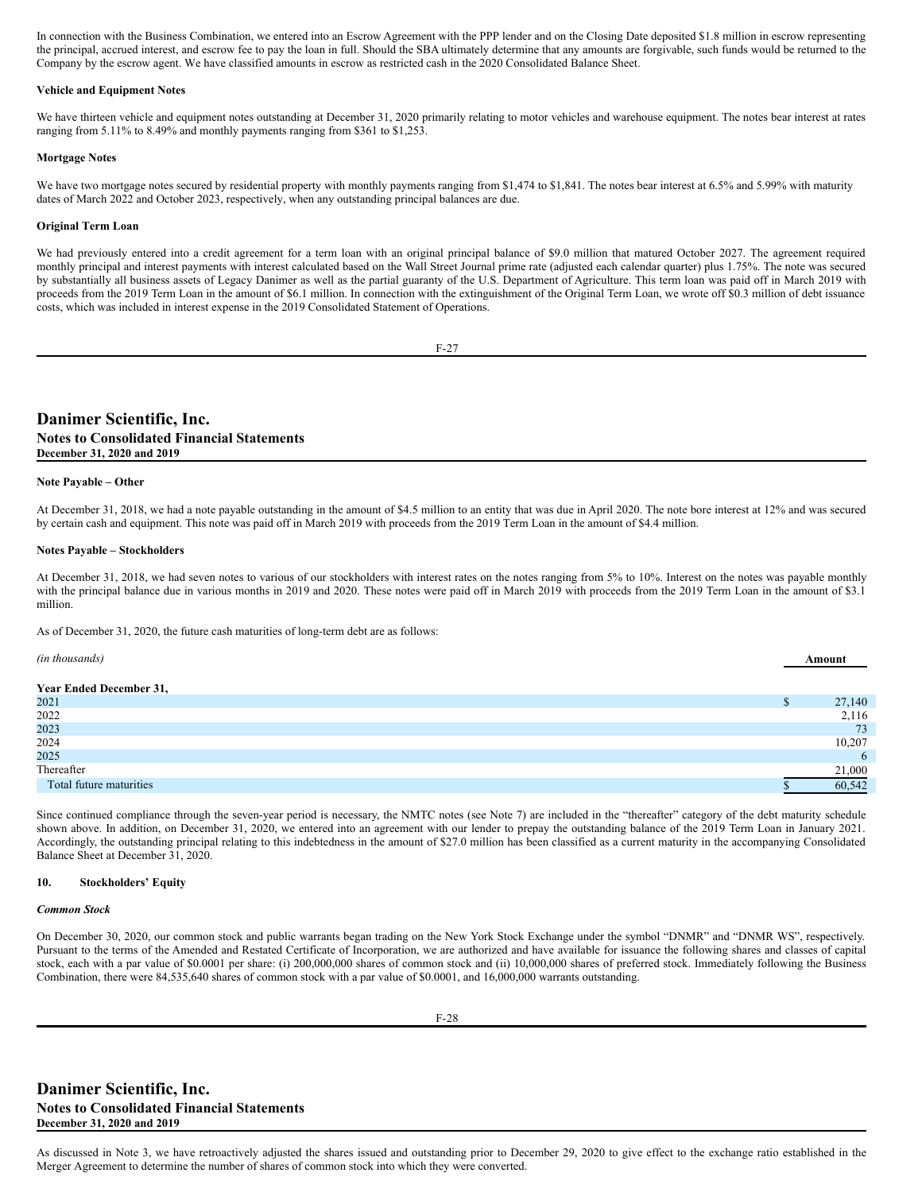In connection with the Business Combination, we entered into an Escrow Agreement with the PPP lender and on the Closing Date deposited $1.8 million in escrow representing the principal, accrued interest, and escrow fee to pay the loan in full. Should the SBA ultimately determine that any amounts are forgivable, such funds would be returned to the Company by the escrow agent. We have classified amounts in escrow as restricted cash in the 2020 Consolidated Balance Sheet.

**Vehicle and Equipment Notes**

We have thirteen vehicle and equipment notes outstanding at December 31, 2020 primarily relating to motor vehicles and warehouse equipment. The notes bear interest at rates ranging from 5.11% to 8.49% and monthly payments ranging from $361 to $1,253.

**Mortgage Notes**

We have two mortgage notes secured by residential property with monthly payments ranging from $1,474 to $1,841. The notes bear interest at 6.5% and 5.99% with maturity dates of March 2022 and October 2023, respectively, when any outstanding principal balances are due.

**Original Term Loan**

We had previously entered into a credit agreement for a term loan with an original principal balance of $9.0 million that matured October 2027. The agreement required monthly principal and interest payments with interest calculated based on the Wall Street Journal prime rate (adjusted each calendar quarter) plus 1.75%. The note was secured by substantially all business assets of Legacy Danimer as well as the partial guaranty of the U.S. Department of Agriculture. This term loan was paid off in March 2019 with proceeds from the 2019 Term Loan in the amount of $6.1 million. In connection with the extinguishment of the Original Term Loan, we wrote off $0.3 million of debt issuance costs, which was included in interest expense in the 2019 Consolidated Statement of Operations.

**Note Payable – Other**

At December 31, 2018, we had a note payable outstanding in the amount of $4.5 million to an entity that was due in April 2020. The note bore interest at 12% and was secured by certain cash and equipment. This note was paid off in March 2019 with proceeds from the 2019 Term Loan in the amount of $4.4 million.

**Notes Payable – Stockholders**

At December 31, 2018, we had seven notes to various of our stockholders with interest rates on the notes ranging from 5% to 10%. Interest on the notes was payable monthly with the principal balance due in various months in 2019 and 2020. These notes were paid off in March 2019 with proceeds from the 2019 Term Loan in the amount of $3.1 million.

As of December 31, 2020, the future cash maturities of long-term debt are as follows:

| *(in thousands)* | Amount |
|---|---|
| **Year Ended December 31,** | |
| 2021 | $ 27,140 |
| 2022 | 2,116 |
| 2023 | 73 |
| 2024 | 10,207 |
| 2025 | 6 |
| Thereafter | 21,000 |
| Total future maturities | $ 60,542 |

Since continued compliance through the seven-year period is necessary, the NMTC notes (see Note 7) are included in the "thereafter" category of the debt maturity schedule shown above. In addition, on December 31, 2020, we entered into an agreement with our lender to prepay the outstanding balance of the 2019 Term Loan in January 2021. Accordingly, the outstanding principal relating to this indebtedness in the amount of $27.0 million has been classified as a current maturity in the accompanying Consolidated Balance Sheet at December 31, 2020.

## 10. Stockholders' Equity

***Common Stock***

On December 30, 2020, our common stock and public warrants began trading on the New York Stock Exchange under the symbol "DNMR" and "DNMR WS", respectively. Pursuant to the terms of the Amended and Restated Certificate of Incorporation, we are authorized and have available for issuance the following shares and classes of capital stock, each with a par value of $0.0001 per share: (i) 200,000,000 shares of common stock and (ii) 10,000,000 shares of preferred stock. Immediately following the Business Combination, there were 84,535,640 shares of common stock with a par value of $0.0001, and 16,000,000 warrants outstanding.

As discussed in Note 3, we have retroactively adjusted the shares issued and outstanding prior to December 29, 2020 to give effect to the exchange ratio established in the Merger Agreement to determine the number of shares of common stock into which they were converted.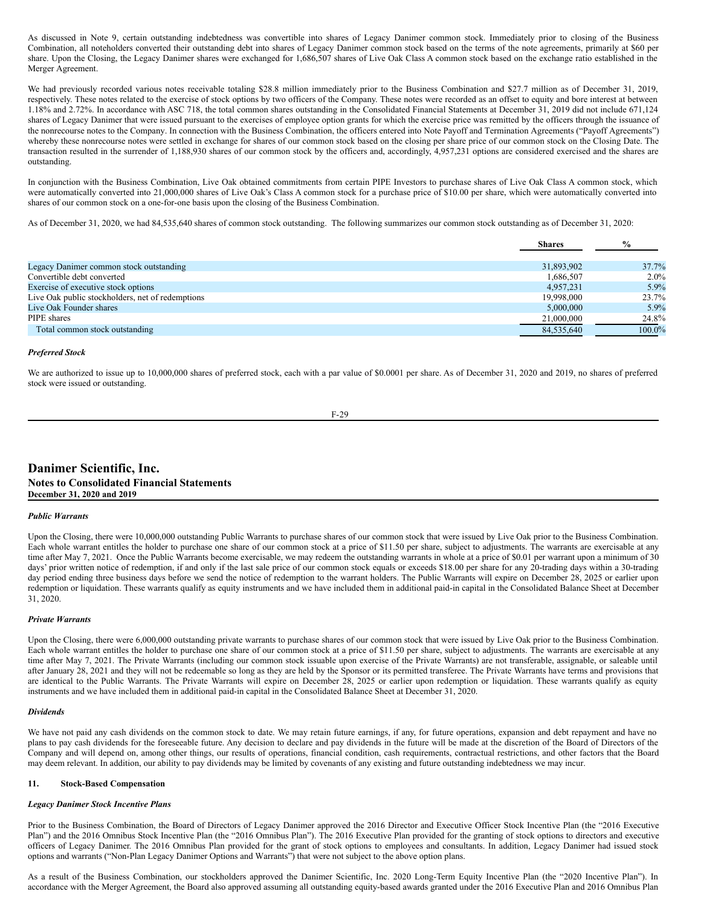As discussed in Note 9, certain outstanding indebtedness was convertible into shares of Legacy Danimer common stock. Immediately prior to closing of the Business Combination, all noteholders converted their outstanding debt into shares of Legacy Danimer common stock based on the terms of the note agreements, primarily at $60 per share. Upon the Closing, the Legacy Danimer shares were exchanged for 1,686,507 shares of Live Oak Class A common stock based on the exchange ratio established in the Merger Agreement.

We had previously recorded various notes receivable totaling $28.8 million immediately prior to the Business Combination and $27.7 million as of December 31, 2019, respectively. These notes related to the exercise of stock options by two officers of the Company. These notes were recorded as an offset to equity and bore interest at between 1.18% and 2.72%. In accordance with ASC 718, the total common shares outstanding in the Consolidated Financial Statements at December 31, 2019 did not include 671,124 shares of Legacy Danimer that were issued pursuant to the exercises of employee option grants for which the exercise price was remitted by the officers through the issuance of the nonrecourse notes to the Company. In connection with the Business Combination, the officers entered into Note Payoff and Termination Agreements ("Payoff Agreements") whereby these nonrecourse notes were settled in exchange for shares of our common stock based on the closing per share price of our common stock on the Closing Date. The transaction resulted in the surrender of 1,188,930 shares of our common stock by the officers and, accordingly, 4,957,231 options are considered exercised and the shares are outstanding.

In conjunction with the Business Combination, Live Oak obtained commitments from certain PIPE Investors to purchase shares of Live Oak Class A common stock, which were automatically converted into 21,000,000 shares of Live Oak's Class A common stock for a purchase price of $10.00 per share, which were automatically converted into shares of our common stock on a one-for-one basis upon the closing of the Business Combination.

As of December 31, 2020, we had 84,535,640 shares of common stock outstanding. The following summarizes our common stock outstanding as of December 31, 2020:

| | Shares | % |
|---|---|---|
| Legacy Danimer common stock outstanding | 31,893,902 | 37.7% |
| Convertible debt converted | 1,686,507 | 2.0% |
| Exercise of executive stock options | 4,957,231 | 5.9% |
| Live Oak public stockholders, net of redemptions | 19,998,000 | 23.7% |
| Live Oak Founder shares | 5,000,000 | 5.9% |
| PIPE shares | 21,000,000 | 24.8% |
| Total common stock outstanding | 84,535,640 | 100.0% |

***Preferred Stock***

We are authorized to issue up to 10,000,000 shares of preferred stock, each with a par value of $0.0001 per share. As of December 31, 2020 and 2019, no shares of preferred stock were issued or outstanding.

***Public Warrants***

Upon the Closing, there were 10,000,000 outstanding Public Warrants to purchase shares of our common stock that were issued by Live Oak prior to the Business Combination. Each whole warrant entitles the holder to purchase one share of our common stock at a price of $11.50 per share, subject to adjustments. The warrants are exercisable at any time after May 7, 2021. Once the Public Warrants become exercisable, we may redeem the outstanding warrants in whole at a price of $0.01 per warrant upon a minimum of 30 days' prior written notice of redemption, if and only if the last sale price of our common stock equals or exceeds $18.00 per share for any 20-trading days within a 30-trading day period ending three business days before we send the notice of redemption to the warrant holders. The Public Warrants will expire on December 28, 2025 or earlier upon redemption or liquidation. These warrants qualify as equity instruments and we have included them in additional paid-in capital in the Consolidated Balance Sheet at December 31, 2020.

***Private Warrants***

Upon the Closing, there were 6,000,000 outstanding private warrants to purchase shares of our common stock that were issued by Live Oak prior to the Business Combination. Each whole warrant entitles the holder to purchase one share of our common stock at a price of $11.50 per share, subject to adjustments. The warrants are exercisable at any time after May 7, 2021. The Private Warrants (including our common stock issuable upon exercise of the Private Warrants) are not transferable, assignable, or saleable until after January 28, 2021 and they will not be redeemable so long as they are held by the Sponsor or its permitted transferee. The Private Warrants have terms and provisions that are identical to the Public Warrants. The Private Warrants will expire on December 28, 2025 or earlier upon redemption or liquidation. These warrants qualify as equity instruments and we have included them in additional paid-in capital in the Consolidated Balance Sheet at December 31, 2020.

***Dividends***

We have not paid any cash dividends on the common stock to date. We may retain future earnings, if any, for future operations, expansion and debt repayment and have no plans to pay cash dividends for the foreseeable future. Any decision to declare and pay dividends in the future will be made at the discretion of the Board of Directors of the Company and will depend on, among other things, our results of operations, financial condition, cash requirements, contractual restrictions, and other factors that the Board may deem relevant. In addition, our ability to pay dividends may be limited by covenants of any existing and future outstanding indebtedness we may incur.

## 11. Stock-Based Compensation

***Legacy Danimer Stock Incentive Plans***

Prior to the Business Combination, the Board of Directors of Legacy Danimer approved the 2016 Director and Executive Officer Stock Incentive Plan (the "2016 Executive Plan") and the 2016 Omnibus Stock Incentive Plan (the "2016 Omnibus Plan"). The 2016 Executive Plan provided for the granting of stock options to directors and executive officers of Legacy Danimer. The 2016 Omnibus Plan provided for the grant of stock options to employees and consultants. In addition, Legacy Danimer had issued stock options and warrants ("Non-Plan Legacy Danimer Options and Warrants") that were not subject to the above option plans.

As a result of the Business Combination, our stockholders approved the Danimer Scientific, Inc. 2020 Long-Term Equity Incentive Plan (the "2020 Incentive Plan"). In accordance with the Merger Agreement, the Board also approved assuming all outstanding equity-based awards granted under the 2016 Executive Plan and 2016 Omnibus Plan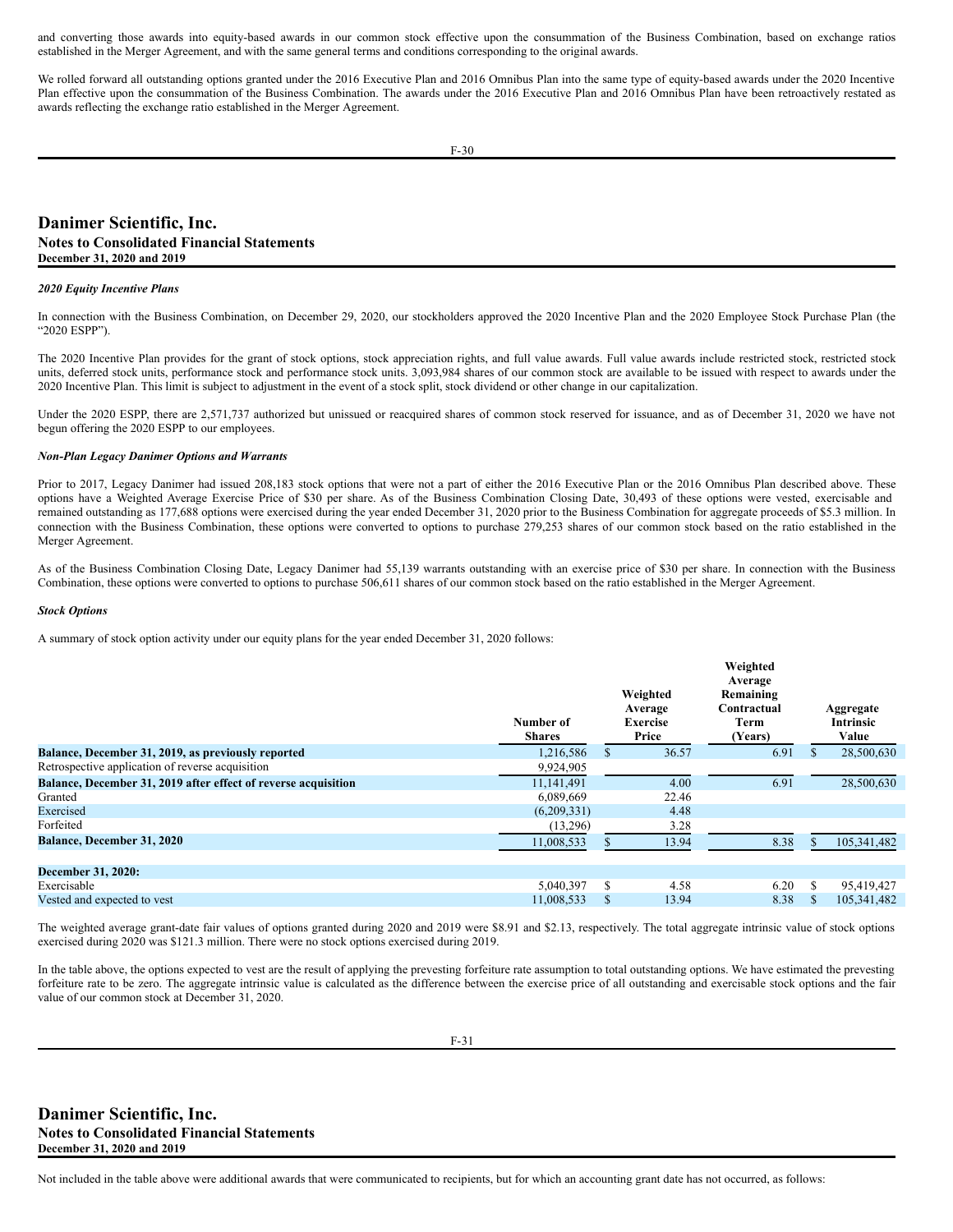and converting those awards into equity-based awards in our common stock effective upon the consummation of the Business Combination, based on exchange ratios established in the Merger Agreement, and with the same general terms and conditions corresponding to the original awards.

We rolled forward all outstanding options granted under the 2016 Executive Plan and 2016 Omnibus Plan into the same type of equity-based awards under the 2020 Incentive Plan effective upon the consummation of the Business Combination. The awards under the 2016 Executive Plan and 2016 Omnibus Plan have been retroactively restated as awards reflecting the exchange ratio established in the Merger Agreement.

***2020 Equity Incentive Plans***

In connection with the Business Combination, on December 29, 2020, our stockholders approved the 2020 Incentive Plan and the 2020 Employee Stock Purchase Plan (the "2020 ESPP").

The 2020 Incentive Plan provides for the grant of stock options, stock appreciation rights, and full value awards. Full value awards include restricted stock, restricted stock units, deferred stock units, performance stock and performance stock units. 3,093,984 shares of our common stock are available to be issued with respect to awards under the 2020 Incentive Plan. This limit is subject to adjustment in the event of a stock split, stock dividend or other change in our capitalization.

Under the 2020 ESPP, there are 2,571,737 authorized but unissued or reacquired shares of common stock reserved for issuance, and as of December 31, 2020 we have not begun offering the 2020 ESPP to our employees.

***Non-Plan Legacy Danimer Options and Warrants***

Prior to 2017, Legacy Danimer had issued 208,183 stock options that were not a part of either the 2016 Executive Plan or the 2016 Omnibus Plan described above. These options have a Weighted Average Exercise Price of $30 per share. As of the Business Combination Closing Date, 30,493 of these options were vested, exercisable and remained outstanding as 177,688 options were exercised during the year ended December 31, 2020 prior to the Business Combination for aggregate proceeds of $5.3 million. In connection with the Business Combination, these options were converted to options to purchase 279,253 shares of our common stock based on the ratio established in the Merger Agreement.

As of the Business Combination Closing Date, Legacy Danimer had 55,139 warrants outstanding with an exercise price of $30 per share. In connection with the Business Combination, these options were converted to options to purchase 506,611 shares of our common stock based on the ratio established in the Merger Agreement.

***Stock Options***

A summary of stock option activity under our equity plans for the year ended December 31, 2020 follows:

| | Number of Shares | Weighted Average Exercise Price | Weighted Average Remaining Contractual Term (Years) | Aggregate Intrinsic Value |
|---|---|---|---|---|
| **Balance, December 31, 2019, as previously reported** | 1,216,586 | $ 36.57 | 6.91 | $ 28,500,630 |
| Retrospective application of reverse acquisition | 9,924,905 | | | |
| **Balance, December 31, 2019 after effect of reverse acquisition** | 11,141,491 | 4.00 | 6.91 | 28,500,630 |
| Granted | 6,089,669 | 22.46 | | |
| Exercised | (6,209,331) | 4.48 | | |
| Forfeited | (13,296) | 3.28 | | |
| **Balance, December 31, 2020** | 11,008,533 | $ 13.94 | 8.38 | $ 105,341,482 |
| | | | | |
| **December 31, 2020:** | | | | |
| Exercisable | 5,040,397 | $ 4.58 | 6.20 | $ 95,419,427 |
| Vested and expected to vest | 11,008,533 | $ 13.94 | 8.38 | $ 105,341,482 |

The weighted average grant-date fair values of options granted during 2020 and 2019 were $8.91 and $2.13, respectively. The total aggregate intrinsic value of stock options exercised during 2020 was $121.3 million. There were no stock options exercised during 2019.

In the table above, the options expected to vest are the result of applying the prevesting forfeiture rate assumption to total outstanding options. We have estimated the prevesting forfeiture rate to be zero. The aggregate intrinsic value is calculated as the difference between the exercise price of all outstanding and exercisable stock options and the fair value of our common stock at December 31, 2020.

Not included in the table above were additional awards that were communicated to recipients, but for which an accounting grant date has not occurred, as follows: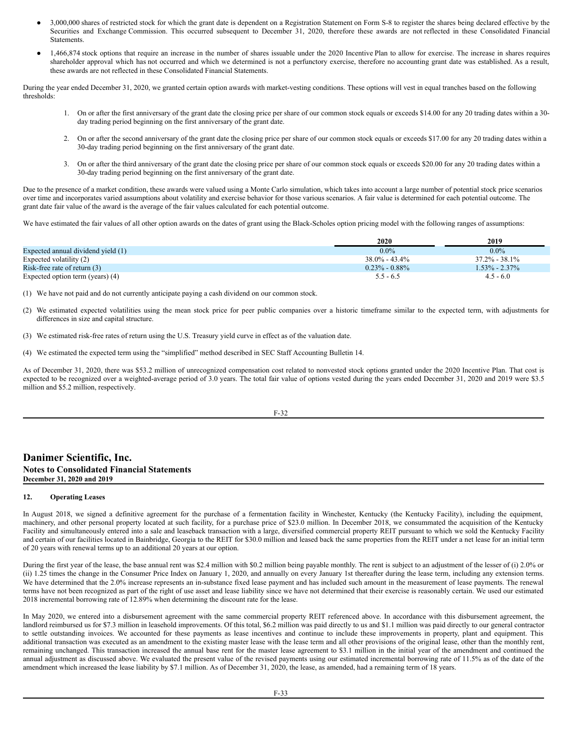- 3,000,000 shares of restricted stock for which the grant date is dependent on a Registration Statement on Form S-8 to register the shares being declared effective by the Securities and Exchange Commission. This occurred subsequent to December 31, 2020, therefore these awards are not reflected in these Consolidated Financial Statements.
- 1,466,874 stock options that require an increase in the number of shares issuable under the 2020 Incentive Plan to allow for exercise. The increase in shares requires shareholder approval which has not occurred and which we determined is not a perfunctory exercise, therefore no accounting grant date was established. As a result, these awards are not reflected in these Consolidated Financial Statements.

During the year ended December 31, 2020, we granted certain option awards with market-vesting conditions. These options will vest in equal tranches based on the following thresholds:

1. On or after the first anniversary of the grant date the closing price per share of our common stock equals or exceeds $14.00 for any 20 trading dates within a 30-day trading period beginning on the first anniversary of the grant date.
2. On or after the second anniversary of the grant date the closing price per share of our common stock equals or exceeds $17.00 for any 20 trading dates within a 30-day trading period beginning on the first anniversary of the grant date.
3. On or after the third anniversary of the grant date the closing price per share of our common stock equals or exceeds $20.00 for any 20 trading dates within a 30-day trading period beginning on the first anniversary of the grant date.

Due to the presence of a market condition, these awards were valued using a Monte Carlo simulation, which takes into account a large number of potential stock price scenarios over time and incorporates varied assumptions about volatility and exercise behavior for those various scenarios. A fair value is determined for each potential outcome. The grant date fair value of the award is the average of the fair values calculated for each potential outcome.

We have estimated the fair values of all other option awards on the dates of grant using the Black-Scholes option pricing model with the following ranges of assumptions:

| | 2020 | 2019 |
|---|---|---|
| Expected annual dividend yield (1) | 0.0% | 0.0% |
| Expected volatility (2) | 38.0% - 43.4% | 37.2% - 38.1% |
| Risk-free rate of return (3) | 0.23% - 0.88% | 1.53% - 2.37% |
| Expected option term (years) (4) | 5.5 - 6.5 | 4.5 - 6.0 |

(1) We have not paid and do not currently anticipate paying a cash dividend on our common stock.

(2) We estimated expected volatilities using the mean stock price for peer public companies over a historic timeframe similar to the expected term, with adjustments for differences in size and capital structure.

(3) We estimated risk-free rates of return using the U.S. Treasury yield curve in effect as of the valuation date.

(4) We estimated the expected term using the "simplified" method described in SEC Staff Accounting Bulletin 14.

As of December 31, 2020, there was $53.2 million of unrecognized compensation cost related to nonvested stock options granted under the 2020 Incentive Plan. That cost is expected to be recognized over a weighted-average period of 3.0 years. The total fair value of options vested during the years ended December 31, 2020 and 2019 were $3.5 million and $5.2 million, respectively.

## 12. Operating Leases

In August 2018, we signed a definitive agreement for the purchase of a fermentation facility in Winchester, Kentucky (the Kentucky Facility), including the equipment, machinery, and other personal property located at such facility, for a purchase price of $23.0 million. In December 2018, we consummated the acquisition of the Kentucky Facility and simultaneously entered into a sale and leaseback transaction with a large, diversified commercial property REIT pursuant to which we sold the Kentucky Facility and certain of our facilities located in Bainbridge, Georgia to the REIT for $30.0 million and leased back the same properties from the REIT under a net lease for an initial term of 20 years with renewal terms up to an additional 20 years at our option.

During the first year of the lease, the base annual rent was $2.4 million with $0.2 million being payable monthly. The rent is subject to an adjustment of the lesser of (i) 2.0% or (ii) 1.25 times the change in the Consumer Price Index on January 1, 2020, and annually on every January 1st thereafter during the lease term, including any extension terms. We have determined that the 2.0% increase represents an in-substance fixed lease payment and has included such amount in the measurement of lease payments. The renewal terms have not been recognized as part of the right of use asset and lease liability since we have not determined that their exercise is reasonably certain. We used our estimated 2018 incremental borrowing rate of 12.89% when determining the discount rate for the lease.

In May 2020, we entered into a disbursement agreement with the same commercial property REIT referenced above. In accordance with this disbursement agreement, the landlord reimbursed us for $7.3 million in leasehold improvements. Of this total, $6.2 million was paid directly to us and $1.1 million was paid directly to our general contractor to settle outstanding invoices. We accounted for these payments as lease incentives and continue to include these improvements in property, plant and equipment. This additional transaction was executed as an amendment to the existing master lease with the lease term and all other provisions of the original lease, other than the monthly rent, remaining unchanged. This transaction increased the annual base rent for the master lease agreement to $3.1 million in the initial year of the amendment and continued the annual adjustment as discussed above. We evaluated the present value of the revised payments using our estimated incremental borrowing rate of 11.5% as of the date of the amendment which increased the lease liability by $7.1 million. As of December 31, 2020, the lease, as amended, had a remaining term of 18 years.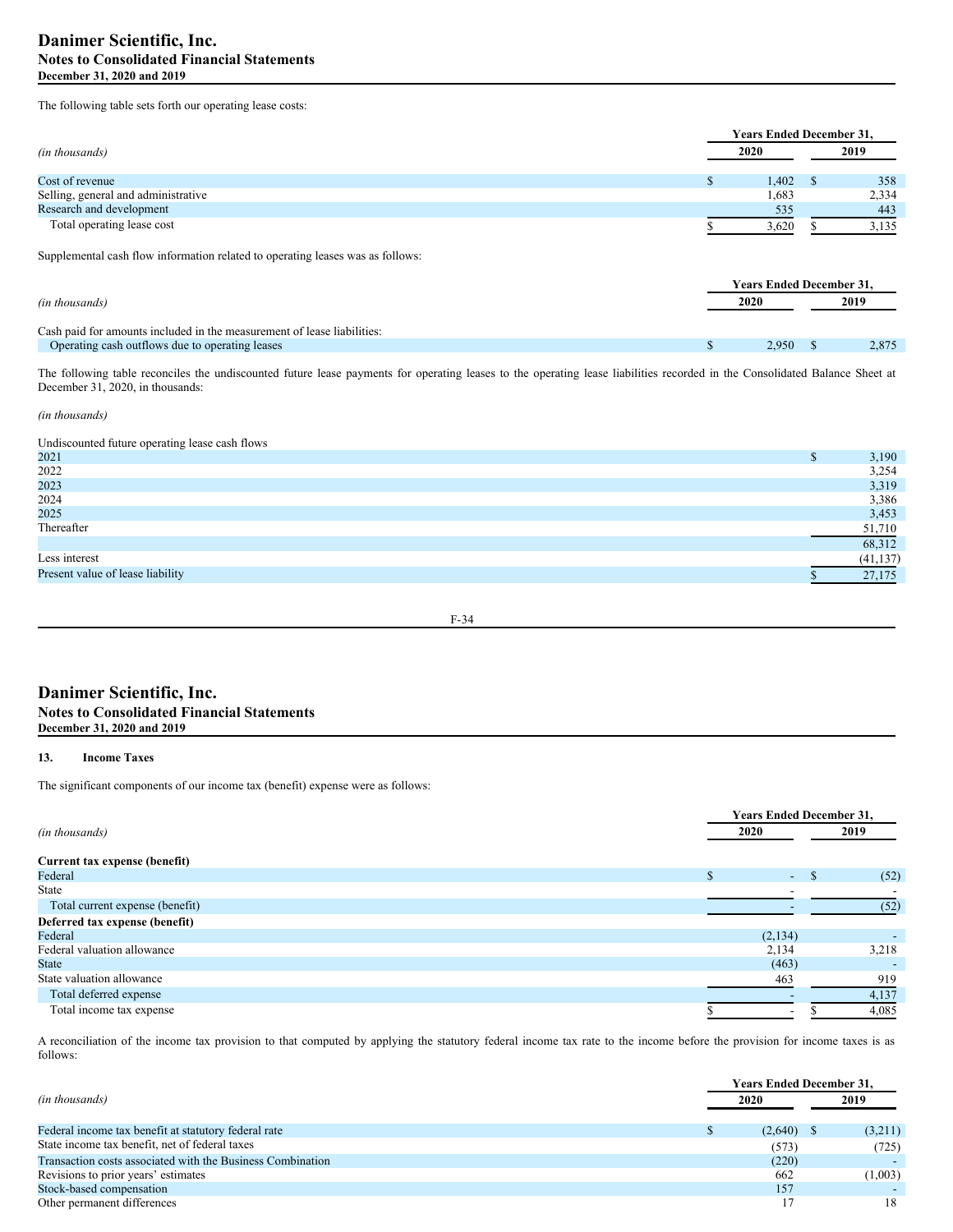The following table sets forth our operating lease costs:

| *(in thousands)* | Years Ended December 31, 2020 | Years Ended December 31, 2019 |
|---|---|---|
| Cost of revenue | $ 1,402 | $ 358 |
| Selling, general and administrative | 1,683 | 2,334 |
| Research and development | 535 | 443 |
| Total operating lease cost | $ 3,620 | $ 3,135 |

Supplemental cash flow information related to operating leases was as follows:

| *(in thousands)* | Years Ended December 31, 2020 | Years Ended December 31, 2019 |
|---|---|---|
| Cash paid for amounts included in the measurement of lease liabilities: | | |
| Operating cash outflows due to operating leases | $ 2,950 | $ 2,875 |

The following table reconciles the undiscounted future lease payments for operating leases to the operating lease liabilities recorded in the Consolidated Balance Sheet at December 31, 2020, in thousands:

*(in thousands)*

| Undiscounted future operating lease cash flows | |
|---|---|
| 2021 | $ 3,190 |
| 2022 | 3,254 |
| 2023 | 3,319 |
| 2024 | 3,386 |
| 2025 | 3,453 |
| Thereafter | 51,710 |
| | 68,312 |
| Less interest | (41,137) |
| Present value of lease liability | $ 27,175 |

## 13. Income Taxes

The significant components of our income tax (benefit) expense were as follows:

| *(in thousands)* | Years Ended December 31, 2020 | Years Ended December 31, 2019 |
|---|---|---|
| **Current tax expense (benefit)** | | |
| Federal | $ - | $ (52) |
| State | - | - |
| Total current expense (benefit) | - | (52) |
| **Deferred tax expense (benefit)** | | |
| Federal | (2,134) | - |
| Federal valuation allowance | 2,134 | 3,218 |
| State | (463) | - |
| State valuation allowance | 463 | 919 |
| Total deferred expense | - | 4,137 |
| Total income tax expense | $ - | $ 4,085 |

A reconciliation of the income tax provision to that computed by applying the statutory federal income tax rate to the income before the provision for income taxes is as follows:

| *(in thousands)* | Years Ended December 31, 2020 | Years Ended December 31, 2019 |
|---|---|---|
| Federal income tax benefit at statutory federal rate | $ (2,640) | $ (3,211) |
| State income tax benefit, net of federal taxes | (573) | (725) |
| Transaction costs associated with the Business Combination | (220) | - |
| Revisions to prior years' estimates | 662 | (1,003) |
| Stock-based compensation | 157 | - |
| Other permanent differences | 17 | 18 |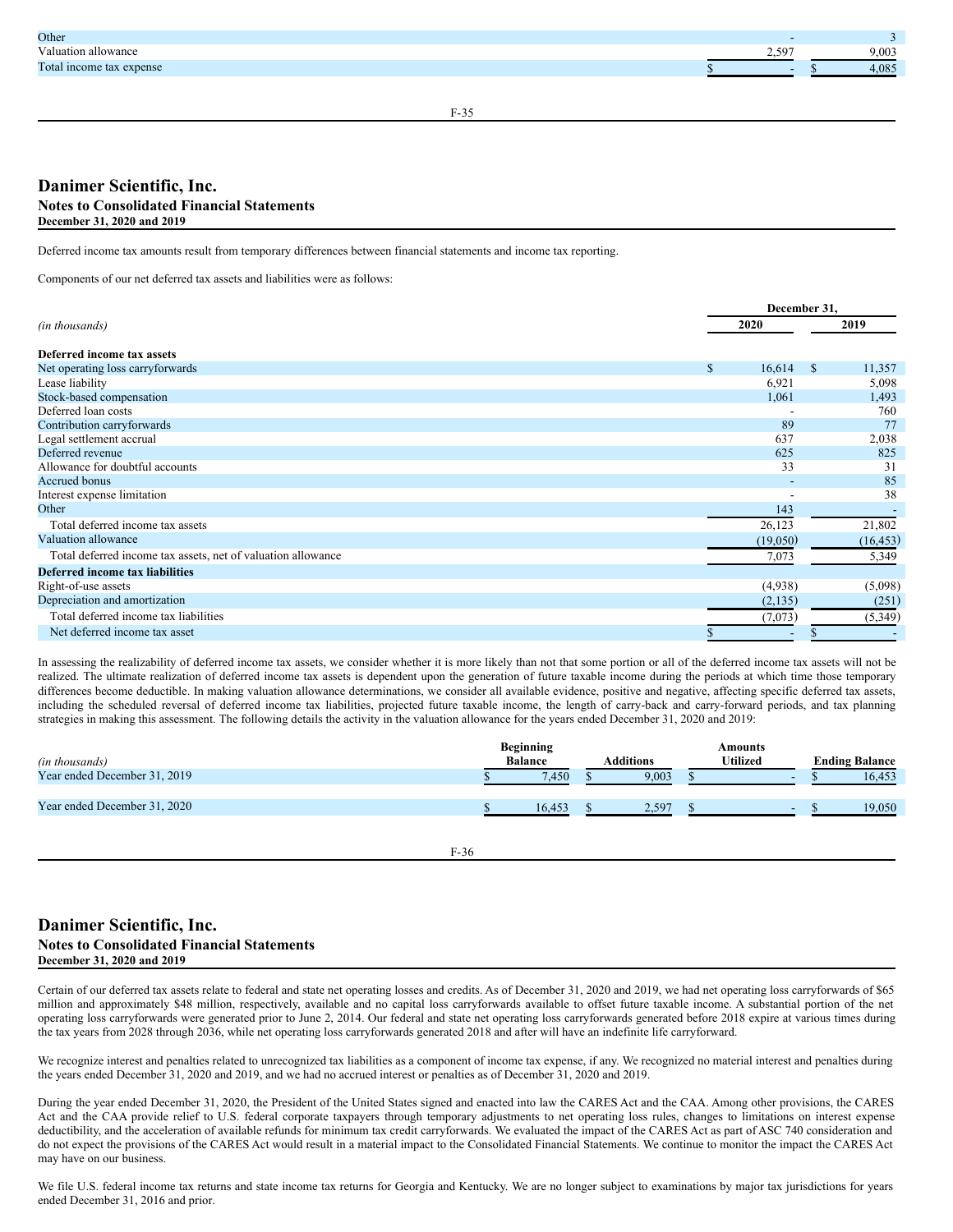| | | |
|---|---|---|
| Other | - | 3 |
| Valuation allowance | 2,597 | 9,003 |
| Total income tax expense | $ - | $ 4,085 |

## Danimer Scientific, Inc.
### Notes to Consolidated Financial Statements
**December 31, 2020 and 2019**

Deferred income tax amounts result from temporary differences between financial statements and income tax reporting.

Components of our net deferred tax assets and liabilities were as follows:

| *(in thousands)* | December 31, 2020 | December 31, 2019 |
|---|---|---|
| **Deferred income tax assets** | | |
| Net operating loss carryforwards | $ 16,614 | $ 11,357 |
| Lease liability | 6,921 | 5,098 |
| Stock-based compensation | 1,061 | 1,493 |
| Deferred loan costs | - | 760 |
| Contribution carryforwards | 89 | 77 |
| Legal settlement accrual | 637 | 2,038 |
| Deferred revenue | 625 | 825 |
| Allowance for doubtful accounts | 33 | 31 |
| Accrued bonus | - | 85 |
| Interest expense limitation | - | 38 |
| Other | 143 | - |
| Total deferred income tax assets | 26,123 | 21,802 |
| Valuation allowance | (19,050) | (16,453) |
| Total deferred income tax assets, net of valuation allowance | 7,073 | 5,349 |
| **Deferred income tax liabilities** | | |
| Right-of-use assets | (4,938) | (5,098) |
| Depreciation and amortization | (2,135) | (251) |
| Total deferred income tax liabilities | (7,073) | (5,349) |
| Net deferred income tax asset | $ - | $ - |

In assessing the realizability of deferred income tax assets, we consider whether it is more likely than not that some portion or all of the deferred income tax assets will not be realized. The ultimate realization of deferred income tax assets is dependent upon the generation of future taxable income during the periods at which time those temporary differences become deductible. In making valuation allowance determinations, we consider all available evidence, positive and negative, affecting specific deferred tax assets, including the scheduled reversal of deferred income tax liabilities, projected future taxable income, the length of carry-back and carry-forward periods, and tax planning strategies in making this assessment. The following details the activity in the valuation allowance for the years ended December 31, 2020 and 2019:

| *(in thousands)* | Beginning Balance | Additions | Amounts Utilized | Ending Balance |
|---|---|---|---|---|
| Year ended December 31, 2019 | $ 7,450 | $ 9,003 | $ - | $ 16,453 |
| Year ended December 31, 2020 | $ 16,453 | $ 2,597 | $ - | $ 19,050 |

## Danimer Scientific, Inc.
### Notes to Consolidated Financial Statements
**December 31, 2020 and 2019**

Certain of our deferred tax assets relate to federal and state net operating losses and credits. As of December 31, 2020 and 2019, we had net operating loss carryforwards of $65 million and approximately $48 million, respectively, available and no capital loss carryforwards available to offset future taxable income. A substantial portion of the net operating loss carryforwards were generated prior to June 2, 2014. Our federal and state net operating loss carryforwards generated before 2018 expire at various times during the tax years from 2028 through 2036, while net operating loss carryforwards generated 2018 and after will have an indefinite life carryforward.

We recognize interest and penalties related to unrecognized tax liabilities as a component of income tax expense, if any. We recognized no material interest and penalties during the years ended December 31, 2020 and 2019, and we had no accrued interest or penalties as of December 31, 2020 and 2019.

During the year ended December 31, 2020, the President of the United States signed and enacted into law the CARES Act and the CAA. Among other provisions, the CARES Act and the CAA provide relief to U.S. federal corporate taxpayers through temporary adjustments to net operating loss rules, changes to limitations on interest expense deductibility, and the acceleration of available refunds for minimum tax credit carryforwards. We evaluated the impact of the CARES Act as part of ASC 740 consideration and do not expect the provisions of the CARES Act would result in a material impact to the Consolidated Financial Statements. We continue to monitor the impact the CARES Act may have on our business.

We file U.S. federal income tax returns and state income tax returns for Georgia and Kentucky. We are no longer subject to examinations by major tax jurisdictions for years ended December 31, 2016 and prior.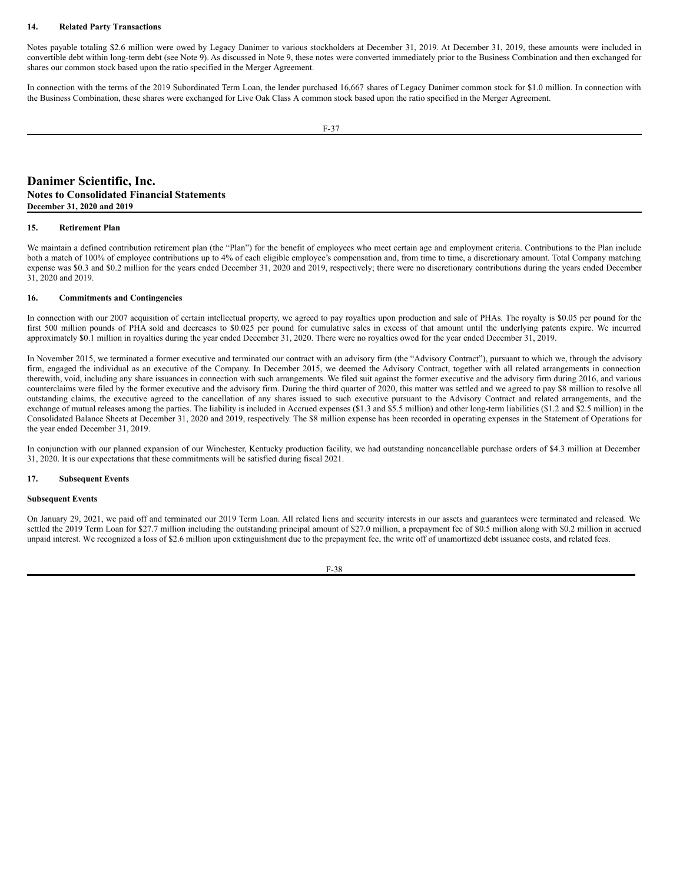## 14. Related Party Transactions

Notes payable totaling $2.6 million were owed by Legacy Danimer to various stockholders at December 31, 2019. At December 31, 2019, these amounts were included in convertible debt within long-term debt (see Note 9). As discussed in Note 9, these notes were converted immediately prior to the Business Combination and then exchanged for shares our common stock based upon the ratio specified in the Merger Agreement.

In connection with the terms of the 2019 Subordinated Term Loan, the lender purchased 16,667 shares of Legacy Danimer common stock for $1.0 million. In connection with the Business Combination, these shares were exchanged for Live Oak Class A common stock based upon the ratio specified in the Merger Agreement.

## 15. Retirement Plan

We maintain a defined contribution retirement plan (the "Plan") for the benefit of employees who meet certain age and employment criteria. Contributions to the Plan include both a match of 100% of employee contributions up to 4% of each eligible employee's compensation and, from time to time, a discretionary amount. Total Company matching expense was $0.3 and $0.2 million for the years ended December 31, 2020 and 2019, respectively; there were no discretionary contributions during the years ended December 31, 2020 and 2019.

## 16. Commitments and Contingencies

In connection with our 2007 acquisition of certain intellectual property, we agreed to pay royalties upon production and sale of PHAs. The royalty is $0.05 per pound for the first 500 million pounds of PHA sold and decreases to $0.025 per pound for cumulative sales in excess of that amount until the underlying patents expire. We incurred approximately $0.1 million in royalties during the year ended December 31, 2020. There were no royalties owed for the year ended December 31, 2019.

In November 2015, we terminated a former executive and terminated our contract with an advisory firm (the "Advisory Contract"), pursuant to which we, through the advisory firm, engaged the individual as an executive of the Company. In December 2015, we deemed the Advisory Contract, together with all related arrangements in connection therewith, void, including any share issuances in connection with such arrangements. We filed suit against the former executive and the advisory firm during 2016, and various counterclaims were filed by the former executive and the advisory firm. During the third quarter of 2020, this matter was settled and we agreed to pay $8 million to resolve all outstanding claims, the executive agreed to the cancellation of any shares issued to such executive pursuant to the Advisory Contract and related arrangements, and the exchange of mutual releases among the parties. The liability is included in Accrued expenses ($1.3 and $5.5 million) and other long-term liabilities ($1.2 and $2.5 million) in the Consolidated Balance Sheets at December 31, 2020 and 2019, respectively. The $8 million expense has been recorded in operating expenses in the Statement of Operations for the year ended December 31, 2019.

In conjunction with our planned expansion of our Winchester, Kentucky production facility, we had outstanding noncancellable purchase orders of $4.3 million at December 31, 2020. It is our expectations that these commitments will be satisfied during fiscal 2021.

## 17. Subsequent Events

**Subsequent Events**

On January 29, 2021, we paid off and terminated our 2019 Term Loan. All related liens and security interests in our assets and guarantees were terminated and released. We settled the 2019 Term Loan for $27.7 million including the outstanding principal amount of $27.0 million, a prepayment fee of $0.5 million along with $0.2 million in accrued unpaid interest. We recognized a loss of $2.6 million upon extinguishment due to the prepayment fee, the write off of unamortized debt issuance costs, and related fees.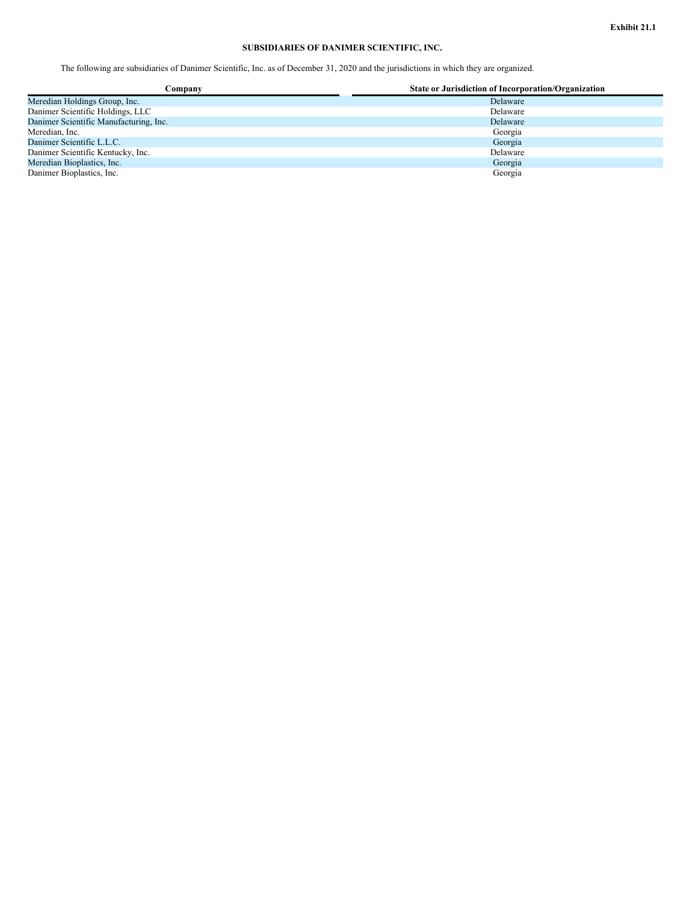**Exhibit 21.1**

**SUBSIDIARIES OF DANIMER SCIENTIFIC, INC.**

The following are subsidiaries of Danimer Scientific, Inc. as of December 31, 2020 and the jurisdictions in which they are organized.

| Company | State or Jurisdiction of Incorporation/Organization |
|---|---|
| Meredian Holdings Group, Inc. | Delaware |
| Danimer Scientific Holdings, LLC | Delaware |
| Danimer Scientific Manufacturing, Inc. | Delaware |
| Meredian, Inc. | Georgia |
| Danimer Scientific L.L.C. | Georgia |
| Danimer Scientific Kentucky, Inc. | Delaware |
| Meredian Bioplastics, Inc. | Georgia |
| Danimer Bioplastics, Inc. | Georgia |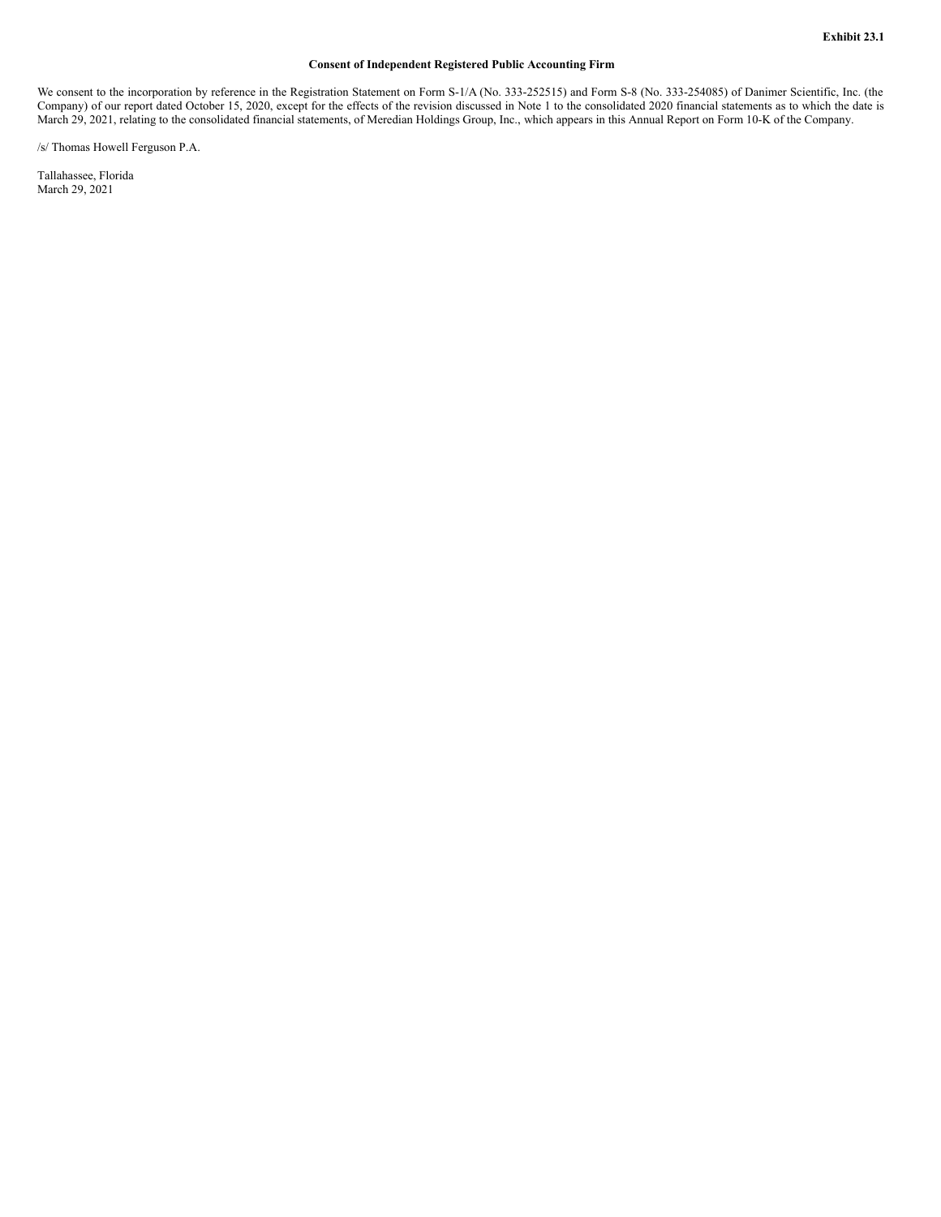**Exhibit 23.1**

**Consent of Independent Registered Public Accounting Firm**

We consent to the incorporation by reference in the Registration Statement on Form S-1/A (No. 333-252515) and Form S-8 (No. 333-254085) of Danimer Scientific, Inc. (the Company) of our report dated October 15, 2020, except for the effects of the revision discussed in Note 1 to the consolidated 2020 financial statements as to which the date is March 29, 2021, relating to the consolidated financial statements, of Meredian Holdings Group, Inc., which appears in this Annual Report on Form 10-K of the Company.

/s/ Thomas Howell Ferguson P.A.

Tallahassee, Florida
March 29, 2021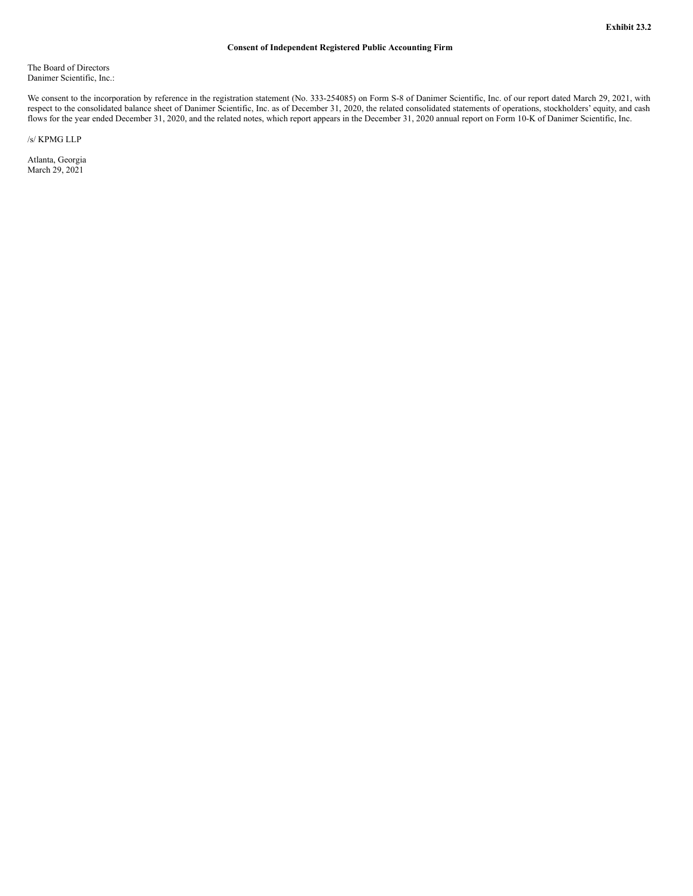**Exhibit 23.2**

**Consent of Independent Registered Public Accounting Firm**

The Board of Directors
Danimer Scientific, Inc.:

We consent to the incorporation by reference in the registration statement (No. 333-254085) on Form S-8 of Danimer Scientific, Inc. of our report dated March 29, 2021, with respect to the consolidated balance sheet of Danimer Scientific, Inc. as of December 31, 2020, the related consolidated statements of operations, stockholders' equity, and cash flows for the year ended December 31, 2020, and the related notes, which report appears in the December 31, 2020 annual report on Form 10-K of Danimer Scientific, Inc.

/s/ KPMG LLP

Atlanta, Georgia
March 29, 2021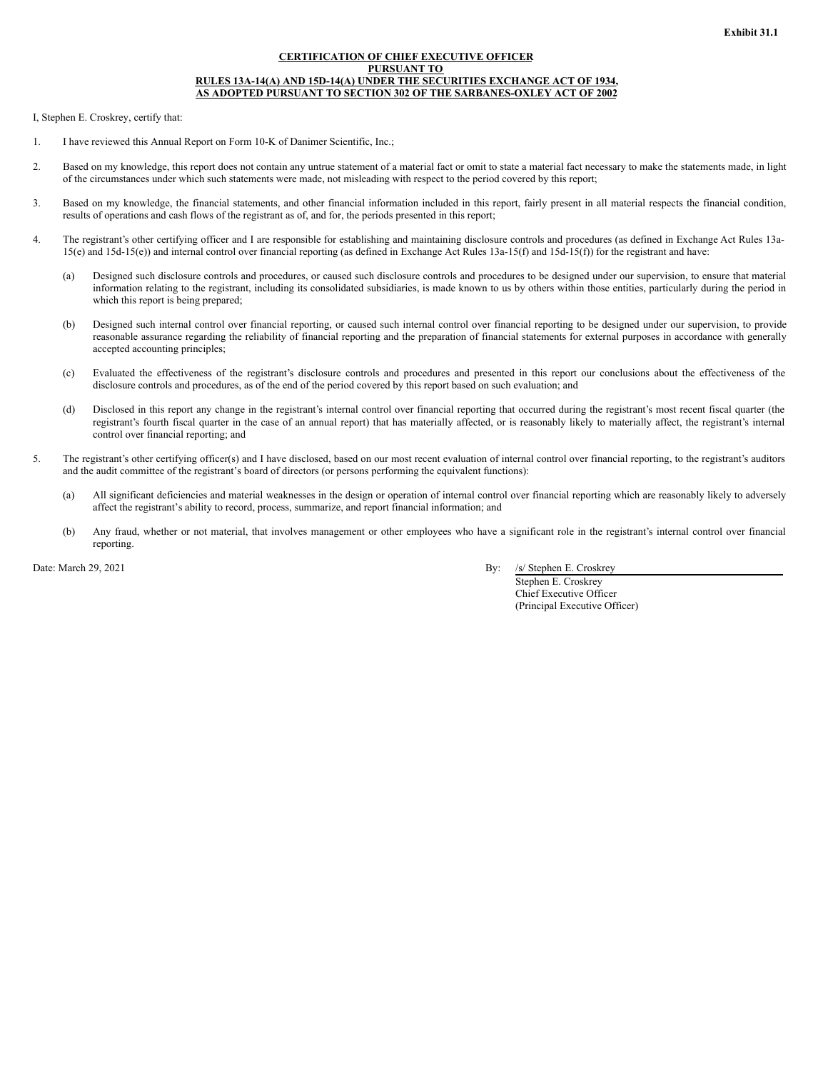**Exhibit 31.1**

**CERTIFICATION OF CHIEF EXECUTIVE OFFICER**
**PURSUANT TO**
**RULES 13A-14(A) AND 15D-14(A) UNDER THE SECURITIES EXCHANGE ACT OF 1934,**
**AS ADOPTED PURSUANT TO SECTION 302 OF THE SARBANES-OXLEY ACT OF 2002**

I, Stephen E. Croskrey, certify that:

1. I have reviewed this Annual Report on Form 10-K of Danimer Scientific, Inc.;

2. Based on my knowledge, this report does not contain any untrue statement of a material fact or omit to state a material fact necessary to make the statements made, in light of the circumstances under which such statements were made, not misleading with respect to the period covered by this report;

3. Based on my knowledge, the financial statements, and other financial information included in this report, fairly present in all material respects the financial condition, results of operations and cash flows of the registrant as of, and for, the periods presented in this report;

4. The registrant's other certifying officer and I are responsible for establishing and maintaining disclosure controls and procedures (as defined in Exchange Act Rules 13a-15(e) and 15d-15(e)) and internal control over financial reporting (as defined in Exchange Act Rules 13a-15(f) and 15d-15(f)) for the registrant and have:

   (a) Designed such disclosure controls and procedures, or caused such disclosure controls and procedures to be designed under our supervision, to ensure that material information relating to the registrant, including its consolidated subsidiaries, is made known to us by others within those entities, particularly during the period in which this report is being prepared;

   (b) Designed such internal control over financial reporting, or caused such internal control over financial reporting to be designed under our supervision, to provide reasonable assurance regarding the reliability of financial reporting and the preparation of financial statements for external purposes in accordance with generally accepted accounting principles;

   (c) Evaluated the effectiveness of the registrant's disclosure controls and procedures and presented in this report our conclusions about the effectiveness of the disclosure controls and procedures, as of the end of the period covered by this report based on such evaluation; and

   (d) Disclosed in this report any change in the registrant's internal control over financial reporting that occurred during the registrant's most recent fiscal quarter (the registrant's fourth fiscal quarter in the case of an annual report) that has materially affected, or is reasonably likely to materially affect, the registrant's internal control over financial reporting; and

5. The registrant's other certifying officer(s) and I have disclosed, based on our most recent evaluation of internal control over financial reporting, to the registrant's auditors and the audit committee of the registrant's board of directors (or persons performing the equivalent functions):

   (a) All significant deficiencies and material weaknesses in the design or operation of internal control over financial reporting which are reasonably likely to adversely affect the registrant's ability to record, process, summarize, and report financial information; and

   (b) Any fraud, whether or not material, that involves management or other employees who have a significant role in the registrant's internal control over financial reporting.

Date: March 29, 2021

By: /s/ Stephen E. Croskrey
Stephen E. Croskrey
Chief Executive Officer
(Principal Executive Officer)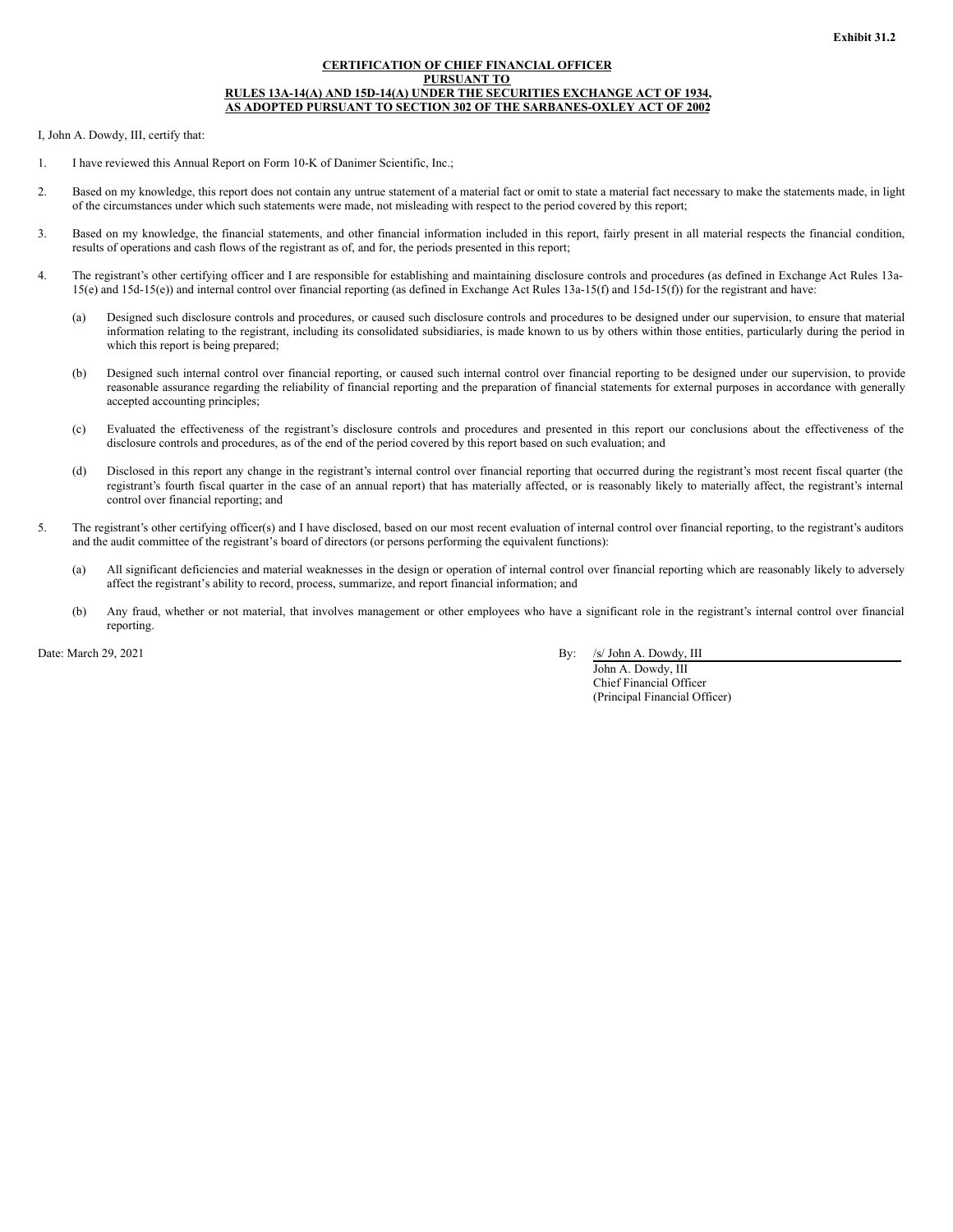**Exhibit 31.2**

**CERTIFICATION OF CHIEF FINANCIAL OFFICER**
**PURSUANT TO**
**RULES 13A-14(A) AND 15D-14(A) UNDER THE SECURITIES EXCHANGE ACT OF 1934,**
**AS ADOPTED PURSUANT TO SECTION 302 OF THE SARBANES-OXLEY ACT OF 2002**

I, John A. Dowdy, III, certify that:

1. I have reviewed this Annual Report on Form 10-K of Danimer Scientific, Inc.;

2. Based on my knowledge, this report does not contain any untrue statement of a material fact or omit to state a material fact necessary to make the statements made, in light of the circumstances under which such statements were made, not misleading with respect to the period covered by this report;

3. Based on my knowledge, the financial statements, and other financial information included in this report, fairly present in all material respects the financial condition, results of operations and cash flows of the registrant as of, and for, the periods presented in this report;

4. The registrant's other certifying officer and I are responsible for establishing and maintaining disclosure controls and procedures (as defined in Exchange Act Rules 13a-15(e) and 15d-15(e)) and internal control over financial reporting (as defined in Exchange Act Rules 13a-15(f) and 15d-15(f)) for the registrant and have:

   (a) Designed such disclosure controls and procedures, or caused such disclosure controls and procedures to be designed under our supervision, to ensure that material information relating to the registrant, including its consolidated subsidiaries, is made known to us by others within those entities, particularly during the period in which this report is being prepared;

   (b) Designed such internal control over financial reporting, or caused such internal control over financial reporting to be designed under our supervision, to provide reasonable assurance regarding the reliability of financial reporting and the preparation of financial statements for external purposes in accordance with generally accepted accounting principles;

   (c) Evaluated the effectiveness of the registrant's disclosure controls and procedures and presented in this report our conclusions about the effectiveness of the disclosure controls and procedures, as of the end of the period covered by this report based on such evaluation; and

   (d) Disclosed in this report any change in the registrant's internal control over financial reporting that occurred during the registrant's most recent fiscal quarter (the registrant's fourth fiscal quarter in the case of an annual report) that has materially affected, or is reasonably likely to materially affect, the registrant's internal control over financial reporting; and

5. The registrant's other certifying officer(s) and I have disclosed, based on our most recent evaluation of internal control over financial reporting, to the registrant's auditors and the audit committee of the registrant's board of directors (or persons performing the equivalent functions):

   (a) All significant deficiencies and material weaknesses in the design or operation of internal control over financial reporting which are reasonably likely to adversely affect the registrant's ability to record, process, summarize, and report financial information; and

   (b) Any fraud, whether or not material, that involves management or other employees who have a significant role in the registrant's internal control over financial reporting.

Date: March 29, 2021

By: /s/ John A. Dowdy, III
John A. Dowdy, III
Chief Financial Officer
(Principal Financial Officer)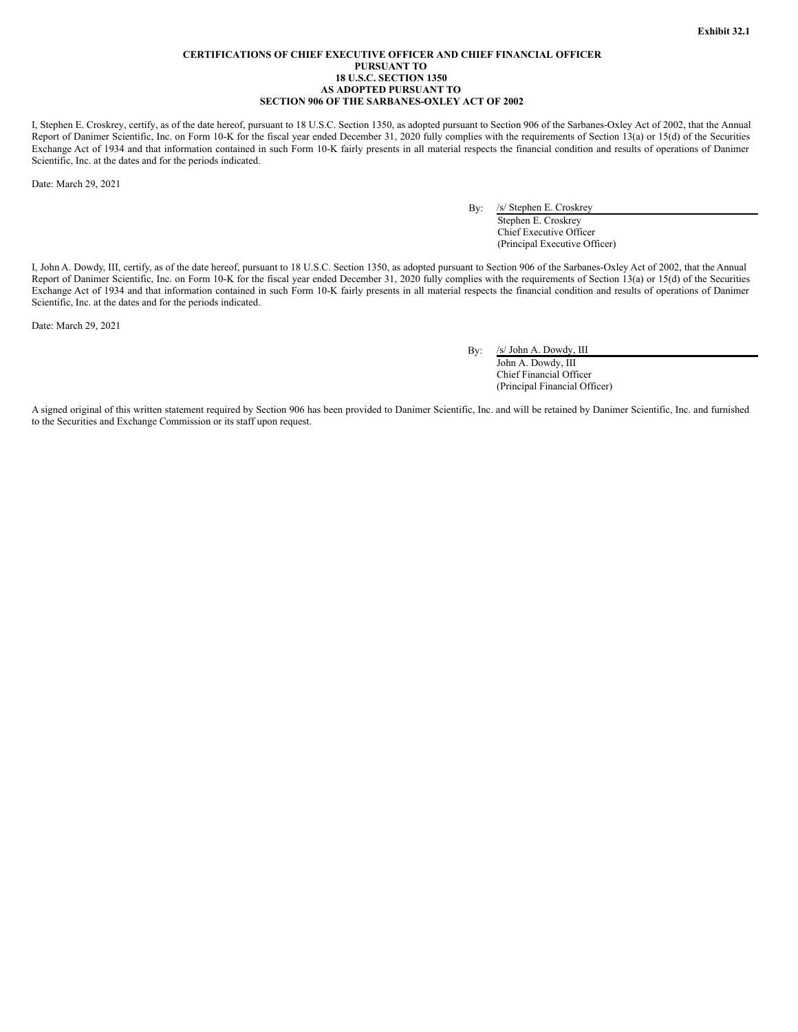**Exhibit 32.1**

**CERTIFICATIONS OF CHIEF EXECUTIVE OFFICER AND CHIEF FINANCIAL OFFICER  
PURSUANT TO  
18 U.S.C. SECTION 1350  
AS ADOPTED PURSUANT TO  
SECTION 906 OF THE SARBANES-OXLEY ACT OF 2002**

I, Stephen E. Croskrey, certify, as of the date hereof, pursuant to 18 U.S.C. Section 1350, as adopted pursuant to Section 906 of the Sarbanes-Oxley Act of 2002, that the Annual Report of Danimer Scientific, Inc. on Form 10-K for the fiscal year ended December 31, 2020 fully complies with the requirements of Section 13(a) or 15(d) of the Securities Exchange Act of 1934 and that information contained in such Form 10-K fairly presents in all material respects the financial condition and results of operations of Danimer Scientific, Inc. at the dates and for the periods indicated.

Date: March 29, 2021

By: /s/ Stephen E. Croskrey  
Stephen E. Croskrey  
Chief Executive Officer  
(Principal Executive Officer)

I, John A. Dowdy, III, certify, as of the date hereof, pursuant to 18 U.S.C. Section 1350, as adopted pursuant to Section 906 of the Sarbanes-Oxley Act of 2002, that the Annual Report of Danimer Scientific, Inc. on Form 10-K for the fiscal year ended December 31, 2020 fully complies with the requirements of Section 13(a) or 15(d) of the Securities Exchange Act of 1934 and that information contained in such Form 10-K fairly presents in all material respects the financial condition and results of operations of Danimer Scientific, Inc. at the dates and for the periods indicated.

Date: March 29, 2021

By: /s/ John A. Dowdy, III  
John A. Dowdy, III  
Chief Financial Officer  
(Principal Financial Officer)

A signed original of this written statement required by Section 906 has been provided to Danimer Scientific, Inc. and will be retained by Danimer Scientific, Inc. and furnished to the Securities and Exchange Commission or its staff upon request.